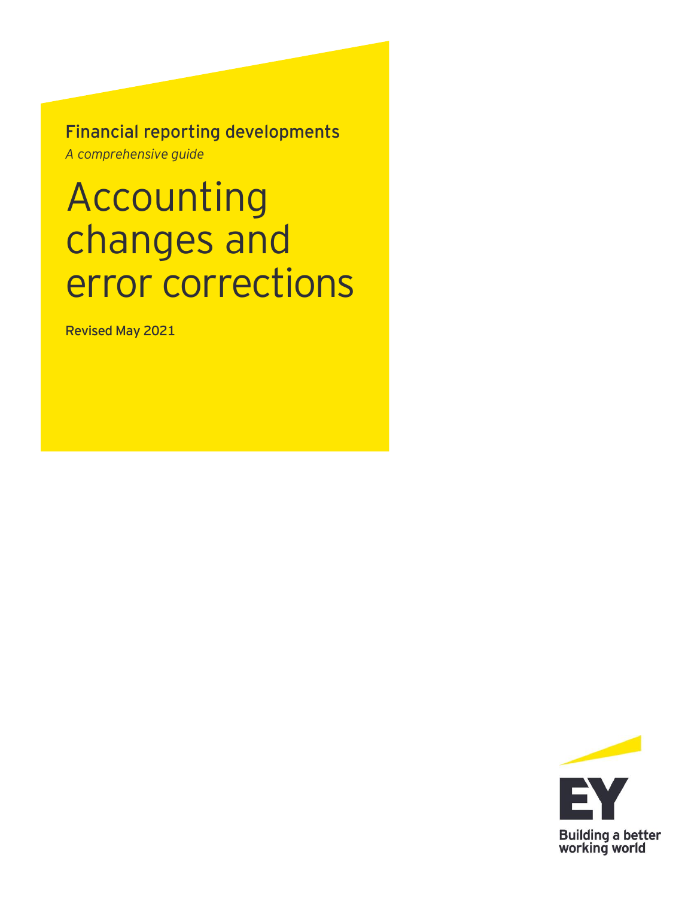Financial reporting developments

*A comprehensive guide*

# Accounting changes and error corrections

Revised May 2021

EY

Building a better working world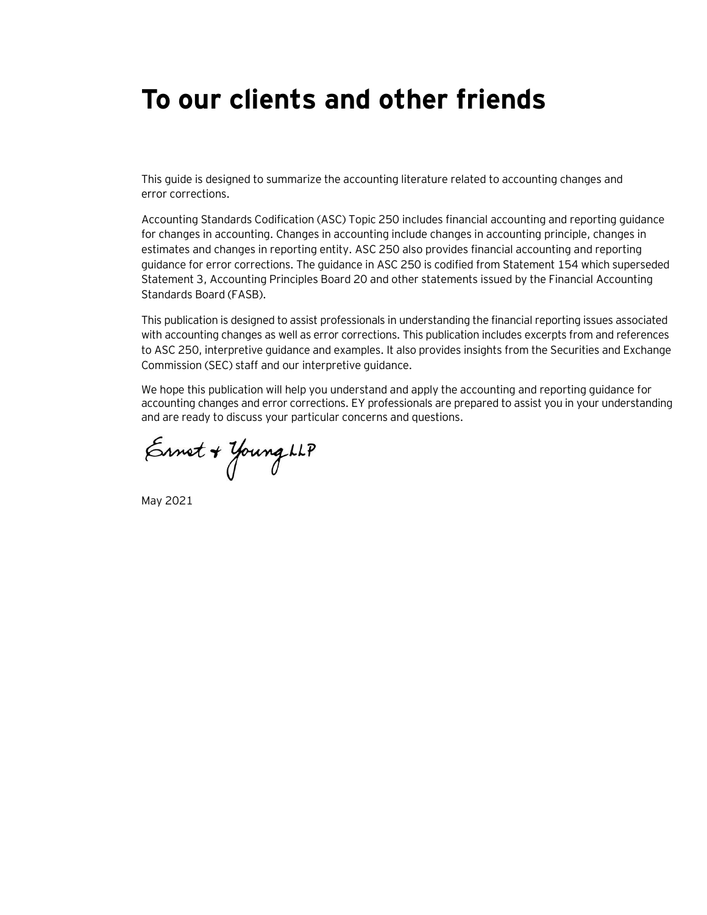# To our clients and other friends

This guide is designed to summarize the accounting literature related to accounting changes and error corrections.

Accounting Standards Codification (ASC) Topic 250 includes financial accounting and reporting guidance for changes in accounting. Changes in accounting include changes in accounting principle, changes in estimates and changes in reporting entity. ASC 250 also provides financial accounting and reporting guidance for error corrections. The guidance in ASC 250 is codified from Statement 154 which superseded Statement 3, Accounting Principles Board 20 and other statements issued by the Financial Accounting Standards Board (FASB).

This publication is designed to assist professionals in understanding the financial reporting issues associated with accounting changes as well as error corrections. This publication includes excerpts from and references to ASC 250, interpretive guidance and examples. It also provides insights from the Securities and Exchange Commission (SEC) staff and our interpretive guidance.

We hope this publication will help you understand and apply the accounting and reporting guidance for accounting changes and error corrections. EY professionals are prepared to assist you in your understanding and are ready to discuss your particular concerns and questions.

Ernst & Young LLP

May 2021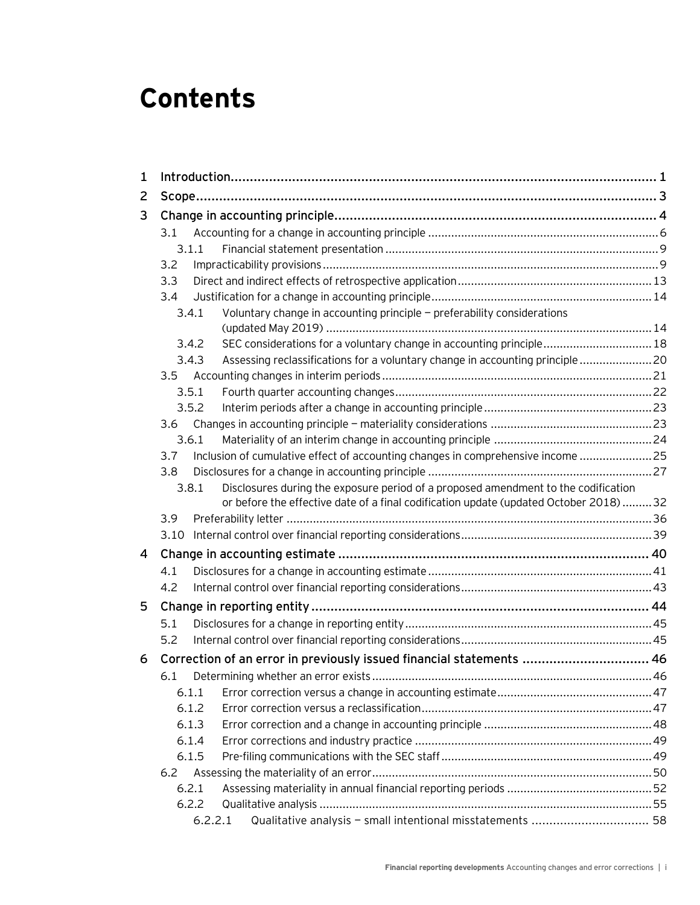# Contents

- 1 Introduction .......... 1
- 2 Scope .......... 3
- 3 Change in accounting principle .......... 4
  - 3.1 Accounting for a change in accounting principle .......... 6
    - 3.1.1 Financial statement presentation .......... 9
  - 3.2 Impracticability provisions .......... 9
  - 3.3 Direct and indirect effects of retrospective application .......... 13
  - 3.4 Justification for a change in accounting principle .......... 14
    - 3.4.1 Voluntary change in accounting principle — preferability considerations (updated May 2019) .......... 14
    - 3.4.2 SEC considerations for a voluntary change in accounting principle .......... 18
    - 3.4.3 Assessing reclassifications for a voluntary change in accounting principle .......... 20
  - 3.5 Accounting changes in interim periods .......... 21
    - 3.5.1 Fourth quarter accounting changes .......... 22
    - 3.5.2 Interim periods after a change in accounting principle .......... 23
  - 3.6 Changes in accounting principle — materiality considerations .......... 23
    - 3.6.1 Materiality of an interim change in accounting principle .......... 24
  - 3.7 Inclusion of cumulative effect of accounting changes in comprehensive income .......... 25
  - 3.8 Disclosures for a change in accounting principle .......... 27
    - 3.8.1 Disclosures during the exposure period of a proposed amendment to the codification or before the effective date of a final codification update (updated October 2018) .......... 32
  - 3.9 Preferability letter .......... 36
  - 3.10 Internal control over financial reporting considerations .......... 39
- 4 Change in accounting estimate .......... 40
  - 4.1 Disclosures for a change in accounting estimate .......... 41
  - 4.2 Internal control over financial reporting considerations .......... 43
- 5 Change in reporting entity .......... 44
  - 5.1 Disclosures for a change in reporting entity .......... 45
  - 5.2 Internal control over financial reporting considerations .......... 45
- 6 Correction of an error in previously issued financial statements .......... 46
  - 6.1 Determining whether an error exists .......... 46
    - 6.1.1 Error correction versus a change in accounting estimate .......... 47
    - 6.1.2 Error correction versus a reclassification .......... 47
    - 6.1.3 Error correction and a change in accounting principle .......... 48
    - 6.1.4 Error corrections and industry practice .......... 49
    - 6.1.5 Pre-filing communications with the SEC staff .......... 49
  - 6.2 Assessing the materiality of an error .......... 50
    - 6.2.1 Assessing materiality in annual financial reporting periods .......... 52
    - 6.2.2 Qualitative analysis .......... 55
      - 6.2.2.1 Qualitative analysis — small intentional misstatements .......... 58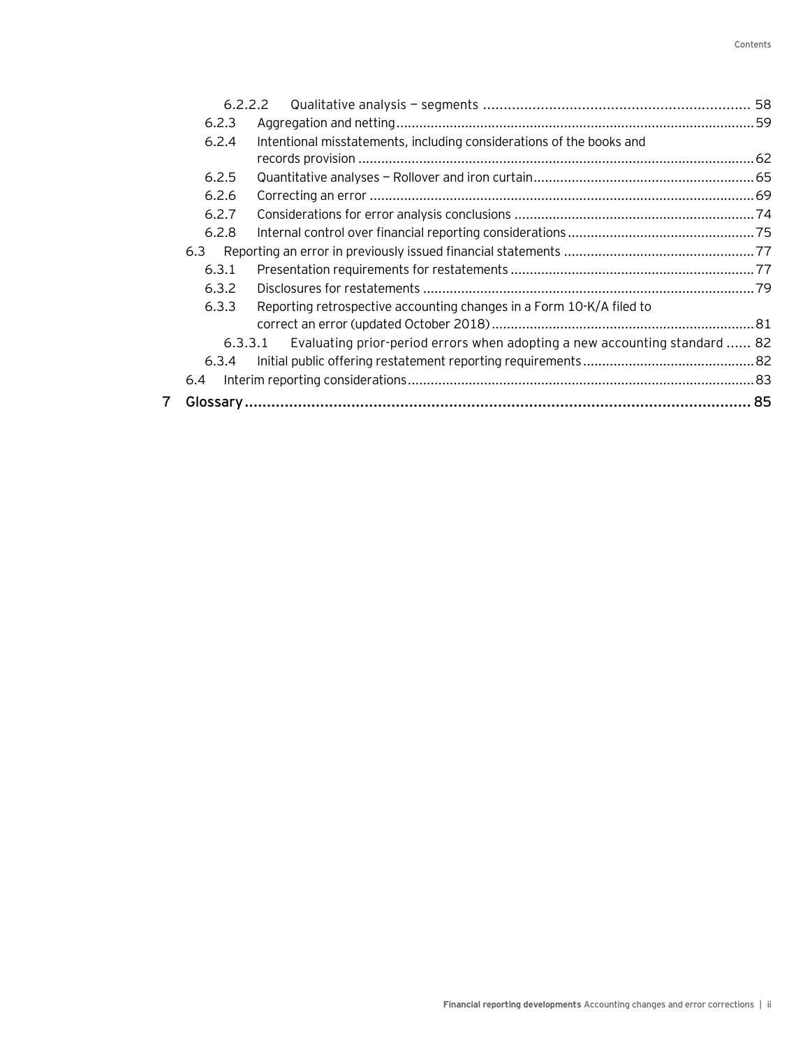- 6.2.2.2 Qualitative analysis — segments ........ 58
- 6.2.3 Aggregation and netting ........ 59
- 6.2.4 Intentional misstatements, including considerations of the books and records provision ........ 62
- 6.2.5 Quantitative analyses — Rollover and iron curtain ........ 65
- 6.2.6 Correcting an error ........ 69
- 6.2.7 Considerations for error analysis conclusions ........ 74
- 6.2.8 Internal control over financial reporting considerations ........ 75
- 6.3 Reporting an error in previously issued financial statements ........ 77
- 6.3.1 Presentation requirements for restatements ........ 77
- 6.3.2 Disclosures for restatements ........ 79
- 6.3.3 Reporting retrospective accounting changes in a Form 10-K/A filed to correct an error (updated October 2018) ........ 81
- 6.3.3.1 Evaluating prior-period errors when adopting a new accounting standard ........ 82
- 6.3.4 Initial public offering restatement reporting requirements ........ 82
- 6.4 Interim reporting considerations ........ 83

**7 Glossary ........ 85**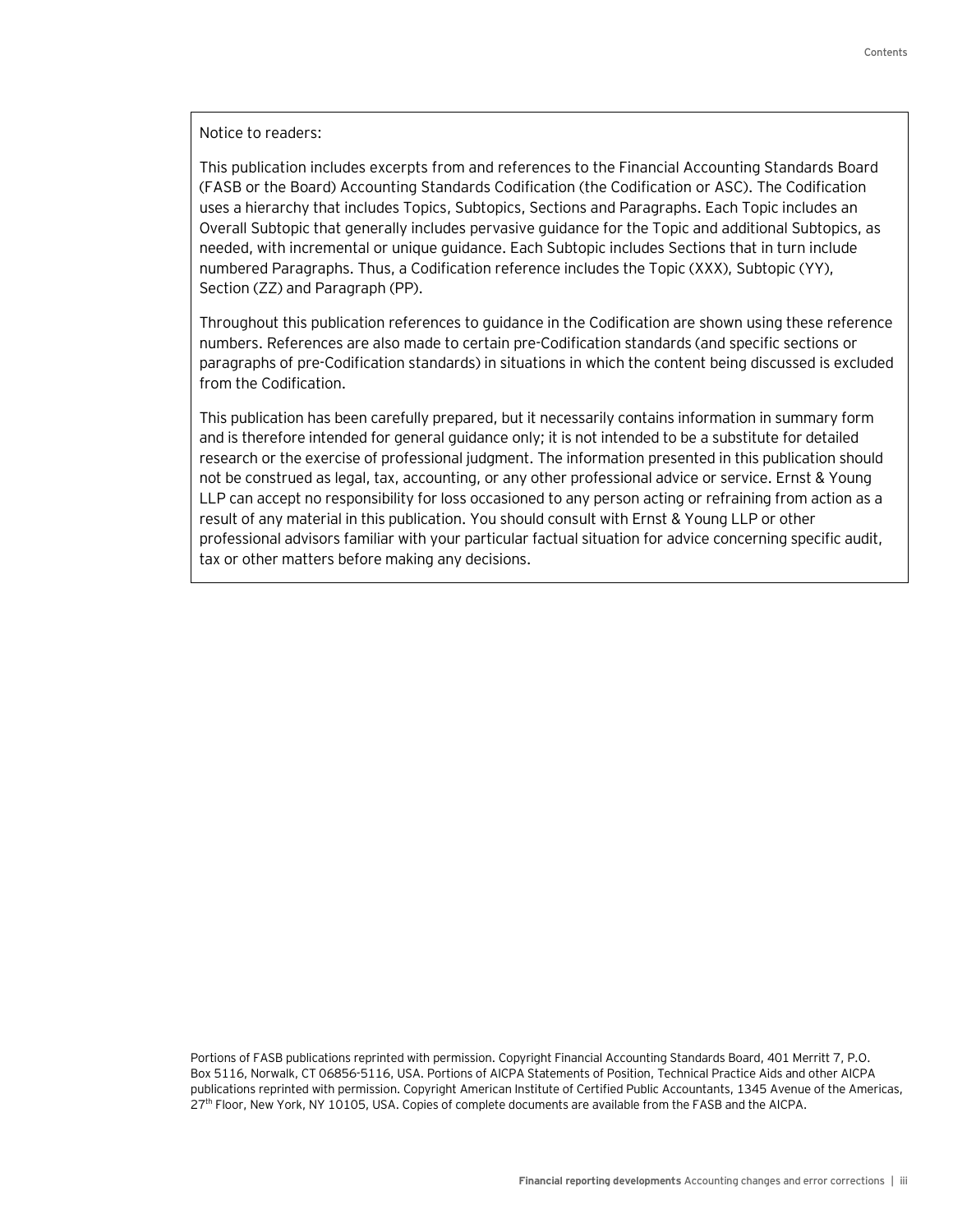Notice to readers:

This publication includes excerpts from and references to the Financial Accounting Standards Board (FASB or the Board) Accounting Standards Codification (the Codification or ASC). The Codification uses a hierarchy that includes Topics, Subtopics, Sections and Paragraphs. Each Topic includes an Overall Subtopic that generally includes pervasive guidance for the Topic and additional Subtopics, as needed, with incremental or unique guidance. Each Subtopic includes Sections that in turn include numbered Paragraphs. Thus, a Codification reference includes the Topic (XXX), Subtopic (YY), Section (ZZ) and Paragraph (PP).

Throughout this publication references to guidance in the Codification are shown using these reference numbers. References are also made to certain pre-Codification standards (and specific sections or paragraphs of pre-Codification standards) in situations in which the content being discussed is excluded from the Codification.

This publication has been carefully prepared, but it necessarily contains information in summary form and is therefore intended for general guidance only; it is not intended to be a substitute for detailed research or the exercise of professional judgment. The information presented in this publication should not be construed as legal, tax, accounting, or any other professional advice or service. Ernst & Young LLP can accept no responsibility for loss occasioned to any person acting or refraining from action as a result of any material in this publication. You should consult with Ernst & Young LLP or other professional advisors familiar with your particular factual situation for advice concerning specific audit, tax or other matters before making any decisions.

Portions of FASB publications reprinted with permission. Copyright Financial Accounting Standards Board, 401 Merritt 7, P.O. Box 5116, Norwalk, CT 06856-5116, USA. Portions of AICPA Statements of Position, Technical Practice Aids and other AICPA publications reprinted with permission. Copyright American Institute of Certified Public Accountants, 1345 Avenue of the Americas, 27th Floor, New York, NY 10105, USA. Copies of complete documents are available from the FASB and the AICPA.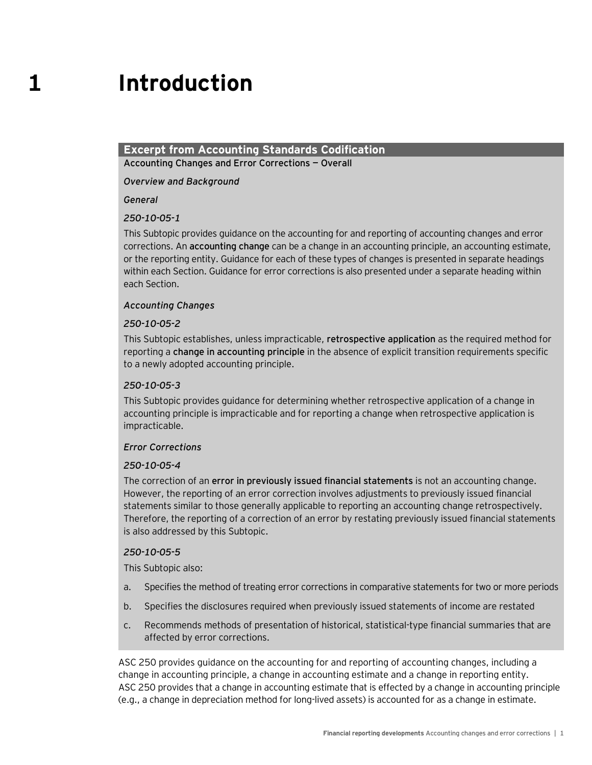# 1 Introduction

**Excerpt from Accounting Standards Codification**

**Accounting Changes and Error Corrections — Overall**

*Overview and Background*

*General*

*250-10-05-1*

This Subtopic provides guidance on the accounting for and reporting of accounting changes and error corrections. An **accounting change** can be a change in an accounting principle, an accounting estimate, or the reporting entity. Guidance for each of these types of changes is presented in separate headings within each Section. Guidance for error corrections is also presented under a separate heading within each Section.

*Accounting Changes*

*250-10-05-2*

This Subtopic establishes, unless impracticable, **retrospective application** as the required method for reporting a **change in accounting principle** in the absence of explicit transition requirements specific to a newly adopted accounting principle.

*250-10-05-3*

This Subtopic provides guidance for determining whether retrospective application of a change in accounting principle is impracticable and for reporting a change when retrospective application is impracticable.

*Error Corrections*

*250-10-05-4*

The correction of an **error in previously issued financial statements** is not an accounting change. However, the reporting of an error correction involves adjustments to previously issued financial statements similar to those generally applicable to reporting an accounting change retrospectively. Therefore, the reporting of a correction of an error by restating previously issued financial statements is also addressed by this Subtopic.

*250-10-05-5*

This Subtopic also:

a. Specifies the method of treating error corrections in comparative statements for two or more periods

b. Specifies the disclosures required when previously issued statements of income are restated

c. Recommends methods of presentation of historical, statistical-type financial summaries that are affected by error corrections.

ASC 250 provides guidance on the accounting for and reporting of accounting changes, including a change in accounting principle, a change in accounting estimate and a change in reporting entity. ASC 250 provides that a change in accounting estimate that is effected by a change in accounting principle (e.g., a change in depreciation method for long-lived assets) is accounted for as a change in estimate.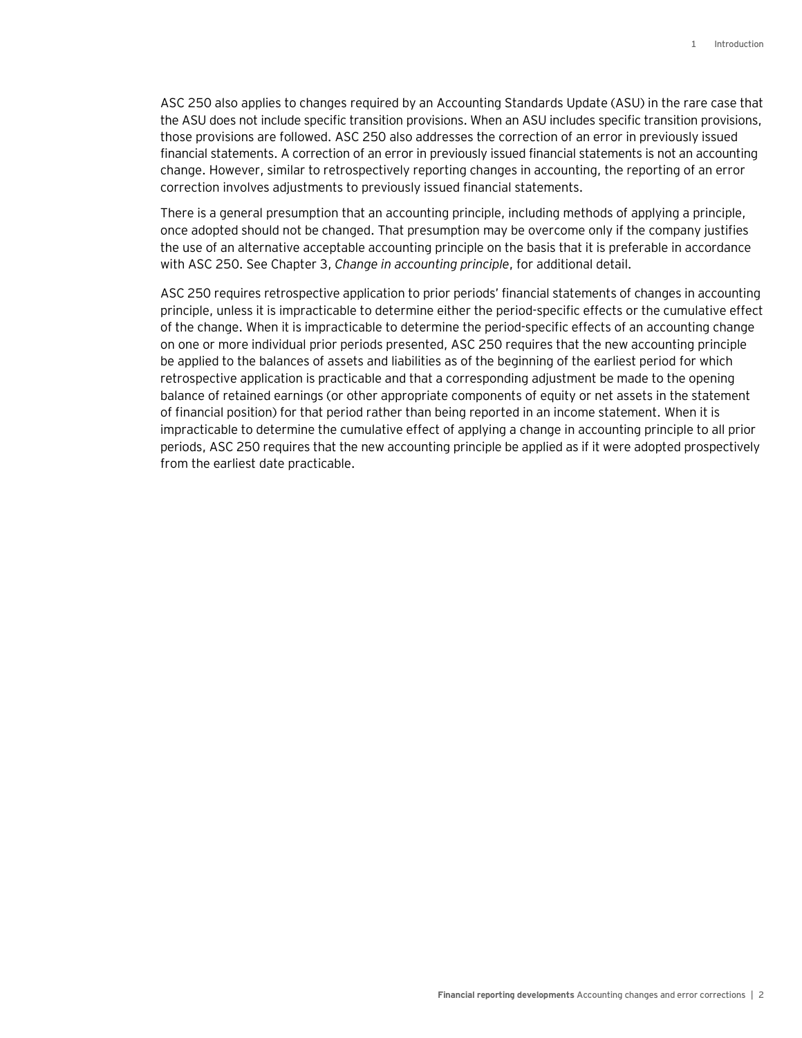ASC 250 also applies to changes required by an Accounting Standards Update (ASU) in the rare case that the ASU does not include specific transition provisions. When an ASU includes specific transition provisions, those provisions are followed. ASC 250 also addresses the correction of an error in previously issued financial statements. A correction of an error in previously issued financial statements is not an accounting change. However, similar to retrospectively reporting changes in accounting, the reporting of an error correction involves adjustments to previously issued financial statements.

There is a general presumption that an accounting principle, including methods of applying a principle, once adopted should not be changed. That presumption may be overcome only if the company justifies the use of an alternative acceptable accounting principle on the basis that it is preferable in accordance with ASC 250. See Chapter 3, *Change in accounting principle*, for additional detail.

ASC 250 requires retrospective application to prior periods' financial statements of changes in accounting principle, unless it is impracticable to determine either the period-specific effects or the cumulative effect of the change. When it is impracticable to determine the period-specific effects of an accounting change on one or more individual prior periods presented, ASC 250 requires that the new accounting principle be applied to the balances of assets and liabilities as of the beginning of the earliest period for which retrospective application is practicable and that a corresponding adjustment be made to the opening balance of retained earnings (or other appropriate components of equity or net assets in the statement of financial position) for that period rather than being reported in an income statement. When it is impracticable to determine the cumulative effect of applying a change in accounting principle to all prior periods, ASC 250 requires that the new accounting principle be applied as if it were adopted prospectively from the earliest date practicable.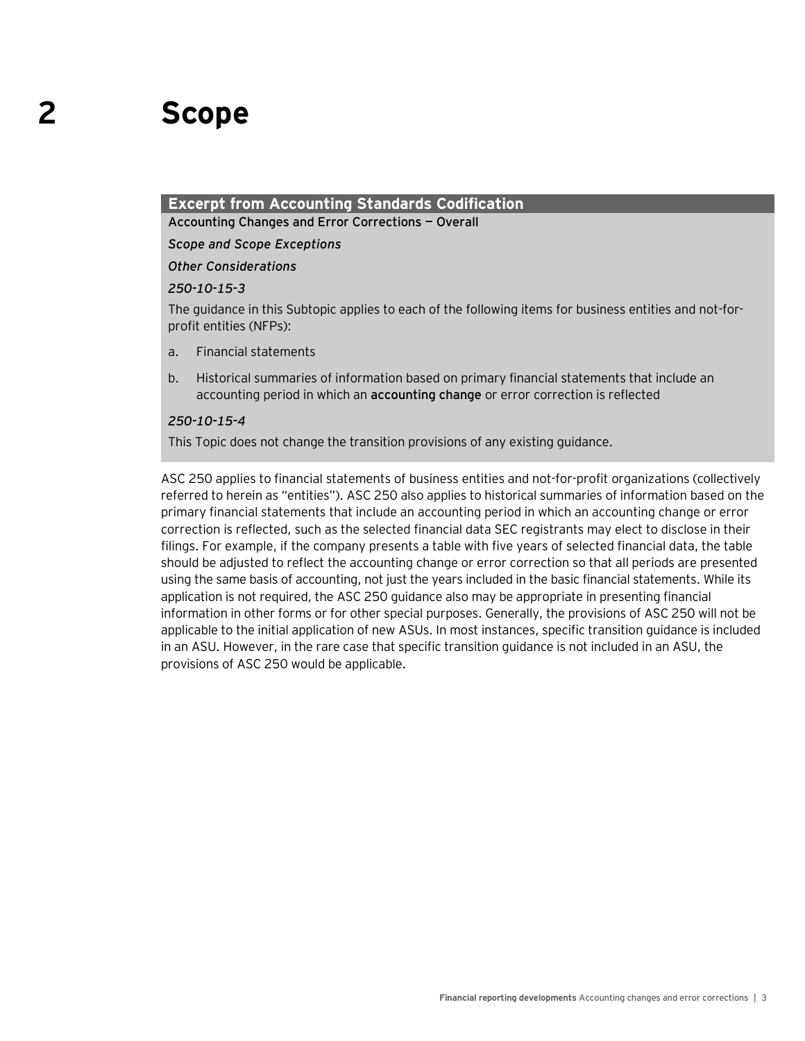# 2 Scope

**Excerpt from Accounting Standards Codification**

**Accounting Changes and Error Corrections — Overall**

*Scope and Scope Exceptions*

*Other Considerations*

*250-10-15-3*

The guidance in this Subtopic applies to each of the following items for business entities and not-for-profit entities (NFPs):

a. Financial statements

b. Historical summaries of information based on primary financial statements that include an accounting period in which an **accounting change** or error correction is reflected

*250-10-15-4*

This Topic does not change the transition provisions of any existing guidance.

ASC 250 applies to financial statements of business entities and not-for-profit organizations (collectively referred to herein as "entities"). ASC 250 also applies to historical summaries of information based on the primary financial statements that include an accounting period in which an accounting change or error correction is reflected, such as the selected financial data SEC registrants may elect to disclose in their filings. For example, if the company presents a table with five years of selected financial data, the table should be adjusted to reflect the accounting change or error correction so that all periods are presented using the same basis of accounting, not just the years included in the basic financial statements. While its application is not required, the ASC 250 guidance also may be appropriate in presenting financial information in other forms or for other special purposes. Generally, the provisions of ASC 250 will not be applicable to the initial application of new ASUs. In most instances, specific transition guidance is included in an ASU. However, in the rare case that specific transition guidance is not included in an ASU, the provisions of ASC 250 would be applicable.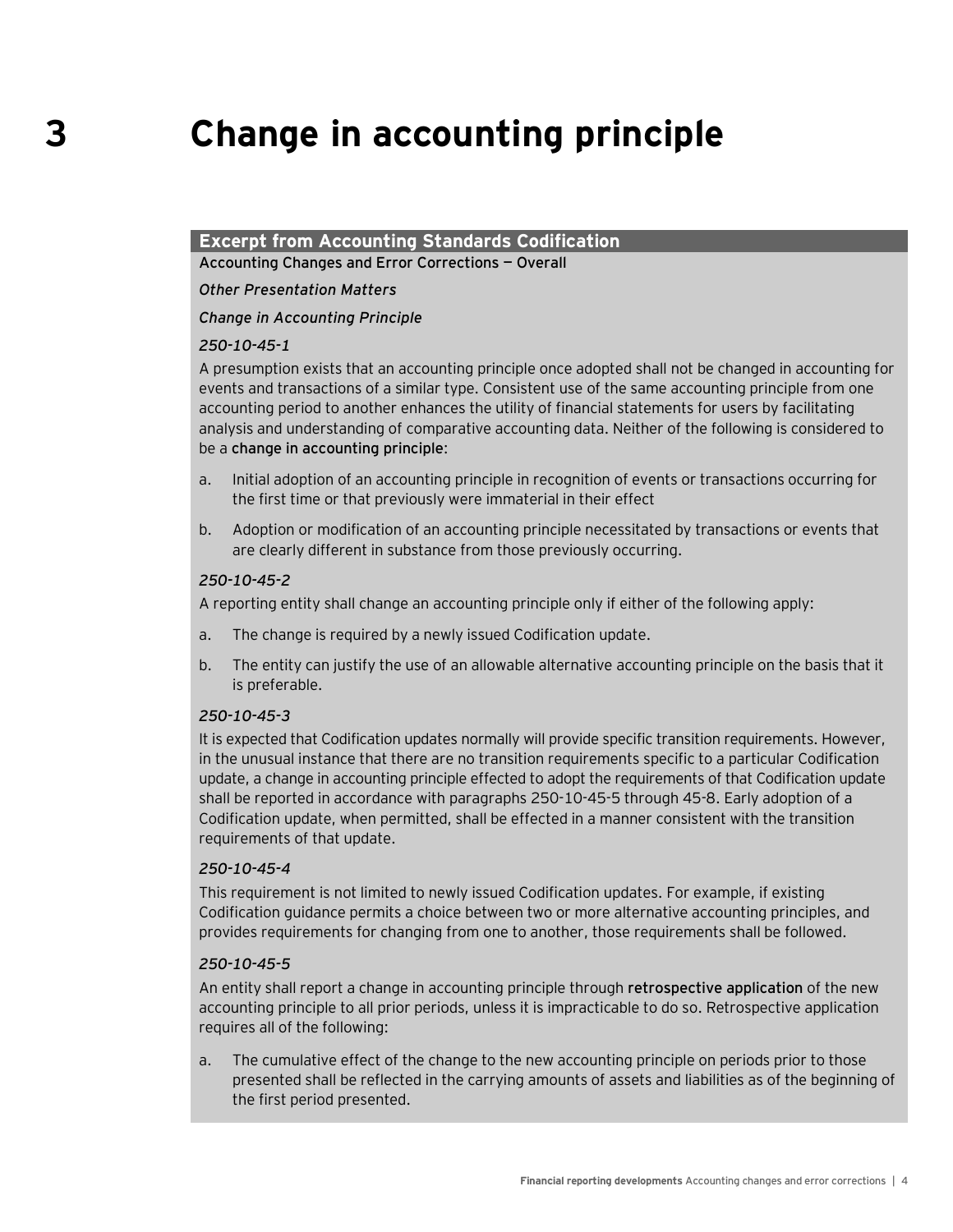# 3 Change in accounting principle

**Excerpt from Accounting Standards Codification**

**Accounting Changes and Error Corrections — Overall**

*Other Presentation Matters*

*Change in Accounting Principle*

*250-10-45-1*

A presumption exists that an accounting principle once adopted shall not be changed in accounting for events and transactions of a similar type. Consistent use of the same accounting principle from one accounting period to another enhances the utility of financial statements for users by facilitating analysis and understanding of comparative accounting data. Neither of the following is considered to be a **change in accounting principle**:

a. Initial adoption of an accounting principle in recognition of events or transactions occurring for the first time or that previously were immaterial in their effect

b. Adoption or modification of an accounting principle necessitated by transactions or events that are clearly different in substance from those previously occurring.

*250-10-45-2*

A reporting entity shall change an accounting principle only if either of the following apply:

a. The change is required by a newly issued Codification update.

b. The entity can justify the use of an allowable alternative accounting principle on the basis that it is preferable.

*250-10-45-3*

It is expected that Codification updates normally will provide specific transition requirements. However, in the unusual instance that there are no transition requirements specific to a particular Codification update, a change in accounting principle effected to adopt the requirements of that Codification update shall be reported in accordance with paragraphs 250-10-45-5 through 45-8. Early adoption of a Codification update, when permitted, shall be effected in a manner consistent with the transition requirements of that update.

*250-10-45-4*

This requirement is not limited to newly issued Codification updates. For example, if existing Codification guidance permits a choice between two or more alternative accounting principles, and provides requirements for changing from one to another, those requirements shall be followed.

*250-10-45-5*

An entity shall report a change in accounting principle through **retrospective application** of the new accounting principle to all prior periods, unless it is impracticable to do so. Retrospective application requires all of the following:

a. The cumulative effect of the change to the new accounting principle on periods prior to those presented shall be reflected in the carrying amounts of assets and liabilities as of the beginning of the first period presented.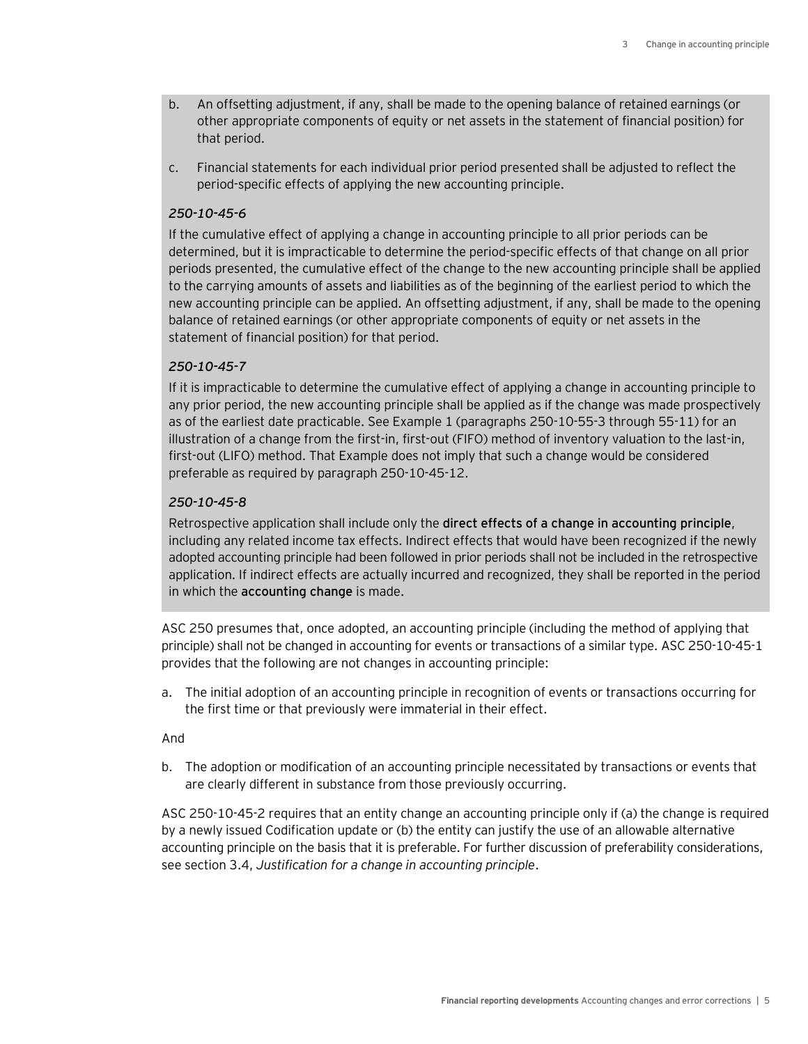b. An offsetting adjustment, if any, shall be made to the opening balance of retained earnings (or other appropriate components of equity or net assets in the statement of financial position) for that period.

c. Financial statements for each individual prior period presented shall be adjusted to reflect the period-specific effects of applying the new accounting principle.

*250-10-45-6*

If the cumulative effect of applying a change in accounting principle to all prior periods can be determined, but it is impracticable to determine the period-specific effects of that change on all prior periods presented, the cumulative effect of the change to the new accounting principle shall be applied to the carrying amounts of assets and liabilities as of the beginning of the earliest period to which the new accounting principle can be applied. An offsetting adjustment, if any, shall be made to the opening balance of retained earnings (or other appropriate components of equity or net assets in the statement of financial position) for that period.

*250-10-45-7*

If it is impracticable to determine the cumulative effect of applying a change in accounting principle to any prior period, the new accounting principle shall be applied as if the change was made prospectively as of the earliest date practicable. See Example 1 (paragraphs 250-10-55-3 through 55-11) for an illustration of a change from the first-in, first-out (FIFO) method of inventory valuation to the last-in, first-out (LIFO) method. That Example does not imply that such a change would be considered preferable as required by paragraph 250-10-45-12.

*250-10-45-8*

Retrospective application shall include only the **direct effects of a change in accounting principle**, including any related income tax effects. Indirect effects that would have been recognized if the newly adopted accounting principle had been followed in prior periods shall not be included in the retrospective application. If indirect effects are actually incurred and recognized, they shall be reported in the period in which the **accounting change** is made.

ASC 250 presumes that, once adopted, an accounting principle (including the method of applying that principle) shall not be changed in accounting for events or transactions of a similar type. ASC 250-10-45-1 provides that the following are not changes in accounting principle:

a. The initial adoption of an accounting principle in recognition of events or transactions occurring for the first time or that previously were immaterial in their effect.

And

b. The adoption or modification of an accounting principle necessitated by transactions or events that are clearly different in substance from those previously occurring.

ASC 250-10-45-2 requires that an entity change an accounting principle only if (a) the change is required by a newly issued Codification update or (b) the entity can justify the use of an allowable alternative accounting principle on the basis that it is preferable. For further discussion of preferability considerations, see section 3.4, *Justification for a change in accounting principle*.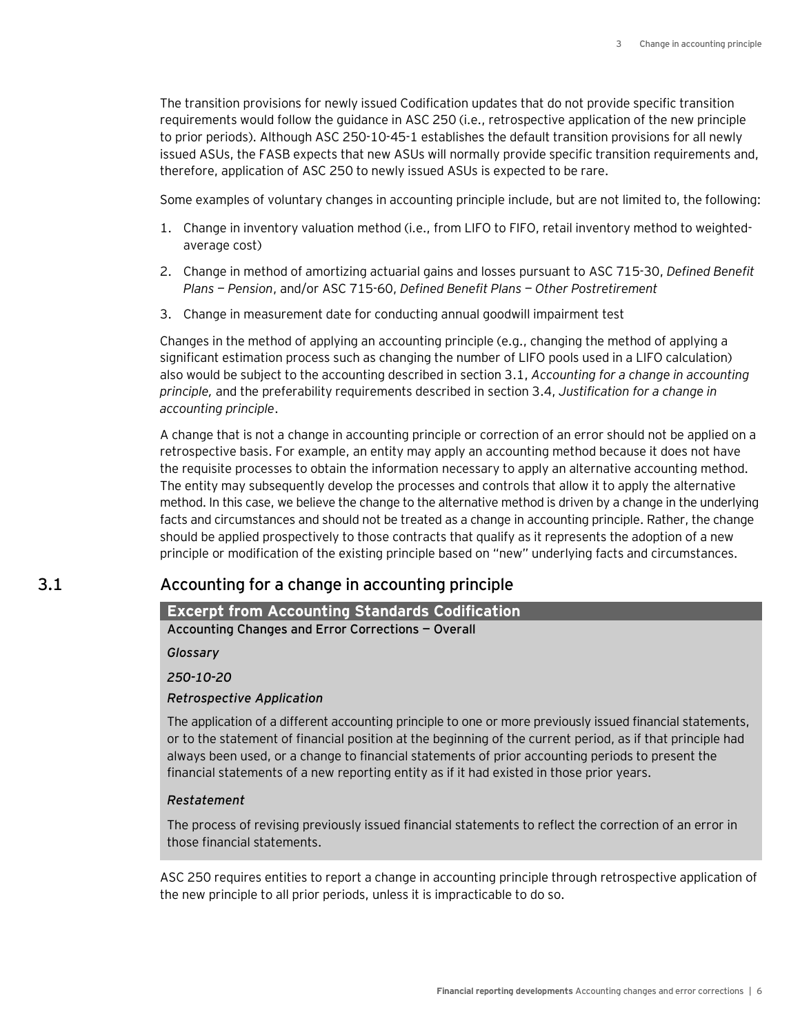The transition provisions for newly issued Codification updates that do not provide specific transition requirements would follow the guidance in ASC 250 (i.e., retrospective application of the new principle to prior periods). Although ASC 250-10-45-1 establishes the default transition provisions for all newly issued ASUs, the FASB expects that new ASUs will normally provide specific transition requirements and, therefore, application of ASC 250 to newly issued ASUs is expected to be rare.

Some examples of voluntary changes in accounting principle include, but are not limited to, the following:

1. Change in inventory valuation method (i.e., from LIFO to FIFO, retail inventory method to weighted-average cost)
2. Change in method of amortizing actuarial gains and losses pursuant to ASC 715-30, *Defined Benefit Plans — Pension*, and/or ASC 715-60, *Defined Benefit Plans — Other Postretirement*
3. Change in measurement date for conducting annual goodwill impairment test

Changes in the method of applying an accounting principle (e.g., changing the method of applying a significant estimation process such as changing the number of LIFO pools used in a LIFO calculation) also would be subject to the accounting described in section 3.1, *Accounting for a change in accounting principle,* and the preferability requirements described in section 3.4, *Justification for a change in accounting principle*.

A change that is not a change in accounting principle or correction of an error should not be applied on a retrospective basis. For example, an entity may apply an accounting method because it does not have the requisite processes to obtain the information necessary to apply an alternative accounting method. The entity may subsequently develop the processes and controls that allow it to apply the alternative method. In this case, we believe the change to the alternative method is driven by a change in the underlying facts and circumstances and should not be treated as a change in accounting principle. Rather, the change should be applied prospectively to those contracts that qualify as it represents the adoption of a new principle or modification of the existing principle based on "new" underlying facts and circumstances.

## 3.1 Accounting for a change in accounting principle

**Excerpt from Accounting Standards Codification**

Accounting Changes and Error Corrections — Overall

*Glossary*

*250-10-20*

*Retrospective Application*

The application of a different accounting principle to one or more previously issued financial statements, or to the statement of financial position at the beginning of the current period, as if that principle had always been used, or a change to financial statements of prior accounting periods to present the financial statements of a new reporting entity as if it had existed in those prior years.

*Restatement*

The process of revising previously issued financial statements to reflect the correction of an error in those financial statements.

ASC 250 requires entities to report a change in accounting principle through retrospective application of the new principle to all prior periods, unless it is impracticable to do so.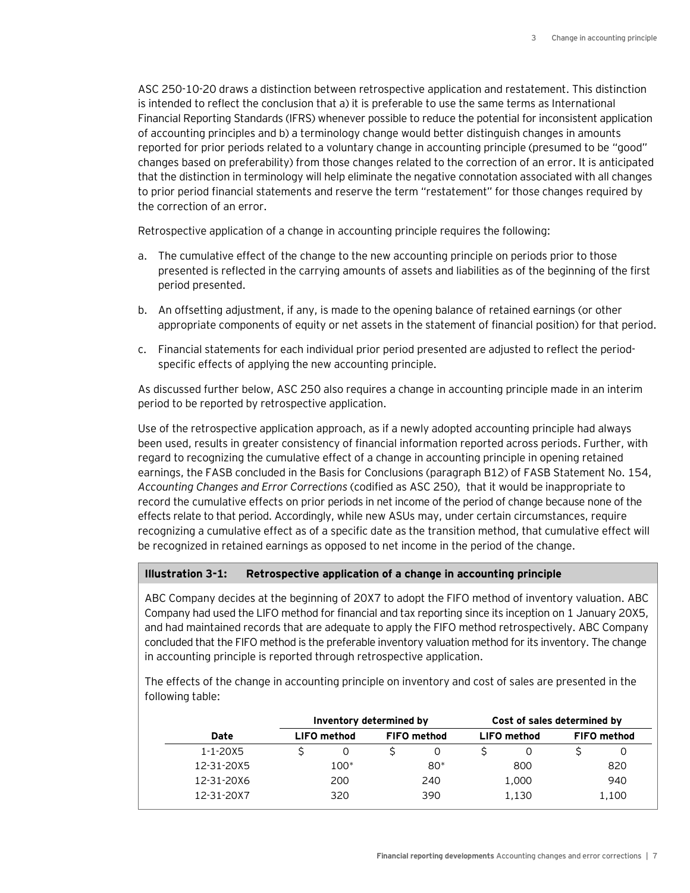ASC 250-10-20 draws a distinction between retrospective application and restatement. This distinction is intended to reflect the conclusion that a) it is preferable to use the same terms as International Financial Reporting Standards (IFRS) whenever possible to reduce the potential for inconsistent application of accounting principles and b) a terminology change would better distinguish changes in amounts reported for prior periods related to a voluntary change in accounting principle (presumed to be "good" changes based on preferability) from those changes related to the correction of an error. It is anticipated that the distinction in terminology will help eliminate the negative connotation associated with all changes to prior period financial statements and reserve the term "restatement" for those changes required by the correction of an error.

Retrospective application of a change in accounting principle requires the following:

a. The cumulative effect of the change to the new accounting principle on periods prior to those presented is reflected in the carrying amounts of assets and liabilities as of the beginning of the first period presented.

b. An offsetting adjustment, if any, is made to the opening balance of retained earnings (or other appropriate components of equity or net assets in the statement of financial position) for that period.

c. Financial statements for each individual prior period presented are adjusted to reflect the period-specific effects of applying the new accounting principle.

As discussed further below, ASC 250 also requires a change in accounting principle made in an interim period to be reported by retrospective application.

Use of the retrospective application approach, as if a newly adopted accounting principle had always been used, results in greater consistency of financial information reported across periods. Further, with regard to recognizing the cumulative effect of a change in accounting principle in opening retained earnings, the FASB concluded in the Basis for Conclusions (paragraph B12) of FASB Statement No. 154, *Accounting Changes and Error Corrections* (codified as ASC 250), that it would be inappropriate to record the cumulative effects on prior periods in net income of the period of change because none of the effects relate to that period. Accordingly, while new ASUs may, under certain circumstances, require recognizing a cumulative effect as of a specific date as the transition method, that cumulative effect will be recognized in retained earnings as opposed to net income in the period of the change.

**Illustration 3-1: Retrospective application of a change in accounting principle**

ABC Company decides at the beginning of 20X7 to adopt the FIFO method of inventory valuation. ABC Company had used the LIFO method for financial and tax reporting since its inception on 1 January 20X5, and had maintained records that are adequate to apply the FIFO method retrospectively. ABC Company concluded that the FIFO method is the preferable inventory valuation method for its inventory. The change in accounting principle is reported through retrospective application.

The effects of the change in accounting principle on inventory and cost of sales are presented in the following table:

| | Inventory determined by | | Cost of sales determined by | |
|---|---|---|---|---|
| **Date** | **LIFO method** | **FIFO method** | **LIFO method** | **FIFO method** |
| 1-1-20X5 | $ 0 | $ 0 | $ 0 | $ 0 |
| 12-31-20X5 | 100* | 80* | 800 | 820 |
| 12-31-20X6 | 200 | 240 | 1,000 | 940 |
| 12-31-20X7 | 320 | 390 | 1,130 | 1,100 |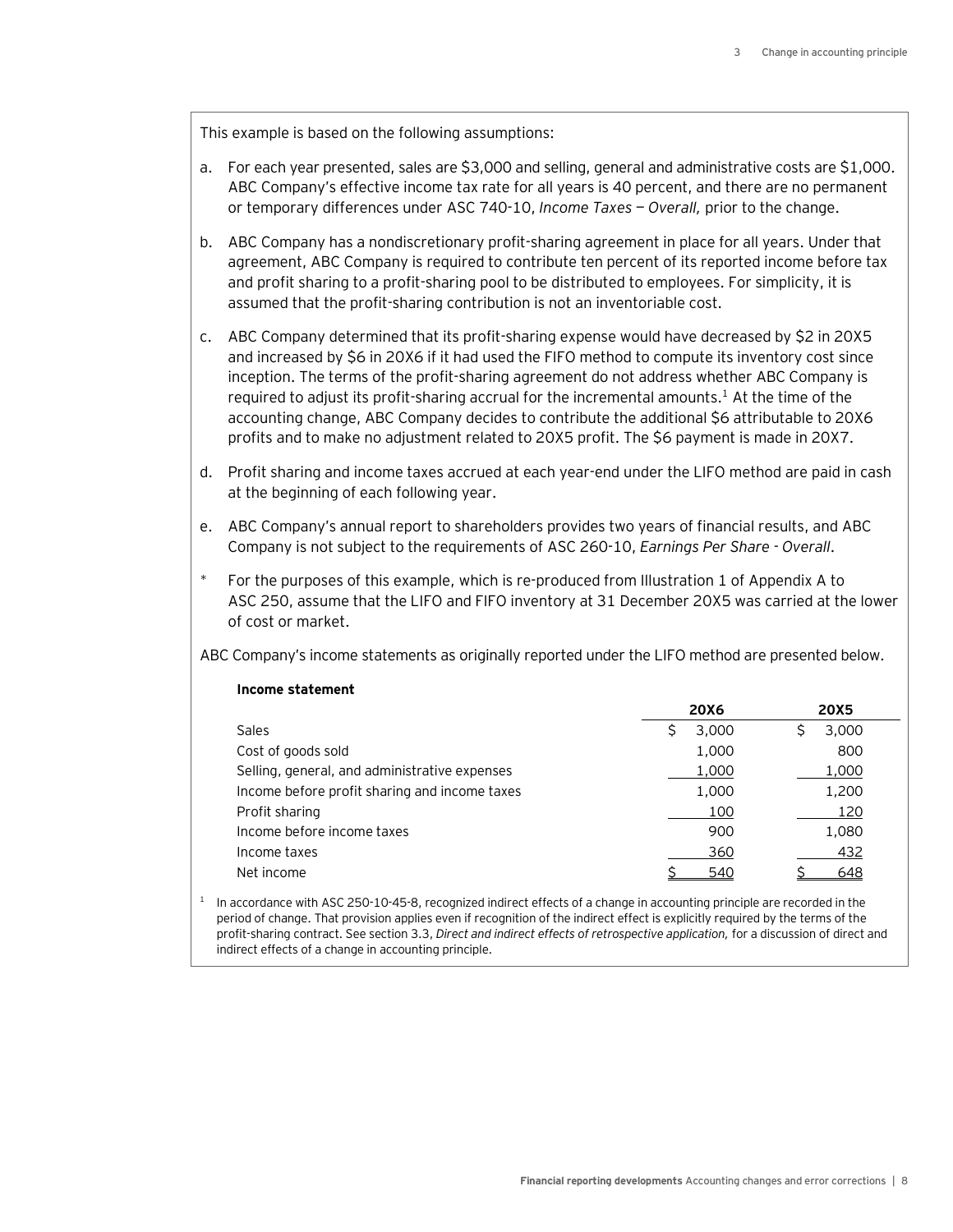This example is based on the following assumptions:

a. For each year presented, sales are $3,000 and selling, general and administrative costs are $1,000. ABC Company's effective income tax rate for all years is 40 percent, and there are no permanent or temporary differences under ASC 740-10, *Income Taxes — Overall,* prior to the change.

b. ABC Company has a nondiscretionary profit-sharing agreement in place for all years. Under that agreement, ABC Company is required to contribute ten percent of its reported income before tax and profit sharing to a profit-sharing pool to be distributed to employees. For simplicity, it is assumed that the profit-sharing contribution is not an inventoriable cost.

c. ABC Company determined that its profit-sharing expense would have decreased by $2 in 20X5 and increased by $6 in 20X6 if it had used the FIFO method to compute its inventory cost since inception. The terms of the profit-sharing agreement do not address whether ABC Company is required to adjust its profit-sharing accrual for the incremental amounts.[1] At the time of the accounting change, ABC Company decides to contribute the additional $6 attributable to 20X6 profits and to make no adjustment related to 20X5 profit. The $6 payment is made in 20X7.

d. Profit sharing and income taxes accrued at each year-end under the LIFO method are paid in cash at the beginning of each following year.

e. ABC Company's annual report to shareholders provides two years of financial results, and ABC Company is not subject to the requirements of ASC 260-10, *Earnings Per Share - Overall*.

\* For the purposes of this example, which is re-produced from Illustration 1 of Appendix A to ASC 250, assume that the LIFO and FIFO inventory at 31 December 20X5 was carried at the lower of cost or market.

ABC Company's income statements as originally reported under the LIFO method are presented below.

**Income statement**

| | 20X6 | 20X5 |
|---|---|---|
| Sales | $ 3,000 | $ 3,000 |
| Cost of goods sold | 1,000 | 800 |
| Selling, general, and administrative expenses | 1,000 | 1,000 |
| Income before profit sharing and income taxes | 1,000 | 1,200 |
| Profit sharing | 100 | 120 |
| Income before income taxes | 900 | 1,080 |
| Income taxes | 360 | 432 |
| Net income | $ 540 | $ 648 |

[1] In accordance with ASC 250-10-45-8, recognized indirect effects of a change in accounting principle are recorded in the period of change. That provision applies even if recognition of the indirect effect is explicitly required by the terms of the profit-sharing contract. See section 3.3, *Direct and indirect effects of retrospective application,* for a discussion of direct and indirect effects of a change in accounting principle.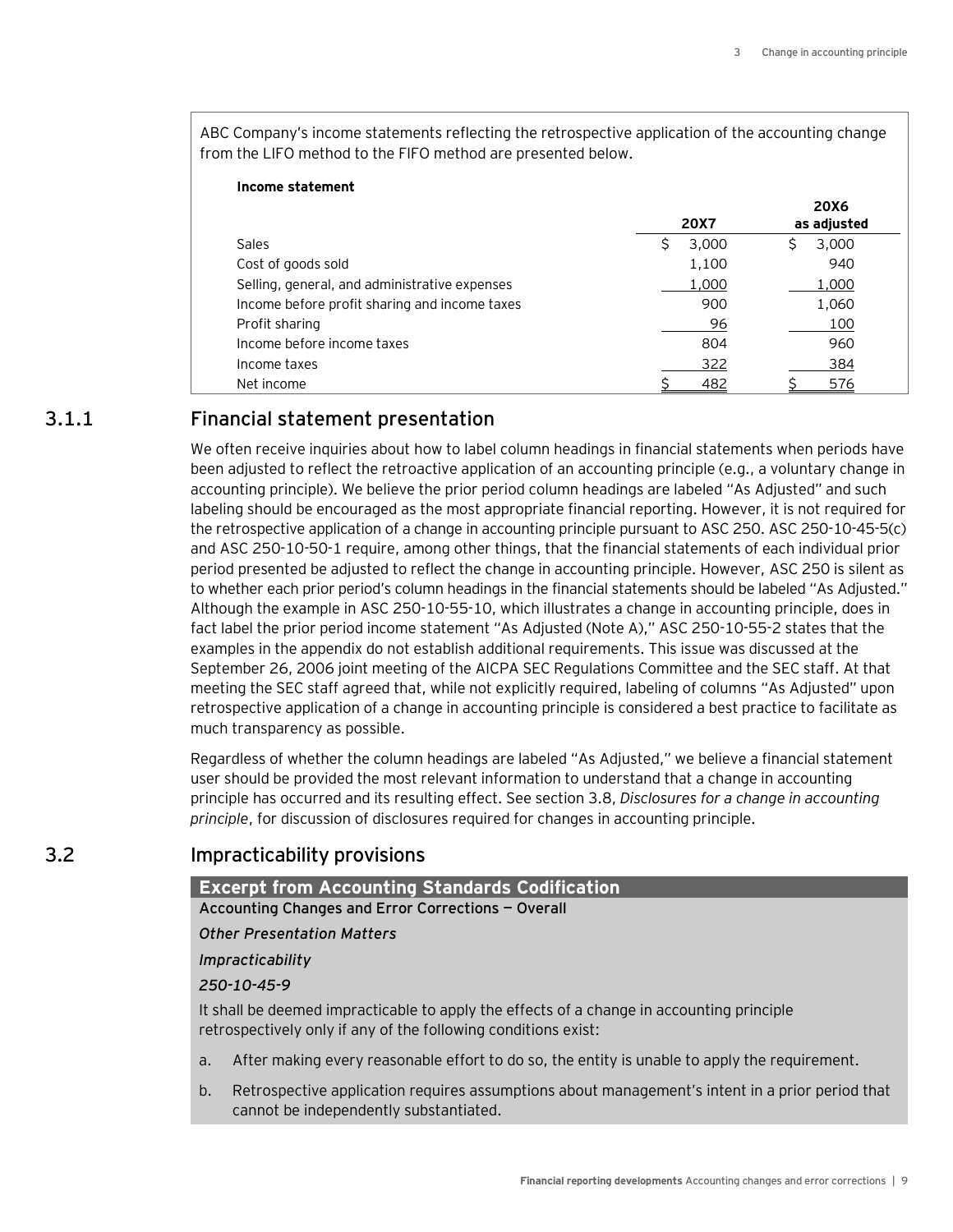ABC Company's income statements reflecting the retrospective application of the accounting change from the LIFO method to the FIFO method are presented below.

**Income statement**

| | 20X7 | 20X6 as adjusted |
|---|---|---|
| Sales | $ 3,000 | $ 3,000 |
| Cost of goods sold | 1,100 | 940 |
| Selling, general, and administrative expenses | 1,000 | 1,000 |
| Income before profit sharing and income taxes | 900 | 1,060 |
| Profit sharing | 96 | 100 |
| Income before income taxes | 804 | 960 |
| Income taxes | 322 | 384 |
| Net income | $ 482 | $ 576 |

### 3.1.1 Financial statement presentation

We often receive inquiries about how to label column headings in financial statements when periods have been adjusted to reflect the retroactive application of an accounting principle (e.g., a voluntary change in accounting principle). We believe the prior period column headings are labeled "As Adjusted" and such labeling should be encouraged as the most appropriate financial reporting. However, it is not required for the retrospective application of a change in accounting principle pursuant to ASC 250. ASC 250-10-45-5(c) and ASC 250-10-50-1 require, among other things, that the financial statements of each individual prior period presented be adjusted to reflect the change in accounting principle. However, ASC 250 is silent as to whether each prior period's column headings in the financial statements should be labeled "As Adjusted." Although the example in ASC 250-10-55-10, which illustrates a change in accounting principle, does in fact label the prior period income statement "As Adjusted (Note A)," ASC 250-10-55-2 states that the examples in the appendix do not establish additional requirements. This issue was discussed at the September 26, 2006 joint meeting of the AICPA SEC Regulations Committee and the SEC staff. At that meeting the SEC staff agreed that, while not explicitly required, labeling of columns "As Adjusted" upon retrospective application of a change in accounting principle is considered a best practice to facilitate as much transparency as possible.

Regardless of whether the column headings are labeled "As Adjusted," we believe a financial statement user should be provided the most relevant information to understand that a change in accounting principle has occurred and its resulting effect. See section 3.8, *Disclosures for a change in accounting principle*, for discussion of disclosures required for changes in accounting principle.

## 3.2 Impracticability provisions

**Excerpt from Accounting Standards Codification**

**Accounting Changes and Error Corrections — Overall**

*Other Presentation Matters*

*Impracticability*

*250-10-45-9*

It shall be deemed impracticable to apply the effects of a change in accounting principle retrospectively only if any of the following conditions exist:

a. After making every reasonable effort to do so, the entity is unable to apply the requirement.

b. Retrospective application requires assumptions about management's intent in a prior period that cannot be independently substantiated.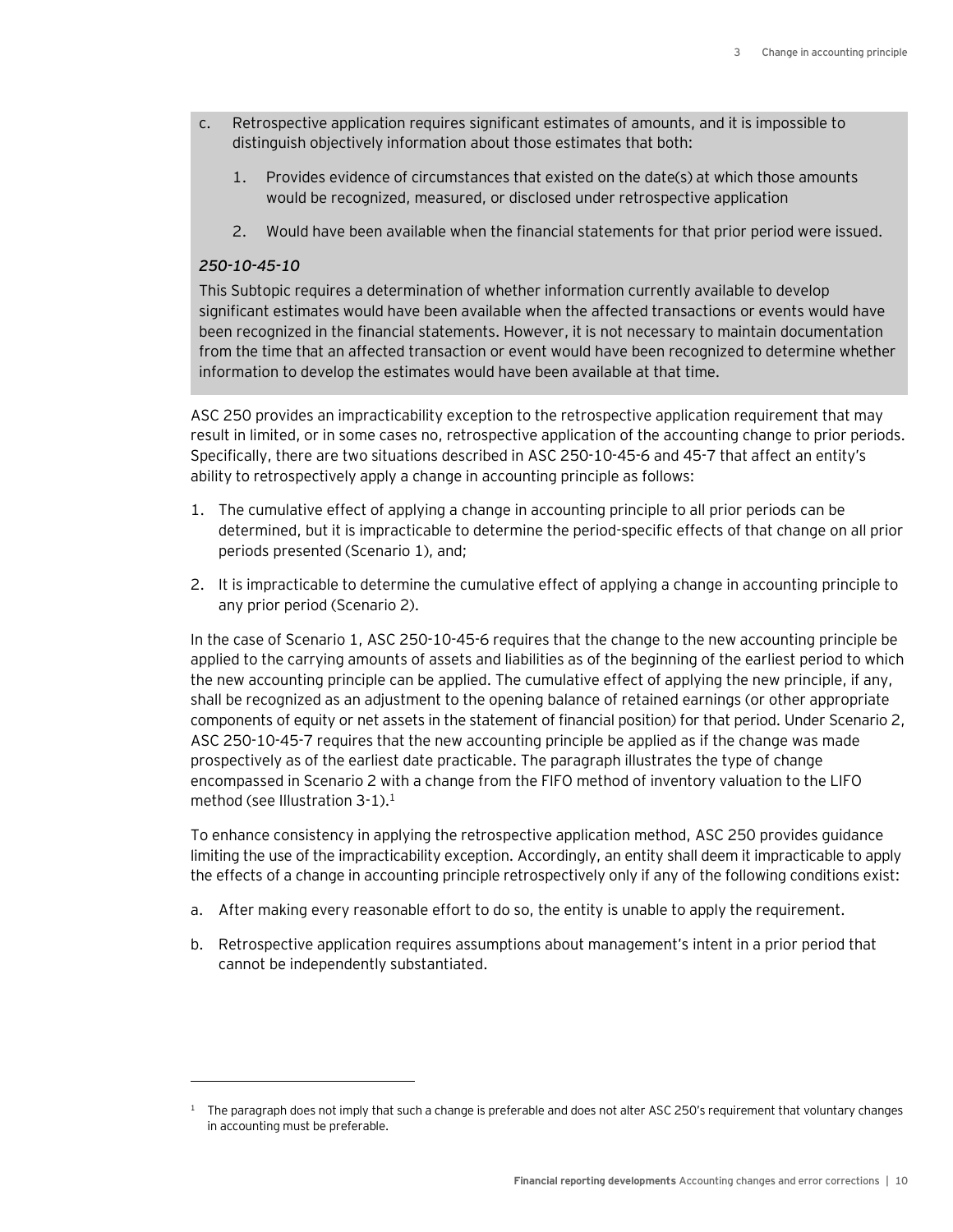c. Retrospective application requires significant estimates of amounts, and it is impossible to distinguish objectively information about those estimates that both:

   1. Provides evidence of circumstances that existed on the date(s) at which those amounts would be recognized, measured, or disclosed under retrospective application

   2. Would have been available when the financial statements for that prior period were issued.

*250-10-45-10*

This Subtopic requires a determination of whether information currently available to develop significant estimates would have been available when the affected transactions or events would have been recognized in the financial statements. However, it is not necessary to maintain documentation from the time that an affected transaction or event would have been recognized to determine whether information to develop the estimates would have been available at that time.

ASC 250 provides an impracticability exception to the retrospective application requirement that may result in limited, or in some cases no, retrospective application of the accounting change to prior periods. Specifically, there are two situations described in ASC 250-10-45-6 and 45-7 that affect an entity's ability to retrospectively apply a change in accounting principle as follows:

1. The cumulative effect of applying a change in accounting principle to all prior periods can be determined, but it is impracticable to determine the period-specific effects of that change on all prior periods presented (Scenario 1), and;

2. It is impracticable to determine the cumulative effect of applying a change in accounting principle to any prior period (Scenario 2).

In the case of Scenario 1, ASC 250-10-45-6 requires that the change to the new accounting principle be applied to the carrying amounts of assets and liabilities as of the beginning of the earliest period to which the new accounting principle can be applied. The cumulative effect of applying the new principle, if any, shall be recognized as an adjustment to the opening balance of retained earnings (or other appropriate components of equity or net assets in the statement of financial position) for that period. Under Scenario 2, ASC 250-10-45-7 requires that the new accounting principle be applied as if the change was made prospectively as of the earliest date practicable. The paragraph illustrates the type of change encompassed in Scenario 2 with a change from the FIFO method of inventory valuation to the LIFO method (see Illustration 3-1).[1]

To enhance consistency in applying the retrospective application method, ASC 250 provides guidance limiting the use of the impracticability exception. Accordingly, an entity shall deem it impracticable to apply the effects of a change in accounting principle retrospectively only if any of the following conditions exist:

a. After making every reasonable effort to do so, the entity is unable to apply the requirement.

b. Retrospective application requires assumptions about management's intent in a prior period that cannot be independently substantiated.

---

[1] The paragraph does not imply that such a change is preferable and does not alter ASC 250's requirement that voluntary changes in accounting must be preferable.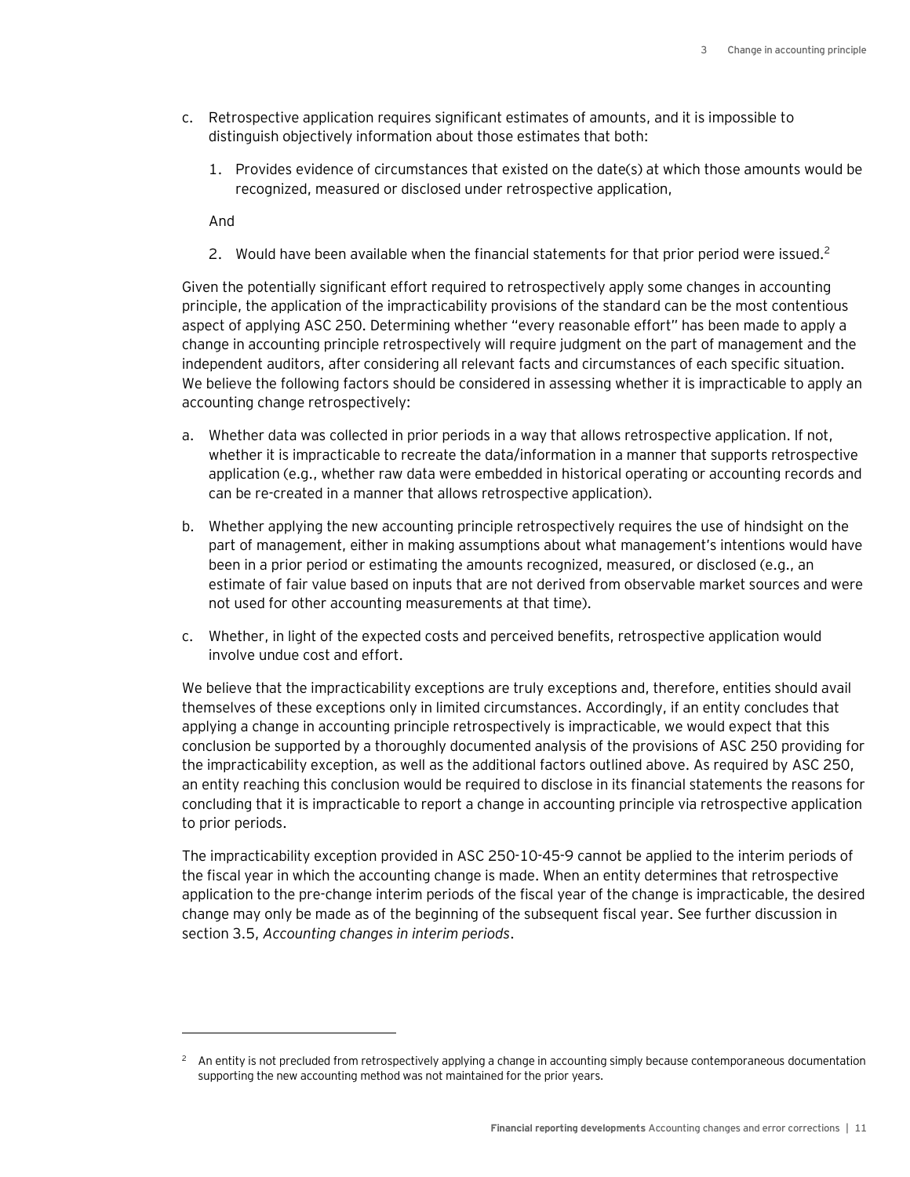c. Retrospective application requires significant estimates of amounts, and it is impossible to distinguish objectively information about those estimates that both:

   1. Provides evidence of circumstances that existed on the date(s) at which those amounts would be recognized, measured or disclosed under retrospective application,

   And

   2. Would have been available when the financial statements for that prior period were issued.[2]

Given the potentially significant effort required to retrospectively apply some changes in accounting principle, the application of the impracticability provisions of the standard can be the most contentious aspect of applying ASC 250. Determining whether "every reasonable effort" has been made to apply a change in accounting principle retrospectively will require judgment on the part of management and the independent auditors, after considering all relevant facts and circumstances of each specific situation. We believe the following factors should be considered in assessing whether it is impracticable to apply an accounting change retrospectively:

a. Whether data was collected in prior periods in a way that allows retrospective application. If not, whether it is impracticable to recreate the data/information in a manner that supports retrospective application (e.g., whether raw data were embedded in historical operating or accounting records and can be re-created in a manner that allows retrospective application).

b. Whether applying the new accounting principle retrospectively requires the use of hindsight on the part of management, either in making assumptions about what management's intentions would have been in a prior period or estimating the amounts recognized, measured, or disclosed (e.g., an estimate of fair value based on inputs that are not derived from observable market sources and were not used for other accounting measurements at that time).

c. Whether, in light of the expected costs and perceived benefits, retrospective application would involve undue cost and effort.

We believe that the impracticability exceptions are truly exceptions and, therefore, entities should avail themselves of these exceptions only in limited circumstances. Accordingly, if an entity concludes that applying a change in accounting principle retrospectively is impracticable, we would expect that this conclusion be supported by a thoroughly documented analysis of the provisions of ASC 250 providing for the impracticability exception, as well as the additional factors outlined above. As required by ASC 250, an entity reaching this conclusion would be required to disclose in its financial statements the reasons for concluding that it is impracticable to report a change in accounting principle via retrospective application to prior periods.

The impracticability exception provided in ASC 250-10-45-9 cannot be applied to the interim periods of the fiscal year in which the accounting change is made. When an entity determines that retrospective application to the pre-change interim periods of the fiscal year of the change is impracticable, the desired change may only be made as of the beginning of the subsequent fiscal year. See further discussion in section 3.5, *Accounting changes in interim periods*.

---

[2] An entity is not precluded from retrospectively applying a change in accounting simply because contemporaneous documentation supporting the new accounting method was not maintained for the prior years.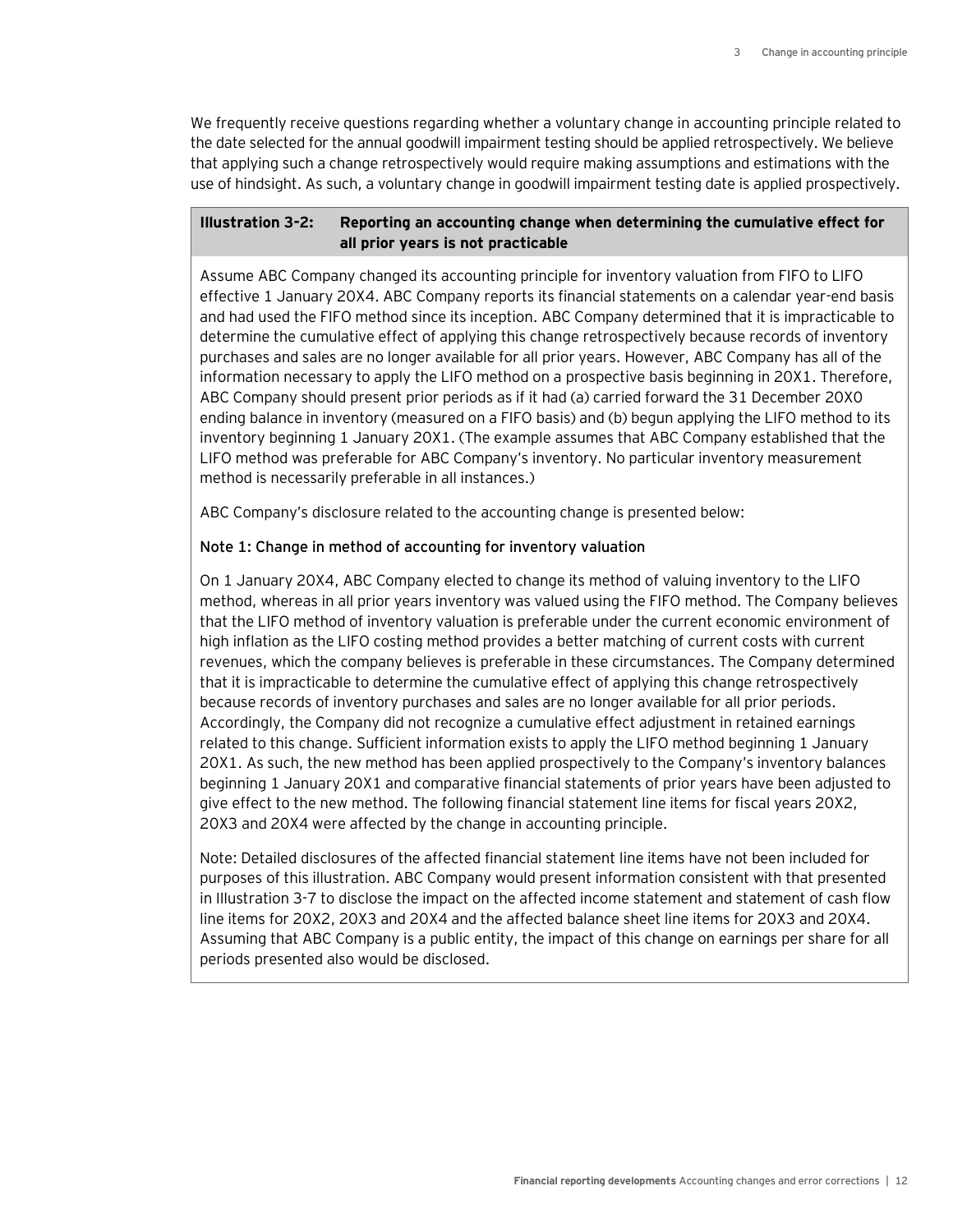We frequently receive questions regarding whether a voluntary change in accounting principle related to the date selected for the annual goodwill impairment testing should be applied retrospectively. We believe that applying such a change retrospectively would require making assumptions and estimations with the use of hindsight. As such, a voluntary change in goodwill impairment testing date is applied prospectively.

**Illustration 3-2: Reporting an accounting change when determining the cumulative effect for all prior years is not practicable**

Assume ABC Company changed its accounting principle for inventory valuation from FIFO to LIFO effective 1 January 20X4. ABC Company reports its financial statements on a calendar year-end basis and had used the FIFO method since its inception. ABC Company determined that it is impracticable to determine the cumulative effect of applying this change retrospectively because records of inventory purchases and sales are no longer available for all prior years. However, ABC Company has all of the information necessary to apply the LIFO method on a prospective basis beginning in 20X1. Therefore, ABC Company should present prior periods as if it had (a) carried forward the 31 December 20X0 ending balance in inventory (measured on a FIFO basis) and (b) begun applying the LIFO method to its inventory beginning 1 January 20X1. (The example assumes that ABC Company established that the LIFO method was preferable for ABC Company's inventory. No particular inventory measurement method is necessarily preferable in all instances.)

ABC Company's disclosure related to the accounting change is presented below:

**Note 1: Change in method of accounting for inventory valuation**

On 1 January 20X4, ABC Company elected to change its method of valuing inventory to the LIFO method, whereas in all prior years inventory was valued using the FIFO method. The Company believes that the LIFO method of inventory valuation is preferable under the current economic environment of high inflation as the LIFO costing method provides a better matching of current costs with current revenues, which the company believes is preferable in these circumstances. The Company determined that it is impracticable to determine the cumulative effect of applying this change retrospectively because records of inventory purchases and sales are no longer available for all prior periods. Accordingly, the Company did not recognize a cumulative effect adjustment in retained earnings related to this change. Sufficient information exists to apply the LIFO method beginning 1 January 20X1. As such, the new method has been applied prospectively to the Company's inventory balances beginning 1 January 20X1 and comparative financial statements of prior years have been adjusted to give effect to the new method. The following financial statement line items for fiscal years 20X2, 20X3 and 20X4 were affected by the change in accounting principle.

Note: Detailed disclosures of the affected financial statement line items have not been included for purposes of this illustration. ABC Company would present information consistent with that presented in Illustration 3-7 to disclose the impact on the affected income statement and statement of cash flow line items for 20X2, 20X3 and 20X4 and the affected balance sheet line items for 20X3 and 20X4. Assuming that ABC Company is a public entity, the impact of this change on earnings per share for all periods presented also would be disclosed.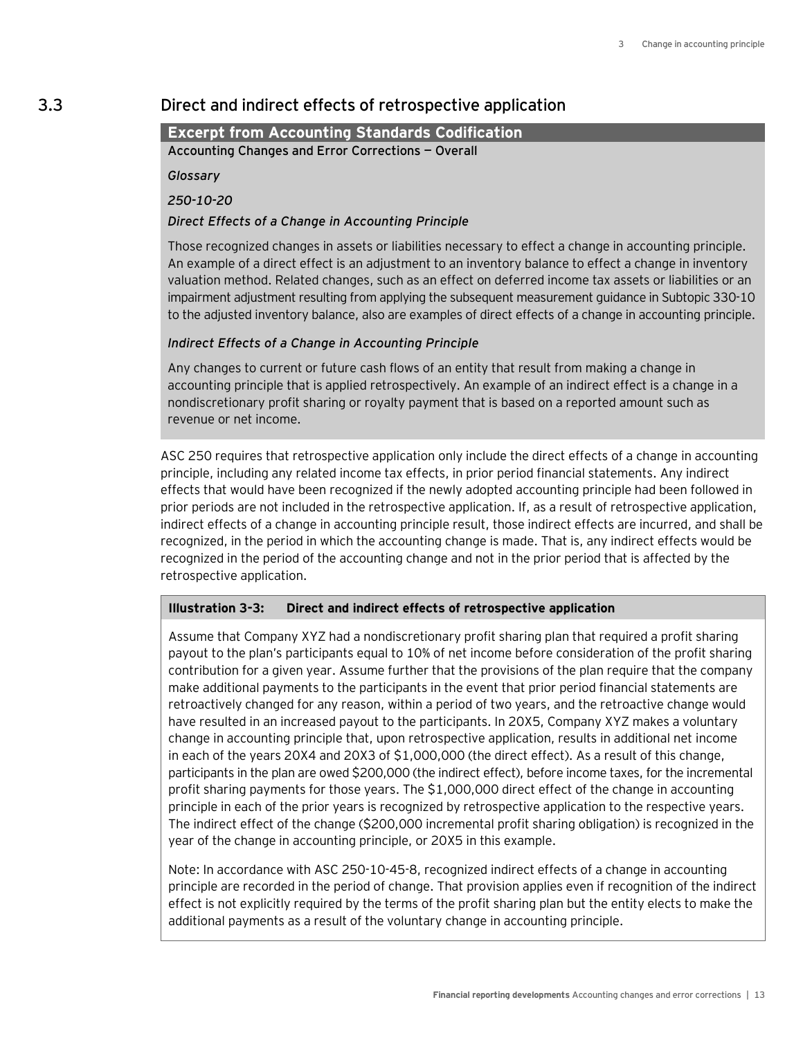## 3.3 Direct and indirect effects of retrospective application

**Excerpt from Accounting Standards Codification**

**Accounting Changes and Error Corrections — Overall**

*Glossary*

*250-10-20*

*Direct Effects of a Change in Accounting Principle*

Those recognized changes in assets or liabilities necessary to effect a change in accounting principle. An example of a direct effect is an adjustment to an inventory balance to effect a change in inventory valuation method. Related changes, such as an effect on deferred income tax assets or liabilities or an impairment adjustment resulting from applying the subsequent measurement guidance in Subtopic 330-10 to the adjusted inventory balance, also are examples of direct effects of a change in accounting principle.

*Indirect Effects of a Change in Accounting Principle*

Any changes to current or future cash flows of an entity that result from making a change in accounting principle that is applied retrospectively. An example of an indirect effect is a change in a nondiscretionary profit sharing or royalty payment that is based on a reported amount such as revenue or net income.

ASC 250 requires that retrospective application only include the direct effects of a change in accounting principle, including any related income tax effects, in prior period financial statements. Any indirect effects that would have been recognized if the newly adopted accounting principle had been followed in prior periods are not included in the retrospective application. If, as a result of retrospective application, indirect effects of a change in accounting principle result, those indirect effects are incurred, and shall be recognized, in the period in which the accounting change is made. That is, any indirect effects would be recognized in the period of the accounting change and not in the prior period that is affected by the retrospective application.

**Illustration 3-3: Direct and indirect effects of retrospective application**

Assume that Company XYZ had a nondiscretionary profit sharing plan that required a profit sharing payout to the plan's participants equal to 10% of net income before consideration of the profit sharing contribution for a given year. Assume further that the provisions of the plan require that the company make additional payments to the participants in the event that prior period financial statements are retroactively changed for any reason, within a period of two years, and the retroactive change would have resulted in an increased payout to the participants. In 20X5, Company XYZ makes a voluntary change in accounting principle that, upon retrospective application, results in additional net income in each of the years 20X4 and 20X3 of $1,000,000 (the direct effect). As a result of this change, participants in the plan are owed $200,000 (the indirect effect), before income taxes, for the incremental profit sharing payments for those years. The $1,000,000 direct effect of the change in accounting principle in each of the prior years is recognized by retrospective application to the respective years. The indirect effect of the change ($200,000 incremental profit sharing obligation) is recognized in the year of the change in accounting principle, or 20X5 in this example.

Note: In accordance with ASC 250-10-45-8, recognized indirect effects of a change in accounting principle are recorded in the period of change. That provision applies even if recognition of the indirect effect is not explicitly required by the terms of the profit sharing plan but the entity elects to make the additional payments as a result of the voluntary change in accounting principle.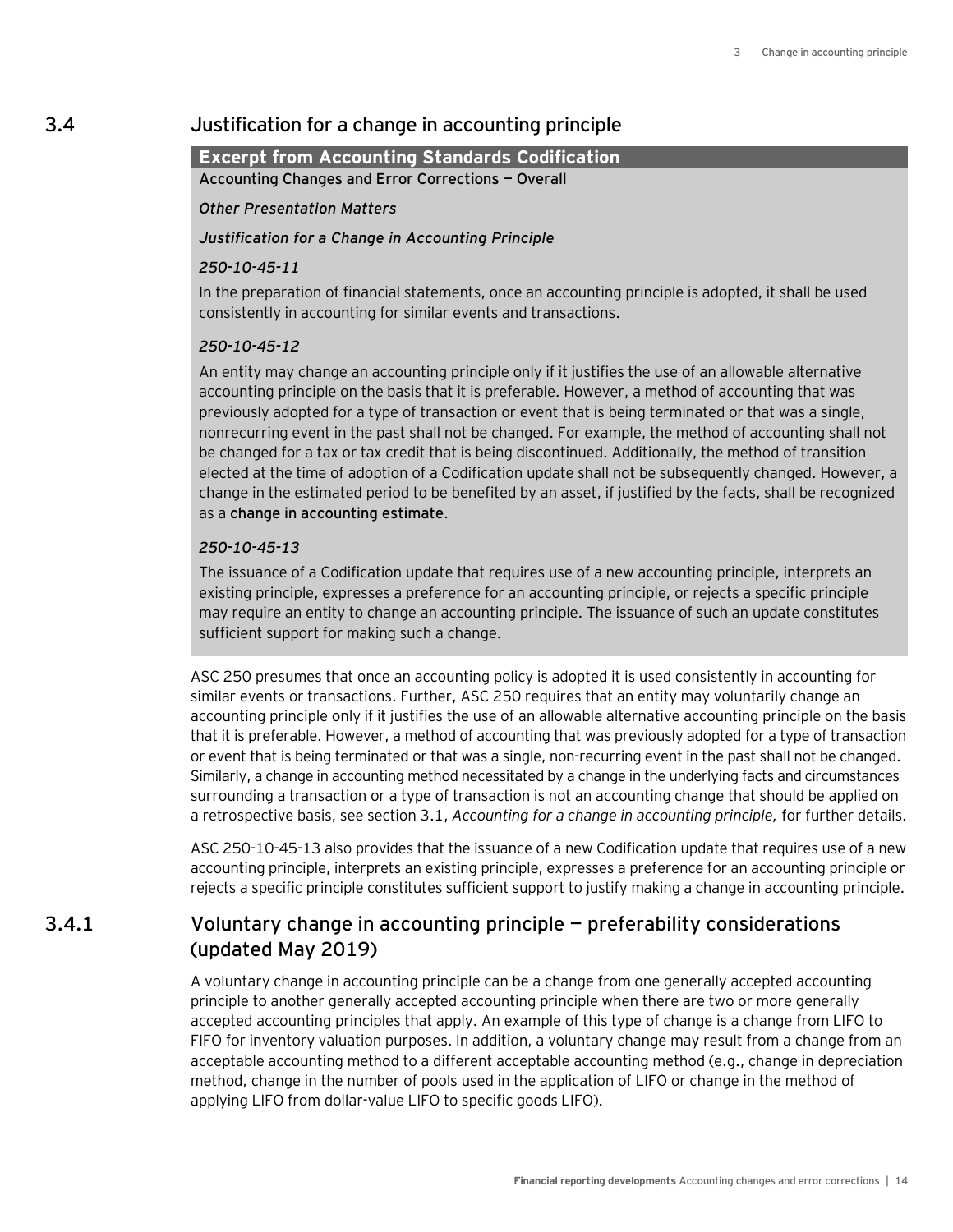## 3.4 Justification for a change in accounting principle

**Excerpt from Accounting Standards Codification**

**Accounting Changes and Error Corrections — Overall**

*Other Presentation Matters*

*Justification for a Change in Accounting Principle*

*250-10-45-11*

In the preparation of financial statements, once an accounting principle is adopted, it shall be used consistently in accounting for similar events and transactions.

*250-10-45-12*

An entity may change an accounting principle only if it justifies the use of an allowable alternative accounting principle on the basis that it is preferable. However, a method of accounting that was previously adopted for a type of transaction or event that is being terminated or that was a single, nonrecurring event in the past shall not be changed. For example, the method of accounting shall not be changed for a tax or tax credit that is being discontinued. Additionally, the method of transition elected at the time of adoption of a Codification update shall not be subsequently changed. However, a change in the estimated period to be benefited by an asset, if justified by the facts, shall be recognized as a **change in accounting estimate**.

*250-10-45-13*

The issuance of a Codification update that requires use of a new accounting principle, interprets an existing principle, expresses a preference for an accounting principle, or rejects a specific principle may require an entity to change an accounting principle. The issuance of such an update constitutes sufficient support for making such a change.

ASC 250 presumes that once an accounting policy is adopted it is used consistently in accounting for similar events or transactions. Further, ASC 250 requires that an entity may voluntarily change an accounting principle only if it justifies the use of an allowable alternative accounting principle on the basis that it is preferable. However, a method of accounting that was previously adopted for a type of transaction or event that is being terminated or that was a single, non-recurring event in the past shall not be changed. Similarly, a change in accounting method necessitated by a change in the underlying facts and circumstances surrounding a transaction or a type of transaction is not an accounting change that should be applied on a retrospective basis, see section 3.1, *Accounting for a change in accounting principle,* for further details.

ASC 250-10-45-13 also provides that the issuance of a new Codification update that requires use of a new accounting principle, interprets an existing principle, expresses a preference for an accounting principle or rejects a specific principle constitutes sufficient support to justify making a change in accounting principle.

### 3.4.1 Voluntary change in accounting principle — preferability considerations (updated May 2019)

A voluntary change in accounting principle can be a change from one generally accepted accounting principle to another generally accepted accounting principle when there are two or more generally accepted accounting principles that apply. An example of this type of change is a change from LIFO to FIFO for inventory valuation purposes. In addition, a voluntary change may result from a change from an acceptable accounting method to a different acceptable accounting method (e.g., change in depreciation method, change in the number of pools used in the application of LIFO or change in the method of applying LIFO from dollar-value LIFO to specific goods LIFO).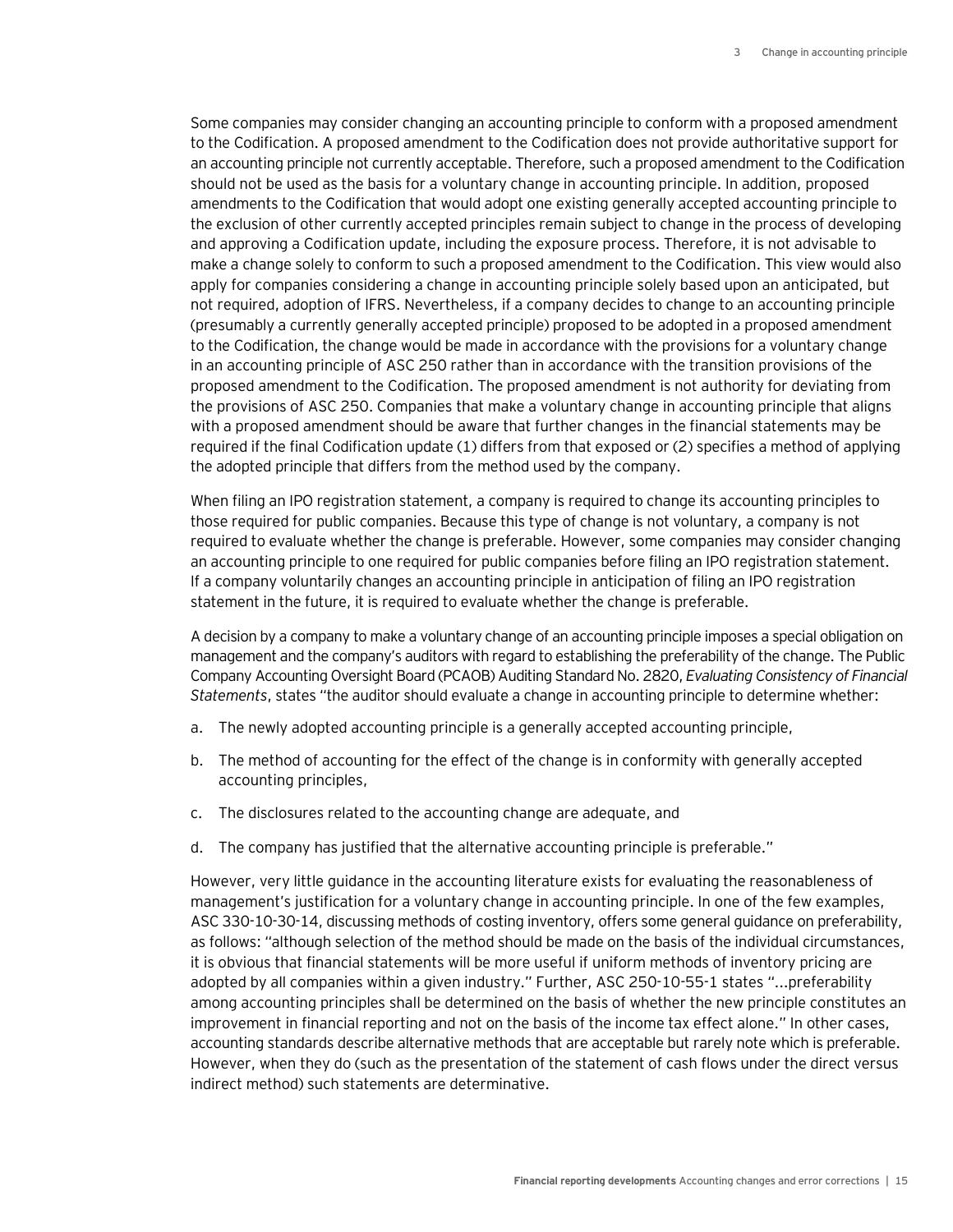Some companies may consider changing an accounting principle to conform with a proposed amendment to the Codification. A proposed amendment to the Codification does not provide authoritative support for an accounting principle not currently acceptable. Therefore, such a proposed amendment to the Codification should not be used as the basis for a voluntary change in accounting principle. In addition, proposed amendments to the Codification that would adopt one existing generally accepted accounting principle to the exclusion of other currently accepted principles remain subject to change in the process of developing and approving a Codification update, including the exposure process. Therefore, it is not advisable to make a change solely to conform to such a proposed amendment to the Codification. This view would also apply for companies considering a change in accounting principle solely based upon an anticipated, but not required, adoption of IFRS. Nevertheless, if a company decides to change to an accounting principle (presumably a currently generally accepted principle) proposed to be adopted in a proposed amendment to the Codification, the change would be made in accordance with the provisions for a voluntary change in an accounting principle of ASC 250 rather than in accordance with the transition provisions of the proposed amendment to the Codification. The proposed amendment is not authority for deviating from the provisions of ASC 250. Companies that make a voluntary change in accounting principle that aligns with a proposed amendment should be aware that further changes in the financial statements may be required if the final Codification update (1) differs from that exposed or (2) specifies a method of applying the adopted principle that differs from the method used by the company.

When filing an IPO registration statement, a company is required to change its accounting principles to those required for public companies. Because this type of change is not voluntary, a company is not required to evaluate whether the change is preferable. However, some companies may consider changing an accounting principle to one required for public companies before filing an IPO registration statement. If a company voluntarily changes an accounting principle in anticipation of filing an IPO registration statement in the future, it is required to evaluate whether the change is preferable.

A decision by a company to make a voluntary change of an accounting principle imposes a special obligation on management and the company's auditors with regard to establishing the preferability of the change. The Public Company Accounting Oversight Board (PCAOB) Auditing Standard No. 2820, *Evaluating Consistency of Financial Statements*, states "the auditor should evaluate a change in accounting principle to determine whether:

a. The newly adopted accounting principle is a generally accepted accounting principle,

b. The method of accounting for the effect of the change is in conformity with generally accepted accounting principles,

c. The disclosures related to the accounting change are adequate, and

d. The company has justified that the alternative accounting principle is preferable."

However, very little guidance in the accounting literature exists for evaluating the reasonableness of management's justification for a voluntary change in accounting principle. In one of the few examples, ASC 330-10-30-14, discussing methods of costing inventory, offers some general guidance on preferability, as follows: "although selection of the method should be made on the basis of the individual circumstances, it is obvious that financial statements will be more useful if uniform methods of inventory pricing are adopted by all companies within a given industry." Further, ASC 250-10-55-1 states "…preferability among accounting principles shall be determined on the basis of whether the new principle constitutes an improvement in financial reporting and not on the basis of the income tax effect alone." In other cases, accounting standards describe alternative methods that are acceptable but rarely note which is preferable. However, when they do (such as the presentation of the statement of cash flows under the direct versus indirect method) such statements are determinative.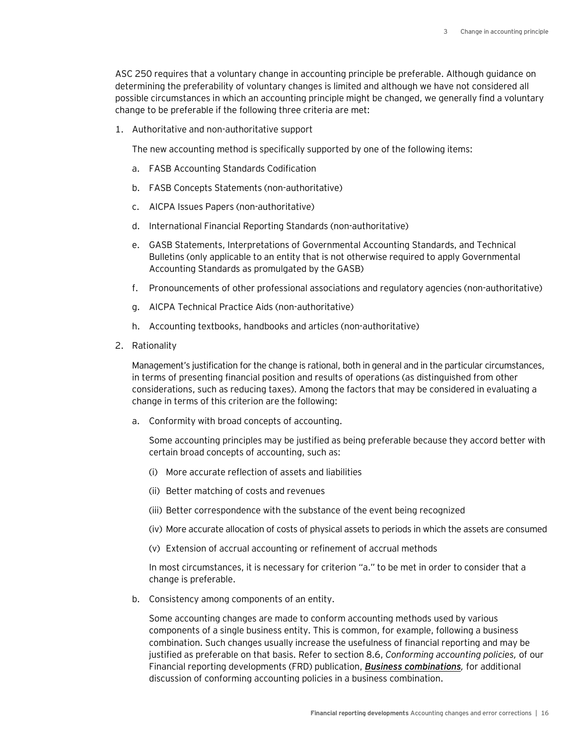ASC 250 requires that a voluntary change in accounting principle be preferable. Although guidance on determining the preferability of voluntary changes is limited and although we have not considered all possible circumstances in which an accounting principle might be changed, we generally find a voluntary change to be preferable if the following three criteria are met:

1. Authoritative and non-authoritative support

   The new accounting method is specifically supported by one of the following items:

   a. FASB Accounting Standards Codification

   b. FASB Concepts Statements (non-authoritative)

   c. AICPA Issues Papers (non-authoritative)

   d. International Financial Reporting Standards (non-authoritative)

   e. GASB Statements, Interpretations of Governmental Accounting Standards, and Technical Bulletins (only applicable to an entity that is not otherwise required to apply Governmental Accounting Standards as promulgated by the GASB)

   f. Pronouncements of other professional associations and regulatory agencies (non-authoritative)

   g. AICPA Technical Practice Aids (non-authoritative)

   h. Accounting textbooks, handbooks and articles (non-authoritative)

2. Rationality

   Management's justification for the change is rational, both in general and in the particular circumstances, in terms of presenting financial position and results of operations (as distinguished from other considerations, such as reducing taxes). Among the factors that may be considered in evaluating a change in terms of this criterion are the following:

   a. Conformity with broad concepts of accounting.

      Some accounting principles may be justified as being preferable because they accord better with certain broad concepts of accounting, such as:

      (i) More accurate reflection of assets and liabilities

      (ii) Better matching of costs and revenues

      (iii) Better correspondence with the substance of the event being recognized

      (iv) More accurate allocation of costs of physical assets to periods in which the assets are consumed

      (v) Extension of accrual accounting or refinement of accrual methods

      In most circumstances, it is necessary for criterion "a." to be met in order to consider that a change is preferable.

   b. Consistency among components of an entity.

      Some accounting changes are made to conform accounting methods used by various components of a single business entity. This is common, for example, following a business combination. Such changes usually increase the usefulness of financial reporting and may be justified as preferable on that basis. Refer to section 8.6, *Conforming accounting policies,* of our Financial reporting developments (FRD) publication, ***Business combinations***, for additional discussion of conforming accounting policies in a business combination.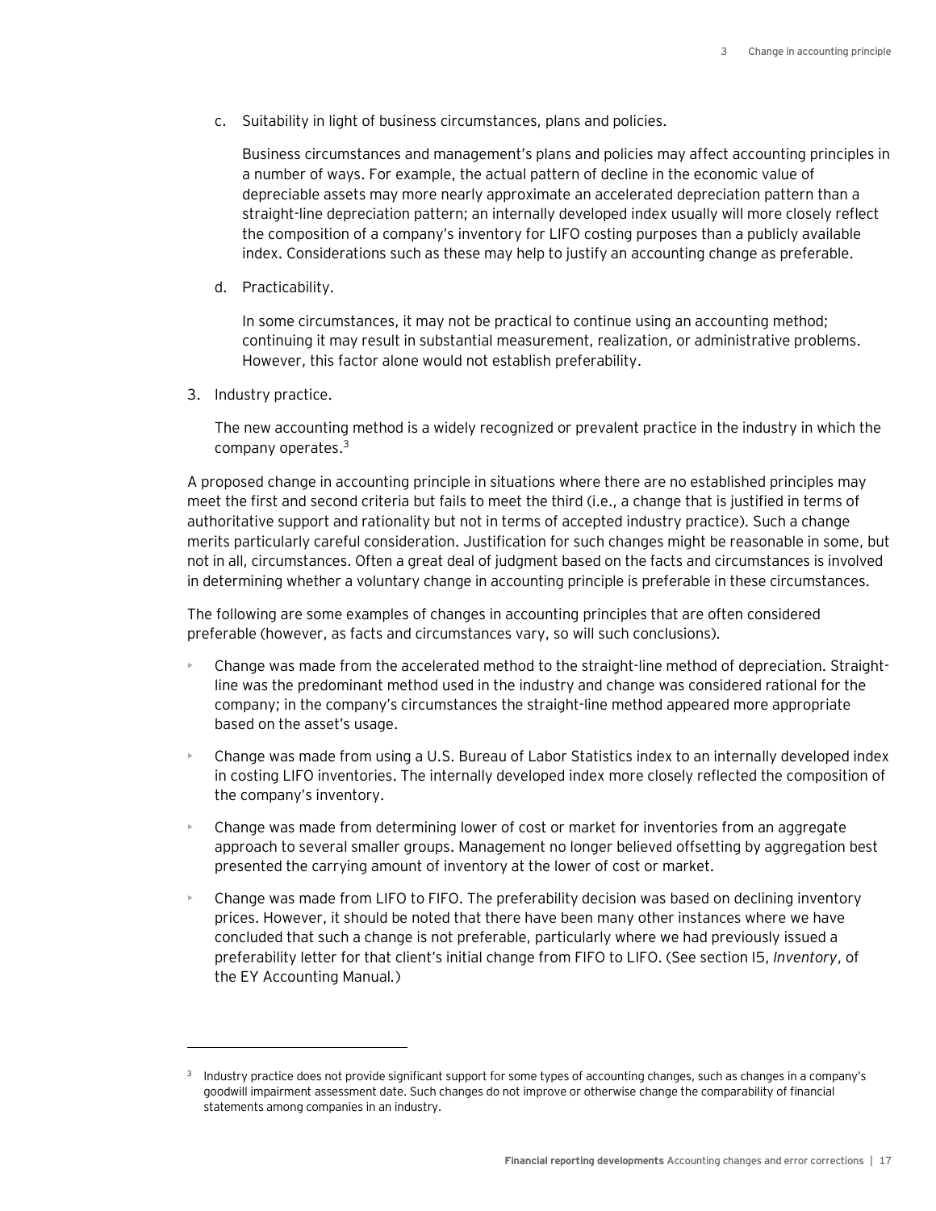c. Suitability in light of business circumstances, plans and policies.

   Business circumstances and management's plans and policies may affect accounting principles in a number of ways. For example, the actual pattern of decline in the economic value of depreciable assets may more nearly approximate an accelerated depreciation pattern than a straight-line depreciation pattern; an internally developed index usually will more closely reflect the composition of a company's inventory for LIFO costing purposes than a publicly available index. Considerations such as these may help to justify an accounting change as preferable.

d. Practicability.

   In some circumstances, it may not be practical to continue using an accounting method; continuing it may result in substantial measurement, realization, or administrative problems. However, this factor alone would not establish preferability.

3. Industry practice.

   The new accounting method is a widely recognized or prevalent practice in the industry in which the company operates.[3]

A proposed change in accounting principle in situations where there are no established principles may meet the first and second criteria but fails to meet the third (i.e., a change that is justified in terms of authoritative support and rationality but not in terms of accepted industry practice). Such a change merits particularly careful consideration. Justification for such changes might be reasonable in some, but not in all, circumstances. Often a great deal of judgment based on the facts and circumstances is involved in determining whether a voluntary change in accounting principle is preferable in these circumstances.

The following are some examples of changes in accounting principles that are often considered preferable (however, as facts and circumstances vary, so will such conclusions).

- Change was made from the accelerated method to the straight-line method of depreciation. Straight-line was the predominant method used in the industry and change was considered rational for the company; in the company's circumstances the straight-line method appeared more appropriate based on the asset's usage.
- Change was made from using a U.S. Bureau of Labor Statistics index to an internally developed index in costing LIFO inventories. The internally developed index more closely reflected the composition of the company's inventory.
- Change was made from determining lower of cost or market for inventories from an aggregate approach to several smaller groups. Management no longer believed offsetting by aggregation best presented the carrying amount of inventory at the lower of cost or market.
- Change was made from LIFO to FIFO. The preferability decision was based on declining inventory prices. However, it should be noted that there have been many other instances where we have concluded that such a change is not preferable, particularly where we had previously issued a preferability letter for that client's initial change from FIFO to LIFO. (See section I5, *Inventory*, of the EY Accounting Manual.)

---

[3] Industry practice does not provide significant support for some types of accounting changes, such as changes in a company's goodwill impairment assessment date. Such changes do not improve or otherwise change the comparability of financial statements among companies in an industry.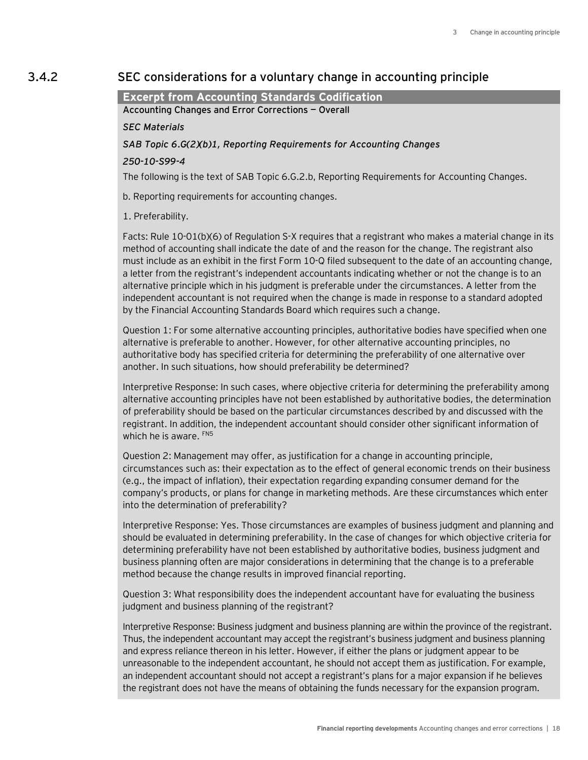## 3.4.2 SEC considerations for a voluntary change in accounting principle

**Excerpt from Accounting Standards Codification**

**Accounting Changes and Error Corrections — Overall**

*SEC Materials*

*SAB Topic 6.G(2)(b)1, Reporting Requirements for Accounting Changes*

*250-10-S99-4*

The following is the text of SAB Topic 6.G.2.b, Reporting Requirements for Accounting Changes.

b. Reporting requirements for accounting changes.

1. Preferability.

Facts: Rule 10-01(b)(6) of Regulation S-X requires that a registrant who makes a material change in its method of accounting shall indicate the date of and the reason for the change. The registrant also must include as an exhibit in the first Form 10-Q filed subsequent to the date of an accounting change, a letter from the registrant's independent accountants indicating whether or not the change is to an alternative principle which in his judgment is preferable under the circumstances. A letter from the independent accountant is not required when the change is made in response to a standard adopted by the Financial Accounting Standards Board which requires such a change.

Question 1: For some alternative accounting principles, authoritative bodies have specified when one alternative is preferable to another. However, for other alternative accounting principles, no authoritative body has specified criteria for determining the preferability of one alternative over another. In such situations, how should preferability be determined?

Interpretive Response: In such cases, where objective criteria for determining the preferability among alternative accounting principles have not been established by authoritative bodies, the determination of preferability should be based on the particular circumstances described by and discussed with the registrant. In addition, the independent accountant should consider other significant information of which he is aware. [FN5]

Question 2: Management may offer, as justification for a change in accounting principle, circumstances such as: their expectation as to the effect of general economic trends on their business (e.g., the impact of inflation), their expectation regarding expanding consumer demand for the company's products, or plans for change in marketing methods. Are these circumstances which enter into the determination of preferability?

Interpretive Response: Yes. Those circumstances are examples of business judgment and planning and should be evaluated in determining preferability. In the case of changes for which objective criteria for determining preferability have not been established by authoritative bodies, business judgment and business planning often are major considerations in determining that the change is to a preferable method because the change results in improved financial reporting.

Question 3: What responsibility does the independent accountant have for evaluating the business judgment and business planning of the registrant?

Interpretive Response: Business judgment and business planning are within the province of the registrant. Thus, the independent accountant may accept the registrant's business judgment and business planning and express reliance thereon in his letter. However, if either the plans or judgment appear to be unreasonable to the independent accountant, he should not accept them as justification. For example, an independent accountant should not accept a registrant's plans for a major expansion if he believes the registrant does not have the means of obtaining the funds necessary for the expansion program.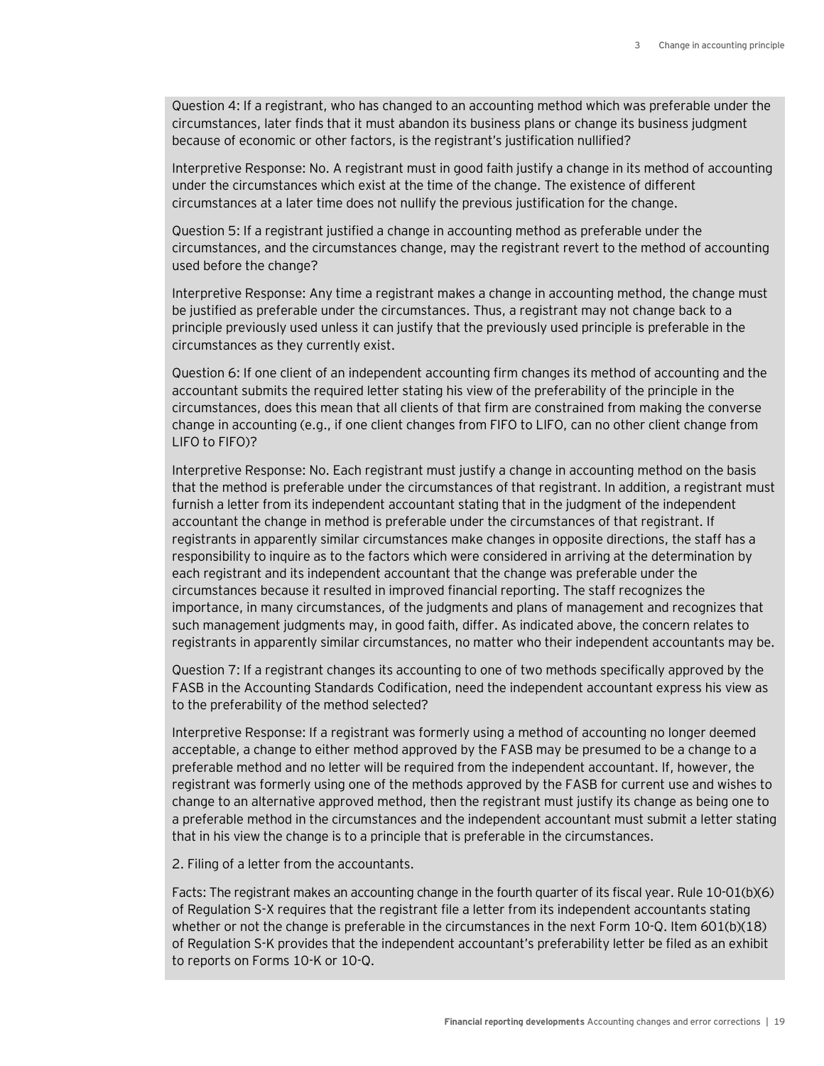Question 4: If a registrant, who has changed to an accounting method which was preferable under the circumstances, later finds that it must abandon its business plans or change its business judgment because of economic or other factors, is the registrant's justification nullified?

Interpretive Response: No. A registrant must in good faith justify a change in its method of accounting under the circumstances which exist at the time of the change. The existence of different circumstances at a later time does not nullify the previous justification for the change.

Question 5: If a registrant justified a change in accounting method as preferable under the circumstances, and the circumstances change, may the registrant revert to the method of accounting used before the change?

Interpretive Response: Any time a registrant makes a change in accounting method, the change must be justified as preferable under the circumstances. Thus, a registrant may not change back to a principle previously used unless it can justify that the previously used principle is preferable in the circumstances as they currently exist.

Question 6: If one client of an independent accounting firm changes its method of accounting and the accountant submits the required letter stating his view of the preferability of the principle in the circumstances, does this mean that all clients of that firm are constrained from making the converse change in accounting (e.g., if one client changes from FIFO to LIFO, can no other client change from LIFO to FIFO)?

Interpretive Response: No. Each registrant must justify a change in accounting method on the basis that the method is preferable under the circumstances of that registrant. In addition, a registrant must furnish a letter from its independent accountant stating that in the judgment of the independent accountant the change in method is preferable under the circumstances of that registrant. If registrants in apparently similar circumstances make changes in opposite directions, the staff has a responsibility to inquire as to the factors which were considered in arriving at the determination by each registrant and its independent accountant that the change was preferable under the circumstances because it resulted in improved financial reporting. The staff recognizes the importance, in many circumstances, of the judgments and plans of management and recognizes that such management judgments may, in good faith, differ. As indicated above, the concern relates to registrants in apparently similar circumstances, no matter who their independent accountants may be.

Question 7: If a registrant changes its accounting to one of two methods specifically approved by the FASB in the Accounting Standards Codification, need the independent accountant express his view as to the preferability of the method selected?

Interpretive Response: If a registrant was formerly using a method of accounting no longer deemed acceptable, a change to either method approved by the FASB may be presumed to be a change to a preferable method and no letter will be required from the independent accountant. If, however, the registrant was formerly using one of the methods approved by the FASB for current use and wishes to change to an alternative approved method, then the registrant must justify its change as being one to a preferable method in the circumstances and the independent accountant must submit a letter stating that in his view the change is to a principle that is preferable in the circumstances.

2. Filing of a letter from the accountants.

Facts: The registrant makes an accounting change in the fourth quarter of its fiscal year. Rule 10-01(b)(6) of Regulation S-X requires that the registrant file a letter from its independent accountants stating whether or not the change is preferable in the circumstances in the next Form 10-Q. Item 601(b)(18) of Regulation S-K provides that the independent accountant's preferability letter be filed as an exhibit to reports on Forms 10-K or 10-Q.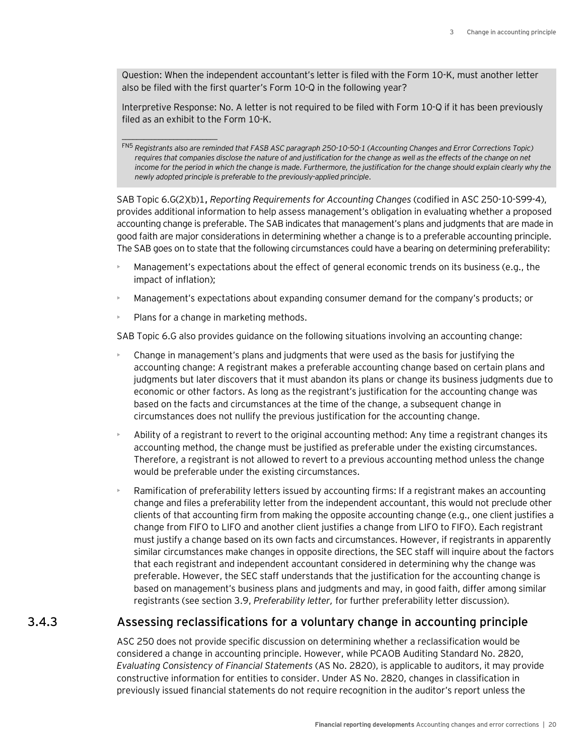Question: When the independent accountant's letter is filed with the Form 10-K, must another letter also be filed with the first quarter's Form 10-Q in the following year?

Interpretive Response: No. A letter is not required to be filed with Form 10-Q if it has been previously filed as an exhibit to the Form 10-K.

---

FN5 *Registrants also are reminded that FASB ASC paragraph 250-10-50-1 (Accounting Changes and Error Corrections Topic) requires that companies disclose the nature of and justification for the change as well as the effects of the change on net income for the period in which the change is made. Furthermore, the justification for the change should explain clearly why the newly adopted principle is preferable to the previously-applied principle.*

SAB Topic 6.G(2)(b)1, *Reporting Requirements for Accounting Changes* (codified in ASC 250-10-S99-4), provides additional information to help assess management's obligation in evaluating whether a proposed accounting change is preferable. The SAB indicates that management's plans and judgments that are made in good faith are major considerations in determining whether a change is to a preferable accounting principle. The SAB goes on to state that the following circumstances could have a bearing on determining preferability:

- Management's expectations about the effect of general economic trends on its business (e.g., the impact of inflation);
- Management's expectations about expanding consumer demand for the company's products; or
- Plans for a change in marketing methods.

SAB Topic 6.G also provides guidance on the following situations involving an accounting change:

- Change in management's plans and judgments that were used as the basis for justifying the accounting change: A registrant makes a preferable accounting change based on certain plans and judgments but later discovers that it must abandon its plans or change its business judgments due to economic or other factors. As long as the registrant's justification for the accounting change was based on the facts and circumstances at the time of the change, a subsequent change in circumstances does not nullify the previous justification for the accounting change.
- Ability of a registrant to revert to the original accounting method: Any time a registrant changes its accounting method, the change must be justified as preferable under the existing circumstances. Therefore, a registrant is not allowed to revert to a previous accounting method unless the change would be preferable under the existing circumstances.
- Ramification of preferability letters issued by accounting firms: If a registrant makes an accounting change and files a preferability letter from the independent accountant, this would not preclude other clients of that accounting firm from making the opposite accounting change (e.g., one client justifies a change from FIFO to LIFO and another client justifies a change from LIFO to FIFO). Each registrant must justify a change based on its own facts and circumstances. However, if registrants in apparently similar circumstances make changes in opposite directions, the SEC staff will inquire about the factors that each registrant and independent accountant considered in determining why the change was preferable. However, the SEC staff understands that the justification for the accounting change is based on management's business plans and judgments and may, in good faith, differ among similar registrants (see section 3.9, *Preferability letter,* for further preferability letter discussion).

### 3.4.3 Assessing reclassifications for a voluntary change in accounting principle

ASC 250 does not provide specific discussion on determining whether a reclassification would be considered a change in accounting principle. However, while PCAOB Auditing Standard No. 2820, *Evaluating Consistency of Financial Statements* (AS No. 2820), is applicable to auditors, it may provide constructive information for entities to consider. Under AS No. 2820, changes in classification in previously issued financial statements do not require recognition in the auditor's report unless the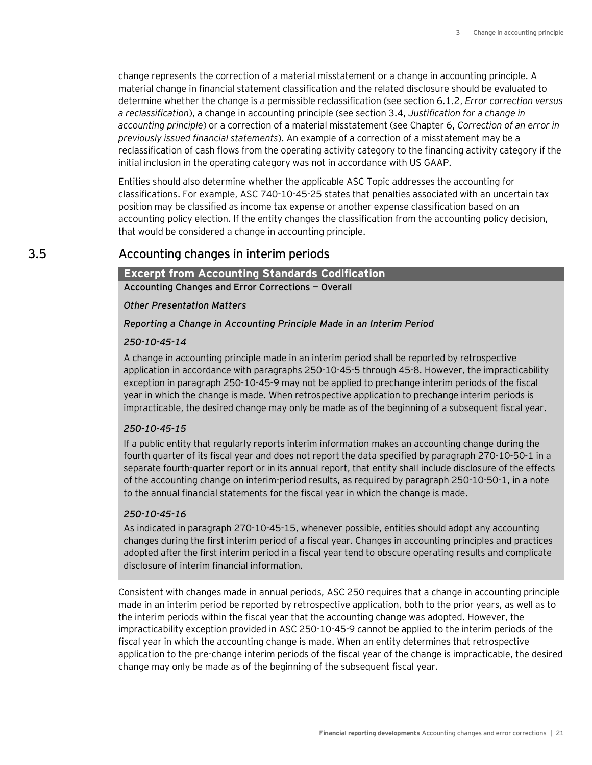change represents the correction of a material misstatement or a change in accounting principle. A material change in financial statement classification and the related disclosure should be evaluated to determine whether the change is a permissible reclassification (see section 6.1.2, *Error correction versus a reclassification*), a change in accounting principle (see section 3.4, *Justification for a change in accounting principle*) or a correction of a material misstatement (see Chapter 6, *Correction of an error in previously issued financial statements*). An example of a correction of a misstatement may be a reclassification of cash flows from the operating activity category to the financing activity category if the initial inclusion in the operating category was not in accordance with US GAAP.

Entities should also determine whether the applicable ASC Topic addresses the accounting for classifications. For example, ASC 740-10-45-25 states that penalties associated with an uncertain tax position may be classified as income tax expense or another expense classification based on an accounting policy election. If the entity changes the classification from the accounting policy decision, that would be considered a change in accounting principle.

## 3.5 Accounting changes in interim periods

> **Excerpt from Accounting Standards Codification**
>
> **Accounting Changes and Error Corrections — Overall**
>
> ***Other Presentation Matters***
>
> ***Reporting a Change in Accounting Principle Made in an Interim Period***
>
> *250-10-45-14*
>
> A change in accounting principle made in an interim period shall be reported by retrospective application in accordance with paragraphs 250-10-45-5 through 45-8. However, the impracticability exception in paragraph 250-10-45-9 may not be applied to prechange interim periods of the fiscal year in which the change is made. When retrospective application to prechange interim periods is impracticable, the desired change may only be made as of the beginning of a subsequent fiscal year.
>
> *250-10-45-15*
>
> If a public entity that regularly reports interim information makes an accounting change during the fourth quarter of its fiscal year and does not report the data specified by paragraph 270-10-50-1 in a separate fourth-quarter report or in its annual report, that entity shall include disclosure of the effects of the accounting change on interim-period results, as required by paragraph 250-10-50-1, in a note to the annual financial statements for the fiscal year in which the change is made.
>
> *250-10-45-16*
>
> As indicated in paragraph 270-10-45-15, whenever possible, entities should adopt any accounting changes during the first interim period of a fiscal year. Changes in accounting principles and practices adopted after the first interim period in a fiscal year tend to obscure operating results and complicate disclosure of interim financial information.

Consistent with changes made in annual periods, ASC 250 requires that a change in accounting principle made in an interim period be reported by retrospective application, both to the prior years, as well as to the interim periods within the fiscal year that the accounting change was adopted. However, the impracticability exception provided in ASC 250-10-45-9 cannot be applied to the interim periods of the fiscal year in which the accounting change is made. When an entity determines that retrospective application to the pre-change interim periods of the fiscal year of the change is impracticable, the desired change may only be made as of the beginning of the subsequent fiscal year.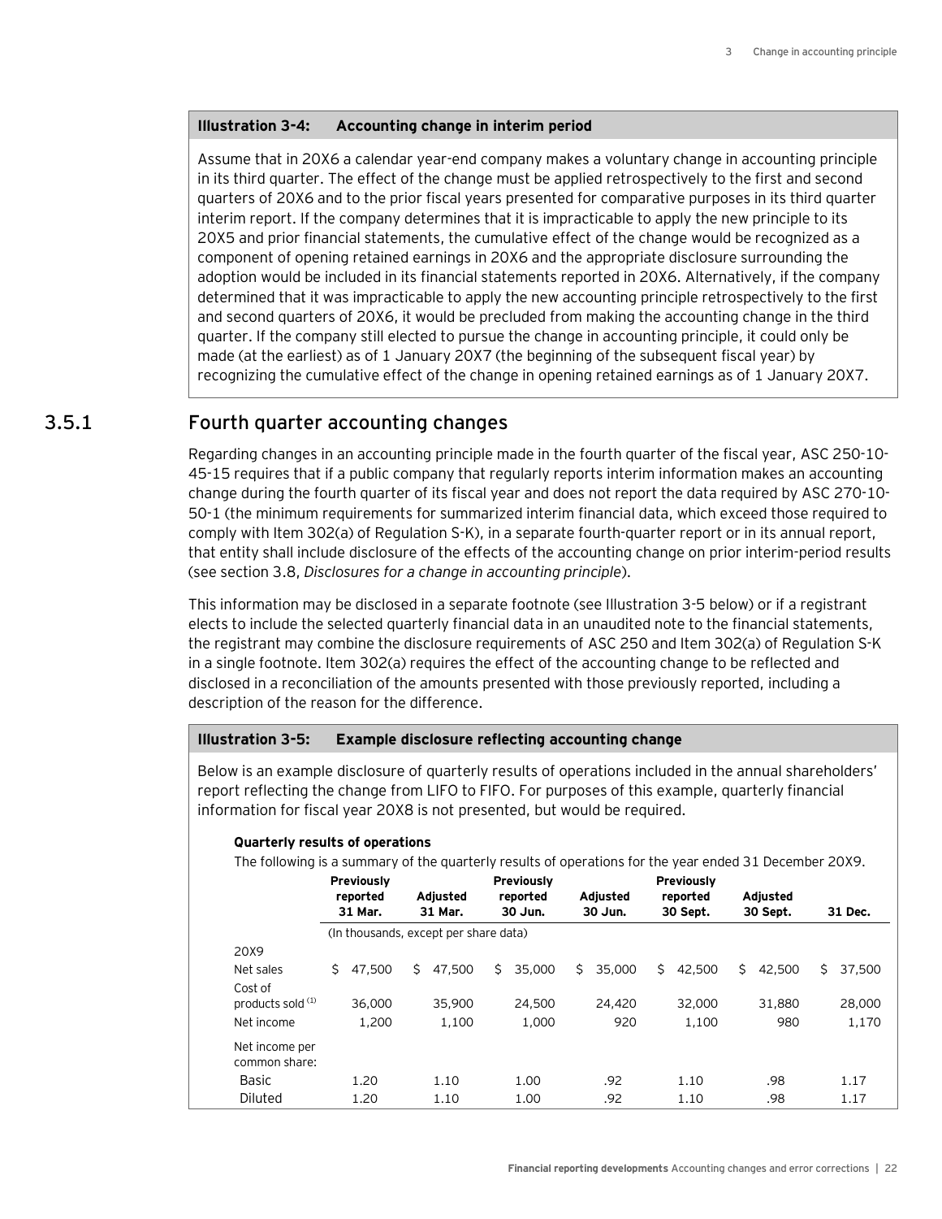**Illustration 3-4: Accounting change in interim period**

Assume that in 20X6 a calendar year-end company makes a voluntary change in accounting principle in its third quarter. The effect of the change must be applied retrospectively to the first and second quarters of 20X6 and to the prior fiscal years presented for comparative purposes in its third quarter interim report. If the company determines that it is impracticable to apply the new principle to its 20X5 and prior financial statements, the cumulative effect of the change would be recognized as a component of opening retained earnings in 20X6 and the appropriate disclosure surrounding the adoption would be included in its financial statements reported in 20X6. Alternatively, if the company determined that it was impracticable to apply the new accounting principle retrospectively to the first and second quarters of 20X6, it would be precluded from making the accounting change in the third quarter. If the company still elected to pursue the change in accounting principle, it could only be made (at the earliest) as of 1 January 20X7 (the beginning of the subsequent fiscal year) by recognizing the cumulative effect of the change in opening retained earnings as of 1 January 20X7.

### 3.5.1 Fourth quarter accounting changes

Regarding changes in an accounting principle made in the fourth quarter of the fiscal year, ASC 250-10-45-15 requires that if a public company that regularly reports interim information makes an accounting change during the fourth quarter of its fiscal year and does not report the data required by ASC 270-10-50-1 (the minimum requirements for summarized interim financial data, which exceed those required to comply with Item 302(a) of Regulation S-K), in a separate fourth-quarter report or in its annual report, that entity shall include disclosure of the effects of the accounting change on prior interim-period results (see section 3.8, *Disclosures for a change in accounting principle*).

This information may be disclosed in a separate footnote (see Illustration 3-5 below) or if a registrant elects to include the selected quarterly financial data in an unaudited note to the financial statements, the registrant may combine the disclosure requirements of ASC 250 and Item 302(a) of Regulation S-K in a single footnote. Item 302(a) requires the effect of the accounting change to be reflected and disclosed in a reconciliation of the amounts presented with those previously reported, including a description of the reason for the difference.

**Illustration 3-5: Example disclosure reflecting accounting change**

Below is an example disclosure of quarterly results of operations included in the annual shareholders' report reflecting the change from LIFO to FIFO. For purposes of this example, quarterly financial information for fiscal year 20X8 is not presented, but would be required.

**Quarterly results of operations**

The following is a summary of the quarterly results of operations for the year ended 31 December 20X9.

| | Previously reported 31 Mar. | Adjusted 31 Mar. | Previously reported 30 Jun. | Adjusted 30 Jun. | Previously reported 30 Sept. | Adjusted 30 Sept. | 31 Dec. |
|---|---|---|---|---|---|---|---|
| | (In thousands, except per share data) | | | | | | |
| 20X9 | | | | | | | |
| Net sales | $ 47,500 | $ 47,500 | $ 35,000 | $ 35,000 | $ 42,500 | $ 42,500 | $ 37,500 |
| Cost of products sold [(1)] | 36,000 | 35,900 | 24,500 | 24,420 | 32,000 | 31,880 | 28,000 |
| Net income | 1,200 | 1,100 | 1,000 | 920 | 1,100 | 980 | 1,170 |
| Net income per common share: | | | | | | | |
| Basic | 1.20 | 1.10 | 1.00 | .92 | 1.10 | .98 | 1.17 |
| Diluted | 1.20 | 1.10 | 1.00 | .92 | 1.10 | .98 | 1.17 |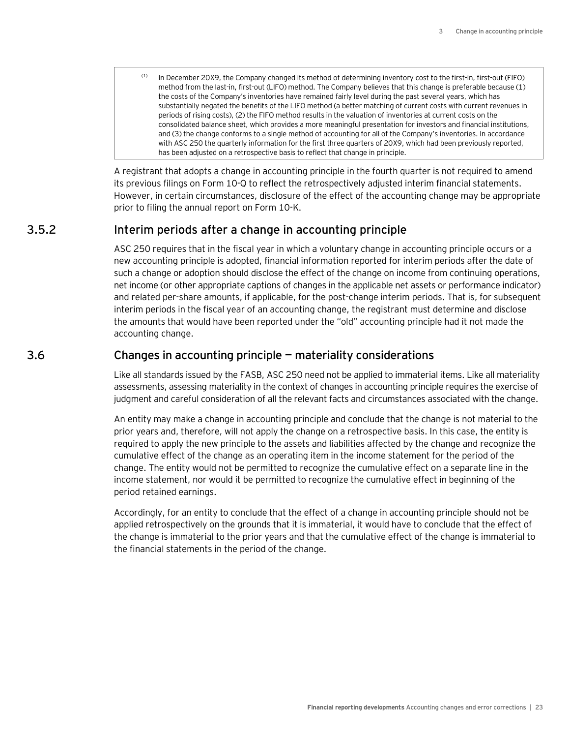> [1] In December 20X9, the Company changed its method of determining inventory cost to the first-in, first-out (FIFO) method from the last-in, first-out (LIFO) method. The Company believes that this change is preferable because (1) the costs of the Company's inventories have remained fairly level during the past several years, which has substantially negated the benefits of the LIFO method (a better matching of current costs with current revenues in periods of rising costs), (2) the FIFO method results in the valuation of inventories at current costs on the consolidated balance sheet, which provides a more meaningful presentation for investors and financial institutions, and (3) the change conforms to a single method of accounting for all of the Company's inventories. In accordance with ASC 250 the quarterly information for the first three quarters of 20X9, which had been previously reported, has been adjusted on a retrospective basis to reflect that change in principle.

A registrant that adopts a change in accounting principle in the fourth quarter is not required to amend its previous filings on Form 10-Q to reflect the retrospectively adjusted interim financial statements. However, in certain circumstances, disclosure of the effect of the accounting change may be appropriate prior to filing the annual report on Form 10-K.

### 3.5.2 Interim periods after a change in accounting principle

ASC 250 requires that in the fiscal year in which a voluntary change in accounting principle occurs or a new accounting principle is adopted, financial information reported for interim periods after the date of such a change or adoption should disclose the effect of the change on income from continuing operations, net income (or other appropriate captions of changes in the applicable net assets or performance indicator) and related per-share amounts, if applicable, for the post-change interim periods. That is, for subsequent interim periods in the fiscal year of an accounting change, the registrant must determine and disclose the amounts that would have been reported under the "old" accounting principle had it not made the accounting change.

## 3.6 Changes in accounting principle — materiality considerations

Like all standards issued by the FASB, ASC 250 need not be applied to immaterial items. Like all materiality assessments, assessing materiality in the context of changes in accounting principle requires the exercise of judgment and careful consideration of all the relevant facts and circumstances associated with the change.

An entity may make a change in accounting principle and conclude that the change is not material to the prior years and, therefore, will not apply the change on a retrospective basis. In this case, the entity is required to apply the new principle to the assets and liabilities affected by the change and recognize the cumulative effect of the change as an operating item in the income statement for the period of the change. The entity would not be permitted to recognize the cumulative effect on a separate line in the income statement, nor would it be permitted to recognize the cumulative effect in beginning of the period retained earnings.

Accordingly, for an entity to conclude that the effect of a change in accounting principle should not be applied retrospectively on the grounds that it is immaterial, it would have to conclude that the effect of the change is immaterial to the prior years and that the cumulative effect of the change is immaterial to the financial statements in the period of the change.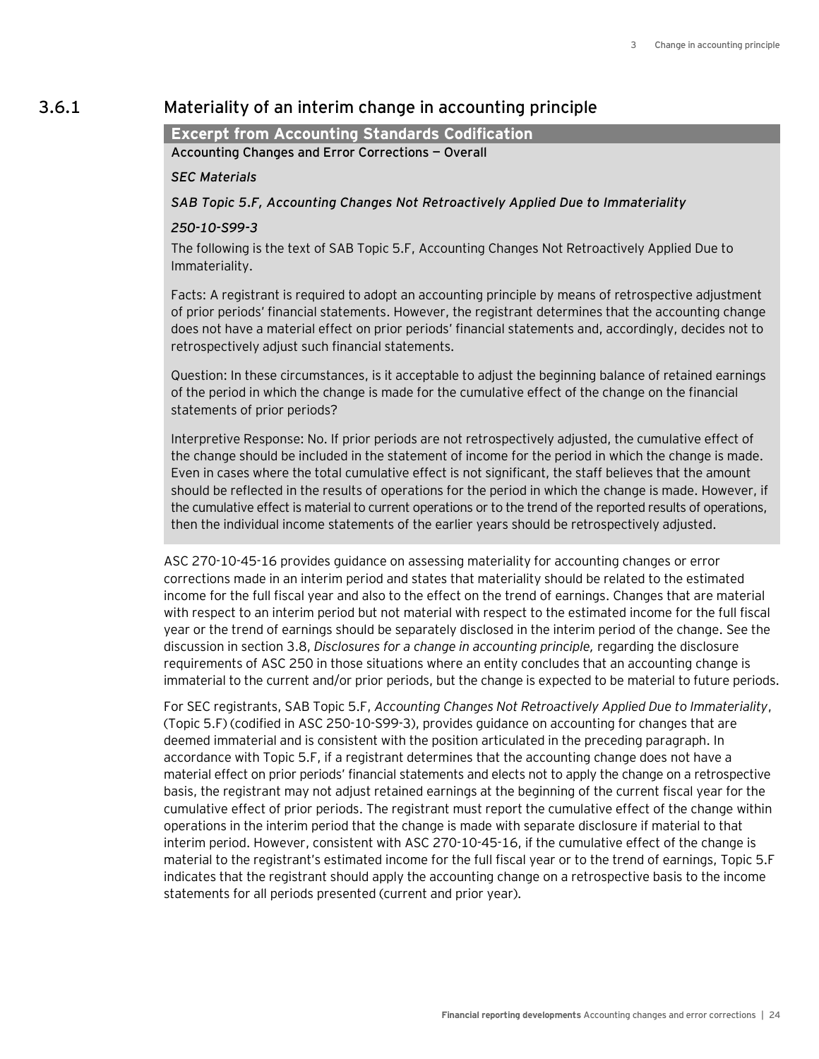### 3.6.1 Materiality of an interim change in accounting principle

**Excerpt from Accounting Standards Codification**

Accounting Changes and Error Corrections — Overall

*SEC Materials*

*SAB Topic 5.F, Accounting Changes Not Retroactively Applied Due to Immateriality*

*250-10-S99-3*

The following is the text of SAB Topic 5.F, Accounting Changes Not Retroactively Applied Due to Immateriality.

Facts: A registrant is required to adopt an accounting principle by means of retrospective adjustment of prior periods' financial statements. However, the registrant determines that the accounting change does not have a material effect on prior periods' financial statements and, accordingly, decides not to retrospectively adjust such financial statements.

Question: In these circumstances, is it acceptable to adjust the beginning balance of retained earnings of the period in which the change is made for the cumulative effect of the change on the financial statements of prior periods?

Interpretive Response: No. If prior periods are not retrospectively adjusted, the cumulative effect of the change should be included in the statement of income for the period in which the change is made. Even in cases where the total cumulative effect is not significant, the staff believes that the amount should be reflected in the results of operations for the period in which the change is made. However, if the cumulative effect is material to current operations or to the trend of the reported results of operations, then the individual income statements of the earlier years should be retrospectively adjusted.

ASC 270-10-45-16 provides guidance on assessing materiality for accounting changes or error corrections made in an interim period and states that materiality should be related to the estimated income for the full fiscal year and also to the effect on the trend of earnings. Changes that are material with respect to an interim period but not material with respect to the estimated income for the full fiscal year or the trend of earnings should be separately disclosed in the interim period of the change. See the discussion in section 3.8, *Disclosures for a change in accounting principle,* regarding the disclosure requirements of ASC 250 in those situations where an entity concludes that an accounting change is immaterial to the current and/or prior periods, but the change is expected to be material to future periods.

For SEC registrants, SAB Topic 5.F, *Accounting Changes Not Retroactively Applied Due to Immateriality*, (Topic 5.F) (codified in ASC 250-10-S99-3), provides guidance on accounting for changes that are deemed immaterial and is consistent with the position articulated in the preceding paragraph. In accordance with Topic 5.F, if a registrant determines that the accounting change does not have a material effect on prior periods' financial statements and elects not to apply the change on a retrospective basis, the registrant may not adjust retained earnings at the beginning of the current fiscal year for the cumulative effect of prior periods. The registrant must report the cumulative effect of the change within operations in the interim period that the change is made with separate disclosure if material to that interim period. However, consistent with ASC 270-10-45-16, if the cumulative effect of the change is material to the registrant's estimated income for the full fiscal year or to the trend of earnings, Topic 5.F indicates that the registrant should apply the accounting change on a retrospective basis to the income statements for all periods presented (current and prior year).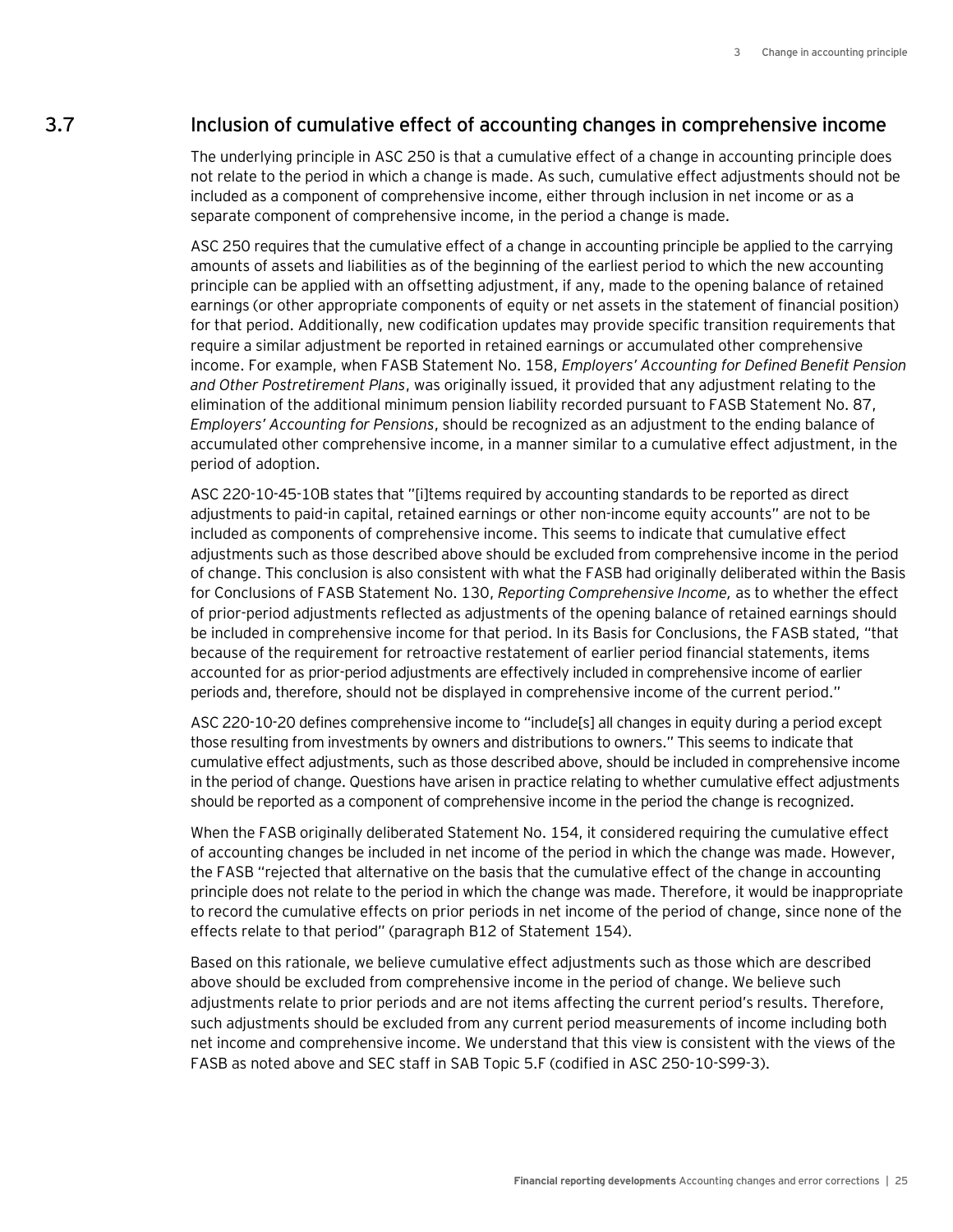## 3.7 Inclusion of cumulative effect of accounting changes in comprehensive income

The underlying principle in ASC 250 is that a cumulative effect of a change in accounting principle does not relate to the period in which a change is made. As such, cumulative effect adjustments should not be included as a component of comprehensive income, either through inclusion in net income or as a separate component of comprehensive income, in the period a change is made.

ASC 250 requires that the cumulative effect of a change in accounting principle be applied to the carrying amounts of assets and liabilities as of the beginning of the earliest period to which the new accounting principle can be applied with an offsetting adjustment, if any, made to the opening balance of retained earnings (or other appropriate components of equity or net assets in the statement of financial position) for that period. Additionally, new codification updates may provide specific transition requirements that require a similar adjustment be reported in retained earnings or accumulated other comprehensive income. For example, when FASB Statement No. 158, *Employers' Accounting for Defined Benefit Pension and Other Postretirement Plans*, was originally issued, it provided that any adjustment relating to the elimination of the additional minimum pension liability recorded pursuant to FASB Statement No. 87, *Employers' Accounting for Pensions*, should be recognized as an adjustment to the ending balance of accumulated other comprehensive income, in a manner similar to a cumulative effect adjustment, in the period of adoption.

ASC 220-10-45-10B states that "[i]tems required by accounting standards to be reported as direct adjustments to paid-in capital, retained earnings or other non-income equity accounts" are not to be included as components of comprehensive income. This seems to indicate that cumulative effect adjustments such as those described above should be excluded from comprehensive income in the period of change. This conclusion is also consistent with what the FASB had originally deliberated within the Basis for Conclusions of FASB Statement No. 130, *Reporting Comprehensive Income,* as to whether the effect of prior-period adjustments reflected as adjustments of the opening balance of retained earnings should be included in comprehensive income for that period. In its Basis for Conclusions, the FASB stated, "that because of the requirement for retroactive restatement of earlier period financial statements, items accounted for as prior-period adjustments are effectively included in comprehensive income of earlier periods and, therefore, should not be displayed in comprehensive income of the current period."

ASC 220-10-20 defines comprehensive income to "include[s] all changes in equity during a period except those resulting from investments by owners and distributions to owners." This seems to indicate that cumulative effect adjustments, such as those described above, should be included in comprehensive income in the period of change. Questions have arisen in practice relating to whether cumulative effect adjustments should be reported as a component of comprehensive income in the period the change is recognized.

When the FASB originally deliberated Statement No. 154, it considered requiring the cumulative effect of accounting changes be included in net income of the period in which the change was made. However, the FASB "rejected that alternative on the basis that the cumulative effect of the change in accounting principle does not relate to the period in which the change was made. Therefore, it would be inappropriate to record the cumulative effects on prior periods in net income of the period of change, since none of the effects relate to that period" (paragraph B12 of Statement 154).

Based on this rationale, we believe cumulative effect adjustments such as those which are described above should be excluded from comprehensive income in the period of change. We believe such adjustments relate to prior periods and are not items affecting the current period's results. Therefore, such adjustments should be excluded from any current period measurements of income including both net income and comprehensive income. We understand that this view is consistent with the views of the FASB as noted above and SEC staff in SAB Topic 5.F (codified in ASC 250-10-S99-3).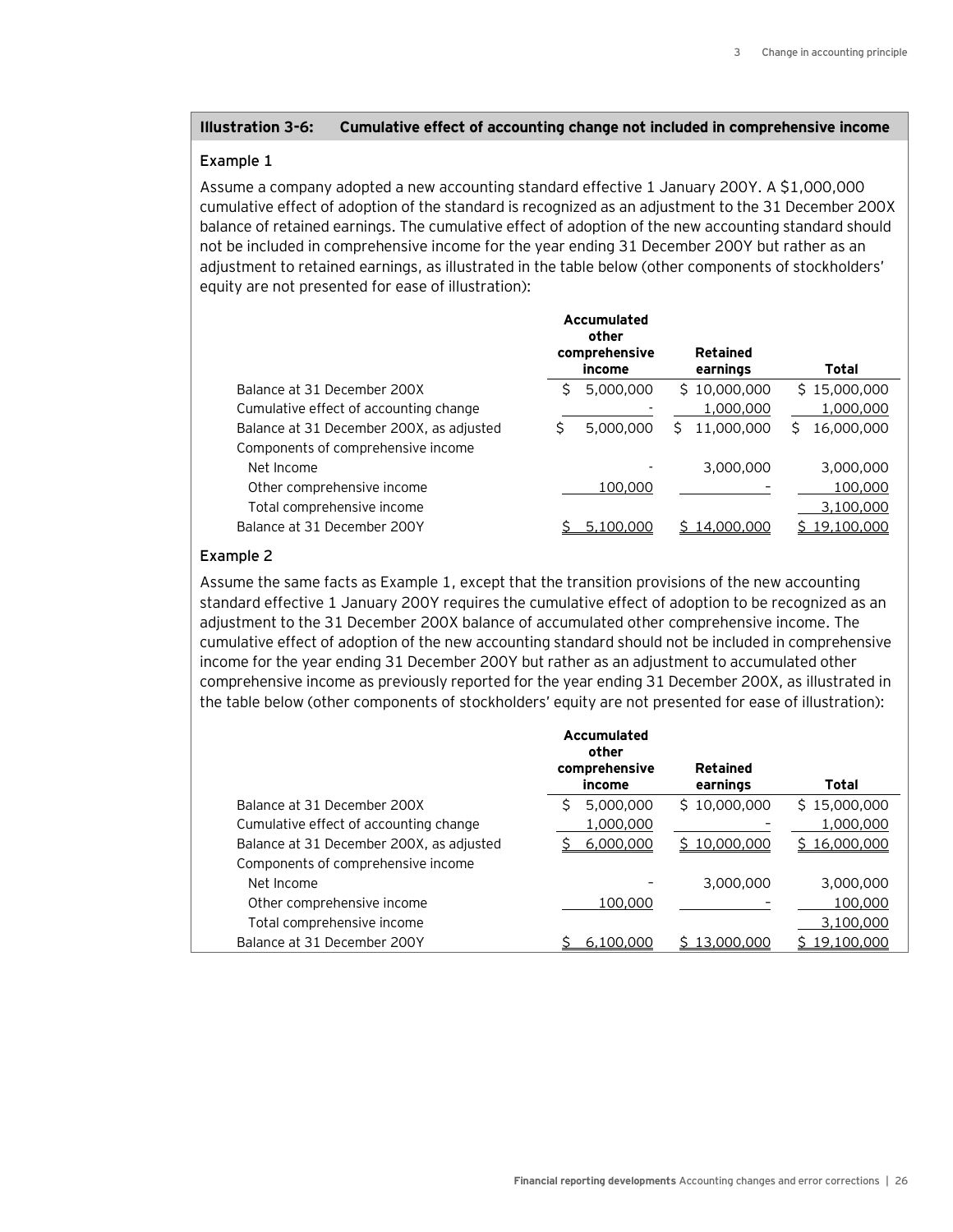### Illustration 3-6: Cumulative effect of accounting change not included in comprehensive income

**Example 1**

Assume a company adopted a new accounting standard effective 1 January 200Y. A $1,000,000 cumulative effect of adoption of the standard is recognized as an adjustment to the 31 December 200X balance of retained earnings. The cumulative effect of adoption of the new accounting standard should not be included in comprehensive income for the year ending 31 December 200Y but rather as an adjustment to retained earnings, as illustrated in the table below (other components of stockholders' equity are not presented for ease of illustration):

| | Accumulated other comprehensive income | Retained earnings | Total |
|---|---|---|---|
| Balance at 31 December 200X | $ 5,000,000 | $ 10,000,000 | $ 15,000,000 |
| Cumulative effect of accounting change | - | 1,000,000 | 1,000,000 |
| Balance at 31 December 200X, as adjusted | $ 5,000,000 | $ 11,000,000 | $ 16,000,000 |
| Components of comprehensive income | | | |
| Net Income | - | 3,000,000 | 3,000,000 |
| Other comprehensive income | 100,000 | - | 100,000 |
| Total comprehensive income | | | 3,100,000 |
| Balance at 31 December 200Y | $ 5,100,000 | $ 14,000,000 | $ 19,100,000 |

**Example 2**

Assume the same facts as Example 1, except that the transition provisions of the new accounting standard effective 1 January 200Y requires the cumulative effect of adoption to be recognized as an adjustment to the 31 December 200X balance of accumulated other comprehensive income. The cumulative effect of adoption of the new accounting standard should not be included in comprehensive income for the year ending 31 December 200Y but rather as an adjustment to accumulated other comprehensive income as previously reported for the year ending 31 December 200X, as illustrated in the table below (other components of stockholders' equity are not presented for ease of illustration):

| | Accumulated other comprehensive income | Retained earnings | Total |
|---|---|---|---|
| Balance at 31 December 200X | $ 5,000,000 | $ 10,000,000 | $ 15,000,000 |
| Cumulative effect of accounting change | 1,000,000 | - | 1,000,000 |
| Balance at 31 December 200X, as adjusted | $ 6,000,000 | $ 10,000,000 | $ 16,000,000 |
| Components of comprehensive income | | | |
| Net Income | - | 3,000,000 | 3,000,000 |
| Other comprehensive income | 100,000 | - | 100,000 |
| Total comprehensive income | | | 3,100,000 |
| Balance at 31 December 200Y | $ 6,100,000 | $ 13,000,000 | $ 19,100,000 |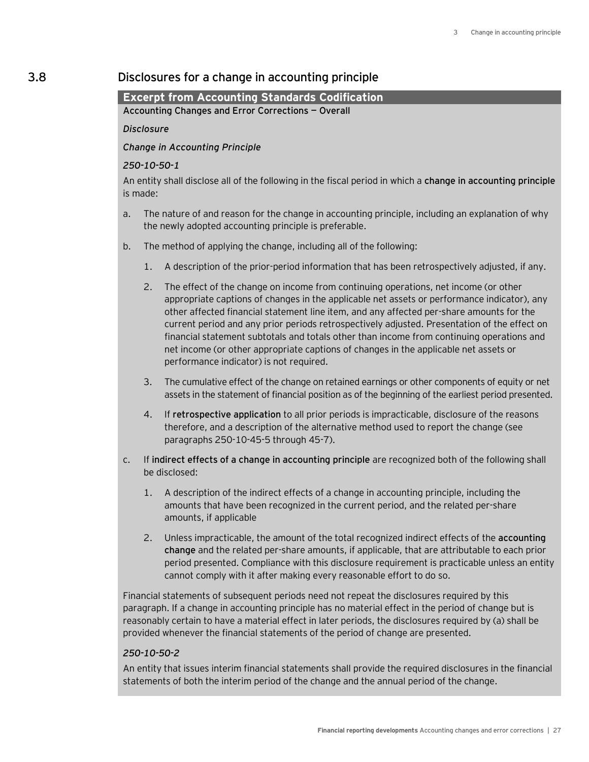## 3.8 Disclosures for a change in accounting principle

**Excerpt from Accounting Standards Codification**

**Accounting Changes and Error Corrections — Overall**

*Disclosure*

*Change in Accounting Principle*

*250-10-50-1*

An entity shall disclose all of the following in the fiscal period in which a **change in accounting principle** is made:

a. The nature of and reason for the change in accounting principle, including an explanation of why the newly adopted accounting principle is preferable.

b. The method of applying the change, including all of the following:

   1. A description of the prior-period information that has been retrospectively adjusted, if any.

   2. The effect of the change on income from continuing operations, net income (or other appropriate captions of changes in the applicable net assets or performance indicator), any other affected financial statement line item, and any affected per-share amounts for the current period and any prior periods retrospectively adjusted. Presentation of the effect on financial statement subtotals and totals other than income from continuing operations and net income (or other appropriate captions of changes in the applicable net assets or performance indicator) is not required.

   3. The cumulative effect of the change on retained earnings or other components of equity or net assets in the statement of financial position as of the beginning of the earliest period presented.

   4. If **retrospective application** to all prior periods is impracticable, disclosure of the reasons therefore, and a description of the alternative method used to report the change (see paragraphs 250-10-45-5 through 45-7).

c. If **indirect effects of a change in accounting principle** are recognized both of the following shall be disclosed:

   1. A description of the indirect effects of a change in accounting principle, including the amounts that have been recognized in the current period, and the related per-share amounts, if applicable

   2. Unless impracticable, the amount of the total recognized indirect effects of the **accounting change** and the related per-share amounts, if applicable, that are attributable to each prior period presented. Compliance with this disclosure requirement is practicable unless an entity cannot comply with it after making every reasonable effort to do so.

Financial statements of subsequent periods need not repeat the disclosures required by this paragraph. If a change in accounting principle has no material effect in the period of change but is reasonably certain to have a material effect in later periods, the disclosures required by (a) shall be provided whenever the financial statements of the period of change are presented.

*250-10-50-2*

An entity that issues interim financial statements shall provide the required disclosures in the financial statements of both the interim period of the change and the annual period of the change.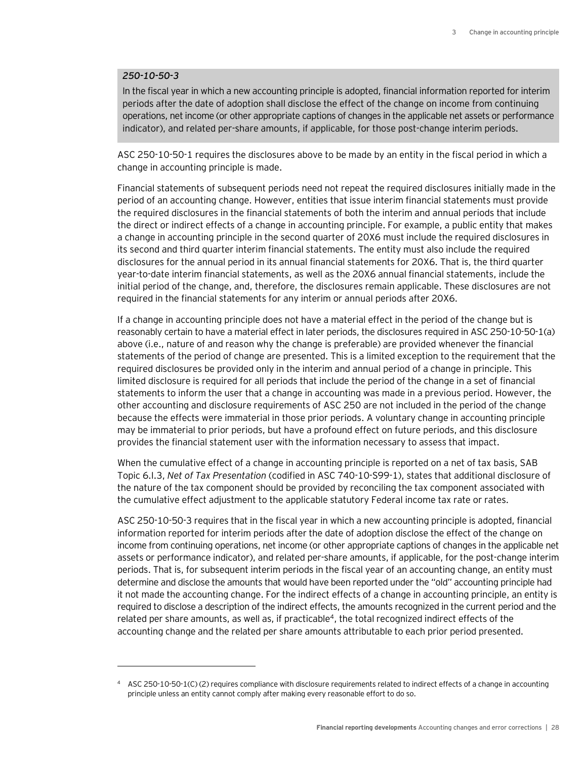*250-10-50-3*

In the fiscal year in which a new accounting principle is adopted, financial information reported for interim periods after the date of adoption shall disclose the effect of the change on income from continuing operations, net income (or other appropriate captions of changes in the applicable net assets or performance indicator), and related per-share amounts, if applicable, for those post-change interim periods.

ASC 250-10-50-1 requires the disclosures above to be made by an entity in the fiscal period in which a change in accounting principle is made.

Financial statements of subsequent periods need not repeat the required disclosures initially made in the period of an accounting change. However, entities that issue interim financial statements must provide the required disclosures in the financial statements of both the interim and annual periods that include the direct or indirect effects of a change in accounting principle. For example, a public entity that makes a change in accounting principle in the second quarter of 20X6 must include the required disclosures in its second and third quarter interim financial statements. The entity must also include the required disclosures for the annual period in its annual financial statements for 20X6. That is, the third quarter year-to-date interim financial statements, as well as the 20X6 annual financial statements, include the initial period of the change, and, therefore, the disclosures remain applicable. These disclosures are not required in the financial statements for any interim or annual periods after 20X6.

If a change in accounting principle does not have a material effect in the period of the change but is reasonably certain to have a material effect in later periods, the disclosures required in ASC 250-10-50-1(a) above (i.e., nature of and reason why the change is preferable) are provided whenever the financial statements of the period of change are presented. This is a limited exception to the requirement that the required disclosures be provided only in the interim and annual period of a change in principle. This limited disclosure is required for all periods that include the period of the change in a set of financial statements to inform the user that a change in accounting was made in a previous period. However, the other accounting and disclosure requirements of ASC 250 are not included in the period of the change because the effects were immaterial in those prior periods. A voluntary change in accounting principle may be immaterial to prior periods, but have a profound effect on future periods, and this disclosure provides the financial statement user with the information necessary to assess that impact.

When the cumulative effect of a change in accounting principle is reported on a net of tax basis, SAB Topic 6.I.3, *Net of Tax Presentation* (codified in ASC 740-10-S99-1), states that additional disclosure of the nature of the tax component should be provided by reconciling the tax component associated with the cumulative effect adjustment to the applicable statutory Federal income tax rate or rates.

ASC 250-10-50-3 requires that in the fiscal year in which a new accounting principle is adopted, financial information reported for interim periods after the date of adoption disclose the effect of the change on income from continuing operations, net income (or other appropriate captions of changes in the applicable net assets or performance indicator), and related per-share amounts, if applicable, for the post-change interim periods. That is, for subsequent interim periods in the fiscal year of an accounting change, an entity must determine and disclose the amounts that would have been reported under the "old" accounting principle had it not made the accounting change. For the indirect effects of a change in accounting principle, an entity is required to disclose a description of the indirect effects, the amounts recognized in the current period and the related per share amounts, as well as, if practicable[4], the total recognized indirect effects of the accounting change and the related per share amounts attributable to each prior period presented.

---

[4] ASC 250-10-50-1(C) (2) requires compliance with disclosure requirements related to indirect effects of a change in accounting principle unless an entity cannot comply after making every reasonable effort to do so.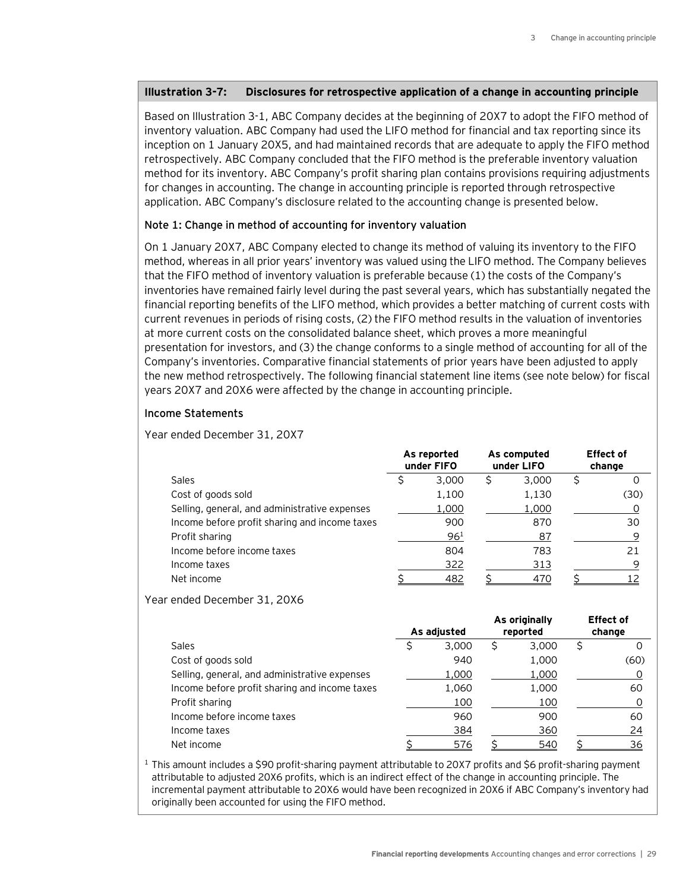**Illustration 3-7: Disclosures for retrospective application of a change in accounting principle**

Based on Illustration 3-1, ABC Company decides at the beginning of 20X7 to adopt the FIFO method of inventory valuation. ABC Company had used the LIFO method for financial and tax reporting since its inception on 1 January 20X5, and had maintained records that are adequate to apply the FIFO method retrospectively. ABC Company concluded that the FIFO method is the preferable inventory valuation method for its inventory. ABC Company's profit sharing plan contains provisions requiring adjustments for changes in accounting. The change in accounting principle is reported through retrospective application. ABC Company's disclosure related to the accounting change is presented below.

**Note 1: Change in method of accounting for inventory valuation**

On 1 January 20X7, ABC Company elected to change its method of valuing its inventory to the FIFO method, whereas in all prior years' inventory was valued using the LIFO method. The Company believes that the FIFO method of inventory valuation is preferable because (1) the costs of the Company's inventories have remained fairly level during the past several years, which has substantially negated the financial reporting benefits of the LIFO method, which provides a better matching of current costs with current revenues in periods of rising costs, (2) the FIFO method results in the valuation of inventories at more current costs on the consolidated balance sheet, which proves a more meaningful presentation for investors, and (3) the change conforms to a single method of accounting for all of the Company's inventories. Comparative financial statements of prior years have been adjusted to apply the new method retrospectively. The following financial statement line items (see note below) for fiscal years 20X7 and 20X6 were affected by the change in accounting principle.

**Income Statements**

Year ended December 31, 20X7

| | As reported under FIFO | As computed under LIFO | Effect of change |
|---|---|---|---|
| Sales | $ 3,000 | $ 3,000 | $ 0 |
| Cost of goods sold | 1,100 | 1,130 | (30) |
| Selling, general, and administrative expenses | 1,000 | 1,000 | 0 |
| Income before profit sharing and income taxes | 900 | 870 | 30 |
| Profit sharing | 96[1] | 87 | 9 |
| Income before income taxes | 804 | 783 | 21 |
| Income taxes | 322 | 313 | 9 |
| Net income | $ 482 | $ 470 | $ 12 |

Year ended December 31, 20X6

| | As adjusted | As originally reported | Effect of change |
|---|---|---|---|
| Sales | $ 3,000 | $ 3,000 | $ 0 |
| Cost of goods sold | 940 | 1,000 | (60) |
| Selling, general, and administrative expenses | 1,000 | 1,000 | 0 |
| Income before profit sharing and income taxes | 1,060 | 1,000 | 60 |
| Profit sharing | 100 | 100 | 0 |
| Income before income taxes | 960 | 900 | 60 |
| Income taxes | 384 | 360 | 24 |
| Net income | $ 576 | $ 540 | $ 36 |

[1] This amount includes a $90 profit-sharing payment attributable to 20X7 profits and $6 profit-sharing payment attributable to adjusted 20X6 profits, which is an indirect effect of the change in accounting principle. The incremental payment attributable to 20X6 would have been recognized in 20X6 if ABC Company's inventory had originally been accounted for using the FIFO method.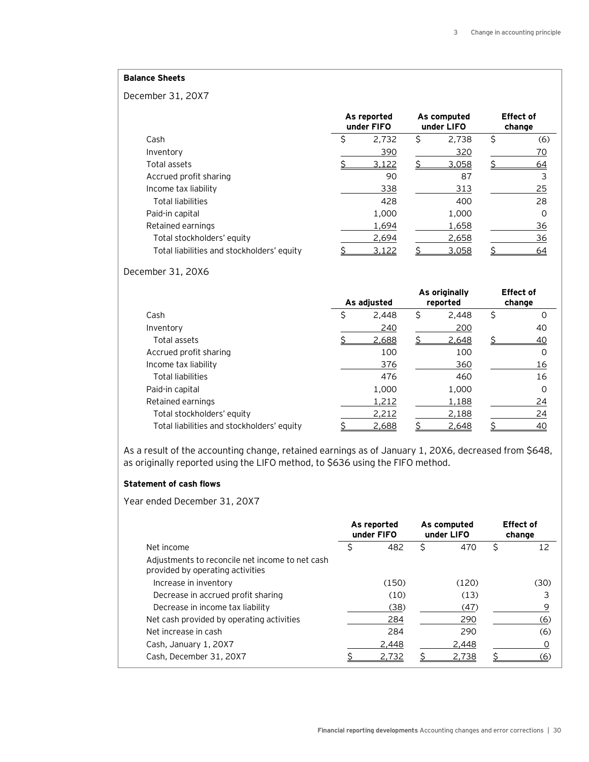**Balance Sheets**

December 31, 20X7

| | As reported under FIFO | As computed under LIFO | Effect of change |
|---|---|---|---|
| Cash | $ 2,732 | $ 2,738 | $ (6) |
| Inventory | 390 | 320 | 70 |
| Total assets | $ 3,122 | $ 3,058 | $ 64 |
| Accrued profit sharing | 90 | 87 | 3 |
| Income tax liability | 338 | 313 | 25 |
| Total liabilities | 428 | 400 | 28 |
| Paid-in capital | 1,000 | 1,000 | 0 |
| Retained earnings | 1,694 | 1,658 | 36 |
| Total stockholders' equity | 2,694 | 2,658 | 36 |
| Total liabilities and stockholders' equity | $ 3,122 | $ 3,058 | $ 64 |

December 31, 20X6

| | As adjusted | As originally reported | Effect of change |
|---|---|---|---|
| Cash | $ 2,448 | $ 2,448 | $ 0 |
| Inventory | 240 | 200 | 40 |
| Total assets | $ 2,688 | $ 2,648 | $ 40 |
| Accrued profit sharing | 100 | 100 | 0 |
| Income tax liability | 376 | 360 | 16 |
| Total liabilities | 476 | 460 | 16 |
| Paid-in capital | 1,000 | 1,000 | 0 |
| Retained earnings | 1,212 | 1,188 | 24 |
| Total stockholders' equity | 2,212 | 2,188 | 24 |
| Total liabilities and stockholders' equity | $ 2,688 | $ 2,648 | $ 40 |

As a result of the accounting change, retained earnings as of January 1, 20X6, decreased from $648, as originally reported using the LIFO method, to $636 using the FIFO method.

**Statement of cash flows**

Year ended December 31, 20X7

| | As reported under FIFO | As computed under LIFO | Effect of change |
|---|---|---|---|
| Net income | $ 482 | $ 470 | $ 12 |
| Adjustments to reconcile net income to net cash provided by operating activities | | | |
| Increase in inventory | (150) | (120) | (30) |
| Decrease in accrued profit sharing | (10) | (13) | 3 |
| Decrease in income tax liability | (38) | (47) | 9 |
| Net cash provided by operating activities | 284 | 290 | (6) |
| Net increase in cash | 284 | 290 | (6) |
| Cash, January 1, 20X7 | 2,448 | 2,448 | 0 |
| Cash, December 31, 20X7 | $ 2,732 | $ 2,738 | $ (6) |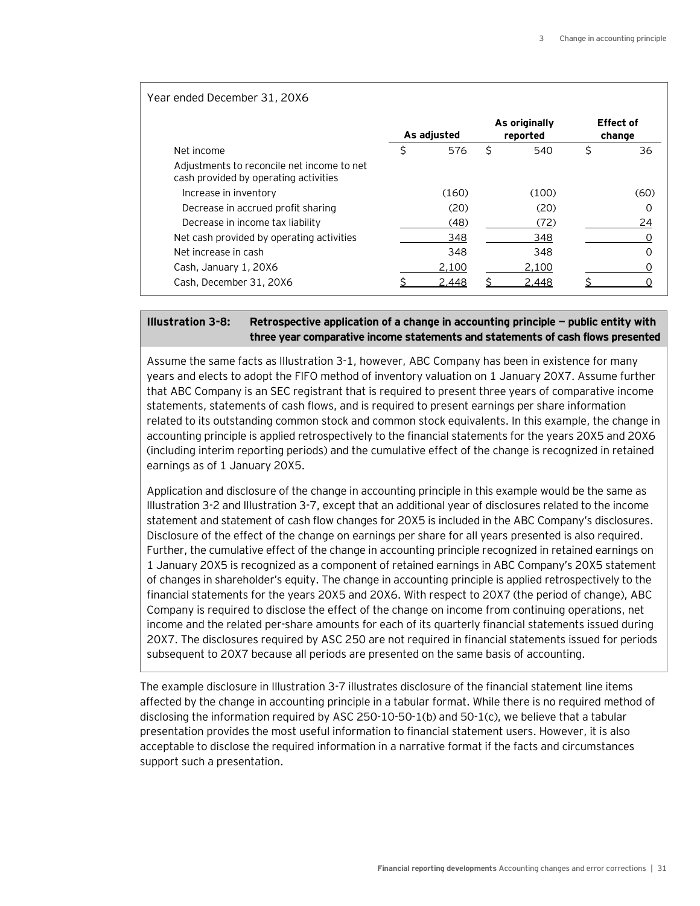| Year ended December 31, 20X6 | As adjusted | As originally reported | Effect of change |
|---|---|---|---|
| Net income | $ 576 | $ 540 | $ 36 |
| Adjustments to reconcile net income to net cash provided by operating activities | | | |
| Increase in inventory | (160) | (100) | (60) |
| Decrease in accrued profit sharing | (20) | (20) | 0 |
| Decrease in income tax liability | (48) | (72) | 24 |
| Net cash provided by operating activities | 348 | 348 | 0 |
| Net increase in cash | 348 | 348 | 0 |
| Cash, January 1, 20X6 | 2,100 | 2,100 | 0 |
| Cash, December 31, 20X6 | $ 2,448 | $ 2,448 | $ 0 |

**Illustration 3-8: Retrospective application of a change in accounting principle — public entity with three year comparative income statements and statements of cash flows presented**

Assume the same facts as Illustration 3-1, however, ABC Company has been in existence for many years and elects to adopt the FIFO method of inventory valuation on 1 January 20X7. Assume further that ABC Company is an SEC registrant that is required to present three years of comparative income statements, statements of cash flows, and is required to present earnings per share information related to its outstanding common stock and common stock equivalents. In this example, the change in accounting principle is applied retrospectively to the financial statements for the years 20X5 and 20X6 (including interim reporting periods) and the cumulative effect of the change is recognized in retained earnings as of 1 January 20X5.

Application and disclosure of the change in accounting principle in this example would be the same as Illustration 3-2 and Illustration 3-7, except that an additional year of disclosures related to the income statement and statement of cash flow changes for 20X5 is included in the ABC Company's disclosures. Disclosure of the effect of the change on earnings per share for all years presented is also required. Further, the cumulative effect of the change in accounting principle recognized in retained earnings on 1 January 20X5 is recognized as a component of retained earnings in ABC Company's 20X5 statement of changes in shareholder's equity. The change in accounting principle is applied retrospectively to the financial statements for the years 20X5 and 20X6. With respect to 20X7 (the period of change), ABC Company is required to disclose the effect of the change on income from continuing operations, net income and the related per-share amounts for each of its quarterly financial statements issued during 20X7. The disclosures required by ASC 250 are not required in financial statements issued for periods subsequent to 20X7 because all periods are presented on the same basis of accounting.

The example disclosure in Illustration 3-7 illustrates disclosure of the financial statement line items affected by the change in accounting principle in a tabular format. While there is no required method of disclosing the information required by ASC 250-10-50-1(b) and 50-1(c), we believe that a tabular presentation provides the most useful information to financial statement users. However, it is also acceptable to disclose the required information in a narrative format if the facts and circumstances support such a presentation.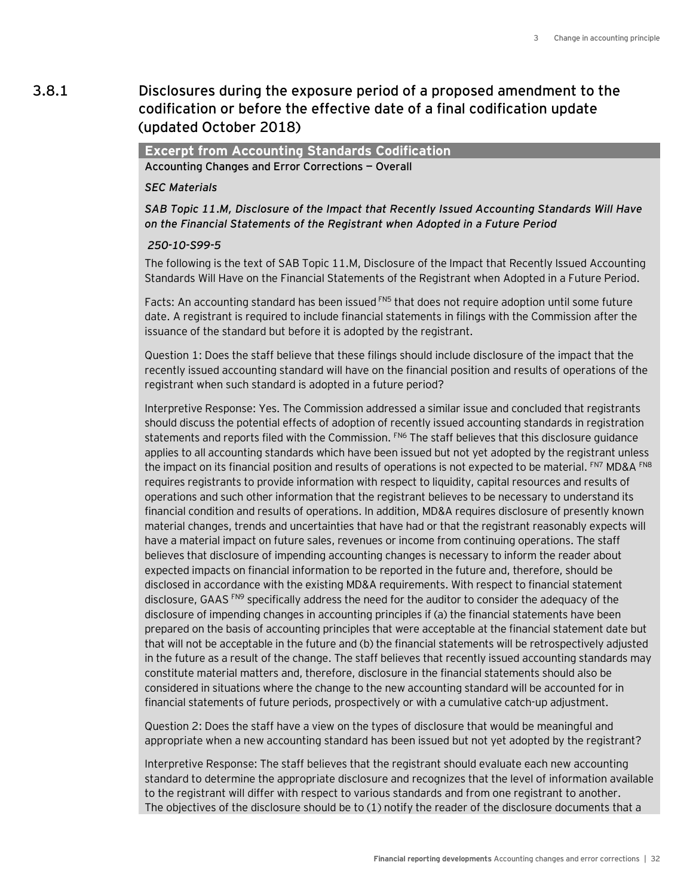### 3.8.1 Disclosures during the exposure period of a proposed amendment to the codification or before the effective date of a final codification update (updated October 2018)

**Excerpt from Accounting Standards Codification**

**Accounting Changes and Error Corrections — Overall**

*SEC Materials*

*SAB Topic 11.M, Disclosure of the Impact that Recently Issued Accounting Standards Will Have on the Financial Statements of the Registrant when Adopted in a Future Period*

*250-10-S99-5*

The following is the text of SAB Topic 11.M, Disclosure of the Impact that Recently Issued Accounting Standards Will Have on the Financial Statements of the Registrant when Adopted in a Future Period.

Facts: An accounting standard has been issued [FN5] that does not require adoption until some future date. A registrant is required to include financial statements in filings with the Commission after the issuance of the standard but before it is adopted by the registrant.

Question 1: Does the staff believe that these filings should include disclosure of the impact that the recently issued accounting standard will have on the financial position and results of operations of the registrant when such standard is adopted in a future period?

Interpretive Response: Yes. The Commission addressed a similar issue and concluded that registrants should discuss the potential effects of adoption of recently issued accounting standards in registration statements and reports filed with the Commission. [FN6] The staff believes that this disclosure guidance applies to all accounting standards which have been issued but not yet adopted by the registrant unless the impact on its financial position and results of operations is not expected to be material. [FN7] MD&A [FN8] requires registrants to provide information with respect to liquidity, capital resources and results of operations and such other information that the registrant believes to be necessary to understand its financial condition and results of operations. In addition, MD&A requires disclosure of presently known material changes, trends and uncertainties that have had or that the registrant reasonably expects will have a material impact on future sales, revenues or income from continuing operations. The staff believes that disclosure of impending accounting changes is necessary to inform the reader about expected impacts on financial information to be reported in the future and, therefore, should be disclosed in accordance with the existing MD&A requirements. With respect to financial statement disclosure, GAAS [FN9] specifically address the need for the auditor to consider the adequacy of the disclosure of impending changes in accounting principles if (a) the financial statements have been prepared on the basis of accounting principles that were acceptable at the financial statement date but that will not be acceptable in the future and (b) the financial statements will be retrospectively adjusted in the future as a result of the change. The staff believes that recently issued accounting standards may constitute material matters and, therefore, disclosure in the financial statements should also be considered in situations where the change to the new accounting standard will be accounted for in financial statements of future periods, prospectively or with a cumulative catch-up adjustment.

Question 2: Does the staff have a view on the types of disclosure that would be meaningful and appropriate when a new accounting standard has been issued but not yet adopted by the registrant?

Interpretive Response: The staff believes that the registrant should evaluate each new accounting standard to determine the appropriate disclosure and recognizes that the level of information available to the registrant will differ with respect to various standards and from one registrant to another. The objectives of the disclosure should be to (1) notify the reader of the disclosure documents that a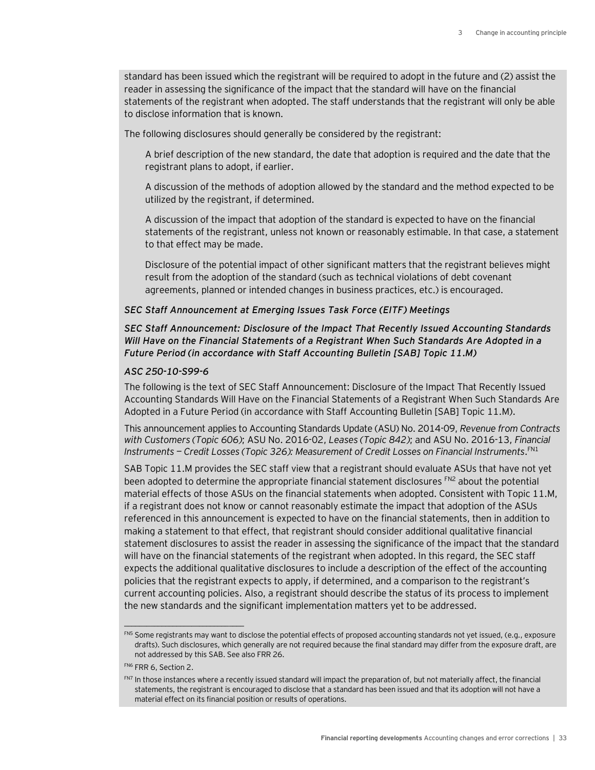standard has been issued which the registrant will be required to adopt in the future and (2) assist the reader in assessing the significance of the impact that the standard will have on the financial statements of the registrant when adopted. The staff understands that the registrant will only be able to disclose information that is known.

The following disclosures should generally be considered by the registrant:

A brief description of the new standard, the date that adoption is required and the date that the registrant plans to adopt, if earlier.

A discussion of the methods of adoption allowed by the standard and the method expected to be utilized by the registrant, if determined.

A discussion of the impact that adoption of the standard is expected to have on the financial statements of the registrant, unless not known or reasonably estimable. In that case, a statement to that effect may be made.

Disclosure of the potential impact of other significant matters that the registrant believes might result from the adoption of the standard (such as technical violations of debt covenant agreements, planned or intended changes in business practices, etc.) is encouraged.

***SEC Staff Announcement at Emerging Issues Task Force (EITF) Meetings***

***SEC Staff Announcement: Disclosure of the Impact That Recently Issued Accounting Standards Will Have on the Financial Statements of a Registrant When Such Standards Are Adopted in a Future Period (in accordance with Staff Accounting Bulletin [SAB] Topic 11.M)***

***ASC 250-10-S99-6***

The following is the text of SEC Staff Announcement: Disclosure of the Impact That Recently Issued Accounting Standards Will Have on the Financial Statements of a Registrant When Such Standards Are Adopted in a Future Period (in accordance with Staff Accounting Bulletin [SAB] Topic 11.M).

This announcement applies to Accounting Standards Update (ASU) No. 2014-09, *Revenue from Contracts with Customers (Topic 606)*; ASU No. 2016-02, *Leases (Topic 842)*; and ASU No. 2016-13, *Financial Instruments — Credit Losses (Topic 326): Measurement of Credit Losses on Financial Instruments*.[FN1]

SAB Topic 11.M provides the SEC staff view that a registrant should evaluate ASUs that have not yet been adopted to determine the appropriate financial statement disclosures [FN2] about the potential material effects of those ASUs on the financial statements when adopted. Consistent with Topic 11.M, if a registrant does not know or cannot reasonably estimate the impact that adoption of the ASUs referenced in this announcement is expected to have on the financial statements, then in addition to making a statement to that effect, that registrant should consider additional qualitative financial statement disclosures to assist the reader in assessing the significance of the impact that the standard will have on the financial statements of the registrant when adopted. In this regard, the SEC staff expects the additional qualitative disclosures to include a description of the effect of the accounting policies that the registrant expects to apply, if determined, and a comparison to the registrant's current accounting policies. Also, a registrant should describe the status of its process to implement the new standards and the significant implementation matters yet to be addressed.

---

[FN5] Some registrants may want to disclose the potential effects of proposed accounting standards not yet issued, (e.g., exposure drafts). Such disclosures, which generally are not required because the final standard may differ from the exposure draft, are not addressed by this SAB. See also FRR 26.

[FN6] FRR 6, Section 2.

[FN7] In those instances where a recently issued standard will impact the preparation of, but not materially affect, the financial statements, the registrant is encouraged to disclose that a standard has been issued and that its adoption will not have a material effect on its financial position or results of operations.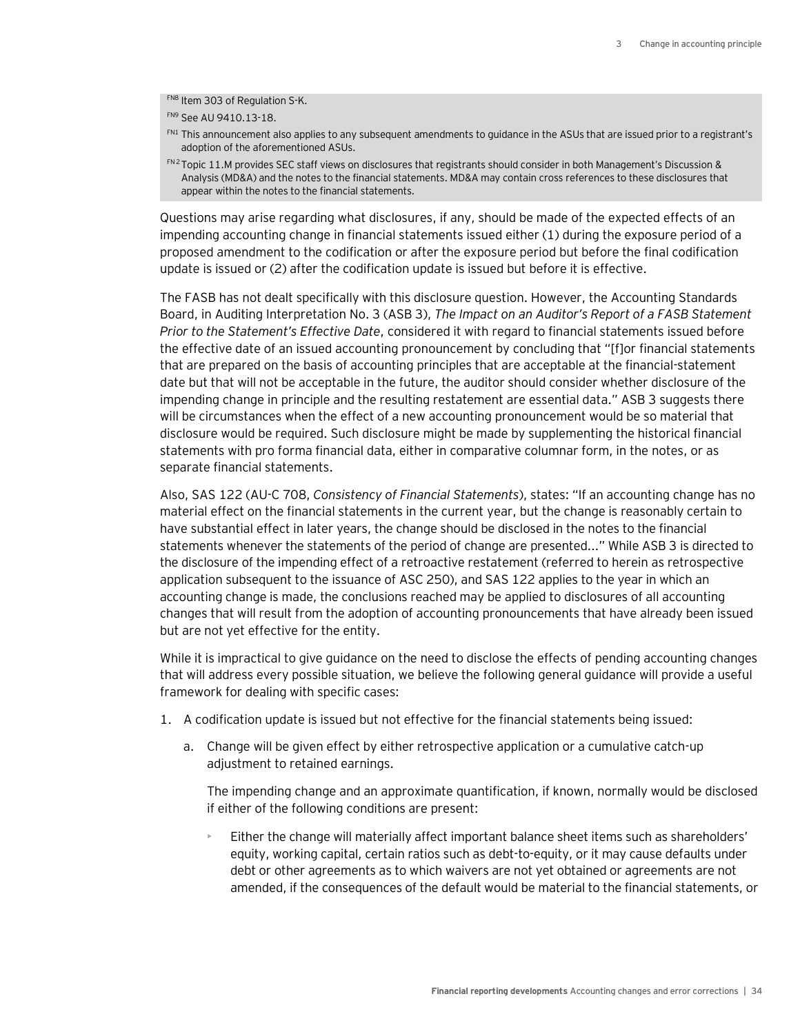FN8 Item 303 of Regulation S-K.

FN9 See AU 9410.13-18.

FN1 This announcement also applies to any subsequent amendments to guidance in the ASUs that are issued prior to a registrant's adoption of the aforementioned ASUs.

FN2 Topic 11.M provides SEC staff views on disclosures that registrants should consider in both Management's Discussion & Analysis (MD&A) and the notes to the financial statements. MD&A may contain cross references to these disclosures that appear within the notes to the financial statements.

Questions may arise regarding what disclosures, if any, should be made of the expected effects of an impending accounting change in financial statements issued either (1) during the exposure period of a proposed amendment to the codification or after the exposure period but before the final codification update is issued or (2) after the codification update is issued but before it is effective.

The FASB has not dealt specifically with this disclosure question. However, the Accounting Standards Board, in Auditing Interpretation No. 3 (ASB 3), *The Impact on an Auditor's Report of a FASB Statement Prior to the Statement's Effective Date*, considered it with regard to financial statements issued before the effective date of an issued accounting pronouncement by concluding that "[f]or financial statements that are prepared on the basis of accounting principles that are acceptable at the financial-statement date but that will not be acceptable in the future, the auditor should consider whether disclosure of the impending change in principle and the resulting restatement are essential data." ASB 3 suggests there will be circumstances when the effect of a new accounting pronouncement would be so material that disclosure would be required. Such disclosure might be made by supplementing the historical financial statements with pro forma financial data, either in comparative columnar form, in the notes, or as separate financial statements.

Also, SAS 122 (AU-C 708, *Consistency of Financial Statements*), states: "If an accounting change has no material effect on the financial statements in the current year, but the change is reasonably certain to have substantial effect in later years, the change should be disclosed in the notes to the financial statements whenever the statements of the period of change are presented..." While ASB 3 is directed to the disclosure of the impending effect of a retroactive restatement (referred to herein as retrospective application subsequent to the issuance of ASC 250), and SAS 122 applies to the year in which an accounting change is made, the conclusions reached may be applied to disclosures of all accounting changes that will result from the adoption of accounting pronouncements that have already been issued but are not yet effective for the entity.

While it is impractical to give guidance on the need to disclose the effects of pending accounting changes that will address every possible situation, we believe the following general guidance will provide a useful framework for dealing with specific cases:

1. A codification update is issued but not effective for the financial statements being issued:

   a. Change will be given effect by either retrospective application or a cumulative catch-up adjustment to retained earnings.

      The impending change and an approximate quantification, if known, normally would be disclosed if either of the following conditions are present:

      - Either the change will materially affect important balance sheet items such as shareholders' equity, working capital, certain ratios such as debt-to-equity, or it may cause defaults under debt or other agreements as to which waivers are not yet obtained or agreements are not amended, if the consequences of the default would be material to the financial statements, or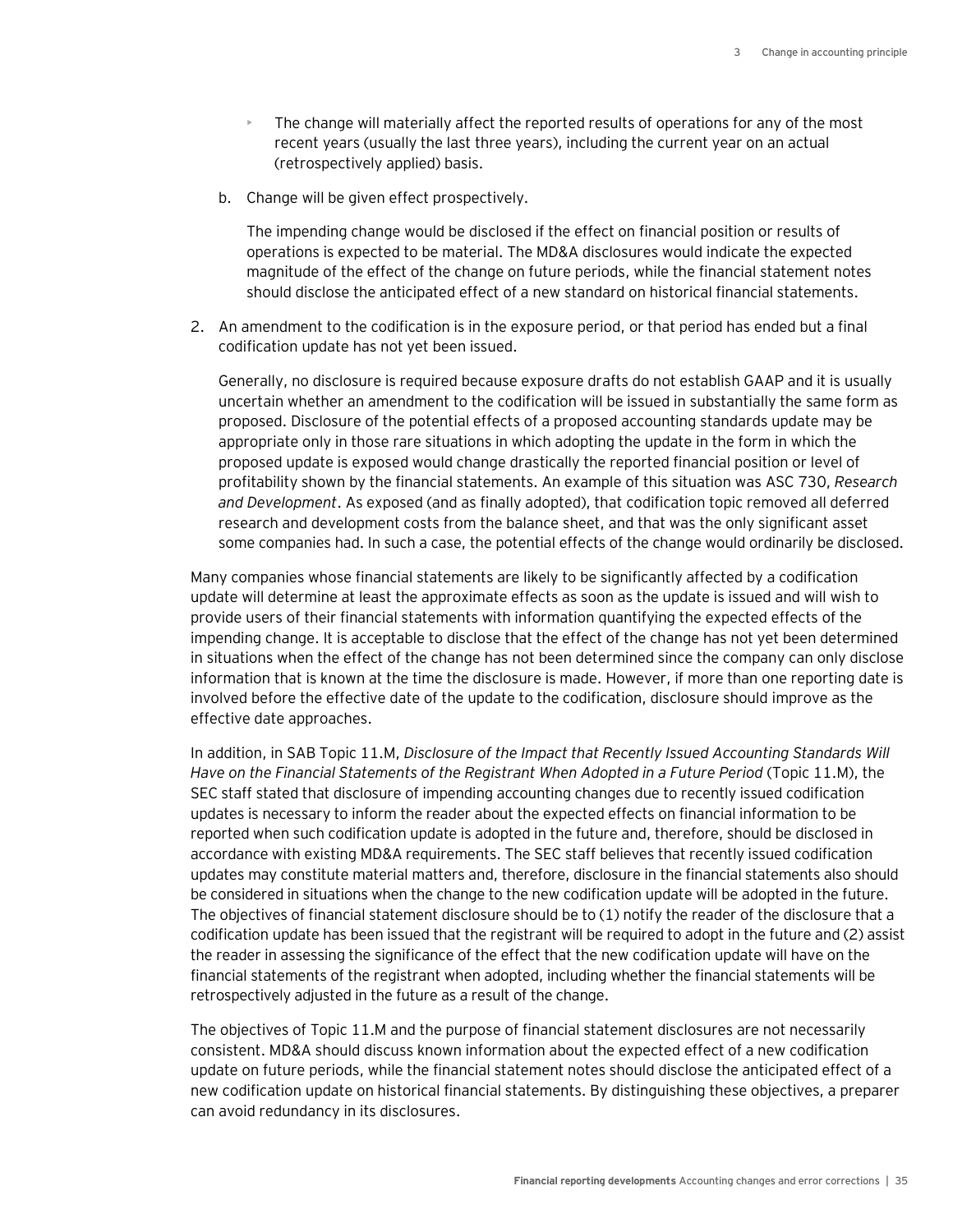- The change will materially affect the reported results of operations for any of the most recent years (usually the last three years), including the current year on an actual (retrospectively applied) basis.

   b. Change will be given effect prospectively.

      The impending change would be disclosed if the effect on financial position or results of operations is expected to be material. The MD&A disclosures would indicate the expected magnitude of the effect of the change on future periods, while the financial statement notes should disclose the anticipated effect of a new standard on historical financial statements.

2. An amendment to the codification is in the exposure period, or that period has ended but a final codification update has not yet been issued.

   Generally, no disclosure is required because exposure drafts do not establish GAAP and it is usually uncertain whether an amendment to the codification will be issued in substantially the same form as proposed. Disclosure of the potential effects of a proposed accounting standards update may be appropriate only in those rare situations in which adopting the update in the form in which the proposed update is exposed would change drastically the reported financial position or level of profitability shown by the financial statements. An example of this situation was ASC 730, *Research and Development*. As exposed (and as finally adopted), that codification topic removed all deferred research and development costs from the balance sheet, and that was the only significant asset some companies had. In such a case, the potential effects of the change would ordinarily be disclosed.

Many companies whose financial statements are likely to be significantly affected by a codification update will determine at least the approximate effects as soon as the update is issued and will wish to provide users of their financial statements with information quantifying the expected effects of the impending change. It is acceptable to disclose that the effect of the change has not yet been determined in situations when the effect of the change has not been determined since the company can only disclose information that is known at the time the disclosure is made. However, if more than one reporting date is involved before the effective date of the update to the codification, disclosure should improve as the effective date approaches.

In addition, in SAB Topic 11.M, *Disclosure of the Impact that Recently Issued Accounting Standards Will Have on the Financial Statements of the Registrant When Adopted in a Future Period* (Topic 11.M), the SEC staff stated that disclosure of impending accounting changes due to recently issued codification updates is necessary to inform the reader about the expected effects on financial information to be reported when such codification update is adopted in the future and, therefore, should be disclosed in accordance with existing MD&A requirements. The SEC staff believes that recently issued codification updates may constitute material matters and, therefore, disclosure in the financial statements also should be considered in situations when the change to the new codification update will be adopted in the future. The objectives of financial statement disclosure should be to (1) notify the reader of the disclosure that a codification update has been issued that the registrant will be required to adopt in the future and (2) assist the reader in assessing the significance of the effect that the new codification update will have on the financial statements of the registrant when adopted, including whether the financial statements will be retrospectively adjusted in the future as a result of the change.

The objectives of Topic 11.M and the purpose of financial statement disclosures are not necessarily consistent. MD&A should discuss known information about the expected effect of a new codification update on future periods, while the financial statement notes should disclose the anticipated effect of a new codification update on historical financial statements. By distinguishing these objectives, a preparer can avoid redundancy in its disclosures.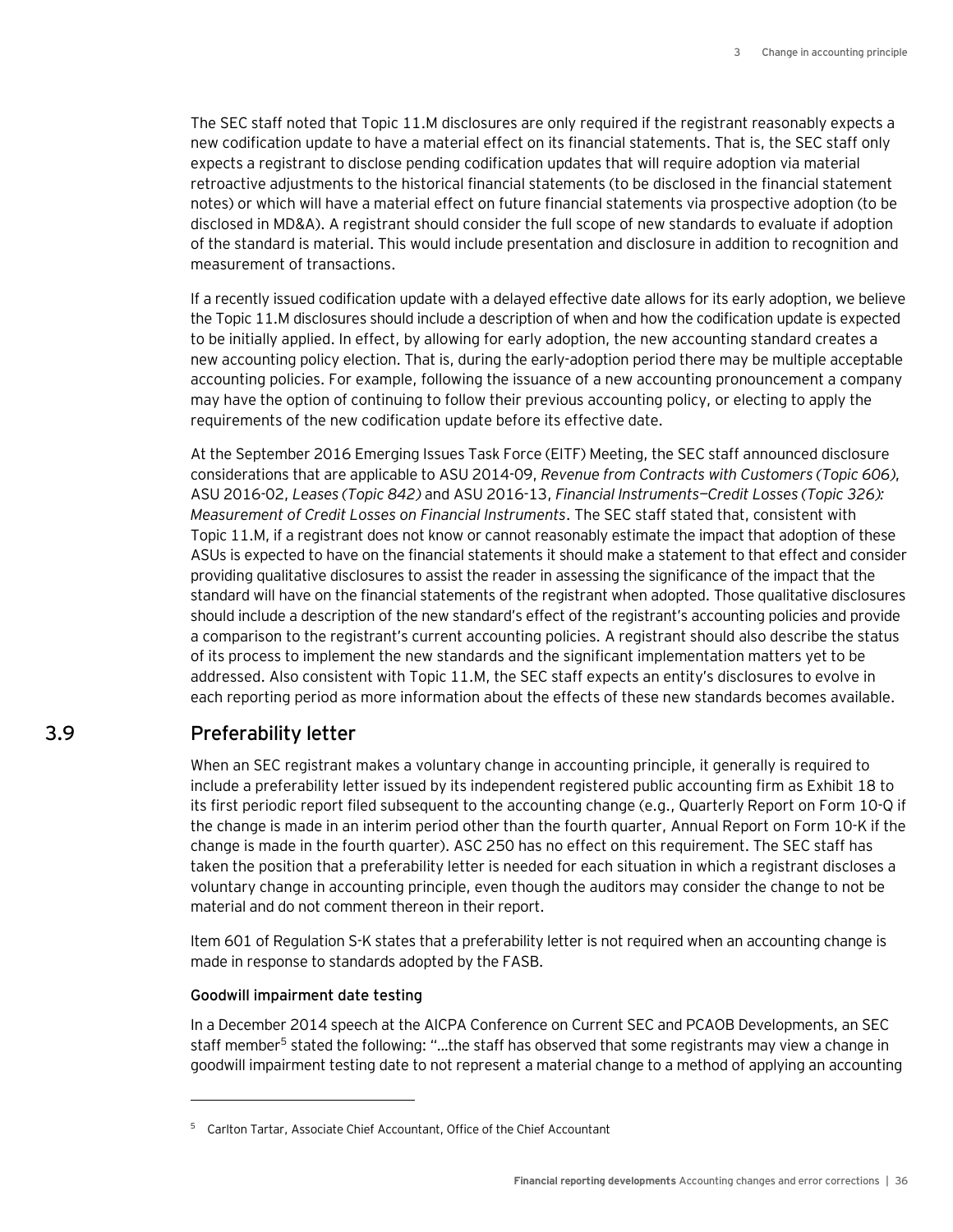The SEC staff noted that Topic 11.M disclosures are only required if the registrant reasonably expects a new codification update to have a material effect on its financial statements. That is, the SEC staff only expects a registrant to disclose pending codification updates that will require adoption via material retroactive adjustments to the historical financial statements (to be disclosed in the financial statement notes) or which will have a material effect on future financial statements via prospective adoption (to be disclosed in MD&A). A registrant should consider the full scope of new standards to evaluate if adoption of the standard is material. This would include presentation and disclosure in addition to recognition and measurement of transactions.

If a recently issued codification update with a delayed effective date allows for its early adoption, we believe the Topic 11.M disclosures should include a description of when and how the codification update is expected to be initially applied. In effect, by allowing for early adoption, the new accounting standard creates a new accounting policy election. That is, during the early-adoption period there may be multiple acceptable accounting policies. For example, following the issuance of a new accounting pronouncement a company may have the option of continuing to follow their previous accounting policy, or electing to apply the requirements of the new codification update before its effective date.

At the September 2016 Emerging Issues Task Force (EITF) Meeting, the SEC staff announced disclosure considerations that are applicable to ASU 2014-09, *Revenue from Contracts with Customers (Topic 606)*, ASU 2016-02, *Leases (Topic 842)* and ASU 2016-13, *Financial Instruments—Credit Losses (Topic 326): Measurement of Credit Losses on Financial Instruments*. The SEC staff stated that, consistent with Topic 11.M, if a registrant does not know or cannot reasonably estimate the impact that adoption of these ASUs is expected to have on the financial statements it should make a statement to that effect and consider providing qualitative disclosures to assist the reader in assessing the significance of the impact that the standard will have on the financial statements of the registrant when adopted. Those qualitative disclosures should include a description of the new standard's effect of the registrant's accounting policies and provide a comparison to the registrant's current accounting policies. A registrant should also describe the status of its process to implement the new standards and the significant implementation matters yet to be addressed. Also consistent with Topic 11.M, the SEC staff expects an entity's disclosures to evolve in each reporting period as more information about the effects of these new standards becomes available.

## 3.9 Preferability letter

When an SEC registrant makes a voluntary change in accounting principle, it generally is required to include a preferability letter issued by its independent registered public accounting firm as Exhibit 18 to its first periodic report filed subsequent to the accounting change (e.g., Quarterly Report on Form 10-Q if the change is made in an interim period other than the fourth quarter, Annual Report on Form 10-K if the change is made in the fourth quarter). ASC 250 has no effect on this requirement. The SEC staff has taken the position that a preferability letter is needed for each situation in which a registrant discloses a voluntary change in accounting principle, even though the auditors may consider the change to not be material and do not comment thereon in their report.

Item 601 of Regulation S-K states that a preferability letter is not required when an accounting change is made in response to standards adopted by the FASB.

### Goodwill impairment date testing

In a December 2014 speech at the AICPA Conference on Current SEC and PCAOB Developments, an SEC staff member[5] stated the following: "…the staff has observed that some registrants may view a change in goodwill impairment testing date to not represent a material change to a method of applying an accounting

---

[5] Carlton Tartar, Associate Chief Accountant, Office of the Chief Accountant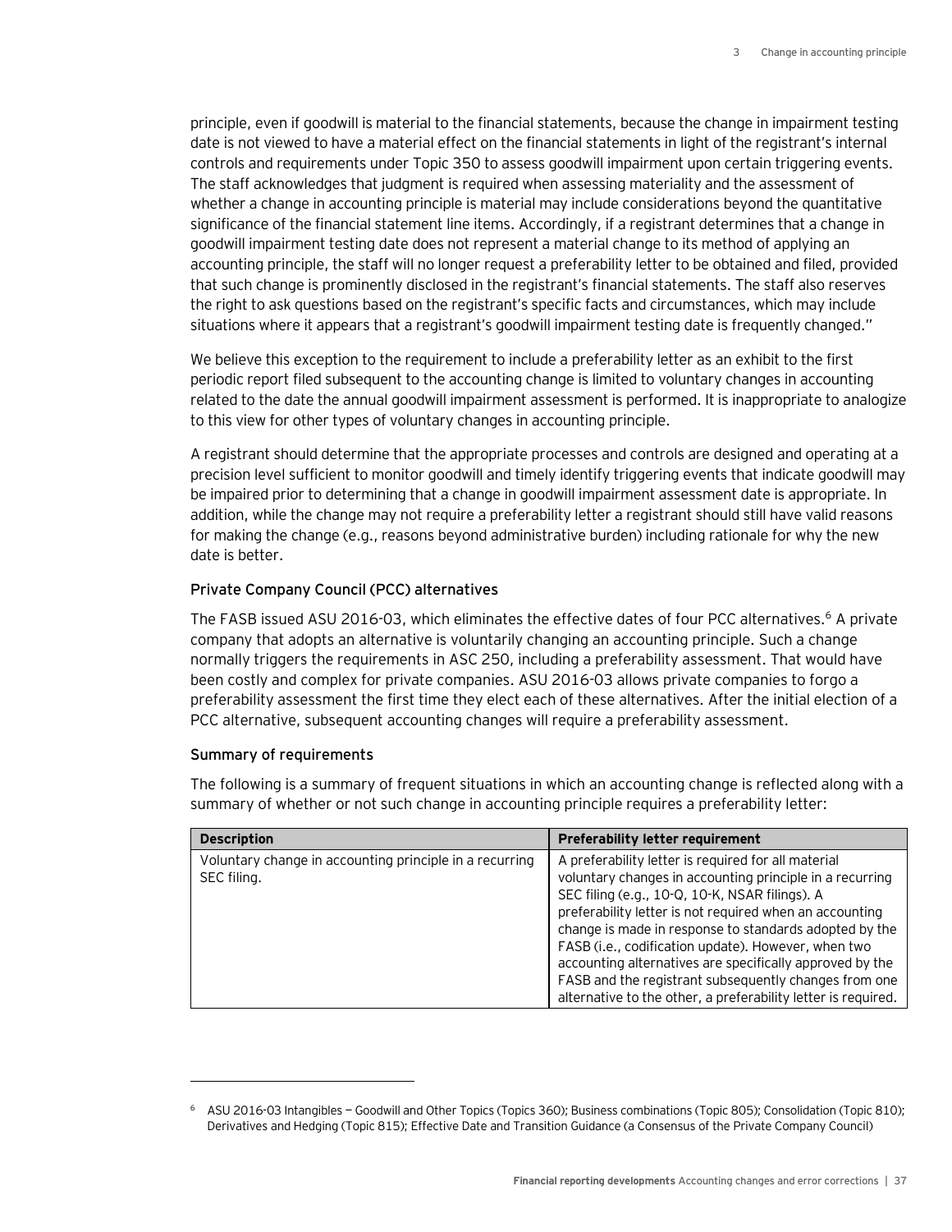principle, even if goodwill is material to the financial statements, because the change in impairment testing date is not viewed to have a material effect on the financial statements in light of the registrant's internal controls and requirements under Topic 350 to assess goodwill impairment upon certain triggering events. The staff acknowledges that judgment is required when assessing materiality and the assessment of whether a change in accounting principle is material may include considerations beyond the quantitative significance of the financial statement line items. Accordingly, if a registrant determines that a change in goodwill impairment testing date does not represent a material change to its method of applying an accounting principle, the staff will no longer request a preferability letter to be obtained and filed, provided that such change is prominently disclosed in the registrant's financial statements. The staff also reserves the right to ask questions based on the registrant's specific facts and circumstances, which may include situations where it appears that a registrant's goodwill impairment testing date is frequently changed."

We believe this exception to the requirement to include a preferability letter as an exhibit to the first periodic report filed subsequent to the accounting change is limited to voluntary changes in accounting related to the date the annual goodwill impairment assessment is performed. It is inappropriate to analogize to this view for other types of voluntary changes in accounting principle.

A registrant should determine that the appropriate processes and controls are designed and operating at a precision level sufficient to monitor goodwill and timely identify triggering events that indicate goodwill may be impaired prior to determining that a change in goodwill impairment assessment date is appropriate. In addition, while the change may not require a preferability letter a registrant should still have valid reasons for making the change (e.g., reasons beyond administrative burden) including rationale for why the new date is better.

### Private Company Council (PCC) alternatives

The FASB issued ASU 2016-03, which eliminates the effective dates of four PCC alternatives.[6] A private company that adopts an alternative is voluntarily changing an accounting principle. Such a change normally triggers the requirements in ASC 250, including a preferability assessment. That would have been costly and complex for private companies. ASU 2016-03 allows private companies to forgo a preferability assessment the first time they elect each of these alternatives. After the initial election of a PCC alternative, subsequent accounting changes will require a preferability assessment.

### Summary of requirements

The following is a summary of frequent situations in which an accounting change is reflected along with a summary of whether or not such change in accounting principle requires a preferability letter:

| Description | Preferability letter requirement |
|---|---|
| Voluntary change in accounting principle in a recurring SEC filing. | A preferability letter is required for all material voluntary changes in accounting principle in a recurring SEC filing (e.g., 10-Q, 10-K, NSAR filings). A preferability letter is not required when an accounting change is made in response to standards adopted by the FASB (i.e., codification update). However, when two accounting alternatives are specifically approved by the FASB and the registrant subsequently changes from one alternative to the other, a preferability letter is required. |

[6] ASU 2016-03 Intangibles — Goodwill and Other Topics (Topics 360); Business combinations (Topic 805); Consolidation (Topic 810); Derivatives and Hedging (Topic 815); Effective Date and Transition Guidance (a Consensus of the Private Company Council)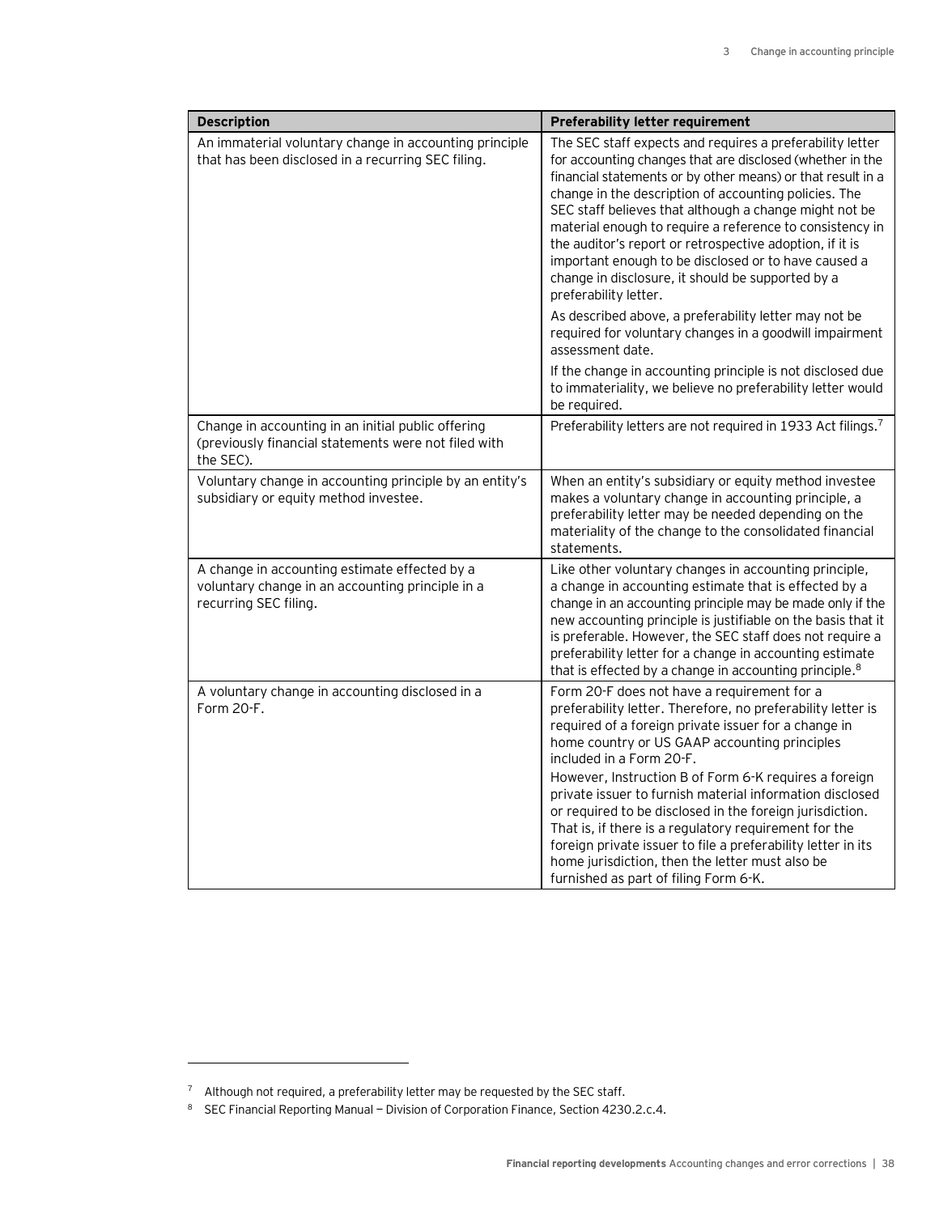| Description | Preferability letter requirement |
| --- | --- |
| An immaterial voluntary change in accounting principle that has been disclosed in a recurring SEC filing. | The SEC staff expects and requires a preferability letter for accounting changes that are disclosed (whether in the financial statements or by other means) or that result in a change in the description of accounting policies. The SEC staff believes that although a change might not be material enough to require a reference to consistency in the auditor's report or retrospective adoption, if it is important enough to be disclosed or to have caused a change in disclosure, it should be supported by a preferability letter.<br><br>As described above, a preferability letter may not be required for voluntary changes in a goodwill impairment assessment date.<br><br>If the change in accounting principle is not disclosed due to immateriality, we believe no preferability letter would be required. |
| Change in accounting in an initial public offering (previously financial statements were not filed with the SEC). | Preferability letters are not required in 1933 Act filings.[7] |
| Voluntary change in accounting principle by an entity's subsidiary or equity method investee. | When an entity's subsidiary or equity method investee makes a voluntary change in accounting principle, a preferability letter may be needed depending on the materiality of the change to the consolidated financial statements. |
| A change in accounting estimate effected by a voluntary change in an accounting principle in a recurring SEC filing. | Like other voluntary changes in accounting principle, a change in accounting estimate that is effected by a change in an accounting principle may be made only if the new accounting principle is justifiable on the basis that it is preferable. However, the SEC staff does not require a preferability letter for a change in accounting estimate that is effected by a change in accounting principle.[8] |
| A voluntary change in accounting disclosed in a Form 20-F. | Form 20-F does not have a requirement for a preferability letter. Therefore, no preferability letter is required of a foreign private issuer for a change in home country or US GAAP accounting principles included in a Form 20-F.<br><br>However, Instruction B of Form 6-K requires a foreign private issuer to furnish material information disclosed or required to be disclosed in the foreign jurisdiction. That is, if there is a regulatory requirement for the foreign private issuer to file a preferability letter in its home jurisdiction, then the letter must also be furnished as part of filing Form 6-K. |

[7] Although not required, a preferability letter may be requested by the SEC staff.

[8] SEC Financial Reporting Manual — Division of Corporation Finance, Section 4230.2.c.4.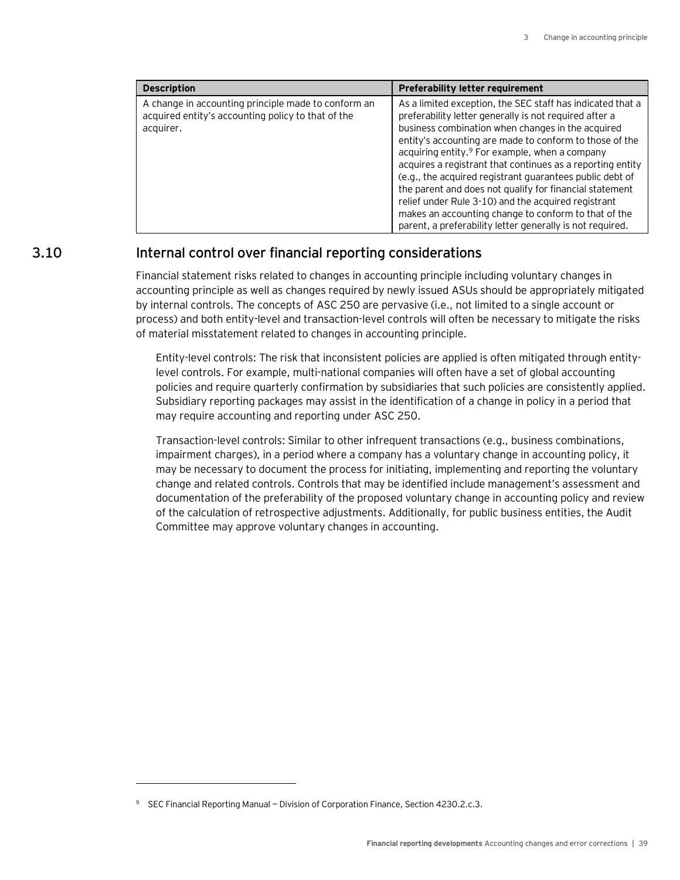| Description | Preferability letter requirement |
| --- | --- |
| A change in accounting principle made to conform an acquired entity's accounting policy to that of the acquirer. | As a limited exception, the SEC staff has indicated that a preferability letter generally is not required after a business combination when changes in the acquired entity's accounting are made to conform to those of the acquiring entity.[9] For example, when a company acquires a registrant that continues as a reporting entity (e.g., the acquired registrant guarantees public debt of the parent and does not qualify for financial statement relief under Rule 3-10) and the acquired registrant makes an accounting change to conform to that of the parent, a preferability letter generally is not required. |

## 3.10 Internal control over financial reporting considerations

Financial statement risks related to changes in accounting principle including voluntary changes in accounting principle as well as changes required by newly issued ASUs should be appropriately mitigated by internal controls. The concepts of ASC 250 are pervasive (i.e., not limited to a single account or process) and both entity-level and transaction-level controls will often be necessary to mitigate the risks of material misstatement related to changes in accounting principle.

Entity-level controls: The risk that inconsistent policies are applied is often mitigated through entity-level controls. For example, multi-national companies will often have a set of global accounting policies and require quarterly confirmation by subsidiaries that such policies are consistently applied. Subsidiary reporting packages may assist in the identification of a change in policy in a period that may require accounting and reporting under ASC 250.

Transaction-level controls: Similar to other infrequent transactions (e.g., business combinations, impairment charges), in a period where a company has a voluntary change in accounting policy, it may be necessary to document the process for initiating, implementing and reporting the voluntary change and related controls. Controls that may be identified include management's assessment and documentation of the preferability of the proposed voluntary change in accounting policy and review of the calculation of retrospective adjustments. Additionally, for public business entities, the Audit Committee may approve voluntary changes in accounting.

---

[9] SEC Financial Reporting Manual — Division of Corporation Finance, Section 4230.2.c.3.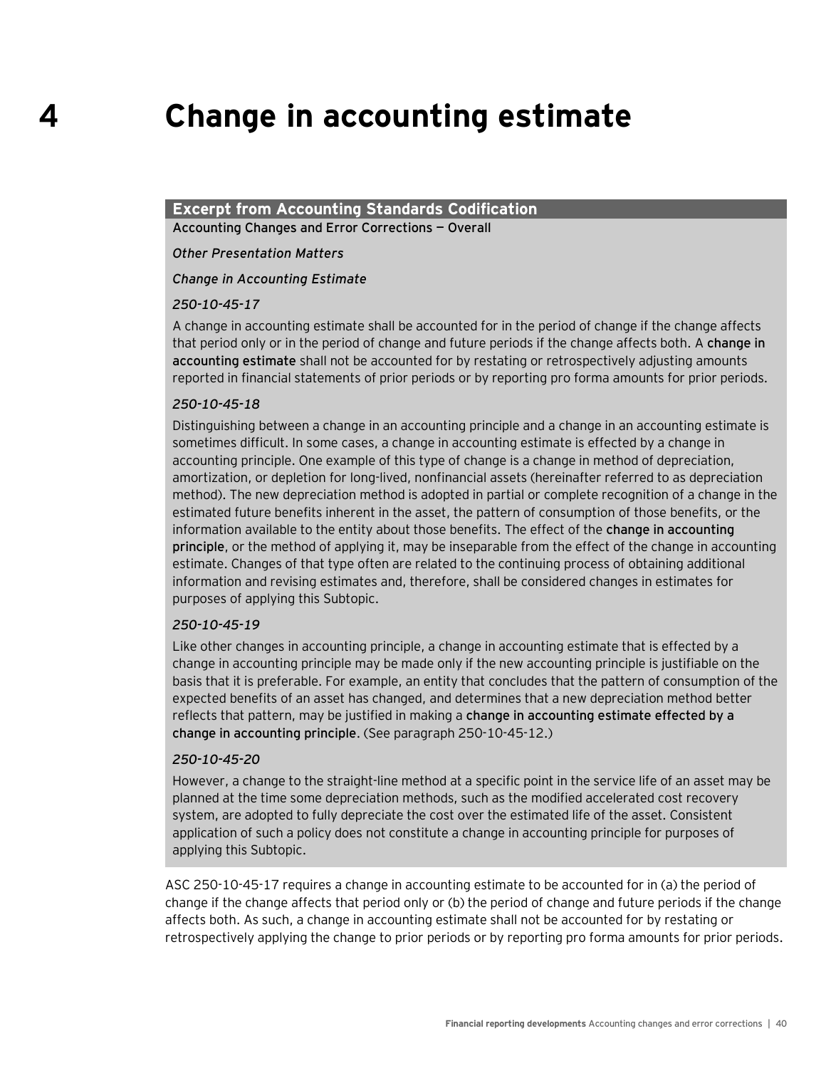# 4 Change in accounting estimate

**Excerpt from Accounting Standards Codification**

Accounting Changes and Error Corrections — Overall

*Other Presentation Matters*

*Change in Accounting Estimate*

*250-10-45-17*

A change in accounting estimate shall be accounted for in the period of change if the change affects that period only or in the period of change and future periods if the change affects both. A **change in accounting estimate** shall not be accounted for by restating or retrospectively adjusting amounts reported in financial statements of prior periods or by reporting pro forma amounts for prior periods.

*250-10-45-18*

Distinguishing between a change in an accounting principle and a change in an accounting estimate is sometimes difficult. In some cases, a change in accounting estimate is effected by a change in accounting principle. One example of this type of change is a change in method of depreciation, amortization, or depletion for long-lived, nonfinancial assets (hereinafter referred to as depreciation method). The new depreciation method is adopted in partial or complete recognition of a change in the estimated future benefits inherent in the asset, the pattern of consumption of those benefits, or the information available to the entity about those benefits. The effect of the **change in accounting principle**, or the method of applying it, may be inseparable from the effect of the change in accounting estimate. Changes of that type often are related to the continuing process of obtaining additional information and revising estimates and, therefore, shall be considered changes in estimates for purposes of applying this Subtopic.

*250-10-45-19*

Like other changes in accounting principle, a change in accounting estimate that is effected by a change in accounting principle may be made only if the new accounting principle is justifiable on the basis that it is preferable. For example, an entity that concludes that the pattern of consumption of the expected benefits of an asset has changed, and determines that a new depreciation method better reflects that pattern, may be justified in making a **change in accounting estimate effected by a change in accounting principle**. (See paragraph 250-10-45-12.)

*250-10-45-20*

However, a change to the straight-line method at a specific point in the service life of an asset may be planned at the time some depreciation methods, such as the modified accelerated cost recovery system, are adopted to fully depreciate the cost over the estimated life of the asset. Consistent application of such a policy does not constitute a change in accounting principle for purposes of applying this Subtopic.

ASC 250-10-45-17 requires a change in accounting estimate to be accounted for in (a) the period of change if the change affects that period only or (b) the period of change and future periods if the change affects both. As such, a change in accounting estimate shall not be accounted for by restating or retrospectively applying the change to prior periods or by reporting pro forma amounts for prior periods.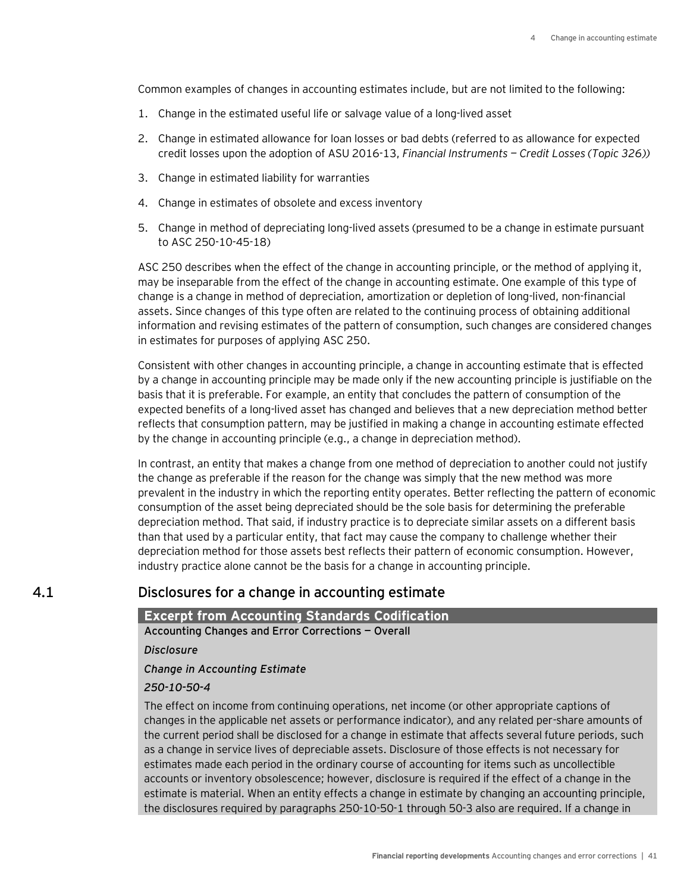Common examples of changes in accounting estimates include, but are not limited to the following:

1. Change in the estimated useful life or salvage value of a long-lived asset
2. Change in estimated allowance for loan losses or bad debts (referred to as allowance for expected credit losses upon the adoption of ASU 2016-13, *Financial Instruments — Credit Losses (Topic 326))*
3. Change in estimated liability for warranties
4. Change in estimates of obsolete and excess inventory
5. Change in method of depreciating long-lived assets (presumed to be a change in estimate pursuant to ASC 250-10-45-18)

ASC 250 describes when the effect of the change in accounting principle, or the method of applying it, may be inseparable from the effect of the change in accounting estimate. One example of this type of change is a change in method of depreciation, amortization or depletion of long-lived, non-financial assets. Since changes of this type often are related to the continuing process of obtaining additional information and revising estimates of the pattern of consumption, such changes are considered changes in estimates for purposes of applying ASC 250.

Consistent with other changes in accounting principle, a change in accounting estimate that is effected by a change in accounting principle may be made only if the new accounting principle is justifiable on the basis that it is preferable. For example, an entity that concludes the pattern of consumption of the expected benefits of a long-lived asset has changed and believes that a new depreciation method better reflects that consumption pattern, may be justified in making a change in accounting estimate effected by the change in accounting principle (e.g., a change in depreciation method).

In contrast, an entity that makes a change from one method of depreciation to another could not justify the change as preferable if the reason for the change was simply that the new method was more prevalent in the industry in which the reporting entity operates. Better reflecting the pattern of economic consumption of the asset being depreciated should be the sole basis for determining the preferable depreciation method. That said, if industry practice is to depreciate similar assets on a different basis than that used by a particular entity, that fact may cause the company to challenge whether their depreciation method for those assets best reflects their pattern of economic consumption. However, industry practice alone cannot be the basis for a change in accounting principle.

## 4.1 Disclosures for a change in accounting estimate

**Excerpt from Accounting Standards Codification**

**Accounting Changes and Error Corrections — Overall**

***Disclosure***

***Change in Accounting Estimate***

***250-10-50-4***

The effect on income from continuing operations, net income (or other appropriate captions of changes in the applicable net assets or performance indicator), and any related per-share amounts of the current period shall be disclosed for a change in estimate that affects several future periods, such as a change in service lives of depreciable assets. Disclosure of those effects is not necessary for estimates made each period in the ordinary course of accounting for items such as uncollectible accounts or inventory obsolescence; however, disclosure is required if the effect of a change in the estimate is material. When an entity effects a change in estimate by changing an accounting principle, the disclosures required by paragraphs 250-10-50-1 through 50-3 also are required. If a change in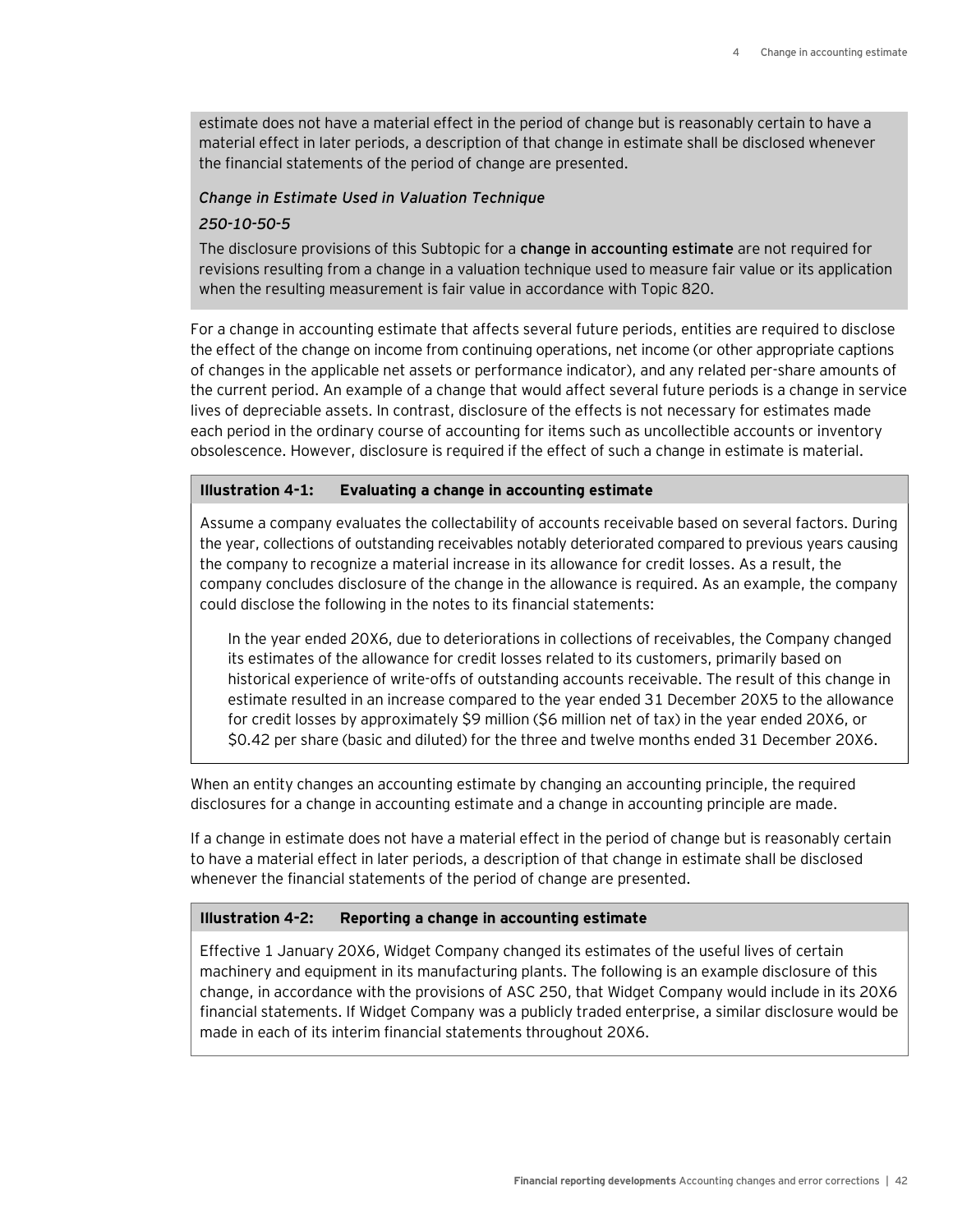estimate does not have a material effect in the period of change but is reasonably certain to have a material effect in later periods, a description of that change in estimate shall be disclosed whenever the financial statements of the period of change are presented.

*Change in Estimate Used in Valuation Technique*

*250-10-50-5*

The disclosure provisions of this Subtopic for a **change in accounting estimate** are not required for revisions resulting from a change in a valuation technique used to measure fair value or its application when the resulting measurement is fair value in accordance with Topic 820.

For a change in accounting estimate that affects several future periods, entities are required to disclose the effect of the change on income from continuing operations, net income (or other appropriate captions of changes in the applicable net assets or performance indicator), and any related per-share amounts of the current period. An example of a change that would affect several future periods is a change in service lives of depreciable assets. In contrast, disclosure of the effects is not necessary for estimates made each period in the ordinary course of accounting for items such as uncollectible accounts or inventory obsolescence. However, disclosure is required if the effect of such a change in estimate is material.

**Illustration 4-1: Evaluating a change in accounting estimate**

Assume a company evaluates the collectability of accounts receivable based on several factors. During the year, collections of outstanding receivables notably deteriorated compared to previous years causing the company to recognize a material increase in its allowance for credit losses. As a result, the company concludes disclosure of the change in the allowance is required. As an example, the company could disclose the following in the notes to its financial statements:

> In the year ended 20X6, due to deteriorations in collections of receivables, the Company changed its estimates of the allowance for credit losses related to its customers, primarily based on historical experience of write-offs of outstanding accounts receivable. The result of this change in estimate resulted in an increase compared to the year ended 31 December 20X5 to the allowance for credit losses by approximately $9 million ($6 million net of tax) in the year ended 20X6, or $0.42 per share (basic and diluted) for the three and twelve months ended 31 December 20X6.

When an entity changes an accounting estimate by changing an accounting principle, the required disclosures for a change in accounting estimate and a change in accounting principle are made.

If a change in estimate does not have a material effect in the period of change but is reasonably certain to have a material effect in later periods, a description of that change in estimate shall be disclosed whenever the financial statements of the period of change are presented.

**Illustration 4-2: Reporting a change in accounting estimate**

Effective 1 January 20X6, Widget Company changed its estimates of the useful lives of certain machinery and equipment in its manufacturing plants. The following is an example disclosure of this change, in accordance with the provisions of ASC 250, that Widget Company would include in its 20X6 financial statements. If Widget Company was a publicly traded enterprise, a similar disclosure would be made in each of its interim financial statements throughout 20X6.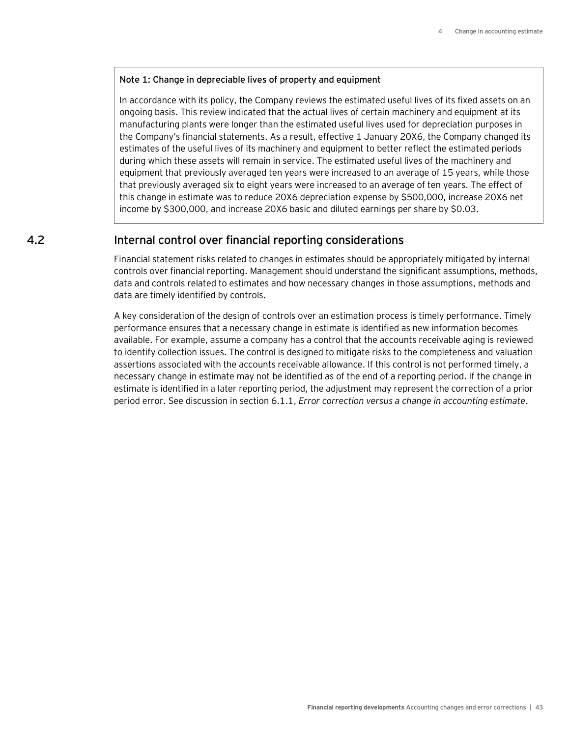**Note 1: Change in depreciable lives of property and equipment**

In accordance with its policy, the Company reviews the estimated useful lives of its fixed assets on an ongoing basis. This review indicated that the actual lives of certain machinery and equipment at its manufacturing plants were longer than the estimated useful lives used for depreciation purposes in the Company's financial statements. As a result, effective 1 January 20X6, the Company changed its estimates of the useful lives of its machinery and equipment to better reflect the estimated periods during which these assets will remain in service. The estimated useful lives of the machinery and equipment that previously averaged ten years were increased to an average of 15 years, while those that previously averaged six to eight years were increased to an average of ten years. The effect of this change in estimate was to reduce 20X6 depreciation expense by $500,000, increase 20X6 net income by $300,000, and increase 20X6 basic and diluted earnings per share by $0.03.

## 4.2 Internal control over financial reporting considerations

Financial statement risks related to changes in estimates should be appropriately mitigated by internal controls over financial reporting. Management should understand the significant assumptions, methods, data and controls related to estimates and how necessary changes in those assumptions, methods and data are timely identified by controls.

A key consideration of the design of controls over an estimation process is timely performance. Timely performance ensures that a necessary change in estimate is identified as new information becomes available. For example, assume a company has a control that the accounts receivable aging is reviewed to identify collection issues. The control is designed to mitigate risks to the completeness and valuation assertions associated with the accounts receivable allowance. If this control is not performed timely, a necessary change in estimate may not be identified as of the end of a reporting period. If the change in estimate is identified in a later reporting period, the adjustment may represent the correction of a prior period error. See discussion in section 6.1.1, *Error correction versus a change in accounting estimate*.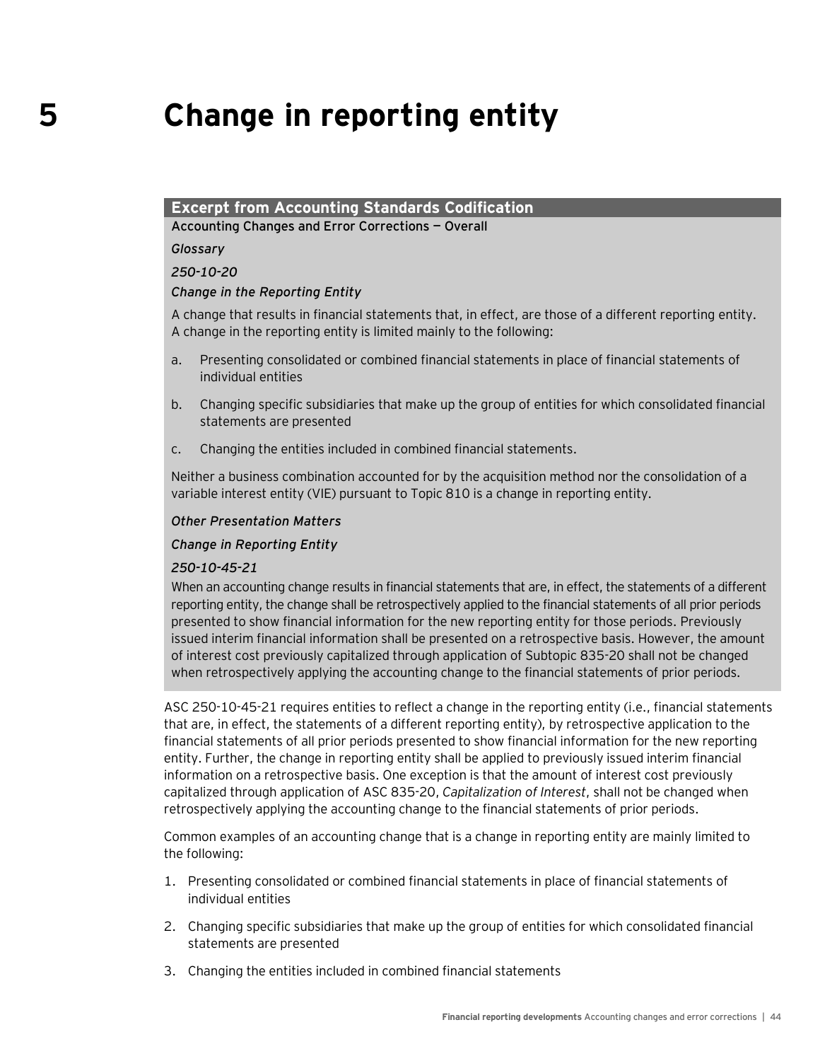# 5 Change in reporting entity

**Excerpt from Accounting Standards Codification**

**Accounting Changes and Error Corrections — Overall**

*Glossary*

*250-10-20*

*Change in the Reporting Entity*

A change that results in financial statements that, in effect, are those of a different reporting entity. A change in the reporting entity is limited mainly to the following:

a. Presenting consolidated or combined financial statements in place of financial statements of individual entities

b. Changing specific subsidiaries that make up the group of entities for which consolidated financial statements are presented

c. Changing the entities included in combined financial statements.

Neither a business combination accounted for by the acquisition method nor the consolidation of a variable interest entity (VIE) pursuant to Topic 810 is a change in reporting entity.

*Other Presentation Matters*

*Change in Reporting Entity*

*250-10-45-21*

When an accounting change results in financial statements that are, in effect, the statements of a different reporting entity, the change shall be retrospectively applied to the financial statements of all prior periods presented to show financial information for the new reporting entity for those periods. Previously issued interim financial information shall be presented on a retrospective basis. However, the amount of interest cost previously capitalized through application of Subtopic 835-20 shall not be changed when retrospectively applying the accounting change to the financial statements of prior periods.

ASC 250-10-45-21 requires entities to reflect a change in the reporting entity (i.e., financial statements that are, in effect, the statements of a different reporting entity), by retrospective application to the financial statements of all prior periods presented to show financial information for the new reporting entity. Further, the change in reporting entity shall be applied to previously issued interim financial information on a retrospective basis. One exception is that the amount of interest cost previously capitalized through application of ASC 835-20, *Capitalization of Interest*, shall not be changed when retrospectively applying the accounting change to the financial statements of prior periods.

Common examples of an accounting change that is a change in reporting entity are mainly limited to the following:

1. Presenting consolidated or combined financial statements in place of financial statements of individual entities
2. Changing specific subsidiaries that make up the group of entities for which consolidated financial statements are presented
3. Changing the entities included in combined financial statements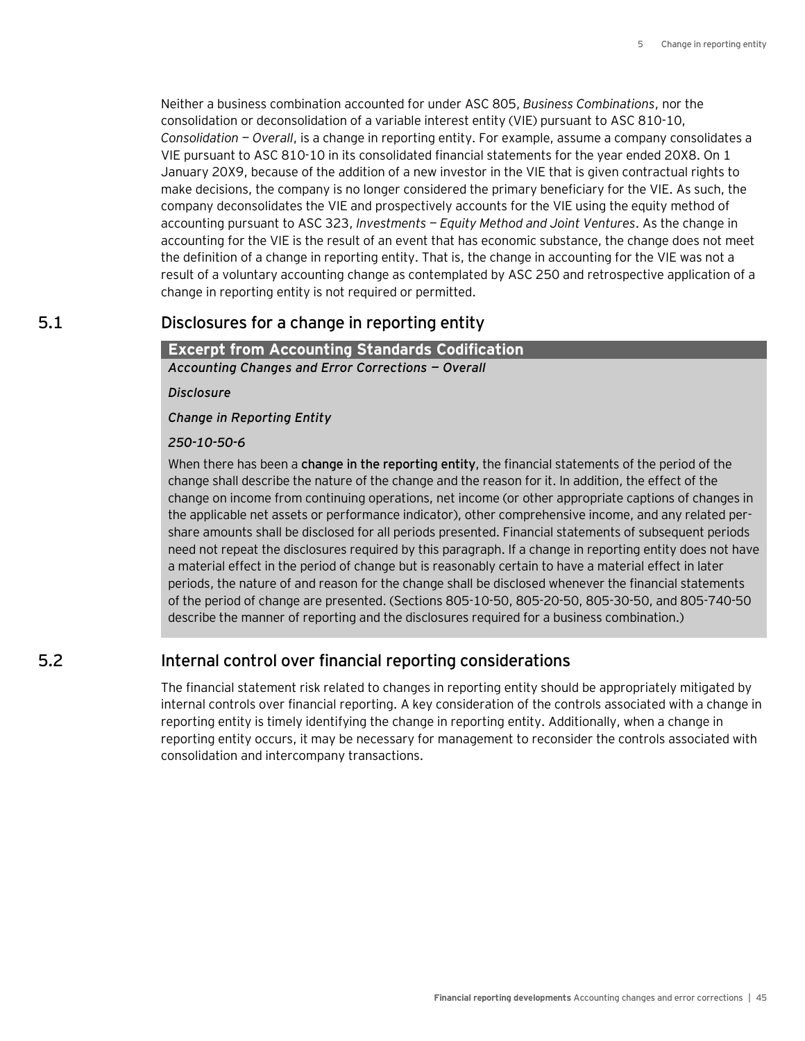Neither a business combination accounted for under ASC 805, *Business Combinations*, nor the consolidation or deconsolidation of a variable interest entity (VIE) pursuant to ASC 810-10, *Consolidation — Overall*, is a change in reporting entity. For example, assume a company consolidates a VIE pursuant to ASC 810-10 in its consolidated financial statements for the year ended 20X8. On 1 January 20X9, because of the addition of a new investor in the VIE that is given contractual rights to make decisions, the company is no longer considered the primary beneficiary for the VIE. As such, the company deconsolidates the VIE and prospectively accounts for the VIE using the equity method of accounting pursuant to ASC 323, *Investments — Equity Method and Joint Ventures*. As the change in accounting for the VIE is the result of an event that has economic substance, the change does not meet the definition of a change in reporting entity. That is, the change in accounting for the VIE was not a result of a voluntary accounting change as contemplated by ASC 250 and retrospective application of a change in reporting entity is not required or permitted.

## 5.1 Disclosures for a change in reporting entity

**Excerpt from Accounting Standards Codification**

***Accounting Changes and Error Corrections — Overall***

***Disclosure***

***Change in Reporting Entity***

***250-10-50-6***

When there has been a **change in the reporting entity**, the financial statements of the period of the change shall describe the nature of the change and the reason for it. In addition, the effect of the change on income from continuing operations, net income (or other appropriate captions of changes in the applicable net assets or performance indicator), other comprehensive income, and any related per-share amounts shall be disclosed for all periods presented. Financial statements of subsequent periods need not repeat the disclosures required by this paragraph. If a change in reporting entity does not have a material effect in the period of change but is reasonably certain to have a material effect in later periods, the nature of and reason for the change shall be disclosed whenever the financial statements of the period of change are presented. (Sections 805-10-50, 805-20-50, 805-30-50, and 805-740-50 describe the manner of reporting and the disclosures required for a business combination.)

## 5.2 Internal control over financial reporting considerations

The financial statement risk related to changes in reporting entity should be appropriately mitigated by internal controls over financial reporting. A key consideration of the controls associated with a change in reporting entity is timely identifying the change in reporting entity. Additionally, when a change in reporting entity occurs, it may be necessary for management to reconsider the controls associated with consolidation and intercompany transactions.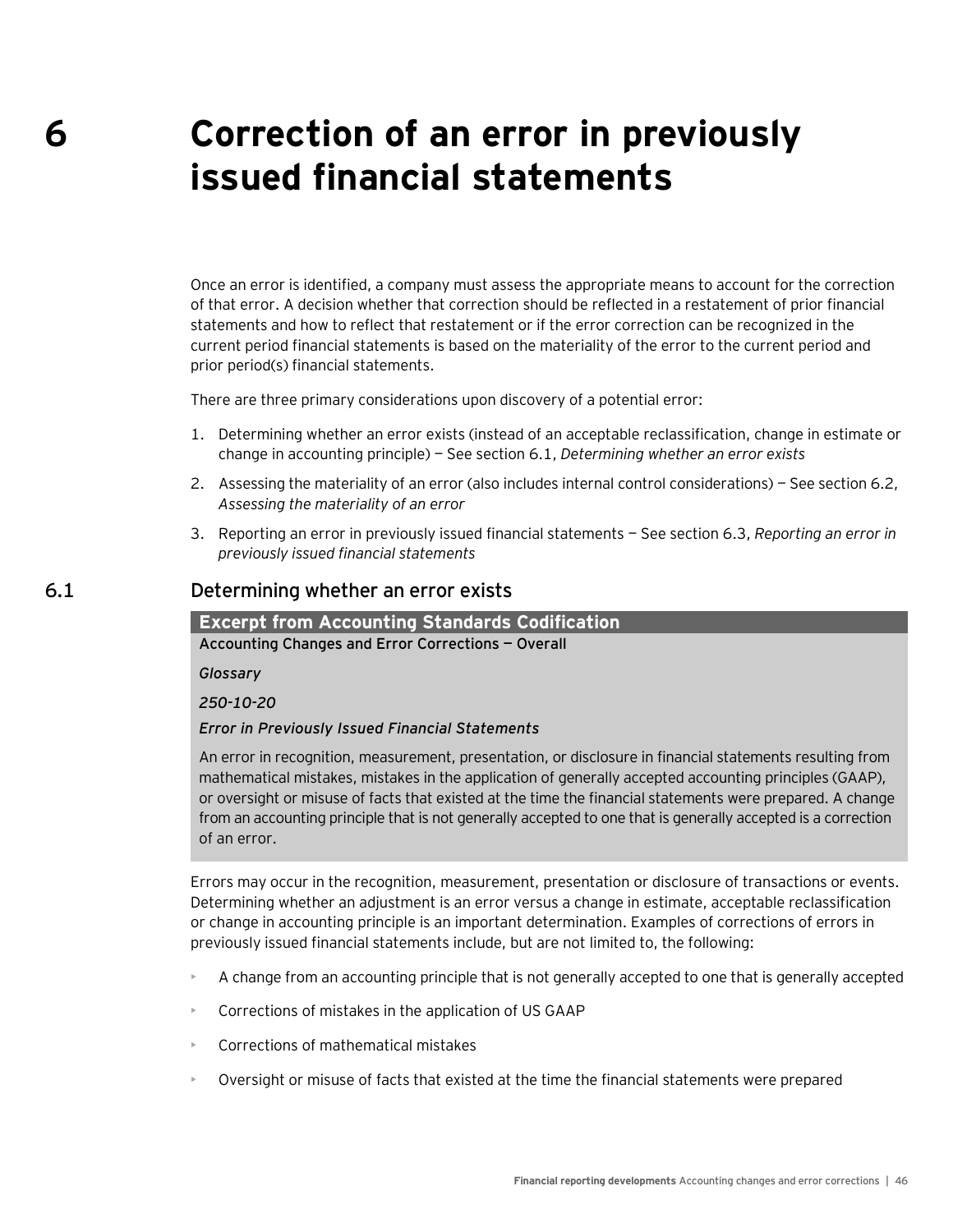# 6 Correction of an error in previously issued financial statements

Once an error is identified, a company must assess the appropriate means to account for the correction of that error. A decision whether that correction should be reflected in a restatement of prior financial statements and how to reflect that restatement or if the error correction can be recognized in the current period financial statements is based on the materiality of the error to the current period and prior period(s) financial statements.

There are three primary considerations upon discovery of a potential error:

1. Determining whether an error exists (instead of an acceptable reclassification, change in estimate or change in accounting principle) — See section 6.1, *Determining whether an error exists*
2. Assessing the materiality of an error (also includes internal control considerations) — See section 6.2, *Assessing the materiality of an error*
3. Reporting an error in previously issued financial statements — See section 6.3, *Reporting an error in previously issued financial statements*

## 6.1 Determining whether an error exists

> **Excerpt from Accounting Standards Codification**
>
> **Accounting Changes and Error Corrections — Overall**
>
> *Glossary*
>
> *250-10-20*
>
> *Error in Previously Issued Financial Statements*
>
> An error in recognition, measurement, presentation, or disclosure in financial statements resulting from mathematical mistakes, mistakes in the application of generally accepted accounting principles (GAAP), or oversight or misuse of facts that existed at the time the financial statements were prepared. A change from an accounting principle that is not generally accepted to one that is generally accepted is a correction of an error.

Errors may occur in the recognition, measurement, presentation or disclosure of transactions or events. Determining whether an adjustment is an error versus a change in estimate, acceptable reclassification or change in accounting principle is an important determination. Examples of corrections of errors in previously issued financial statements include, but are not limited to, the following:

- A change from an accounting principle that is not generally accepted to one that is generally accepted
- Corrections of mistakes in the application of US GAAP
- Corrections of mathematical mistakes
- Oversight or misuse of facts that existed at the time the financial statements were prepared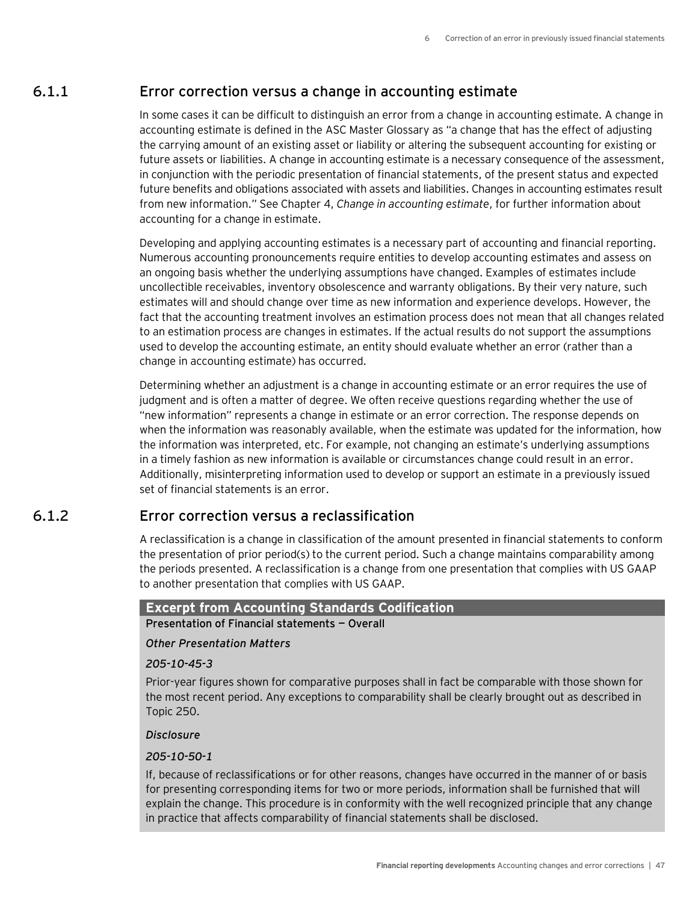### 6.1.1 Error correction versus a change in accounting estimate

In some cases it can be difficult to distinguish an error from a change in accounting estimate. A change in accounting estimate is defined in the ASC Master Glossary as "a change that has the effect of adjusting the carrying amount of an existing asset or liability or altering the subsequent accounting for existing or future assets or liabilities. A change in accounting estimate is a necessary consequence of the assessment, in conjunction with the periodic presentation of financial statements, of the present status and expected future benefits and obligations associated with assets and liabilities. Changes in accounting estimates result from new information." See Chapter 4, *Change in accounting estimate*, for further information about accounting for a change in estimate.

Developing and applying accounting estimates is a necessary part of accounting and financial reporting. Numerous accounting pronouncements require entities to develop accounting estimates and assess on an ongoing basis whether the underlying assumptions have changed. Examples of estimates include uncollectible receivables, inventory obsolescence and warranty obligations. By their very nature, such estimates will and should change over time as new information and experience develops. However, the fact that the accounting treatment involves an estimation process does not mean that all changes related to an estimation process are changes in estimates. If the actual results do not support the assumptions used to develop the accounting estimate, an entity should evaluate whether an error (rather than a change in accounting estimate) has occurred.

Determining whether an adjustment is a change in accounting estimate or an error requires the use of judgment and is often a matter of degree. We often receive questions regarding whether the use of "new information" represents a change in estimate or an error correction. The response depends on when the information was reasonably available, when the estimate was updated for the information, how the information was interpreted, etc. For example, not changing an estimate's underlying assumptions in a timely fashion as new information is available or circumstances change could result in an error. Additionally, misinterpreting information used to develop or support an estimate in a previously issued set of financial statements is an error.

### 6.1.2 Error correction versus a reclassification

A reclassification is a change in classification of the amount presented in financial statements to conform the presentation of prior period(s) to the current period. Such a change maintains comparability among the periods presented. A reclassification is a change from one presentation that complies with US GAAP to another presentation that complies with US GAAP.

**Excerpt from Accounting Standards Codification**

**Presentation of Financial statements — Overall**

*Other Presentation Matters*

*205-10-45-3*

Prior-year figures shown for comparative purposes shall in fact be comparable with those shown for the most recent period. Any exceptions to comparability shall be clearly brought out as described in Topic 250.

*Disclosure*

*205-10-50-1*

If, because of reclassifications or for other reasons, changes have occurred in the manner of or basis for presenting corresponding items for two or more periods, information shall be furnished that will explain the change. This procedure is in conformity with the well recognized principle that any change in practice that affects comparability of financial statements shall be disclosed.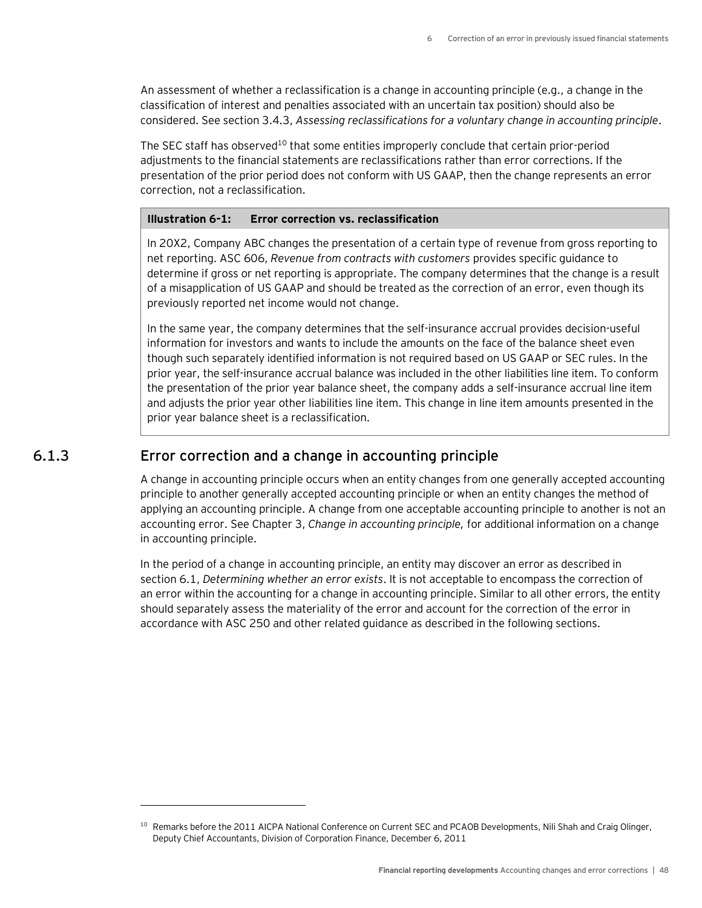An assessment of whether a reclassification is a change in accounting principle (e.g., a change in the classification of interest and penalties associated with an uncertain tax position) should also be considered. See section 3.4.3, *Assessing reclassifications for a voluntary change in accounting principle*.

The SEC staff has observed[10] that some entities improperly conclude that certain prior-period adjustments to the financial statements are reclassifications rather than error corrections. If the presentation of the prior period does not conform with US GAAP, then the change represents an error correction, not a reclassification.

**Illustration 6-1: Error correction vs. reclassification**

In 20X2, Company ABC changes the presentation of a certain type of revenue from gross reporting to net reporting. ASC 606, *Revenue from contracts with customers* provides specific guidance to determine if gross or net reporting is appropriate. The company determines that the change is a result of a misapplication of US GAAP and should be treated as the correction of an error, even though its previously reported net income would not change.

In the same year, the company determines that the self-insurance accrual provides decision-useful information for investors and wants to include the amounts on the face of the balance sheet even though such separately identified information is not required based on US GAAP or SEC rules. In the prior year, the self-insurance accrual balance was included in the other liabilities line item. To conform the presentation of the prior year balance sheet, the company adds a self-insurance accrual line item and adjusts the prior year other liabilities line item. This change in line item amounts presented in the prior year balance sheet is a reclassification.

## 6.1.3 Error correction and a change in accounting principle

A change in accounting principle occurs when an entity changes from one generally accepted accounting principle to another generally accepted accounting principle or when an entity changes the method of applying an accounting principle. A change from one acceptable accounting principle to another is not an accounting error. See Chapter 3, *Change in accounting principle,* for additional information on a change in accounting principle.

In the period of a change in accounting principle, an entity may discover an error as described in section 6.1, *Determining whether an error exists*. It is not acceptable to encompass the correction of an error within the accounting for a change in accounting principle. Similar to all other errors, the entity should separately assess the materiality of the error and account for the correction of the error in accordance with ASC 250 and other related guidance as described in the following sections.

---

[10] Remarks before the 2011 AICPA National Conference on Current SEC and PCAOB Developments, Nili Shah and Craig Olinger, Deputy Chief Accountants, Division of Corporation Finance, December 6, 2011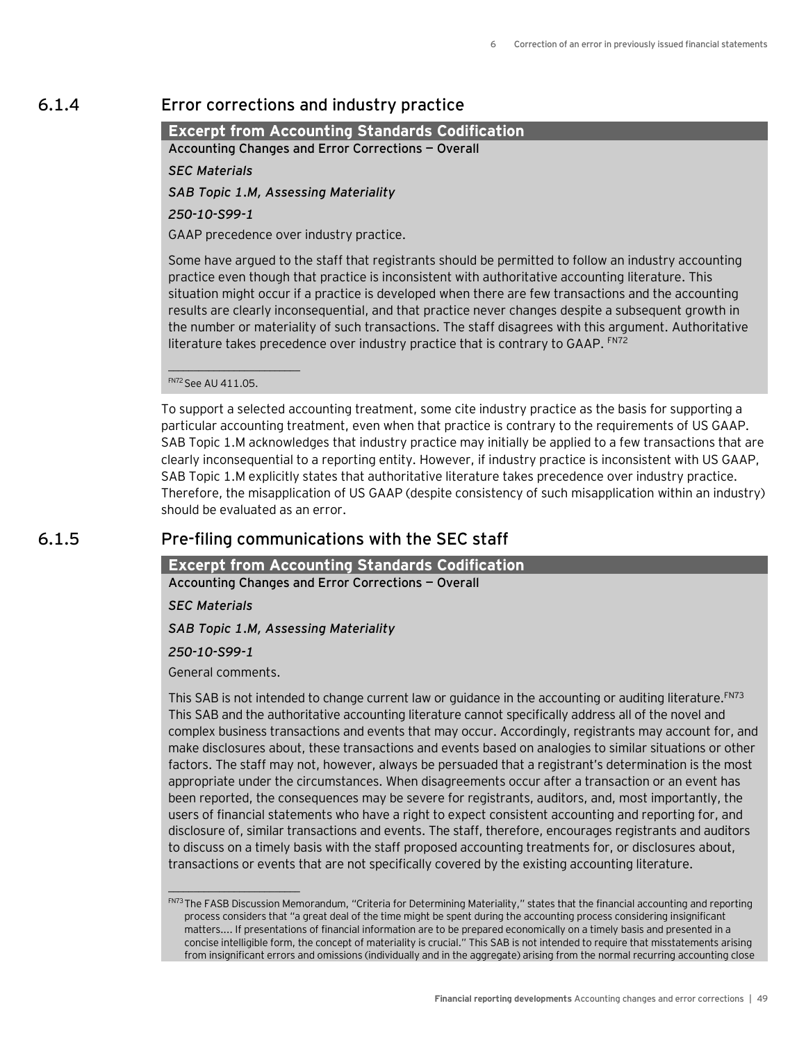### 6.1.4 Error corrections and industry practice

**Excerpt from Accounting Standards Codification**

**Accounting Changes and Error Corrections — Overall**

*SEC Materials*

*SAB Topic 1.M, Assessing Materiality*

*250-10-S99-1*

GAAP precedence over industry practice.

Some have argued to the staff that registrants should be permitted to follow an industry accounting practice even though that practice is inconsistent with authoritative accounting literature. This situation might occur if a practice is developed when there are few transactions and the accounting results are clearly inconsequential, and that practice never changes despite a subsequent growth in the number or materiality of such transactions. The staff disagrees with this argument. Authoritative literature takes precedence over industry practice that is contrary to GAAP. [FN72]

---

[FN72] See AU 411.05.

To support a selected accounting treatment, some cite industry practice as the basis for supporting a particular accounting treatment, even when that practice is contrary to the requirements of US GAAP. SAB Topic 1.M acknowledges that industry practice may initially be applied to a few transactions that are clearly inconsequential to a reporting entity. However, if industry practice is inconsistent with US GAAP, SAB Topic 1.M explicitly states that authoritative literature takes precedence over industry practice. Therefore, the misapplication of US GAAP (despite consistency of such misapplication within an industry) should be evaluated as an error.

### 6.1.5 Pre-filing communications with the SEC staff

**Excerpt from Accounting Standards Codification**

**Accounting Changes and Error Corrections — Overall**

*SEC Materials*

*SAB Topic 1.M, Assessing Materiality*

*250-10-S99-1*

General comments.

This SAB is not intended to change current law or guidance in the accounting or auditing literature.[FN73] This SAB and the authoritative accounting literature cannot specifically address all of the novel and complex business transactions and events that may occur. Accordingly, registrants may account for, and make disclosures about, these transactions and events based on analogies to similar situations or other factors. The staff may not, however, always be persuaded that a registrant's determination is the most appropriate under the circumstances. When disagreements occur after a transaction or an event has been reported, the consequences may be severe for registrants, auditors, and, most importantly, the users of financial statements who have a right to expect consistent accounting and reporting for, and disclosure of, similar transactions and events. The staff, therefore, encourages registrants and auditors to discuss on a timely basis with the staff proposed accounting treatments for, or disclosures about, transactions or events that are not specifically covered by the existing accounting literature.

---

[FN73] The FASB Discussion Memorandum, "Criteria for Determining Materiality," states that the financial accounting and reporting process considers that "a great deal of the time might be spent during the accounting process considering insignificant matters.... If presentations of financial information are to be prepared economically on a timely basis and presented in a concise intelligible form, the concept of materiality is crucial." This SAB is not intended to require that misstatements arising from insignificant errors and omissions (individually and in the aggregate) arising from the normal recurring accounting close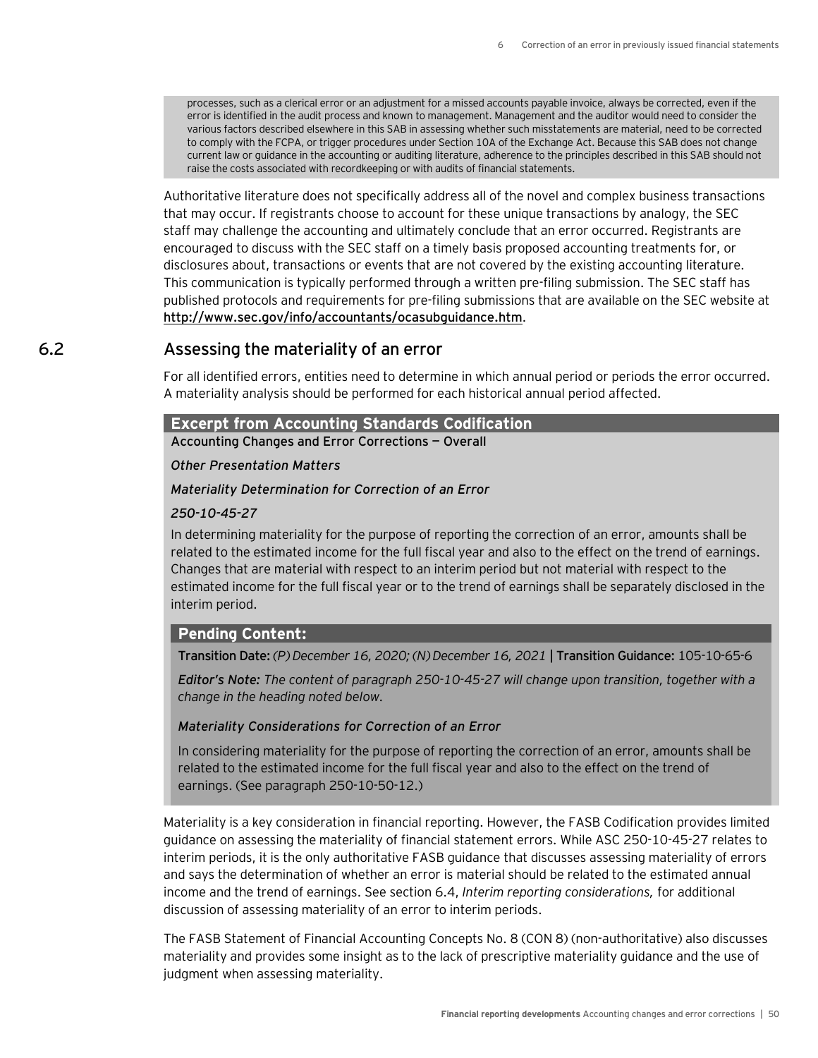processes, such as a clerical error or an adjustment for a missed accounts payable invoice, always be corrected, even if the error is identified in the audit process and known to management. Management and the auditor would need to consider the various factors described elsewhere in this SAB in assessing whether such misstatements are material, need to be corrected to comply with the FCPA, or trigger procedures under Section 10A of the Exchange Act. Because this SAB does not change current law or guidance in the accounting or auditing literature, adherence to the principles described in this SAB should not raise the costs associated with recordkeeping or with audits of financial statements.

Authoritative literature does not specifically address all of the novel and complex business transactions that may occur. If registrants choose to account for these unique transactions by analogy, the SEC staff may challenge the accounting and ultimately conclude that an error occurred. Registrants are encouraged to discuss with the SEC staff on a timely basis proposed accounting treatments for, or disclosures about, transactions or events that are not covered by the existing accounting literature. This communication is typically performed through a written pre-filing submission. The SEC staff has published protocols and requirements for pre-filing submissions that are available on the SEC website at **http://www.sec.gov/info/accountants/ocasubguidance.htm**.

## 6.2 Assessing the materiality of an error

For all identified errors, entities need to determine in which annual period or periods the error occurred. A materiality analysis should be performed for each historical annual period affected.

**Excerpt from Accounting Standards Codification**

**Accounting Changes and Error Corrections — Overall**

*Other Presentation Matters*

*Materiality Determination for Correction of an Error*

*250-10-45-27*

In determining materiality for the purpose of reporting the correction of an error, amounts shall be related to the estimated income for the full fiscal year and also to the effect on the trend of earnings. Changes that are material with respect to an interim period but not material with respect to the estimated income for the full fiscal year or to the trend of earnings shall be separately disclosed in the interim period.

**Pending Content:**

**Transition Date:** *(P) December 16, 2020; (N) December 16, 2021* | **Transition Guidance:** 105-10-65-6

***Editor's Note:*** *The content of paragraph 250-10-45-27 will change upon transition, together with a change in the heading noted below.*

*Materiality Considerations for Correction of an Error*

In considering materiality for the purpose of reporting the correction of an error, amounts shall be related to the estimated income for the full fiscal year and also to the effect on the trend of earnings. (See paragraph 250-10-50-12.)

Materiality is a key consideration in financial reporting. However, the FASB Codification provides limited guidance on assessing the materiality of financial statement errors. While ASC 250-10-45-27 relates to interim periods, it is the only authoritative FASB guidance that discusses assessing materiality of errors and says the determination of whether an error is material should be related to the estimated annual income and the trend of earnings. See section 6.4, *Interim reporting considerations,* for additional discussion of assessing materiality of an error to interim periods.

The FASB Statement of Financial Accounting Concepts No. 8 (CON 8) (non-authoritative) also discusses materiality and provides some insight as to the lack of prescriptive materiality guidance and the use of judgment when assessing materiality.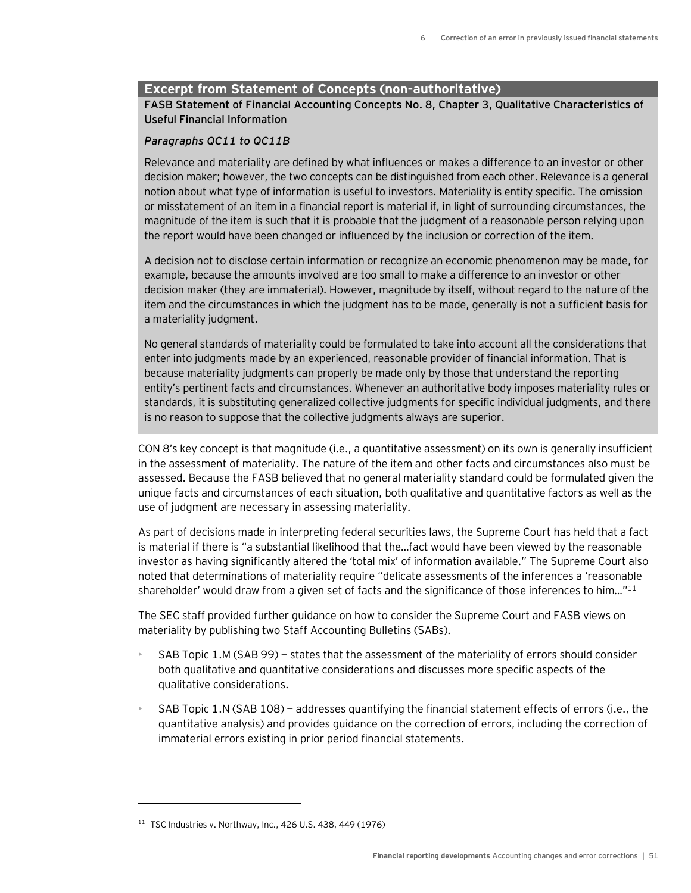### Excerpt from Statement of Concepts (non-authoritative)

**FASB Statement of Financial Accounting Concepts No. 8, Chapter 3, Qualitative Characteristics of Useful Financial Information**

***Paragraphs QC11 to QC11B***

Relevance and materiality are defined by what influences or makes a difference to an investor or other decision maker; however, the two concepts can be distinguished from each other. Relevance is a general notion about what type of information is useful to investors. Materiality is entity specific. The omission or misstatement of an item in a financial report is material if, in light of surrounding circumstances, the magnitude of the item is such that it is probable that the judgment of a reasonable person relying upon the report would have been changed or influenced by the inclusion or correction of the item.

A decision not to disclose certain information or recognize an economic phenomenon may be made, for example, because the amounts involved are too small to make a difference to an investor or other decision maker (they are immaterial). However, magnitude by itself, without regard to the nature of the item and the circumstances in which the judgment has to be made, generally is not a sufficient basis for a materiality judgment.

No general standards of materiality could be formulated to take into account all the considerations that enter into judgments made by an experienced, reasonable provider of financial information. That is because materiality judgments can properly be made only by those that understand the reporting entity's pertinent facts and circumstances. Whenever an authoritative body imposes materiality rules or standards, it is substituting generalized collective judgments for specific individual judgments, and there is no reason to suppose that the collective judgments always are superior.

CON 8's key concept is that magnitude (i.e., a quantitative assessment) on its own is generally insufficient in the assessment of materiality. The nature of the item and other facts and circumstances also must be assessed. Because the FASB believed that no general materiality standard could be formulated given the unique facts and circumstances of each situation, both qualitative and quantitative factors as well as the use of judgment are necessary in assessing materiality.

As part of decisions made in interpreting federal securities laws, the Supreme Court has held that a fact is material if there is "a substantial likelihood that the…fact would have been viewed by the reasonable investor as having significantly altered the 'total mix' of information available." The Supreme Court also noted that determinations of materiality require "delicate assessments of the inferences a 'reasonable shareholder' would draw from a given set of facts and the significance of those inferences to him…"[11]

The SEC staff provided further guidance on how to consider the Supreme Court and FASB views on materiality by publishing two Staff Accounting Bulletins (SABs).

- SAB Topic 1.M (SAB 99) — states that the assessment of the materiality of errors should consider both qualitative and quantitative considerations and discusses more specific aspects of the qualitative considerations.
- SAB Topic 1.N (SAB 108) — addresses quantifying the financial statement effects of errors (i.e., the quantitative analysis) and provides guidance on the correction of errors, including the correction of immaterial errors existing in prior period financial statements.

---

[11] TSC Industries v. Northway, Inc., 426 U.S. 438, 449 (1976)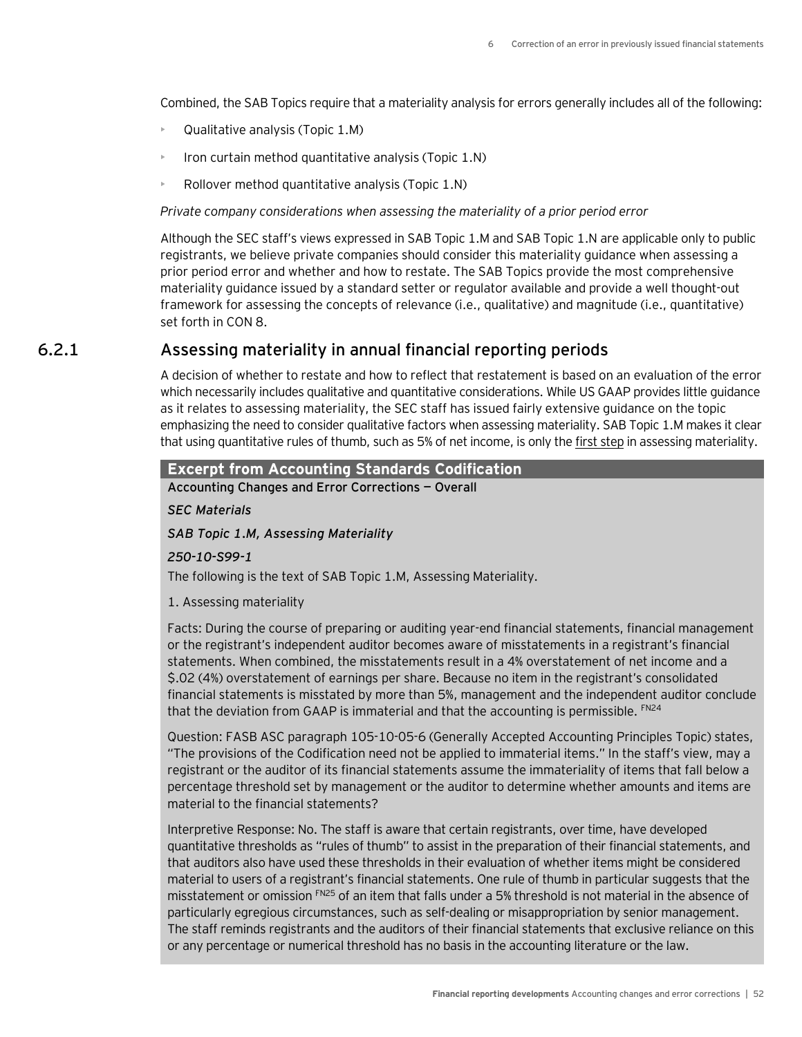Combined, the SAB Topics require that a materiality analysis for errors generally includes all of the following:

- Qualitative analysis (Topic 1.M)
- Iron curtain method quantitative analysis (Topic 1.N)
- Rollover method quantitative analysis (Topic 1.N)

*Private company considerations when assessing the materiality of a prior period error*

Although the SEC staff's views expressed in SAB Topic 1.M and SAB Topic 1.N are applicable only to public registrants, we believe private companies should consider this materiality guidance when assessing a prior period error and whether and how to restate. The SAB Topics provide the most comprehensive materiality guidance issued by a standard setter or regulator available and provide a well thought-out framework for assessing the concepts of relevance (i.e., qualitative) and magnitude (i.e., quantitative) set forth in CON 8.

## 6.2.1 Assessing materiality in annual financial reporting periods

A decision of whether to restate and how to reflect that restatement is based on an evaluation of the error which necessarily includes qualitative and quantitative considerations. While US GAAP provides little guidance as it relates to assessing materiality, the SEC staff has issued fairly extensive guidance on the topic emphasizing the need to consider qualitative factors when assessing materiality. SAB Topic 1.M makes it clear that using quantitative rules of thumb, such as 5% of net income, is only the first step in assessing materiality.

**Excerpt from Accounting Standards Codification**

**Accounting Changes and Error Corrections — Overall**

***SEC Materials***

***SAB Topic 1.M, Assessing Materiality***

***250-10-S99-1***

The following is the text of SAB Topic 1.M, Assessing Materiality.

1. Assessing materiality

Facts: During the course of preparing or auditing year-end financial statements, financial management or the registrant's independent auditor becomes aware of misstatements in a registrant's financial statements. When combined, the misstatements result in a 4% overstatement of net income and a $.02 (4%) overstatement of earnings per share. Because no item in the registrant's consolidated financial statements is misstated by more than 5%, management and the independent auditor conclude that the deviation from GAAP is immaterial and that the accounting is permissible. [FN24]

Question: FASB ASC paragraph 105-10-05-6 (Generally Accepted Accounting Principles Topic) states, "The provisions of the Codification need not be applied to immaterial items." In the staff's view, may a registrant or the auditor of its financial statements assume the immateriality of items that fall below a percentage threshold set by management or the auditor to determine whether amounts and items are material to the financial statements?

Interpretive Response: No. The staff is aware that certain registrants, over time, have developed quantitative thresholds as "rules of thumb" to assist in the preparation of their financial statements, and that auditors also have used these thresholds in their evaluation of whether items might be considered material to users of a registrant's financial statements. One rule of thumb in particular suggests that the misstatement or omission [FN25] of an item that falls under a 5% threshold is not material in the absence of particularly egregious circumstances, such as self-dealing or misappropriation by senior management. The staff reminds registrants and the auditors of their financial statements that exclusive reliance on this or any percentage or numerical threshold has no basis in the accounting literature or the law.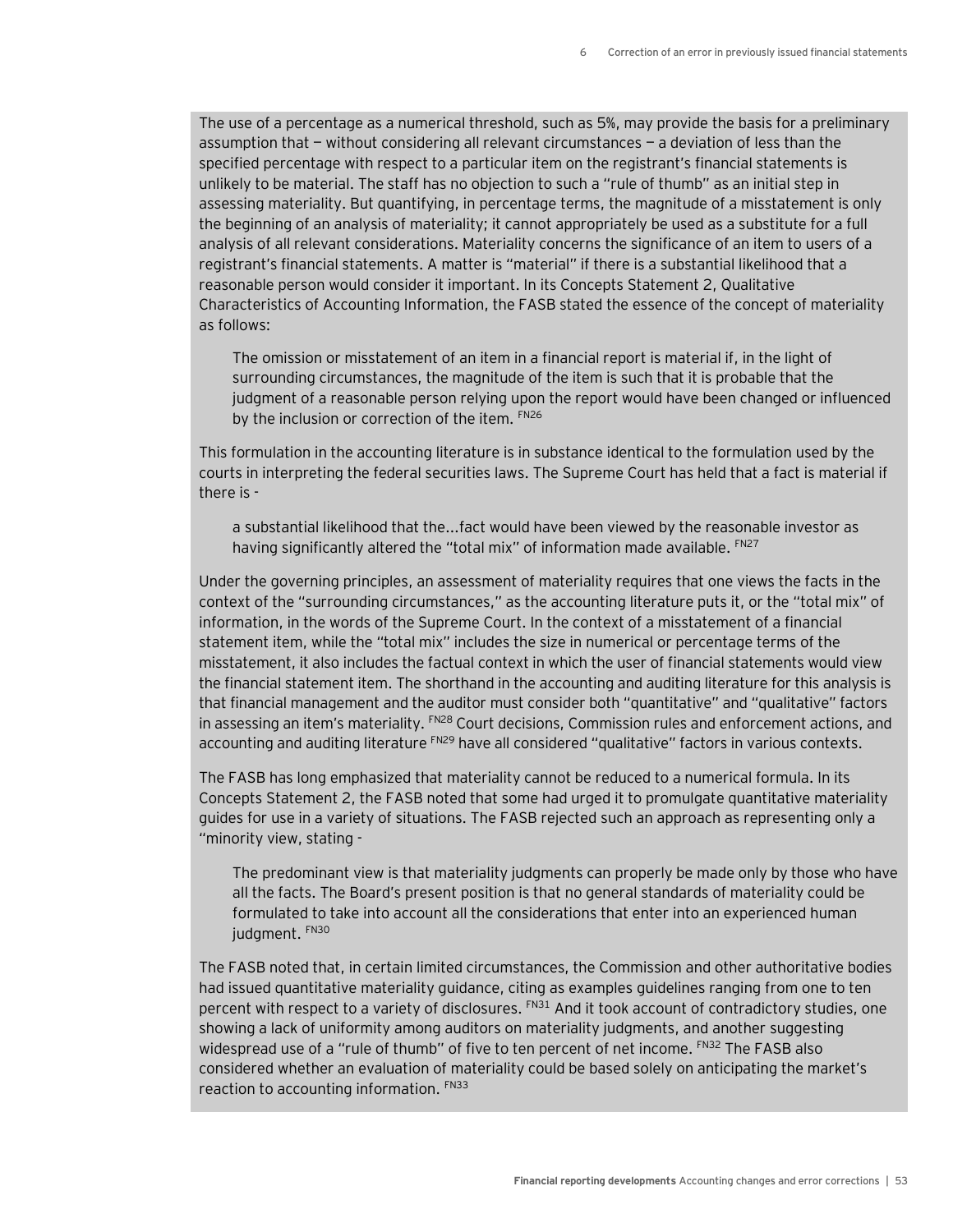The use of a percentage as a numerical threshold, such as 5%, may provide the basis for a preliminary assumption that — without considering all relevant circumstances — a deviation of less than the specified percentage with respect to a particular item on the registrant's financial statements is unlikely to be material. The staff has no objection to such a "rule of thumb" as an initial step in assessing materiality. But quantifying, in percentage terms, the magnitude of a misstatement is only the beginning of an analysis of materiality; it cannot appropriately be used as a substitute for a full analysis of all relevant considerations. Materiality concerns the significance of an item to users of a registrant's financial statements. A matter is "material" if there is a substantial likelihood that a reasonable person would consider it important. In its Concepts Statement 2, Qualitative Characteristics of Accounting Information, the FASB stated the essence of the concept of materiality as follows:

> The omission or misstatement of an item in a financial report is material if, in the light of surrounding circumstances, the magnitude of the item is such that it is probable that the judgment of a reasonable person relying upon the report would have been changed or influenced by the inclusion or correction of the item. [FN26]

This formulation in the accounting literature is in substance identical to the formulation used by the courts in interpreting the federal securities laws. The Supreme Court has held that a fact is material if there is -

> a substantial likelihood that the...fact would have been viewed by the reasonable investor as having significantly altered the "total mix" of information made available. [FN27]

Under the governing principles, an assessment of materiality requires that one views the facts in the context of the "surrounding circumstances," as the accounting literature puts it, or the "total mix" of information, in the words of the Supreme Court. In the context of a misstatement of a financial statement item, while the "total mix" includes the size in numerical or percentage terms of the misstatement, it also includes the factual context in which the user of financial statements would view the financial statement item. The shorthand in the accounting and auditing literature for this analysis is that financial management and the auditor must consider both "quantitative" and "qualitative" factors in assessing an item's materiality. [FN28] Court decisions, Commission rules and enforcement actions, and accounting and auditing literature [FN29] have all considered "qualitative" factors in various contexts.

The FASB has long emphasized that materiality cannot be reduced to a numerical formula. In its Concepts Statement 2, the FASB noted that some had urged it to promulgate quantitative materiality guides for use in a variety of situations. The FASB rejected such an approach as representing only a "minority view, stating -

> The predominant view is that materiality judgments can properly be made only by those who have all the facts. The Board's present position is that no general standards of materiality could be formulated to take into account all the considerations that enter into an experienced human judgment. [FN30]

The FASB noted that, in certain limited circumstances, the Commission and other authoritative bodies had issued quantitative materiality guidance, citing as examples guidelines ranging from one to ten percent with respect to a variety of disclosures. [FN31] And it took account of contradictory studies, one showing a lack of uniformity among auditors on materiality judgments, and another suggesting widespread use of a "rule of thumb" of five to ten percent of net income. [FN32] The FASB also considered whether an evaluation of materiality could be based solely on anticipating the market's reaction to accounting information. [FN33]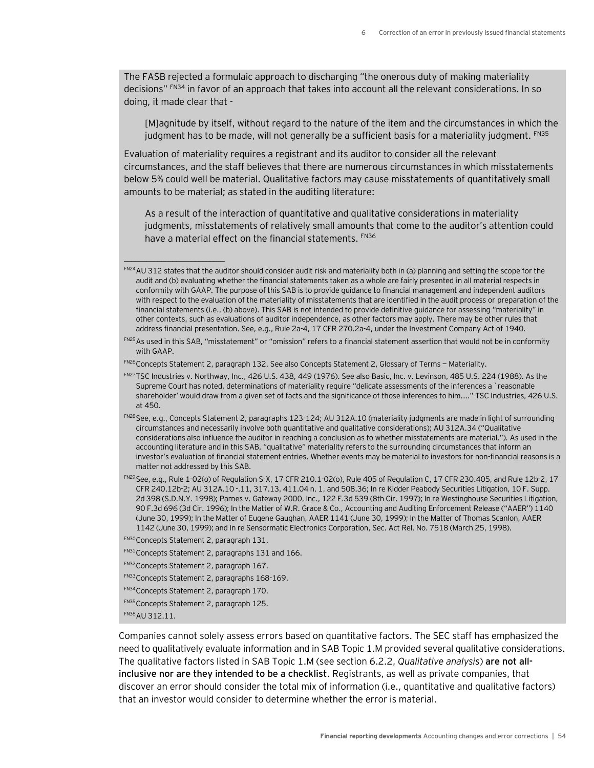The FASB rejected a formulaic approach to discharging "the onerous duty of making materiality decisions" [FN34] in favor of an approach that takes into account all the relevant considerations. In so doing, it made clear that -

> [M]agnitude by itself, without regard to the nature of the item and the circumstances in which the judgment has to be made, will not generally be a sufficient basis for a materiality judgment. [FN35]

Evaluation of materiality requires a registrant and its auditor to consider all the relevant circumstances, and the staff believes that there are numerous circumstances in which misstatements below 5% could well be material. Qualitative factors may cause misstatements of quantitatively small amounts to be material; as stated in the auditing literature:

> As a result of the interaction of quantitative and qualitative considerations in materiality judgments, misstatements of relatively small amounts that come to the auditor's attention could have a material effect on the financial statements. [FN36]

---

[FN24] AU 312 states that the auditor should consider audit risk and materiality both in (a) planning and setting the scope for the audit and (b) evaluating whether the financial statements taken as a whole are fairly presented in all material respects in conformity with GAAP. The purpose of this SAB is to provide guidance to financial management and independent auditors with respect to the evaluation of the materiality of misstatements that are identified in the audit process or preparation of the financial statements (i.e., (b) above). This SAB is not intended to provide definitive guidance for assessing "materiality" in other contexts, such as evaluations of auditor independence, as other factors may apply. There may be other rules that address financial presentation. See, e.g., Rule 2a-4, 17 CFR 270.2a-4, under the Investment Company Act of 1940.

[FN25] As used in this SAB, "misstatement" or "omission" refers to a financial statement assertion that would not be in conformity with GAAP.

[FN26] Concepts Statement 2, paragraph 132. See also Concepts Statement 2, Glossary of Terms — Materiality.

[FN27] TSC Industries v. Northway, Inc., 426 U.S. 438, 449 (1976). See also Basic, Inc. v. Levinson, 485 U.S. 224 (1988). As the Supreme Court has noted, determinations of materiality require "delicate assessments of the inferences a `reasonable shareholder' would draw from a given set of facts and the significance of those inferences to him...." TSC Industries, 426 U.S. at 450.

[FN28] See, e.g., Concepts Statement 2, paragraphs 123-124; AU 312A.10 (materiality judgments are made in light of surrounding circumstances and necessarily involve both quantitative and qualitative considerations); AU 312A.34 ("Qualitative considerations also influence the auditor in reaching a conclusion as to whether misstatements are material."). As used in the accounting literature and in this SAB, "qualitative" materiality refers to the surrounding circumstances that inform an investor's evaluation of financial statement entries. Whether events may be material to investors for non-financial reasons is a matter not addressed by this SAB.

[FN29] See, e.g., Rule 1-02(o) of Regulation S-X, 17 CFR 210.1-02(o), Rule 405 of Regulation C, 17 CFR 230.405, and Rule 12b-2, 17 CFR 240.12b-2; AU 312A.10 -.11, 317.13, 411.04 n. 1, and 508.36; In re Kidder Peabody Securities Litigation, 10 F. Supp. 2d 398 (S.D.N.Y. 1998); Parnes v. Gateway 2000, Inc., 122 F.3d 539 (8th Cir. 1997); In re Westinghouse Securities Litigation, 90 F.3d 696 (3d Cir. 1996); In the Matter of W.R. Grace & Co., Accounting and Auditing Enforcement Release ("AAER") 1140 (June 30, 1999); In the Matter of Eugene Gaughan, AAER 1141 (June 30, 1999); In the Matter of Thomas Scanlon, AAER 1142 (June 30, 1999); and In re Sensormatic Electronics Corporation, Sec. Act Rel. No. 7518 (March 25, 1998).

[FN30] Concepts Statement 2, paragraph 131.

[FN31] Concepts Statement 2, paragraphs 131 and 166.

[FN32] Concepts Statement 2, paragraph 167.

[FN33] Concepts Statement 2, paragraphs 168-169.

[FN34] Concepts Statement 2, paragraph 170.

[FN35] Concepts Statement 2, paragraph 125.

[FN36] AU 312.11.

Companies cannot solely assess errors based on quantitative factors. The SEC staff has emphasized the need to qualitatively evaluate information and in SAB Topic 1.M provided several qualitative considerations. The qualitative factors listed in SAB Topic 1.M (see section 6.2.2, *Qualitative analysis*) **are not all-inclusive nor are they intended to be a checklist**. Registrants, as well as private companies, that discover an error should consider the total mix of information (i.e., quantitative and qualitative factors) that an investor would consider to determine whether the error is material.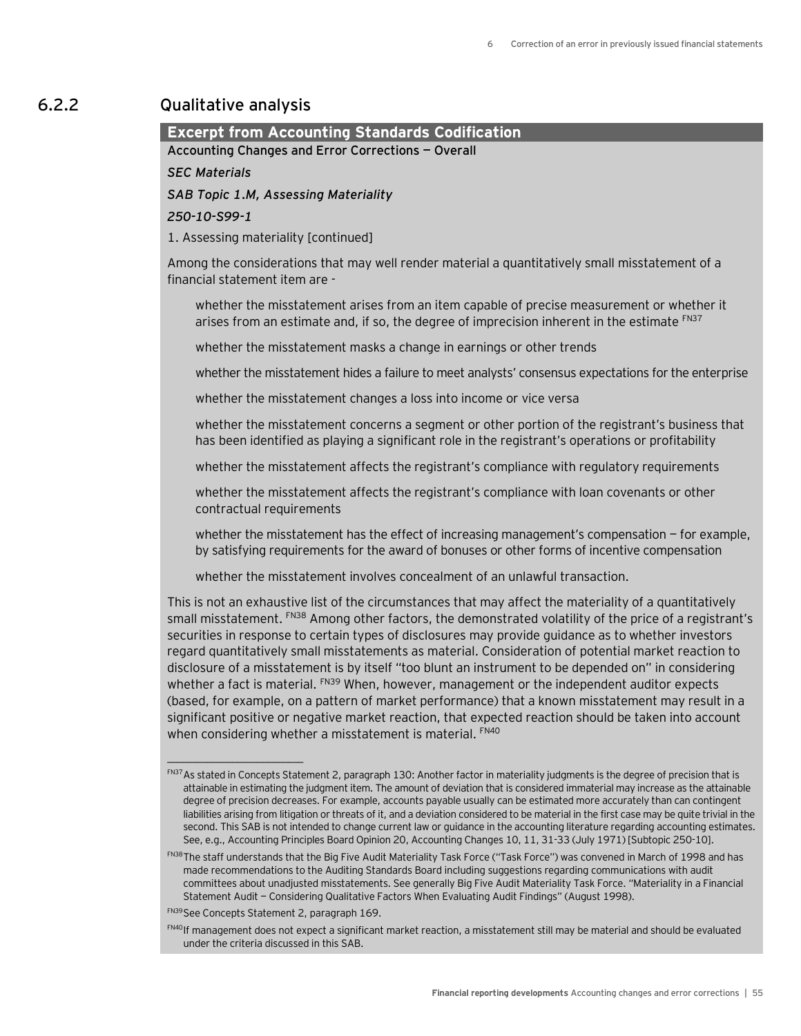## 6.2.2 Qualitative analysis

**Excerpt from Accounting Standards Codification**

**Accounting Changes and Error Corrections — Overall**

***SEC Materials***

***SAB Topic 1.M, Assessing Materiality***

*250-10-S99-1*

1. Assessing materiality [continued]

Among the considerations that may well render material a quantitatively small misstatement of a financial statement item are -

whether the misstatement arises from an item capable of precise measurement or whether it arises from an estimate and, if so, the degree of imprecision inherent in the estimate [FN37]

whether the misstatement masks a change in earnings or other trends

whether the misstatement hides a failure to meet analysts' consensus expectations for the enterprise

whether the misstatement changes a loss into income or vice versa

whether the misstatement concerns a segment or other portion of the registrant's business that has been identified as playing a significant role in the registrant's operations or profitability

whether the misstatement affects the registrant's compliance with regulatory requirements

whether the misstatement affects the registrant's compliance with loan covenants or other contractual requirements

whether the misstatement has the effect of increasing management's compensation — for example, by satisfying requirements for the award of bonuses or other forms of incentive compensation

whether the misstatement involves concealment of an unlawful transaction.

This is not an exhaustive list of the circumstances that may affect the materiality of a quantitatively small misstatement. [FN38] Among other factors, the demonstrated volatility of the price of a registrant's securities in response to certain types of disclosures may provide guidance as to whether investors regard quantitatively small misstatements as material. Consideration of potential market reaction to disclosure of a misstatement is by itself "too blunt an instrument to be depended on" in considering whether a fact is material. [FN39] When, however, management or the independent auditor expects (based, for example, on a pattern of market performance) that a known misstatement may result in a significant positive or negative market reaction, that expected reaction should be taken into account when considering whether a misstatement is material. [FN40]

---

[FN37] As stated in Concepts Statement 2, paragraph 130: Another factor in materiality judgments is the degree of precision that is attainable in estimating the judgment item. The amount of deviation that is considered immaterial may increase as the attainable degree of precision decreases. For example, accounts payable usually can be estimated more accurately than can contingent liabilities arising from litigation or threats of it, and a deviation considered to be material in the first case may be quite trivial in the second. This SAB is not intended to change current law or guidance in the accounting literature regarding accounting estimates. See, e.g., Accounting Principles Board Opinion 20, Accounting Changes 10, 11, 31-33 (July 1971) [Subtopic 250-10].

[FN38] The staff understands that the Big Five Audit Materiality Task Force ("Task Force") was convened in March of 1998 and has made recommendations to the Auditing Standards Board including suggestions regarding communications with audit committees about unadjusted misstatements. See generally Big Five Audit Materiality Task Force. "Materiality in a Financial Statement Audit — Considering Qualitative Factors When Evaluating Audit Findings" (August 1998).

[FN39] See Concepts Statement 2, paragraph 169.

[FN40] If management does not expect a significant market reaction, a misstatement still may be material and should be evaluated under the criteria discussed in this SAB.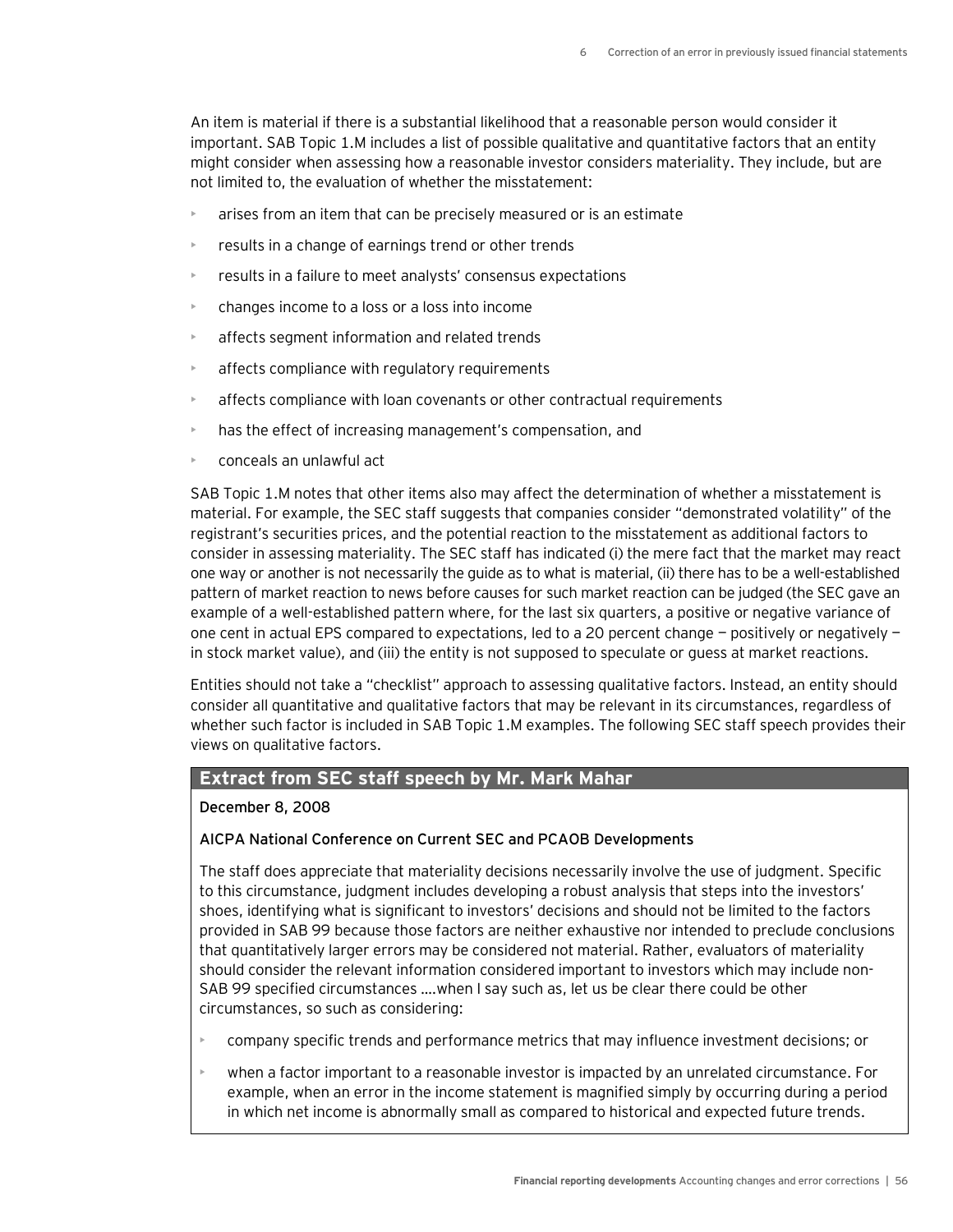An item is material if there is a substantial likelihood that a reasonable person would consider it important. SAB Topic 1.M includes a list of possible qualitative and quantitative factors that an entity might consider when assessing how a reasonable investor considers materiality. They include, but are not limited to, the evaluation of whether the misstatement:

- arises from an item that can be precisely measured or is an estimate
- results in a change of earnings trend or other trends
- results in a failure to meet analysts' consensus expectations
- changes income to a loss or a loss into income
- affects segment information and related trends
- affects compliance with regulatory requirements
- affects compliance with loan covenants or other contractual requirements
- has the effect of increasing management's compensation, and
- conceals an unlawful act

SAB Topic 1.M notes that other items also may affect the determination of whether a misstatement is material. For example, the SEC staff suggests that companies consider "demonstrated volatility" of the registrant's securities prices, and the potential reaction to the misstatement as additional factors to consider in assessing materiality. The SEC staff has indicated (i) the mere fact that the market may react one way or another is not necessarily the guide as to what is material, (ii) there has to be a well-established pattern of market reaction to news before causes for such market reaction can be judged (the SEC gave an example of a well-established pattern where, for the last six quarters, a positive or negative variance of one cent in actual EPS compared to expectations, led to a 20 percent change — positively or negatively — in stock market value), and (iii) the entity is not supposed to speculate or guess at market reactions.

Entities should not take a "checklist" approach to assessing qualitative factors. Instead, an entity should consider all quantitative and qualitative factors that may be relevant in its circumstances, regardless of whether such factor is included in SAB Topic 1.M examples. The following SEC staff speech provides their views on qualitative factors.

### Extract from SEC staff speech by Mr. Mark Mahar

**December 8, 2008**

**AICPA National Conference on Current SEC and PCAOB Developments**

The staff does appreciate that materiality decisions necessarily involve the use of judgment. Specific to this circumstance, judgment includes developing a robust analysis that steps into the investors' shoes, identifying what is significant to investors' decisions and should not be limited to the factors provided in SAB 99 because those factors are neither exhaustive nor intended to preclude conclusions that quantitatively larger errors may be considered not material. Rather, evaluators of materiality should consider the relevant information considered important to investors which may include non-SAB 99 specified circumstances ….when I say such as, let us be clear there could be other circumstances, so such as considering:

- company specific trends and performance metrics that may influence investment decisions; or
- when a factor important to a reasonable investor is impacted by an unrelated circumstance. For example, when an error in the income statement is magnified simply by occurring during a period in which net income is abnormally small as compared to historical and expected future trends.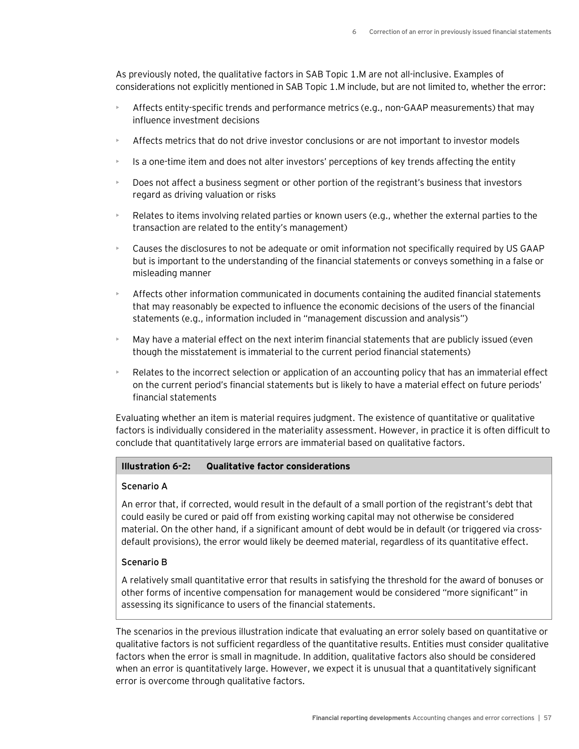As previously noted, the qualitative factors in SAB Topic 1.M are not all-inclusive. Examples of considerations not explicitly mentioned in SAB Topic 1.M include, but are not limited to, whether the error:

- Affects entity-specific trends and performance metrics (e.g., non-GAAP measurements) that may influence investment decisions
- Affects metrics that do not drive investor conclusions or are not important to investor models
- Is a one-time item and does not alter investors' perceptions of key trends affecting the entity
- Does not affect a business segment or other portion of the registrant's business that investors regard as driving valuation or risks
- Relates to items involving related parties or known users (e.g., whether the external parties to the transaction are related to the entity's management)
- Causes the disclosures to not be adequate or omit information not specifically required by US GAAP but is important to the understanding of the financial statements or conveys something in a false or misleading manner
- Affects other information communicated in documents containing the audited financial statements that may reasonably be expected to influence the economic decisions of the users of the financial statements (e.g., information included in "management discussion and analysis")
- May have a material effect on the next interim financial statements that are publicly issued (even though the misstatement is immaterial to the current period financial statements)
- Relates to the incorrect selection or application of an accounting policy that has an immaterial effect on the current period's financial statements but is likely to have a material effect on future periods' financial statements

Evaluating whether an item is material requires judgment. The existence of quantitative or qualitative factors is individually considered in the materiality assessment. However, in practice it is often difficult to conclude that quantitatively large errors are immaterial based on qualitative factors.

**Illustration 6-2: Qualitative factor considerations**

**Scenario A**

An error that, if corrected, would result in the default of a small portion of the registrant's debt that could easily be cured or paid off from existing working capital may not otherwise be considered material. On the other hand, if a significant amount of debt would be in default (or triggered via cross-default provisions), the error would likely be deemed material, regardless of its quantitative effect.

**Scenario B**

A relatively small quantitative error that results in satisfying the threshold for the award of bonuses or other forms of incentive compensation for management would be considered "more significant" in assessing its significance to users of the financial statements.

The scenarios in the previous illustration indicate that evaluating an error solely based on quantitative or qualitative factors is not sufficient regardless of the quantitative results. Entities must consider qualitative factors when the error is small in magnitude. In addition, qualitative factors also should be considered when an error is quantitatively large. However, we expect it is unusual that a quantitatively significant error is overcome through qualitative factors.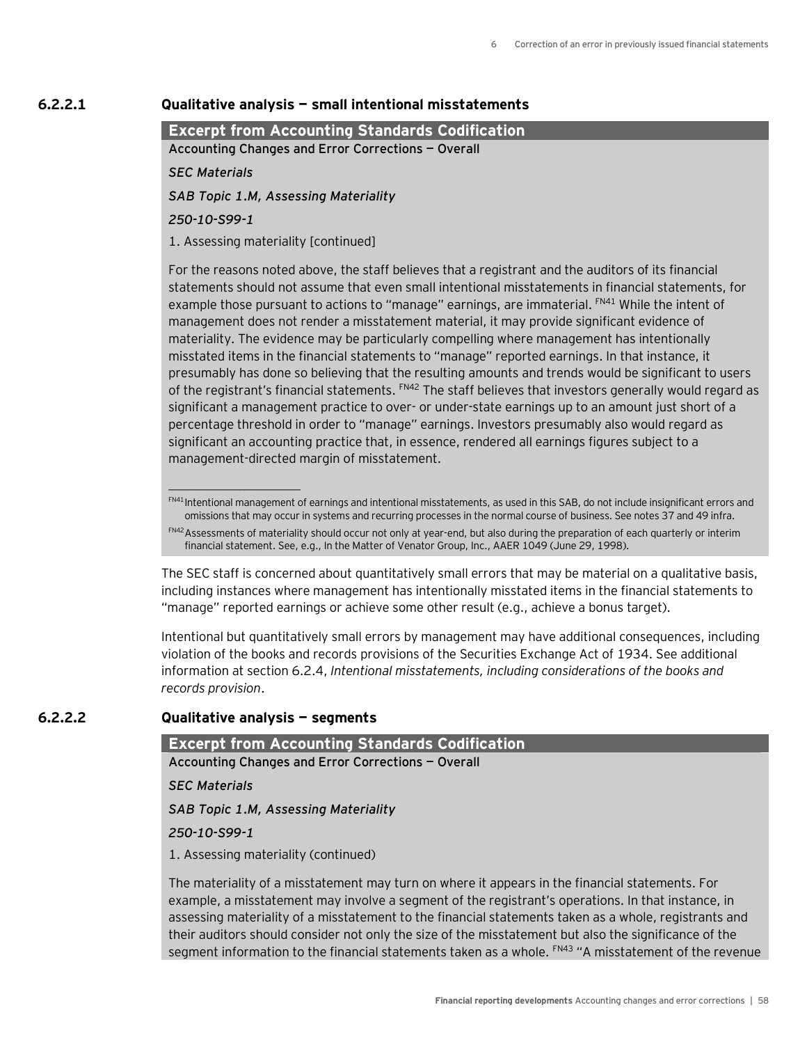### 6.2.2.1 Qualitative analysis — small intentional misstatements

**Excerpt from Accounting Standards Codification**

Accounting Changes and Error Corrections — Overall

*SEC Materials*

*SAB Topic 1.M, Assessing Materiality*

*250-10-S99-1*

1. Assessing materiality [continued]

For the reasons noted above, the staff believes that a registrant and the auditors of its financial statements should not assume that even small intentional misstatements in financial statements, for example those pursuant to actions to "manage" earnings, are immaterial. [FN41] While the intent of management does not render a misstatement material, it may provide significant evidence of materiality. The evidence may be particularly compelling where management has intentionally misstated items in the financial statements to "manage" reported earnings. In that instance, it presumably has done so believing that the resulting amounts and trends would be significant to users of the registrant's financial statements. [FN42] The staff believes that investors generally would regard as significant a management practice to over- or under-state earnings up to an amount just short of a percentage threshold in order to "manage" earnings. Investors presumably also would regard as significant an accounting practice that, in essence, rendered all earnings figures subject to a management-directed margin of misstatement.

---

[FN41] Intentional management of earnings and intentional misstatements, as used in this SAB, do not include insignificant errors and omissions that may occur in systems and recurring processes in the normal course of business. See notes 37 and 49 infra.

[FN42] Assessments of materiality should occur not only at year-end, but also during the preparation of each quarterly or interim financial statement. See, e.g., In the Matter of Venator Group, Inc., AAER 1049 (June 29, 1998).

The SEC staff is concerned about quantitatively small errors that may be material on a qualitative basis, including instances where management has intentionally misstated items in the financial statements to "manage" reported earnings or achieve some other result (e.g., achieve a bonus target).

Intentional but quantitatively small errors by management may have additional consequences, including violation of the books and records provisions of the Securities Exchange Act of 1934. See additional information at section 6.2.4, *Intentional misstatements, including considerations of the books and records provision*.

### 6.2.2.2 Qualitative analysis — segments

**Excerpt from Accounting Standards Codification**

Accounting Changes and Error Corrections — Overall

*SEC Materials*

*SAB Topic 1.M, Assessing Materiality*

*250-10-S99-1*

1. Assessing materiality (continued)

The materiality of a misstatement may turn on where it appears in the financial statements. For example, a misstatement may involve a segment of the registrant's operations. In that instance, in assessing materiality of a misstatement to the financial statements taken as a whole, registrants and their auditors should consider not only the size of the misstatement but also the significance of the segment information to the financial statements taken as a whole. [FN43] "A misstatement of the revenue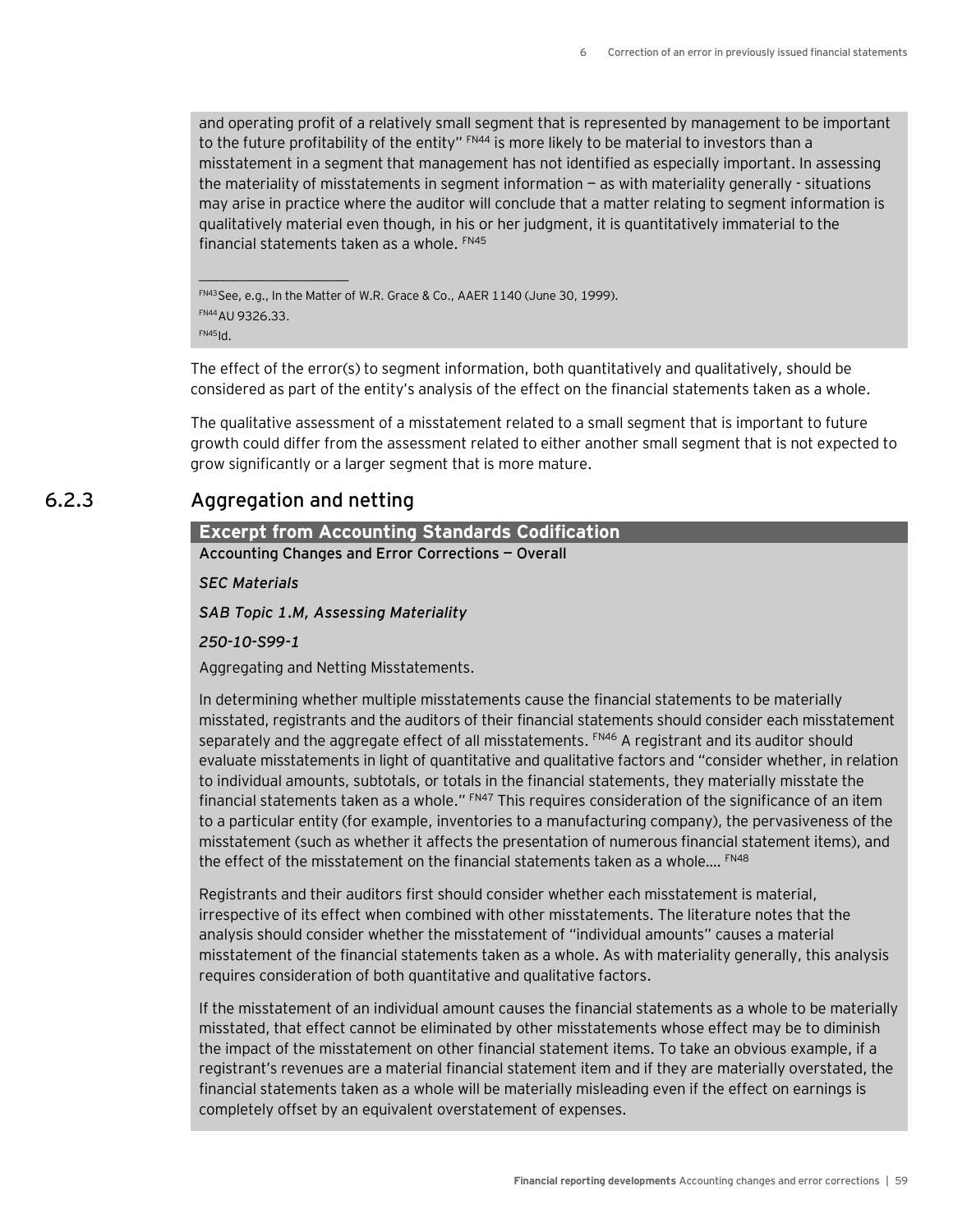and operating profit of a relatively small segment that is represented by management to be important to the future profitability of the entity" [FN44] is more likely to be material to investors than a misstatement in a segment that management has not identified as especially important. In assessing the materiality of misstatements in segment information — as with materiality generally - situations may arise in practice where the auditor will conclude that a matter relating to segment information is qualitatively material even though, in his or her judgment, it is quantitatively immaterial to the financial statements taken as a whole. [FN45]

---

[FN43] See, e.g., In the Matter of W.R. Grace & Co., AAER 1140 (June 30, 1999).

[FN44] AU 9326.33.

[FN45] Id.

The effect of the error(s) to segment information, both quantitatively and qualitatively, should be considered as part of the entity's analysis of the effect on the financial statements taken as a whole.

The qualitative assessment of a misstatement related to a small segment that is important to future growth could differ from the assessment related to either another small segment that is not expected to grow significantly or a larger segment that is more mature.

## 6.2.3 Aggregation and netting

**Excerpt from Accounting Standards Codification**

**Accounting Changes and Error Corrections — Overall**

*SEC Materials*

*SAB Topic 1.M, Assessing Materiality*

*250-10-S99-1*

Aggregating and Netting Misstatements.

In determining whether multiple misstatements cause the financial statements to be materially misstated, registrants and the auditors of their financial statements should consider each misstatement separately and the aggregate effect of all misstatements. [FN46] A registrant and its auditor should evaluate misstatements in light of quantitative and qualitative factors and "consider whether, in relation to individual amounts, subtotals, or totals in the financial statements, they materially misstate the financial statements taken as a whole." [FN47] This requires consideration of the significance of an item to a particular entity (for example, inventories to a manufacturing company), the pervasiveness of the misstatement (such as whether it affects the presentation of numerous financial statement items), and the effect of the misstatement on the financial statements taken as a whole.... [FN48]

Registrants and their auditors first should consider whether each misstatement is material, irrespective of its effect when combined with other misstatements. The literature notes that the analysis should consider whether the misstatement of "individual amounts" causes a material misstatement of the financial statements taken as a whole. As with materiality generally, this analysis requires consideration of both quantitative and qualitative factors.

If the misstatement of an individual amount causes the financial statements as a whole to be materially misstated, that effect cannot be eliminated by other misstatements whose effect may be to diminish the impact of the misstatement on other financial statement items. To take an obvious example, if a registrant's revenues are a material financial statement item and if they are materially overstated, the financial statements taken as a whole will be materially misleading even if the effect on earnings is completely offset by an equivalent overstatement of expenses.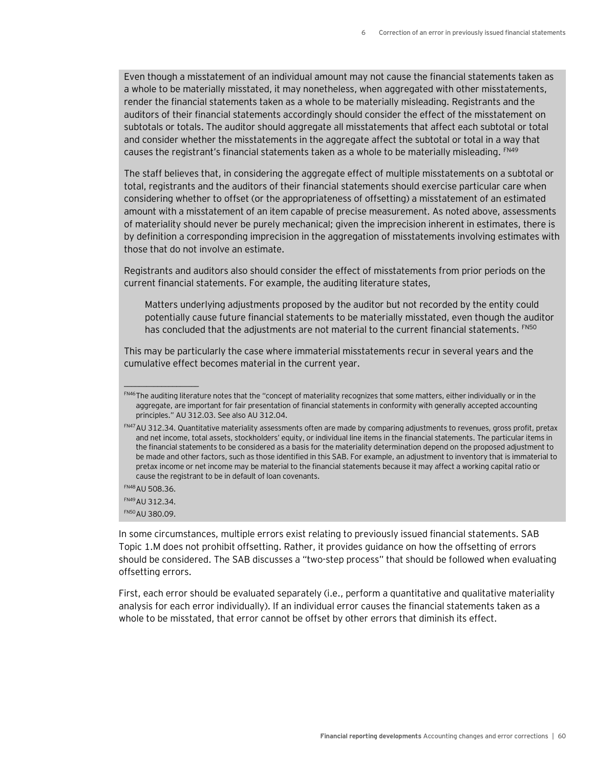Even though a misstatement of an individual amount may not cause the financial statements taken as a whole to be materially misstated, it may nonetheless, when aggregated with other misstatements, render the financial statements taken as a whole to be materially misleading. Registrants and the auditors of their financial statements accordingly should consider the effect of the misstatement on subtotals or totals. The auditor should aggregate all misstatements that affect each subtotal or total and consider whether the misstatements in the aggregate affect the subtotal or total in a way that causes the registrant's financial statements taken as a whole to be materially misleading. [FN49]

The staff believes that, in considering the aggregate effect of multiple misstatements on a subtotal or total, registrants and the auditors of their financial statements should exercise particular care when considering whether to offset (or the appropriateness of offsetting) a misstatement of an estimated amount with a misstatement of an item capable of precise measurement. As noted above, assessments of materiality should never be purely mechanical; given the imprecision inherent in estimates, there is by definition a corresponding imprecision in the aggregation of misstatements involving estimates with those that do not involve an estimate.

Registrants and auditors also should consider the effect of misstatements from prior periods on the current financial statements. For example, the auditing literature states,

> Matters underlying adjustments proposed by the auditor but not recorded by the entity could potentially cause future financial statements to be materially misstated, even though the auditor has concluded that the adjustments are not material to the current financial statements. [FN50]

This may be particularly the case where immaterial misstatements recur in several years and the cumulative effect becomes material in the current year.

---

[FN46] The auditing literature notes that the "concept of materiality recognizes that some matters, either individually or in the aggregate, are important for fair presentation of financial statements in conformity with generally accepted accounting principles." AU 312.03. See also AU 312.04.

[FN47] AU 312.34. Quantitative materiality assessments often are made by comparing adjustments to revenues, gross profit, pretax and net income, total assets, stockholders' equity, or individual line items in the financial statements. The particular items in the financial statements to be considered as a basis for the materiality determination depend on the proposed adjustment to be made and other factors, such as those identified in this SAB. For example, an adjustment to inventory that is immaterial to pretax income or net income may be material to the financial statements because it may affect a working capital ratio or cause the registrant to be in default of loan covenants.

[FN48] AU 508.36.

[FN49] AU 312.34.

[FN50] AU 380.09.

In some circumstances, multiple errors exist relating to previously issued financial statements. SAB Topic 1.M does not prohibit offsetting. Rather, it provides guidance on how the offsetting of errors should be considered. The SAB discusses a "two-step process" that should be followed when evaluating offsetting errors.

First, each error should be evaluated separately (i.e., perform a quantitative and qualitative materiality analysis for each error individually). If an individual error causes the financial statements taken as a whole to be misstated, that error cannot be offset by other errors that diminish its effect.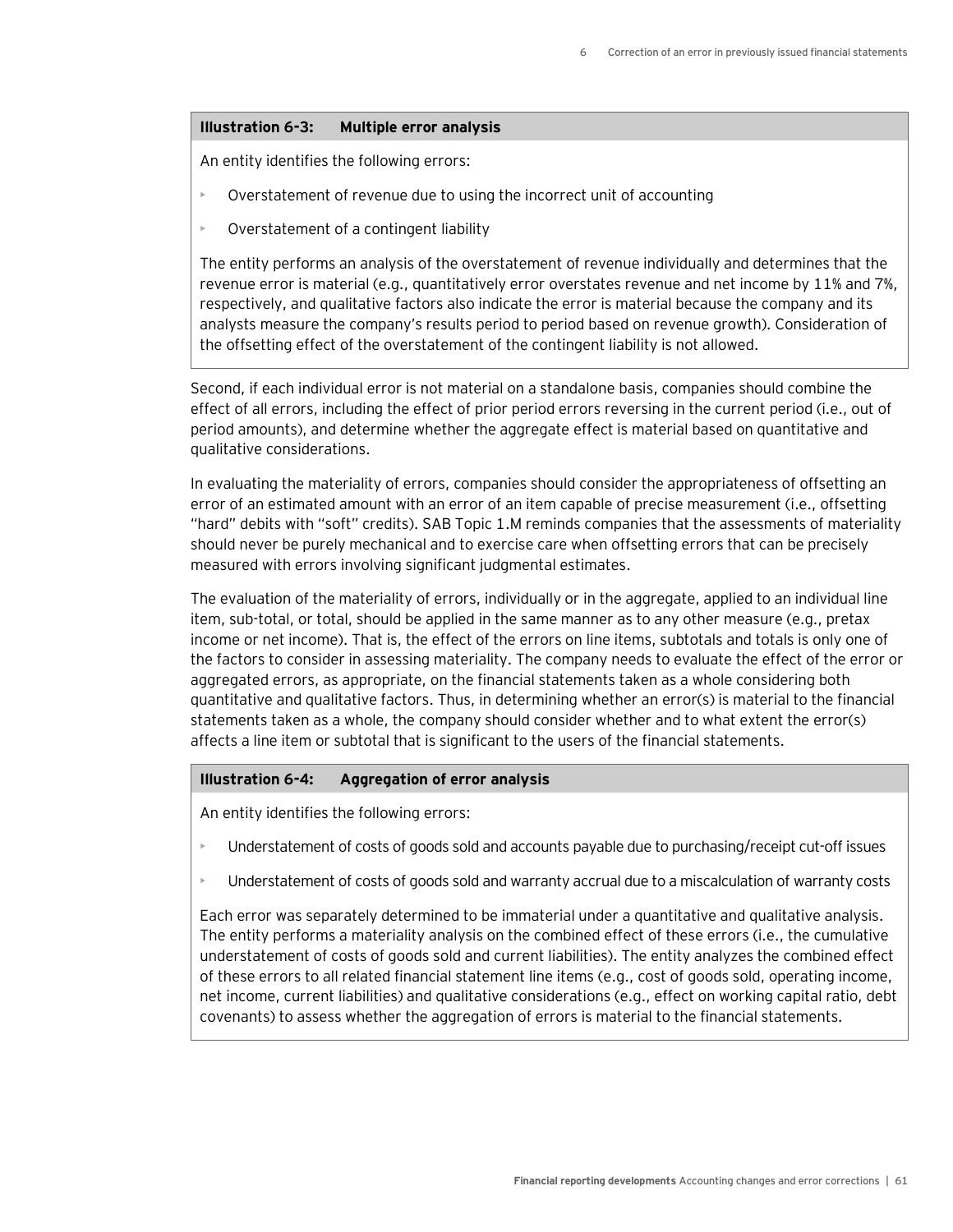**Illustration 6-3: Multiple error analysis**

An entity identifies the following errors:

- Overstatement of revenue due to using the incorrect unit of accounting
- Overstatement of a contingent liability

The entity performs an analysis of the overstatement of revenue individually and determines that the revenue error is material (e.g., quantitatively error overstates revenue and net income by 11% and 7%, respectively, and qualitative factors also indicate the error is material because the company and its analysts measure the company's results period to period based on revenue growth). Consideration of the offsetting effect of the overstatement of the contingent liability is not allowed.

Second, if each individual error is not material on a standalone basis, companies should combine the effect of all errors, including the effect of prior period errors reversing in the current period (i.e., out of period amounts), and determine whether the aggregate effect is material based on quantitative and qualitative considerations.

In evaluating the materiality of errors, companies should consider the appropriateness of offsetting an error of an estimated amount with an error of an item capable of precise measurement (i.e., offsetting "hard" debits with "soft" credits). SAB Topic 1.M reminds companies that the assessments of materiality should never be purely mechanical and to exercise care when offsetting errors that can be precisely measured with errors involving significant judgmental estimates.

The evaluation of the materiality of errors, individually or in the aggregate, applied to an individual line item, sub-total, or total, should be applied in the same manner as to any other measure (e.g., pretax income or net income). That is, the effect of the errors on line items, subtotals and totals is only one of the factors to consider in assessing materiality. The company needs to evaluate the effect of the error or aggregated errors, as appropriate, on the financial statements taken as a whole considering both quantitative and qualitative factors. Thus, in determining whether an error(s) is material to the financial statements taken as a whole, the company should consider whether and to what extent the error(s) affects a line item or subtotal that is significant to the users of the financial statements.

**Illustration 6-4: Aggregation of error analysis**

An entity identifies the following errors:

- Understatement of costs of goods sold and accounts payable due to purchasing/receipt cut-off issues
- Understatement of costs of goods sold and warranty accrual due to a miscalculation of warranty costs

Each error was separately determined to be immaterial under a quantitative and qualitative analysis. The entity performs a materiality analysis on the combined effect of these errors (i.e., the cumulative understatement of costs of goods sold and current liabilities). The entity analyzes the combined effect of these errors to all related financial statement line items (e.g., cost of goods sold, operating income, net income, current liabilities) and qualitative considerations (e.g., effect on working capital ratio, debt covenants) to assess whether the aggregation of errors is material to the financial statements.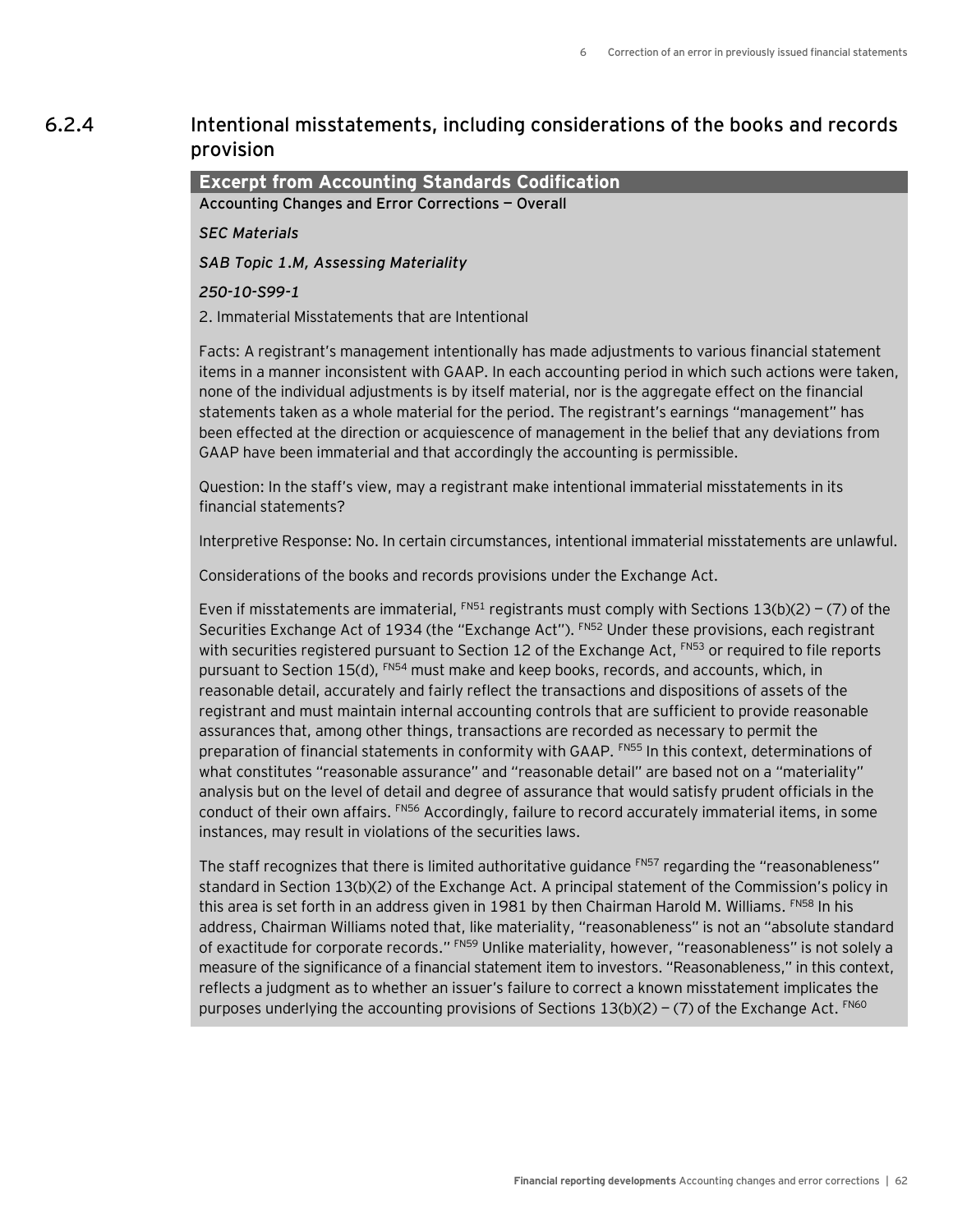## 6.2.4 Intentional misstatements, including considerations of the books and records provision

**Excerpt from Accounting Standards Codification**

Accounting Changes and Error Corrections — Overall

*SEC Materials*

*SAB Topic 1.M, Assessing Materiality*

*250-10-S99-1*

2. Immaterial Misstatements that are Intentional

Facts: A registrant's management intentionally has made adjustments to various financial statement items in a manner inconsistent with GAAP. In each accounting period in which such actions were taken, none of the individual adjustments is by itself material, nor is the aggregate effect on the financial statements taken as a whole material for the period. The registrant's earnings "management" has been effected at the direction or acquiescence of management in the belief that any deviations from GAAP have been immaterial and that accordingly the accounting is permissible.

Question: In the staff's view, may a registrant make intentional immaterial misstatements in its financial statements?

Interpretive Response: No. In certain circumstances, intentional immaterial misstatements are unlawful.

Considerations of the books and records provisions under the Exchange Act.

Even if misstatements are immaterial, [FN51] registrants must comply with Sections 13(b)(2) — (7) of the Securities Exchange Act of 1934 (the "Exchange Act"). [FN52] Under these provisions, each registrant with securities registered pursuant to Section 12 of the Exchange Act, [FN53] or required to file reports pursuant to Section 15(d), [FN54] must make and keep books, records, and accounts, which, in reasonable detail, accurately and fairly reflect the transactions and dispositions of assets of the registrant and must maintain internal accounting controls that are sufficient to provide reasonable assurances that, among other things, transactions are recorded as necessary to permit the preparation of financial statements in conformity with GAAP. [FN55] In this context, determinations of what constitutes "reasonable assurance" and "reasonable detail" are based not on a "materiality" analysis but on the level of detail and degree of assurance that would satisfy prudent officials in the conduct of their own affairs. [FN56] Accordingly, failure to record accurately immaterial items, in some instances, may result in violations of the securities laws.

The staff recognizes that there is limited authoritative guidance [FN57] regarding the "reasonableness" standard in Section 13(b)(2) of the Exchange Act. A principal statement of the Commission's policy in this area is set forth in an address given in 1981 by then Chairman Harold M. Williams. [FN58] In his address, Chairman Williams noted that, like materiality, "reasonableness" is not an "absolute standard of exactitude for corporate records." [FN59] Unlike materiality, however, "reasonableness" is not solely a measure of the significance of a financial statement item to investors. "Reasonableness," in this context, reflects a judgment as to whether an issuer's failure to correct a known misstatement implicates the purposes underlying the accounting provisions of Sections 13(b)(2) — (7) of the Exchange Act. [FN60]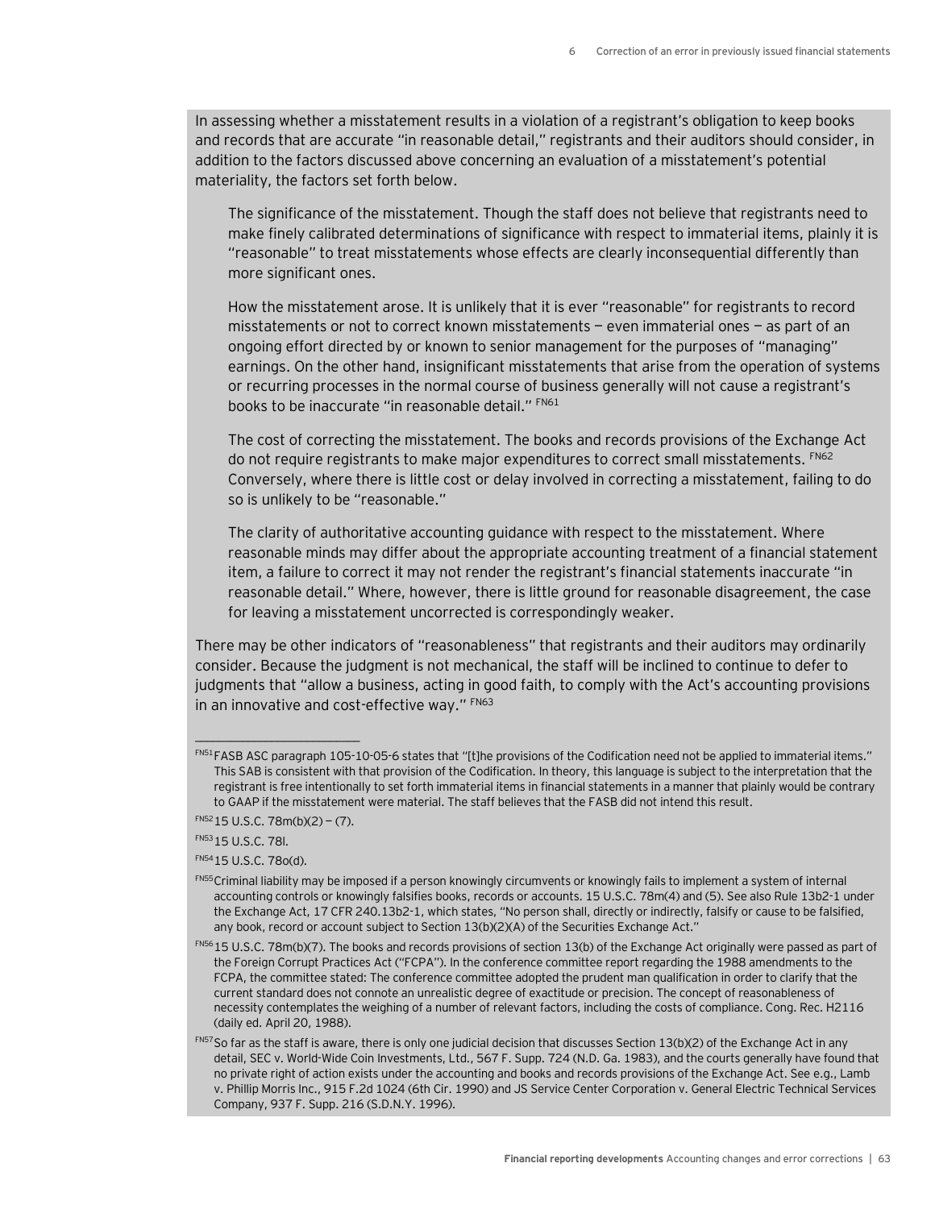In assessing whether a misstatement results in a violation of a registrant's obligation to keep books and records that are accurate "in reasonable detail," registrants and their auditors should consider, in addition to the factors discussed above concerning an evaluation of a misstatement's potential materiality, the factors set forth below.

The significance of the misstatement. Though the staff does not believe that registrants need to make finely calibrated determinations of significance with respect to immaterial items, plainly it is "reasonable" to treat misstatements whose effects are clearly inconsequential differently than more significant ones.

How the misstatement arose. It is unlikely that it is ever "reasonable" for registrants to record misstatements or not to correct known misstatements — even immaterial ones — as part of an ongoing effort directed by or known to senior management for the purposes of "managing" earnings. On the other hand, insignificant misstatements that arise from the operation of systems or recurring processes in the normal course of business generally will not cause a registrant's books to be inaccurate "in reasonable detail." [FN61]

The cost of correcting the misstatement. The books and records provisions of the Exchange Act do not require registrants to make major expenditures to correct small misstatements. [FN62] Conversely, where there is little cost or delay involved in correcting a misstatement, failing to do so is unlikely to be "reasonable."

The clarity of authoritative accounting guidance with respect to the misstatement. Where reasonable minds may differ about the appropriate accounting treatment of a financial statement item, a failure to correct it may not render the registrant's financial statements inaccurate "in reasonable detail." Where, however, there is little ground for reasonable disagreement, the case for leaving a misstatement uncorrected is correspondingly weaker.

There may be other indicators of "reasonableness" that registrants and their auditors may ordinarily consider. Because the judgment is not mechanical, the staff will be inclined to continue to defer to judgments that "allow a business, acting in good faith, to comply with the Act's accounting provisions in an innovative and cost-effective way." [FN63]

---

[FN51] FASB ASC paragraph 105-10-05-6 states that "[t]he provisions of the Codification need not be applied to immaterial items." This SAB is consistent with that provision of the Codification. In theory, this language is subject to the interpretation that the registrant is free intentionally to set forth immaterial items in financial statements in a manner that plainly would be contrary to GAAP if the misstatement were material. The staff believes that the FASB did not intend this result.

[FN52] 15 U.S.C. 78m(b)(2) — (7).

[FN53] 15 U.S.C. 78l.

[FN54] 15 U.S.C. 78o(d).

[FN55] Criminal liability may be imposed if a person knowingly circumvents or knowingly fails to implement a system of internal accounting controls or knowingly falsifies books, records or accounts. 15 U.S.C. 78m(4) and (5). See also Rule 13b2-1 under the Exchange Act, 17 CFR 240.13b2-1, which states, "No person shall, directly or indirectly, falsify or cause to be falsified, any book, record or account subject to Section 13(b)(2)(A) of the Securities Exchange Act."

[FN56] 15 U.S.C. 78m(b)(7). The books and records provisions of section 13(b) of the Exchange Act originally were passed as part of the Foreign Corrupt Practices Act ("FCPA"). In the conference committee report regarding the 1988 amendments to the FCPA, the committee stated: The conference committee adopted the prudent man qualification in order to clarify that the current standard does not connote an unrealistic degree of exactitude or precision. The concept of reasonableness of necessity contemplates the weighing of a number of relevant factors, including the costs of compliance. Cong. Rec. H2116 (daily ed. April 20, 1988).

[FN57] So far as the staff is aware, there is only one judicial decision that discusses Section 13(b)(2) of the Exchange Act in any detail, SEC v. World-Wide Coin Investments, Ltd., 567 F. Supp. 724 (N.D. Ga. 1983), and the courts generally have found that no private right of action exists under the accounting and books and records provisions of the Exchange Act. See e.g., Lamb v. Phillip Morris Inc., 915 F.2d 1024 (6th Cir. 1990) and JS Service Center Corporation v. General Electric Technical Services Company, 937 F. Supp. 216 (S.D.N.Y. 1996).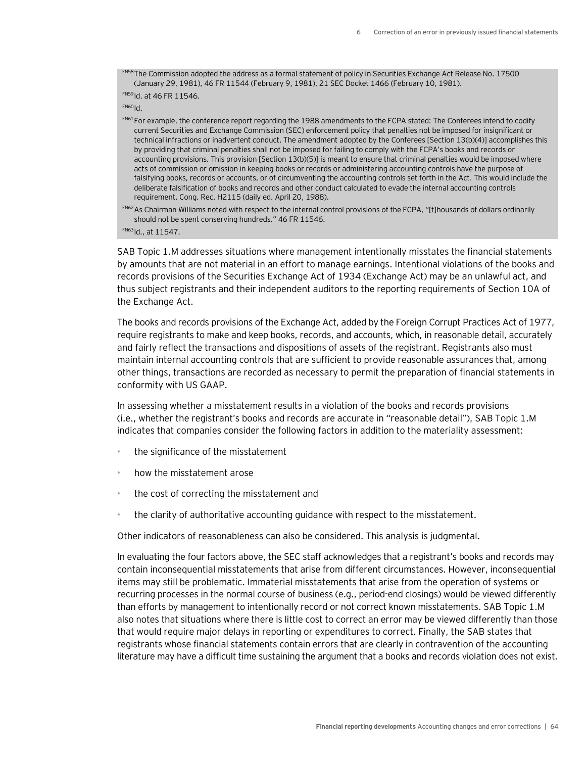FN58 The Commission adopted the address as a formal statement of policy in Securities Exchange Act Release No. 17500 (January 29, 1981), 46 FR 11544 (February 9, 1981), 21 SEC Docket 1466 (February 10, 1981).

FN59 Id. at 46 FR 11546.

FN60 Id.

FN61 For example, the conference report regarding the 1988 amendments to the FCPA stated: The Conferees intend to codify current Securities and Exchange Commission (SEC) enforcement policy that penalties not be imposed for insignificant or technical infractions or inadvertent conduct. The amendment adopted by the Conferees [Section 13(b)(4)] accomplishes this by providing that criminal penalties shall not be imposed for failing to comply with the FCPA's books and records or accounting provisions. This provision [Section 13(b)(5)] is meant to ensure that criminal penalties would be imposed where acts of commission or omission in keeping books or records or administering accounting controls have the purpose of falsifying books, records or accounts, or of circumventing the accounting controls set forth in the Act. This would include the deliberate falsification of books and records and other conduct calculated to evade the internal accounting controls requirement. Cong. Rec. H2115 (daily ed. April 20, 1988).

FN62 As Chairman Williams noted with respect to the internal control provisions of the FCPA, "[t]housands of dollars ordinarily should not be spent conserving hundreds." 46 FR 11546.

FN63 Id., at 11547.

SAB Topic 1.M addresses situations where management intentionally misstates the financial statements by amounts that are not material in an effort to manage earnings. Intentional violations of the books and records provisions of the Securities Exchange Act of 1934 (Exchange Act) may be an unlawful act, and thus subject registrants and their independent auditors to the reporting requirements of Section 10A of the Exchange Act.

The books and records provisions of the Exchange Act, added by the Foreign Corrupt Practices Act of 1977, require registrants to make and keep books, records, and accounts, which, in reasonable detail, accurately and fairly reflect the transactions and dispositions of assets of the registrant. Registrants also must maintain internal accounting controls that are sufficient to provide reasonable assurances that, among other things, transactions are recorded as necessary to permit the preparation of financial statements in conformity with US GAAP.

In assessing whether a misstatement results in a violation of the books and records provisions (i.e., whether the registrant's books and records are accurate in "reasonable detail"), SAB Topic 1.M indicates that companies consider the following factors in addition to the materiality assessment:

- the significance of the misstatement
- how the misstatement arose
- the cost of correcting the misstatement and
- the clarity of authoritative accounting guidance with respect to the misstatement.

Other indicators of reasonableness can also be considered. This analysis is judgmental.

In evaluating the four factors above, the SEC staff acknowledges that a registrant's books and records may contain inconsequential misstatements that arise from different circumstances. However, inconsequential items may still be problematic. Immaterial misstatements that arise from the operation of systems or recurring processes in the normal course of business (e.g., period-end closings) would be viewed differently than efforts by management to intentionally record or not correct known misstatements. SAB Topic 1.M also notes that situations where there is little cost to correct an error may be viewed differently than those that would require major delays in reporting or expenditures to correct. Finally, the SAB states that registrants whose financial statements contain errors that are clearly in contravention of the accounting literature may have a difficult time sustaining the argument that a books and records violation does not exist.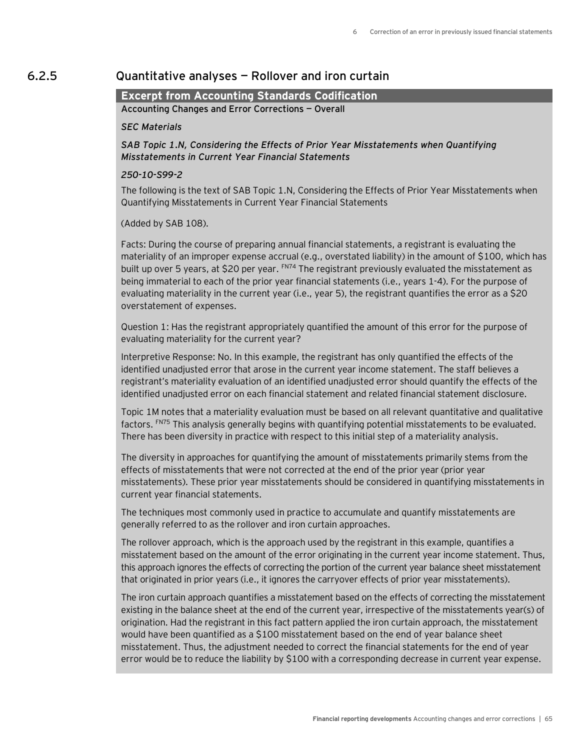## 6.2.5 Quantitative analyses — Rollover and iron curtain

**Excerpt from Accounting Standards Codification**

Accounting Changes and Error Corrections — Overall

*SEC Materials*

*SAB Topic 1.N, Considering the Effects of Prior Year Misstatements when Quantifying Misstatements in Current Year Financial Statements*

*250-10-S99-2*

The following is the text of SAB Topic 1.N, Considering the Effects of Prior Year Misstatements when Quantifying Misstatements in Current Year Financial Statements

(Added by SAB 108).

Facts: During the course of preparing annual financial statements, a registrant is evaluating the materiality of an improper expense accrual (e.g., overstated liability) in the amount of $100, which has built up over 5 years, at $20 per year. [FN74] The registrant previously evaluated the misstatement as being immaterial to each of the prior year financial statements (i.e., years 1-4). For the purpose of evaluating materiality in the current year (i.e., year 5), the registrant quantifies the error as a $20 overstatement of expenses.

Question 1: Has the registrant appropriately quantified the amount of this error for the purpose of evaluating materiality for the current year?

Interpretive Response: No. In this example, the registrant has only quantified the effects of the identified unadjusted error that arose in the current year income statement. The staff believes a registrant's materiality evaluation of an identified unadjusted error should quantify the effects of the identified unadjusted error on each financial statement and related financial statement disclosure.

Topic 1M notes that a materiality evaluation must be based on all relevant quantitative and qualitative factors. [FN75] This analysis generally begins with quantifying potential misstatements to be evaluated. There has been diversity in practice with respect to this initial step of a materiality analysis.

The diversity in approaches for quantifying the amount of misstatements primarily stems from the effects of misstatements that were not corrected at the end of the prior year (prior year misstatements). These prior year misstatements should be considered in quantifying misstatements in current year financial statements.

The techniques most commonly used in practice to accumulate and quantify misstatements are generally referred to as the rollover and iron curtain approaches.

The rollover approach, which is the approach used by the registrant in this example, quantifies a misstatement based on the amount of the error originating in the current year income statement. Thus, this approach ignores the effects of correcting the portion of the current year balance sheet misstatement that originated in prior years (i.e., it ignores the carryover effects of prior year misstatements).

The iron curtain approach quantifies a misstatement based on the effects of correcting the misstatement existing in the balance sheet at the end of the current year, irrespective of the misstatements year(s) of origination. Had the registrant in this fact pattern applied the iron curtain approach, the misstatement would have been quantified as a $100 misstatement based on the end of year balance sheet misstatement. Thus, the adjustment needed to correct the financial statements for the end of year error would be to reduce the liability by $100 with a corresponding decrease in current year expense.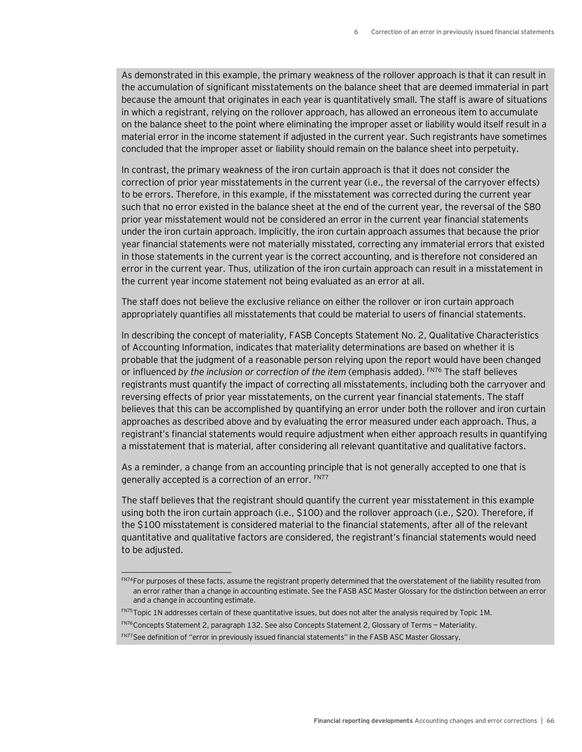As demonstrated in this example, the primary weakness of the rollover approach is that it can result in the accumulation of significant misstatements on the balance sheet that are deemed immaterial in part because the amount that originates in each year is quantitatively small. The staff is aware of situations in which a registrant, relying on the rollover approach, has allowed an erroneous item to accumulate on the balance sheet to the point where eliminating the improper asset or liability would itself result in a material error in the income statement if adjusted in the current year. Such registrants have sometimes concluded that the improper asset or liability should remain on the balance sheet into perpetuity.

In contrast, the primary weakness of the iron curtain approach is that it does not consider the correction of prior year misstatements in the current year (i.e., the reversal of the carryover effects) to be errors. Therefore, in this example, if the misstatement was corrected during the current year such that no error existed in the balance sheet at the end of the current year, the reversal of the $80 prior year misstatement would not be considered an error in the current year financial statements under the iron curtain approach. Implicitly, the iron curtain approach assumes that because the prior year financial statements were not materially misstated, correcting any immaterial errors that existed in those statements in the current year is the correct accounting, and is therefore not considered an error in the current year. Thus, utilization of the iron curtain approach can result in a misstatement in the current year income statement not being evaluated as an error at all.

The staff does not believe the exclusive reliance on either the rollover or iron curtain approach appropriately quantifies all misstatements that could be material to users of financial statements.

In describing the concept of materiality, FASB Concepts Statement No. 2, Qualitative Characteristics of Accounting Information, indicates that materiality determinations are based on whether it is probable that the judgment of a reasonable person relying upon the report would have been changed or influenced *by the inclusion or correction of the item* (emphasis added). [FN76] The staff believes registrants must quantify the impact of correcting all misstatements, including both the carryover and reversing effects of prior year misstatements, on the current year financial statements. The staff believes that this can be accomplished by quantifying an error under both the rollover and iron curtain approaches as described above and by evaluating the error measured under each approach. Thus, a registrant's financial statements would require adjustment when either approach results in quantifying a misstatement that is material, after considering all relevant quantitative and qualitative factors.

As a reminder, a change from an accounting principle that is not generally accepted to one that is generally accepted is a correction of an error. [FN77]

The staff believes that the registrant should quantify the current year misstatement in this example using both the iron curtain approach (i.e., $100) and the rollover approach (i.e., $20). Therefore, if the $100 misstatement is considered material to the financial statements, after all of the relevant quantitative and qualitative factors are considered, the registrant's financial statements would need to be adjusted.

---

[FN74] For purposes of these facts, assume the registrant properly determined that the overstatement of the liability resulted from an error rather than a change in accounting estimate. See the FASB ASC Master Glossary for the distinction between an error and a change in accounting estimate.

[FN75] Topic 1N addresses certain of these quantitative issues, but does not alter the analysis required by Topic 1M.

[FN76] Concepts Statement 2, paragraph 132. See also Concepts Statement 2, Glossary of Terms — Materiality.

[FN77] See definition of "error in previously issued financial statements" in the FASB ASC Master Glossary.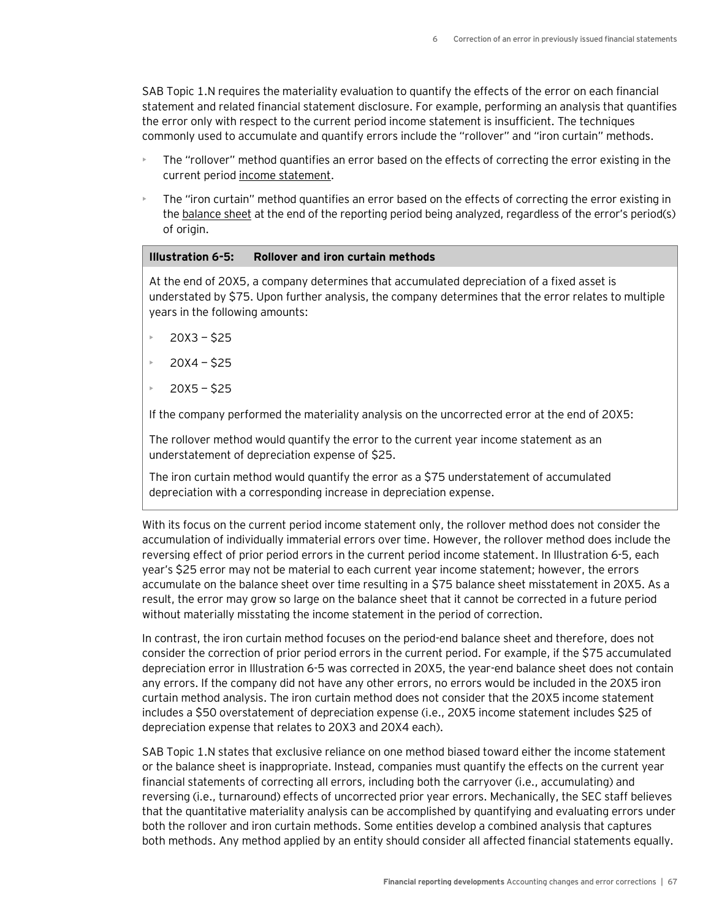SAB Topic 1.N requires the materiality evaluation to quantify the effects of the error on each financial statement and related financial statement disclosure. For example, performing an analysis that quantifies the error only with respect to the current period income statement is insufficient. The techniques commonly used to accumulate and quantify errors include the "rollover" and "iron curtain" methods.

- The "rollover" method quantifies an error based on the effects of correcting the error existing in the current period income statement.
- The "iron curtain" method quantifies an error based on the effects of correcting the error existing in the balance sheet at the end of the reporting period being analyzed, regardless of the error's period(s) of origin.

**Illustration 6-5: Rollover and iron curtain methods**

At the end of 20X5, a company determines that accumulated depreciation of a fixed asset is understated by $75. Upon further analysis, the company determines that the error relates to multiple years in the following amounts:

- 20X3 — $25
- 20X4 — $25
- 20X5 — $25

If the company performed the materiality analysis on the uncorrected error at the end of 20X5:

The rollover method would quantify the error to the current year income statement as an understatement of depreciation expense of $25.

The iron curtain method would quantify the error as a $75 understatement of accumulated depreciation with a corresponding increase in depreciation expense.

With its focus on the current period income statement only, the rollover method does not consider the accumulation of individually immaterial errors over time. However, the rollover method does include the reversing effect of prior period errors in the current period income statement. In Illustration 6-5, each year's $25 error may not be material to each current year income statement; however, the errors accumulate on the balance sheet over time resulting in a $75 balance sheet misstatement in 20X5. As a result, the error may grow so large on the balance sheet that it cannot be corrected in a future period without materially misstating the income statement in the period of correction.

In contrast, the iron curtain method focuses on the period-end balance sheet and therefore, does not consider the correction of prior period errors in the current period. For example, if the $75 accumulated depreciation error in Illustration 6-5 was corrected in 20X5, the year-end balance sheet does not contain any errors. If the company did not have any other errors, no errors would be included in the 20X5 iron curtain method analysis. The iron curtain method does not consider that the 20X5 income statement includes a $50 overstatement of depreciation expense (i.e., 20X5 income statement includes $25 of depreciation expense that relates to 20X3 and 20X4 each).

SAB Topic 1.N states that exclusive reliance on one method biased toward either the income statement or the balance sheet is inappropriate. Instead, companies must quantify the effects on the current year financial statements of correcting all errors, including both the carryover (i.e., accumulating) and reversing (i.e., turnaround) effects of uncorrected prior year errors. Mechanically, the SEC staff believes that the quantitative materiality analysis can be accomplished by quantifying and evaluating errors under both the rollover and iron curtain methods. Some entities develop a combined analysis that captures both methods. Any method applied by an entity should consider all affected financial statements equally.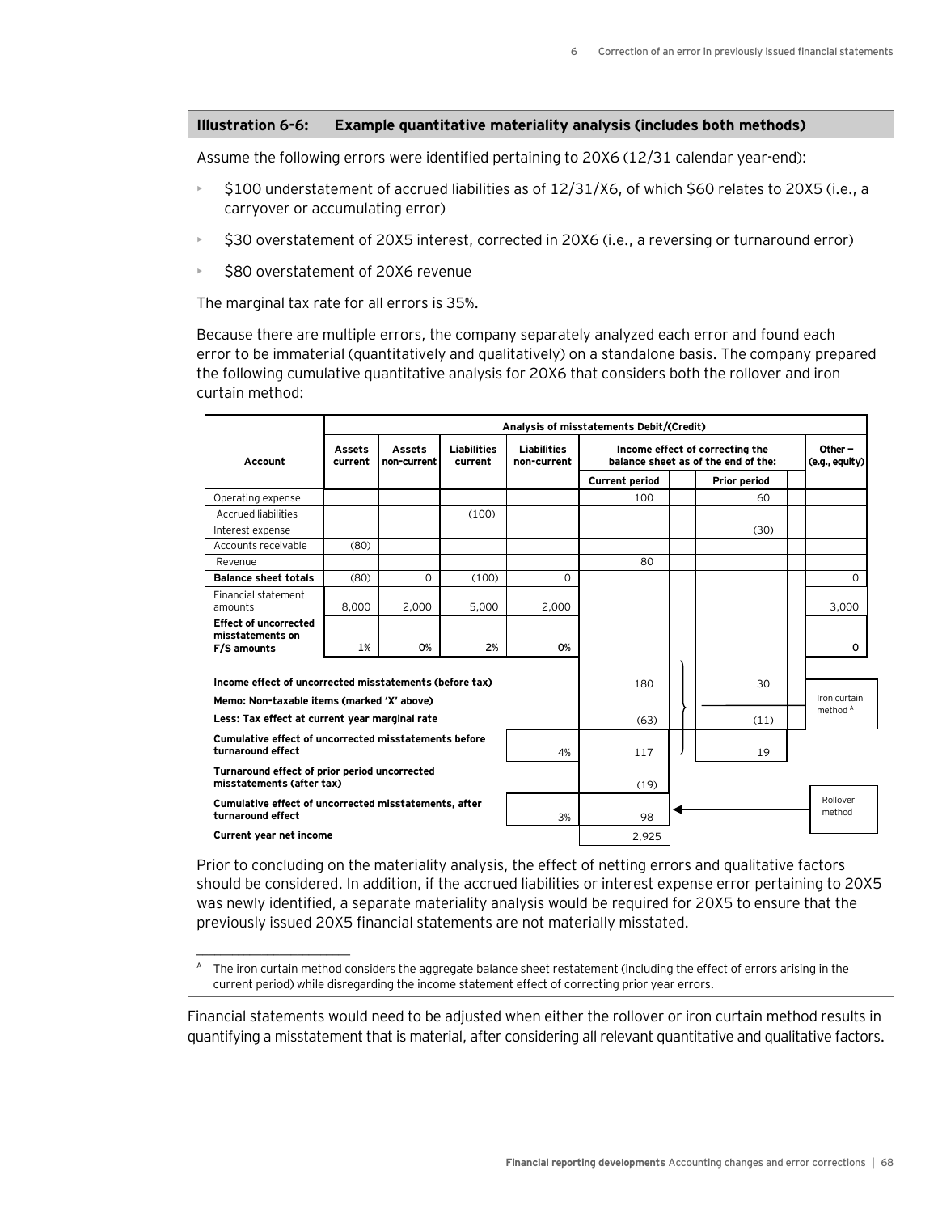**Illustration 6-6: Example quantitative materiality analysis (includes both methods)**

Assume the following errors were identified pertaining to 20X6 (12/31 calendar year-end):

- $100 understatement of accrued liabilities as of 12/31/X6, of which $60 relates to 20X5 (i.e., a carryover or accumulating error)
- $30 overstatement of 20X5 interest, corrected in 20X6 (i.e., a reversing or turnaround error)
- $80 overstatement of 20X6 revenue

The marginal tax rate for all errors is 35%.

Because there are multiple errors, the company separately analyzed each error and found each error to be immaterial (quantitatively and qualitatively) on a standalone basis. The company prepared the following cumulative quantitative analysis for 20X6 that considers both the rollover and iron curtain method:

| | Analysis of misstatements Debit/(Credit) | | | | | | |
|---|---|---|---|---|---|---|---|
| **Account** | **Assets current** | **Assets non-current** | **Liabilities current** | **Liabilities non-current** | **Income effect of correcting the balance sheet as of the end of the: Current period** | **Prior period** | **Other – (e.g., equity)** |
| Operating expense | | | | | 100 | 60 | |
| Accrued liabilities | | | (100) | | | | |
| Interest expense | | | | | | (30) | |
| Accounts receivable | (80) | | | | | | |
| Revenue | | | | | 80 | | |
| **Balance sheet totals** | (80) | 0 | (100) | 0 | | | 0 |
| Financial statement amounts | 8,000 | 2,000 | 5,000 | 2,000 | | | 3,000 |
| **Effect of uncorrected misstatements on F/S amounts** | 1% | 0% | 2% | 0% | | | 0 |
| **Income effect of uncorrected misstatements (before tax)** | | | | | 180 | 30 | |
| **Memo: Non-taxable items (marked 'X' above)** | | | | | | | |
| **Less: Tax effect at current year marginal rate** | | | | | (63) | (11) | |
| **Cumulative effect of uncorrected misstatements before turnaround effect** | | | | 4% | 117 | 19 | Iron curtain method[A] |
| **Turnaround effect of prior period uncorrected misstatements (after tax)** | | | | | (19) | | |
| **Cumulative effect of uncorrected misstatements, after turnaround effect** | | | | 3% | 98 | | Rollover method |
| **Current year net income** | | | | | 2,925 | | |

Prior to concluding on the materiality analysis, the effect of netting errors and qualitative factors should be considered. In addition, if the accrued liabilities or interest expense error pertaining to 20X5 was newly identified, a separate materiality analysis would be required for 20X5 to ensure that the previously issued 20X5 financial statements are not materially misstated.

---

[A] The iron curtain method considers the aggregate balance sheet restatement (including the effect of errors arising in the current period) while disregarding the income statement effect of correcting prior year errors.

Financial statements would need to be adjusted when either the rollover or iron curtain method results in quantifying a misstatement that is material, after considering all relevant quantitative and qualitative factors.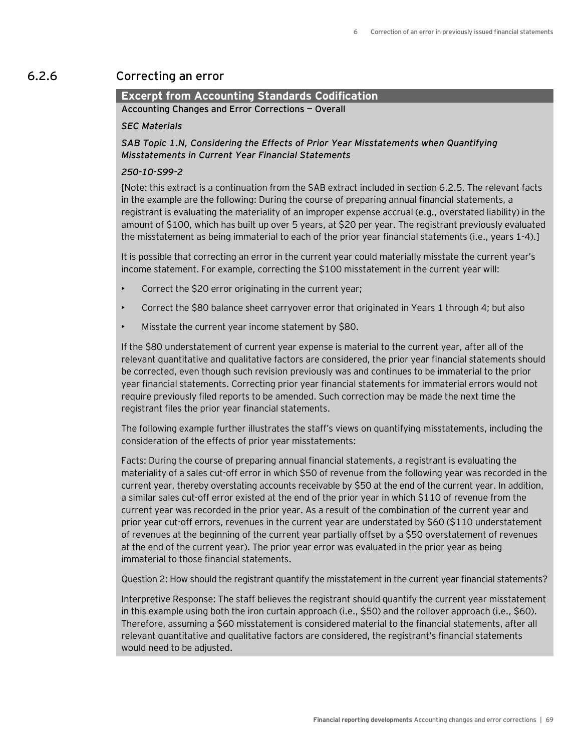### 6.2.6 Correcting an error

**Excerpt from Accounting Standards Codification**

**Accounting Changes and Error Corrections — Overall**

*SEC Materials*

*SAB Topic 1.N, Considering the Effects of Prior Year Misstatements when Quantifying Misstatements in Current Year Financial Statements*

*250-10-S99-2*

[Note: this extract is a continuation from the SAB extract included in section 6.2.5. The relevant facts in the example are the following: During the course of preparing annual financial statements, a registrant is evaluating the materiality of an improper expense accrual (e.g., overstated liability) in the amount of $100, which has built up over 5 years, at $20 per year. The registrant previously evaluated the misstatement as being immaterial to each of the prior year financial statements (i.e., years 1-4).]

It is possible that correcting an error in the current year could materially misstate the current year's income statement. For example, correcting the $100 misstatement in the current year will:

- Correct the $20 error originating in the current year;
- Correct the $80 balance sheet carryover error that originated in Years 1 through 4; but also
- Misstate the current year income statement by $80.

If the $80 understatement of current year expense is material to the current year, after all of the relevant quantitative and qualitative factors are considered, the prior year financial statements should be corrected, even though such revision previously was and continues to be immaterial to the prior year financial statements. Correcting prior year financial statements for immaterial errors would not require previously filed reports to be amended. Such correction may be made the next time the registrant files the prior year financial statements.

The following example further illustrates the staff's views on quantifying misstatements, including the consideration of the effects of prior year misstatements:

Facts: During the course of preparing annual financial statements, a registrant is evaluating the materiality of a sales cut-off error in which $50 of revenue from the following year was recorded in the current year, thereby overstating accounts receivable by $50 at the end of the current year. In addition, a similar sales cut-off error existed at the end of the prior year in which $110 of revenue from the current year was recorded in the prior year. As a result of the combination of the current year and prior year cut-off errors, revenues in the current year are understated by $60 ($110 understatement of revenues at the beginning of the current year partially offset by a $50 overstatement of revenues at the end of the current year). The prior year error was evaluated in the prior year as being immaterial to those financial statements.

Question 2: How should the registrant quantify the misstatement in the current year financial statements?

Interpretive Response: The staff believes the registrant should quantify the current year misstatement in this example using both the iron curtain approach (i.e., $50) and the rollover approach (i.e., $60). Therefore, assuming a $60 misstatement is considered material to the financial statements, after all relevant quantitative and qualitative factors are considered, the registrant's financial statements would need to be adjusted.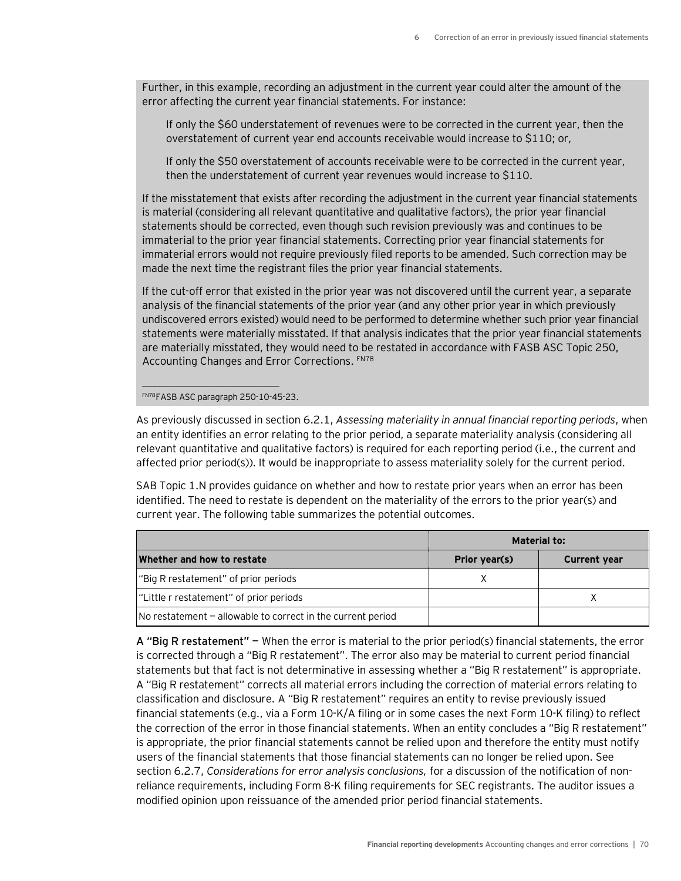Further, in this example, recording an adjustment in the current year could alter the amount of the error affecting the current year financial statements. For instance:

> If only the $60 understatement of revenues were to be corrected in the current year, then the overstatement of current year end accounts receivable would increase to $110; or,
>
> If only the $50 overstatement of accounts receivable were to be corrected in the current year, then the understatement of current year revenues would increase to $110.

If the misstatement that exists after recording the adjustment in the current year financial statements is material (considering all relevant quantitative and qualitative factors), the prior year financial statements should be corrected, even though such revision previously was and continues to be immaterial to the prior year financial statements. Correcting prior year financial statements for immaterial errors would not require previously filed reports to be amended. Such correction may be made the next time the registrant files the prior year financial statements.

If the cut-off error that existed in the prior year was not discovered until the current year, a separate analysis of the financial statements of the prior year (and any other prior year in which previously undiscovered errors existed) would need to be performed to determine whether such prior year financial statements were materially misstated. If that analysis indicates that the prior year financial statements are materially misstated, they would need to be restated in accordance with FASB ASC Topic 250, Accounting Changes and Error Corrections. [FN78]

[FN78] FASB ASC paragraph 250-10-45-23.

As previously discussed in section 6.2.1, *Assessing materiality in annual financial reporting periods*, when an entity identifies an error relating to the prior period, a separate materiality analysis (considering all relevant quantitative and qualitative factors) is required for each reporting period (i.e., the current and affected prior period(s)). It would be inappropriate to assess materiality solely for the current period.

SAB Topic 1.N provides guidance on whether and how to restate prior years when an error has been identified. The need to restate is dependent on the materiality of the errors to the prior year(s) and current year. The following table summarizes the potential outcomes.

| | Material to: | |
|---|---|---|
| **Whether and how to restate** | **Prior year(s)** | **Current year** |
| "Big R restatement" of prior periods | X | |
| "Little r restatement" of prior periods | | X |
| No restatement — allowable to correct in the current period | | |

**A "Big R restatement" —** When the error is material to the prior period(s) financial statements, the error is corrected through a "Big R restatement". The error also may be material to current period financial statements but that fact is not determinative in assessing whether a "Big R restatement" is appropriate. A "Big R restatement" corrects all material errors including the correction of material errors relating to classification and disclosure. A "Big R restatement" requires an entity to revise previously issued financial statements (e.g., via a Form 10-K/A filing or in some cases the next Form 10-K filing) to reflect the correction of the error in those financial statements. When an entity concludes a "Big R restatement" is appropriate, the prior financial statements cannot be relied upon and therefore the entity must notify users of the financial statements that those financial statements can no longer be relied upon. See section 6.2.7, *Considerations for error analysis conclusions,* for a discussion of the notification of non-reliance requirements, including Form 8-K filing requirements for SEC registrants. The auditor issues a modified opinion upon reissuance of the amended prior period financial statements.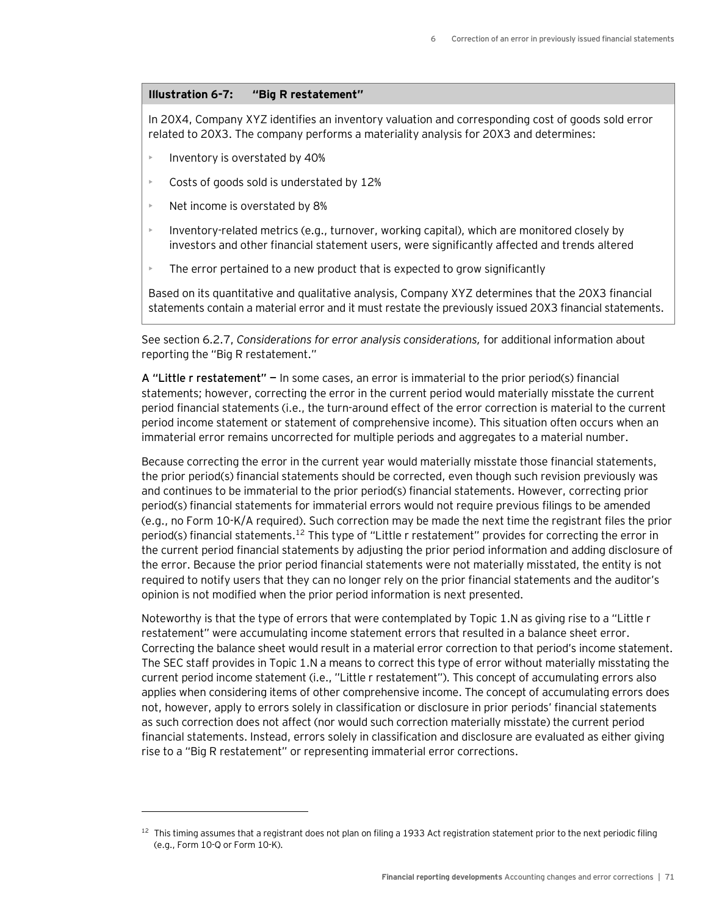**Illustration 6-7: "Big R restatement"**

In 20X4, Company XYZ identifies an inventory valuation and corresponding cost of goods sold error related to 20X3. The company performs a materiality analysis for 20X3 and determines:

- Inventory is overstated by 40%
- Costs of goods sold is understated by 12%
- Net income is overstated by 8%
- Inventory-related metrics (e.g., turnover, working capital), which are monitored closely by investors and other financial statement users, were significantly affected and trends altered
- The error pertained to a new product that is expected to grow significantly

Based on its quantitative and qualitative analysis, Company XYZ determines that the 20X3 financial statements contain a material error and it must restate the previously issued 20X3 financial statements.

See section 6.2.7, *Considerations for error analysis considerations,* for additional information about reporting the "Big R restatement."

**A "Little r restatement" —** In some cases, an error is immaterial to the prior period(s) financial statements; however, correcting the error in the current period would materially misstate the current period financial statements (i.e., the turn-around effect of the error correction is material to the current period income statement or statement of comprehensive income). This situation often occurs when an immaterial error remains uncorrected for multiple periods and aggregates to a material number.

Because correcting the error in the current year would materially misstate those financial statements, the prior period(s) financial statements should be corrected, even though such revision previously was and continues to be immaterial to the prior period(s) financial statements. However, correcting prior period(s) financial statements for immaterial errors would not require previous filings to be amended (e.g., no Form 10-K/A required). Such correction may be made the next time the registrant files the prior period(s) financial statements.[12] This type of "Little r restatement" provides for correcting the error in the current period financial statements by adjusting the prior period information and adding disclosure of the error. Because the prior period financial statements were not materially misstated, the entity is not required to notify users that they can no longer rely on the prior financial statements and the auditor's opinion is not modified when the prior period information is next presented.

Noteworthy is that the type of errors that were contemplated by Topic 1.N as giving rise to a "Little r restatement" were accumulating income statement errors that resulted in a balance sheet error. Correcting the balance sheet would result in a material error correction to that period's income statement. The SEC staff provides in Topic 1.N a means to correct this type of error without materially misstating the current period income statement (i.e., "Little r restatement"). This concept of accumulating errors also applies when considering items of other comprehensive income. The concept of accumulating errors does not, however, apply to errors solely in classification or disclosure in prior periods' financial statements as such correction does not affect (nor would such correction materially misstate) the current period financial statements. Instead, errors solely in classification and disclosure are evaluated as either giving rise to a "Big R restatement" or representing immaterial error corrections.

---

[12] This timing assumes that a registrant does not plan on filing a 1933 Act registration statement prior to the next periodic filing (e.g., Form 10-Q or Form 10-K).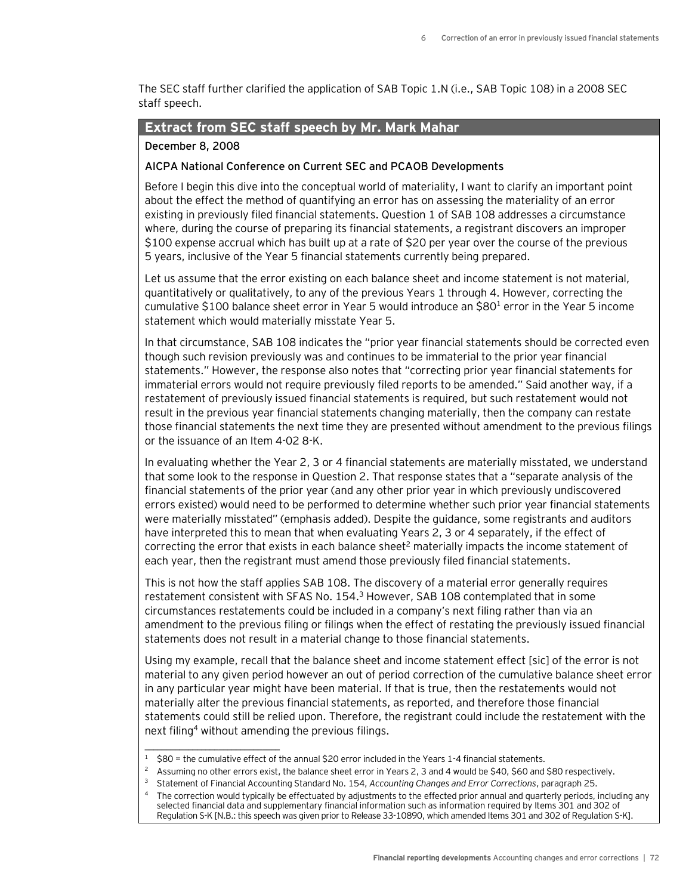The SEC staff further clarified the application of SAB Topic 1.N (i.e., SAB Topic 108) in a 2008 SEC staff speech.

### Extract from SEC staff speech by Mr. Mark Mahar

**December 8, 2008**

**AICPA National Conference on Current SEC and PCAOB Developments**

Before I begin this dive into the conceptual world of materiality, I want to clarify an important point about the effect the method of quantifying an error has on assessing the materiality of an error existing in previously filed financial statements. Question 1 of SAB 108 addresses a circumstance where, during the course of preparing its financial statements, a registrant discovers an improper $100 expense accrual which has built up at a rate of $20 per year over the course of the previous 5 years, inclusive of the Year 5 financial statements currently being prepared.

Let us assume that the error existing on each balance sheet and income statement is not material, quantitatively or qualitatively, to any of the previous Years 1 through 4. However, correcting the cumulative $100 balance sheet error in Year 5 would introduce an $80[1] error in the Year 5 income statement which would materially misstate Year 5.

In that circumstance, SAB 108 indicates the "prior year financial statements should be corrected even though such revision previously was and continues to be immaterial to the prior year financial statements." However, the response also notes that "correcting prior year financial statements for immaterial errors would not require previously filed reports to be amended." Said another way, if a restatement of previously issued financial statements is required, but such restatement would not result in the previous year financial statements changing materially, then the company can restate those financial statements the next time they are presented without amendment to the previous filings or the issuance of an Item 4-02 8-K.

In evaluating whether the Year 2, 3 or 4 financial statements are materially misstated, we understand that some look to the response in Question 2. That response states that a "separate analysis of the financial statements of the prior year (and any other prior year in which previously undiscovered errors existed) would need to be performed to determine whether such prior year financial statements were materially misstated" (emphasis added). Despite the guidance, some registrants and auditors have interpreted this to mean that when evaluating Years 2, 3 or 4 separately, if the effect of correcting the error that exists in each balance sheet[2] materially impacts the income statement of each year, then the registrant must amend those previously filed financial statements.

This is not how the staff applies SAB 108. The discovery of a material error generally requires restatement consistent with SFAS No. 154.[3] However, SAB 108 contemplated that in some circumstances restatements could be included in a company's next filing rather than via an amendment to the previous filing or filings when the effect of restating the previously issued financial statements does not result in a material change to those financial statements.

Using my example, recall that the balance sheet and income statement effect [sic] of the error is not material to any given period however an out of period correction of the cumulative balance sheet error in any particular year might have been material. If that is true, then the restatements would not materially alter the previous financial statements, as reported, and therefore those financial statements could still be relied upon. Therefore, the registrant could include the restatement with the next filing[4] without amending the previous filings.

---

[1] $80 = the cumulative effect of the annual $20 error included in the Years 1-4 financial statements.

[2] Assuming no other errors exist, the balance sheet error in Years 2, 3 and 4 would be $40, $60 and $80 respectively.

[3] Statement of Financial Accounting Standard No. 154, *Accounting Changes and Error Corrections*, paragraph 25.

[4] The correction would typically be effectuated by adjustments to the effected prior annual and quarterly periods, including any selected financial data and supplementary financial information such as information required by Items 301 and 302 of Regulation S-K [N.B.: this speech was given prior to Release 33-10890, which amended Items 301 and 302 of Regulation S-K].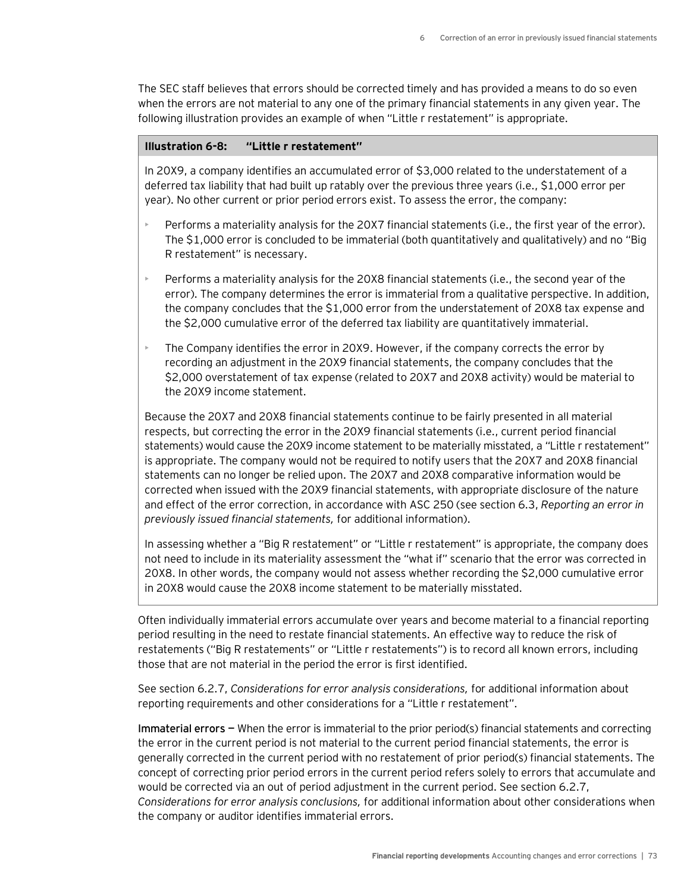The SEC staff believes that errors should be corrected timely and has provided a means to do so even when the errors are not material to any one of the primary financial statements in any given year. The following illustration provides an example of when "Little r restatement" is appropriate.

**Illustration 6-8: "Little r restatement"**

In 20X9, a company identifies an accumulated error of $3,000 related to the understatement of a deferred tax liability that had built up ratably over the previous three years (i.e., $1,000 error per year). No other current or prior period errors exist. To assess the error, the company:

- Performs a materiality analysis for the 20X7 financial statements (i.e., the first year of the error). The $1,000 error is concluded to be immaterial (both quantitatively and qualitatively) and no "Big R restatement" is necessary.
- Performs a materiality analysis for the 20X8 financial statements (i.e., the second year of the error). The company determines the error is immaterial from a qualitative perspective. In addition, the company concludes that the $1,000 error from the understatement of 20X8 tax expense and the $2,000 cumulative error of the deferred tax liability are quantitatively immaterial.
- The Company identifies the error in 20X9. However, if the company corrects the error by recording an adjustment in the 20X9 financial statements, the company concludes that the $2,000 overstatement of tax expense (related to 20X7 and 20X8 activity) would be material to the 20X9 income statement.

Because the 20X7 and 20X8 financial statements continue to be fairly presented in all material respects, but correcting the error in the 20X9 financial statements (i.e., current period financial statements) would cause the 20X9 income statement to be materially misstated, a "Little r restatement" is appropriate. The company would not be required to notify users that the 20X7 and 20X8 financial statements can no longer be relied upon. The 20X7 and 20X8 comparative information would be corrected when issued with the 20X9 financial statements, with appropriate disclosure of the nature and effect of the error correction, in accordance with ASC 250 (see section 6.3, *Reporting an error in previously issued financial statements,* for additional information).

In assessing whether a "Big R restatement" or "Little r restatement" is appropriate, the company does not need to include in its materiality assessment the "what if" scenario that the error was corrected in 20X8. In other words, the company would not assess whether recording the $2,000 cumulative error in 20X8 would cause the 20X8 income statement to be materially misstated.

Often individually immaterial errors accumulate over years and become material to a financial reporting period resulting in the need to restate financial statements. An effective way to reduce the risk of restatements ("Big R restatements" or "Little r restatements") is to record all known errors, including those that are not material in the period the error is first identified.

See section 6.2.7, *Considerations for error analysis considerations,* for additional information about reporting requirements and other considerations for a "Little r restatement".

**Immaterial errors —** When the error is immaterial to the prior period(s) financial statements and correcting the error in the current period is not material to the current period financial statements, the error is generally corrected in the current period with no restatement of prior period(s) financial statements. The concept of correcting prior period errors in the current period refers solely to errors that accumulate and would be corrected via an out of period adjustment in the current period. See section 6.2.7, *Considerations for error analysis conclusions,* for additional information about other considerations when the company or auditor identifies immaterial errors.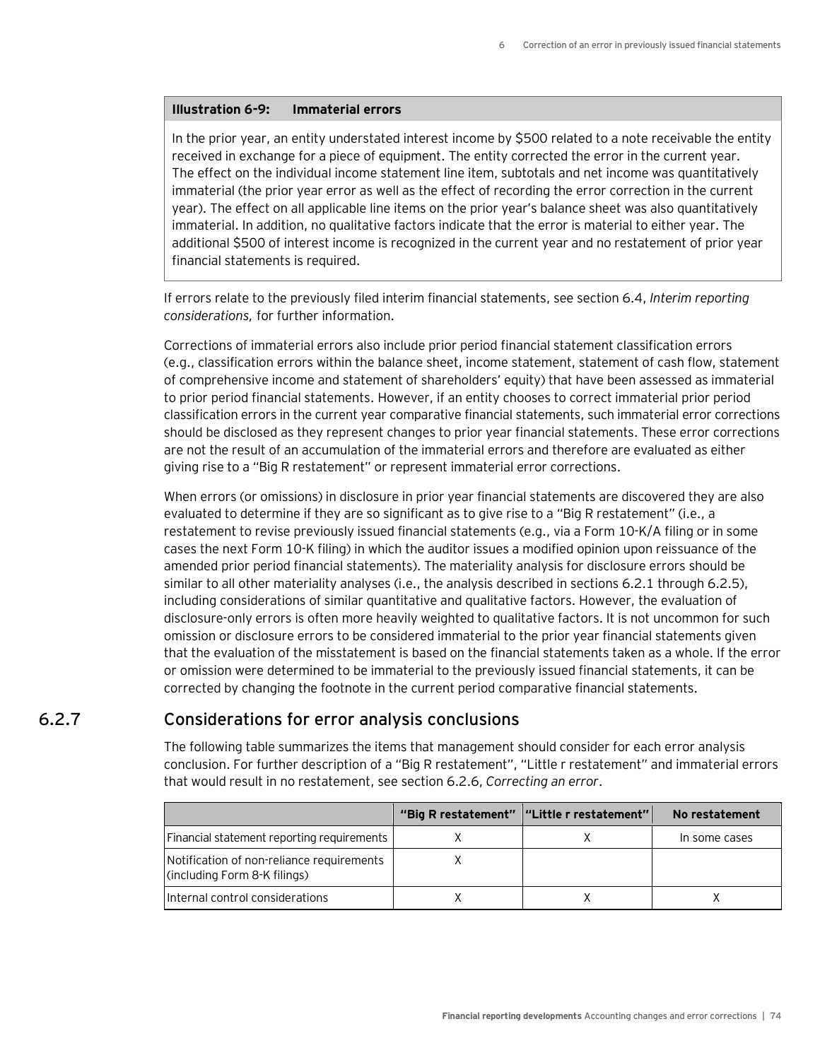**Illustration 6-9: Immaterial errors**

In the prior year, an entity understated interest income by $500 related to a note receivable the entity received in exchange for a piece of equipment. The entity corrected the error in the current year. The effect on the individual income statement line item, subtotals and net income was quantitatively immaterial (the prior year error as well as the effect of recording the error correction in the current year). The effect on all applicable line items on the prior year's balance sheet was also quantitatively immaterial. In addition, no qualitative factors indicate that the error is material to either year. The additional $500 of interest income is recognized in the current year and no restatement of prior year financial statements is required.

If errors relate to the previously filed interim financial statements, see section 6.4, *Interim reporting considerations,* for further information.

Corrections of immaterial errors also include prior period financial statement classification errors (e.g., classification errors within the balance sheet, income statement, statement of cash flow, statement of comprehensive income and statement of shareholders' equity) that have been assessed as immaterial to prior period financial statements. However, if an entity chooses to correct immaterial prior period classification errors in the current year comparative financial statements, such immaterial error corrections should be disclosed as they represent changes to prior year financial statements. These error corrections are not the result of an accumulation of the immaterial errors and therefore are evaluated as either giving rise to a "Big R restatement" or represent immaterial error corrections.

When errors (or omissions) in disclosure in prior year financial statements are discovered they are also evaluated to determine if they are so significant as to give rise to a "Big R restatement" (i.e., a restatement to revise previously issued financial statements (e.g., via a Form 10-K/A filing or in some cases the next Form 10-K filing) in which the auditor issues a modified opinion upon reissuance of the amended prior period financial statements). The materiality analysis for disclosure errors should be similar to all other materiality analyses (i.e., the analysis described in sections 6.2.1 through 6.2.5), including considerations of similar quantitative and qualitative factors. However, the evaluation of disclosure-only errors is often more heavily weighted to qualitative factors. It is not uncommon for such omission or disclosure errors to be considered immaterial to the prior year financial statements given that the evaluation of the misstatement is based on the financial statements taken as a whole. If the error or omission were determined to be immaterial to the previously issued financial statements, it can be corrected by changing the footnote in the current period comparative financial statements.

## 6.2.7 Considerations for error analysis conclusions

The following table summarizes the items that management should consider for each error analysis conclusion. For further description of a "Big R restatement", "Little r restatement" and immaterial errors that would result in no restatement, see section 6.2.6, *Correcting an error*.

| | "Big R restatement" | "Little r restatement" | No restatement |
|---|---|---|---|
| Financial statement reporting requirements | X | X | In some cases |
| Notification of non-reliance requirements (including Form 8-K filings) | X | | |
| Internal control considerations | X | X | X |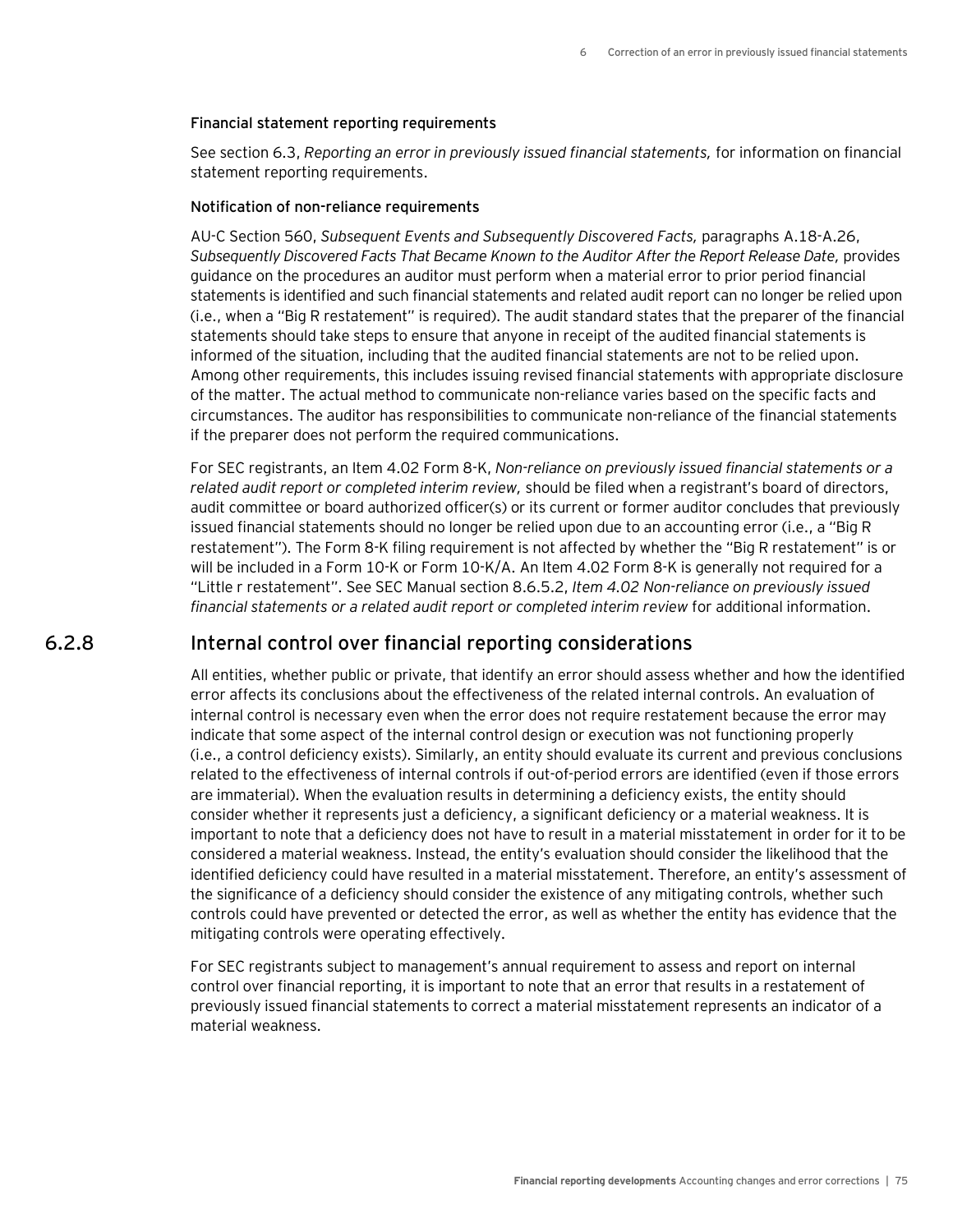#### Financial statement reporting requirements

See section 6.3, *Reporting an error in previously issued financial statements,* for information on financial statement reporting requirements.

#### Notification of non-reliance requirements

AU-C Section 560, *Subsequent Events and Subsequently Discovered Facts,* paragraphs A.18-A.26, *Subsequently Discovered Facts That Became Known to the Auditor After the Report Release Date,* provides guidance on the procedures an auditor must perform when a material error to prior period financial statements is identified and such financial statements and related audit report can no longer be relied upon (i.e., when a "Big R restatement" is required). The audit standard states that the preparer of the financial statements should take steps to ensure that anyone in receipt of the audited financial statements is informed of the situation, including that the audited financial statements are not to be relied upon. Among other requirements, this includes issuing revised financial statements with appropriate disclosure of the matter. The actual method to communicate non-reliance varies based on the specific facts and circumstances. The auditor has responsibilities to communicate non-reliance of the financial statements if the preparer does not perform the required communications.

For SEC registrants, an Item 4.02 Form 8-K, *Non-reliance on previously issued financial statements or a related audit report or completed interim review,* should be filed when a registrant's board of directors, audit committee or board authorized officer(s) or its current or former auditor concludes that previously issued financial statements should no longer be relied upon due to an accounting error (i.e., a "Big R restatement"). The Form 8-K filing requirement is not affected by whether the "Big R restatement" is or will be included in a Form 10-K or Form 10-K/A. An Item 4.02 Form 8-K is generally not required for a "Little r restatement". See SEC Manual section 8.6.5.2, *Item 4.02 Non-reliance on previously issued financial statements or a related audit report or completed interim review* for additional information.

### 6.2.8 Internal control over financial reporting considerations

All entities, whether public or private, that identify an error should assess whether and how the identified error affects its conclusions about the effectiveness of the related internal controls. An evaluation of internal control is necessary even when the error does not require restatement because the error may indicate that some aspect of the internal control design or execution was not functioning properly (i.e., a control deficiency exists). Similarly, an entity should evaluate its current and previous conclusions related to the effectiveness of internal controls if out-of-period errors are identified (even if those errors are immaterial). When the evaluation results in determining a deficiency exists, the entity should consider whether it represents just a deficiency, a significant deficiency or a material weakness. It is important to note that a deficiency does not have to result in a material misstatement in order for it to be considered a material weakness. Instead, the entity's evaluation should consider the likelihood that the identified deficiency could have resulted in a material misstatement. Therefore, an entity's assessment of the significance of a deficiency should consider the existence of any mitigating controls, whether such controls could have prevented or detected the error, as well as whether the entity has evidence that the mitigating controls were operating effectively.

For SEC registrants subject to management's annual requirement to assess and report on internal control over financial reporting, it is important to note that an error that results in a restatement of previously issued financial statements to correct a material misstatement represents an indicator of a material weakness.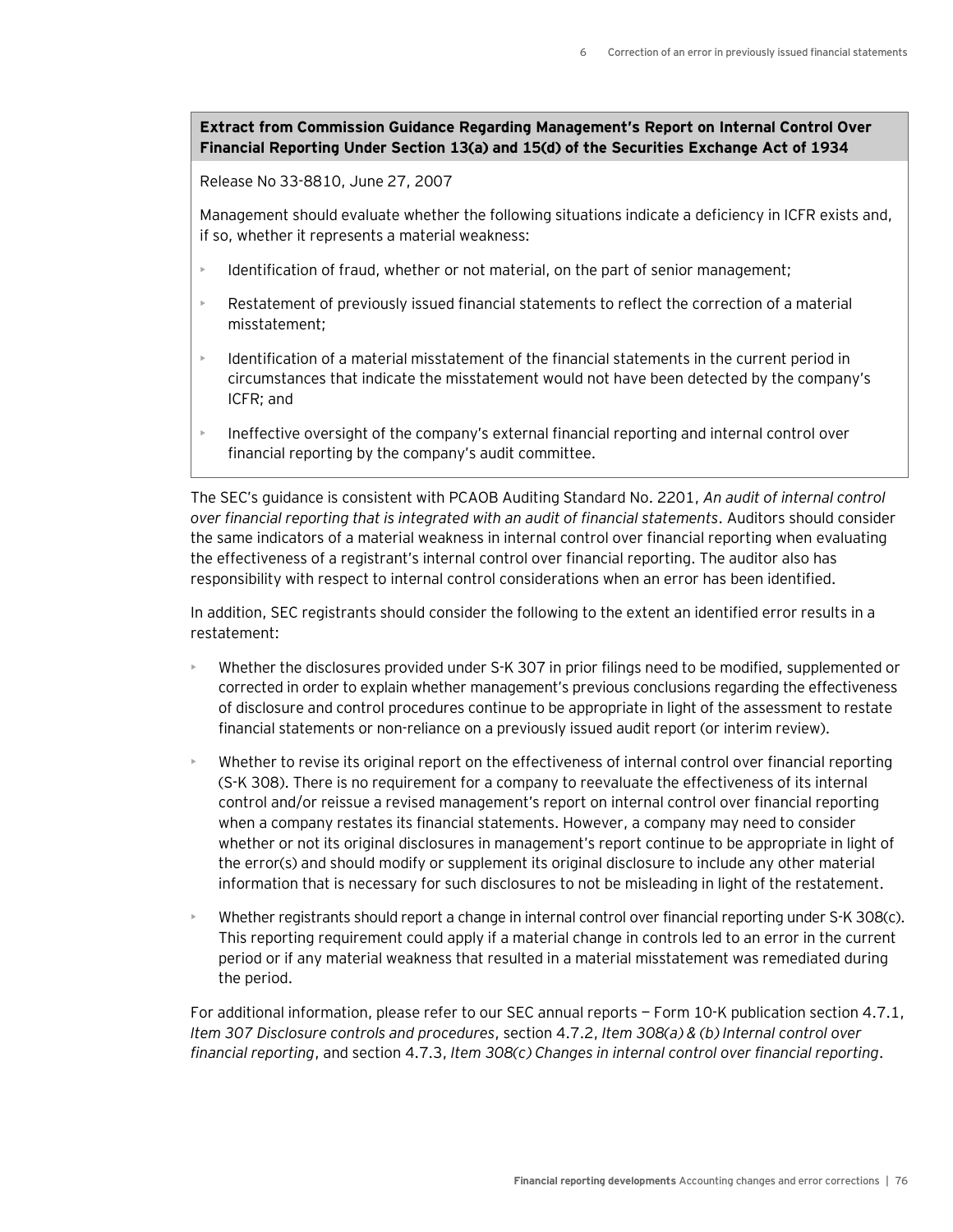**Extract from Commission Guidance Regarding Management's Report on Internal Control Over Financial Reporting Under Section 13(a) and 15(d) of the Securities Exchange Act of 1934**

Release No 33-8810, June 27, 2007

Management should evaluate whether the following situations indicate a deficiency in ICFR exists and, if so, whether it represents a material weakness:

- Identification of fraud, whether or not material, on the part of senior management;
- Restatement of previously issued financial statements to reflect the correction of a material misstatement;
- Identification of a material misstatement of the financial statements in the current period in circumstances that indicate the misstatement would not have been detected by the company's ICFR; and
- Ineffective oversight of the company's external financial reporting and internal control over financial reporting by the company's audit committee.

The SEC's guidance is consistent with PCAOB Auditing Standard No. 2201, *An audit of internal control over financial reporting that is integrated with an audit of financial statements*. Auditors should consider the same indicators of a material weakness in internal control over financial reporting when evaluating the effectiveness of a registrant's internal control over financial reporting. The auditor also has responsibility with respect to internal control considerations when an error has been identified.

In addition, SEC registrants should consider the following to the extent an identified error results in a restatement:

- Whether the disclosures provided under S-K 307 in prior filings need to be modified, supplemented or corrected in order to explain whether management's previous conclusions regarding the effectiveness of disclosure and control procedures continue to be appropriate in light of the assessment to restate financial statements or non-reliance on a previously issued audit report (or interim review).
- Whether to revise its original report on the effectiveness of internal control over financial reporting (S-K 308). There is no requirement for a company to reevaluate the effectiveness of its internal control and/or reissue a revised management's report on internal control over financial reporting when a company restates its financial statements. However, a company may need to consider whether or not its original disclosures in management's report continue to be appropriate in light of the error(s) and should modify or supplement its original disclosure to include any other material information that is necessary for such disclosures to not be misleading in light of the restatement.
- Whether registrants should report a change in internal control over financial reporting under S-K 308(c). This reporting requirement could apply if a material change in controls led to an error in the current period or if any material weakness that resulted in a material misstatement was remediated during the period.

For additional information, please refer to our SEC annual reports — Form 10-K publication section 4.7.1, *Item 307 Disclosure controls and procedures*, section 4.7.2, *Item 308(a) & (b) Internal control over financial reporting*, and section 4.7.3, *Item 308(c) Changes in internal control over financial reporting*.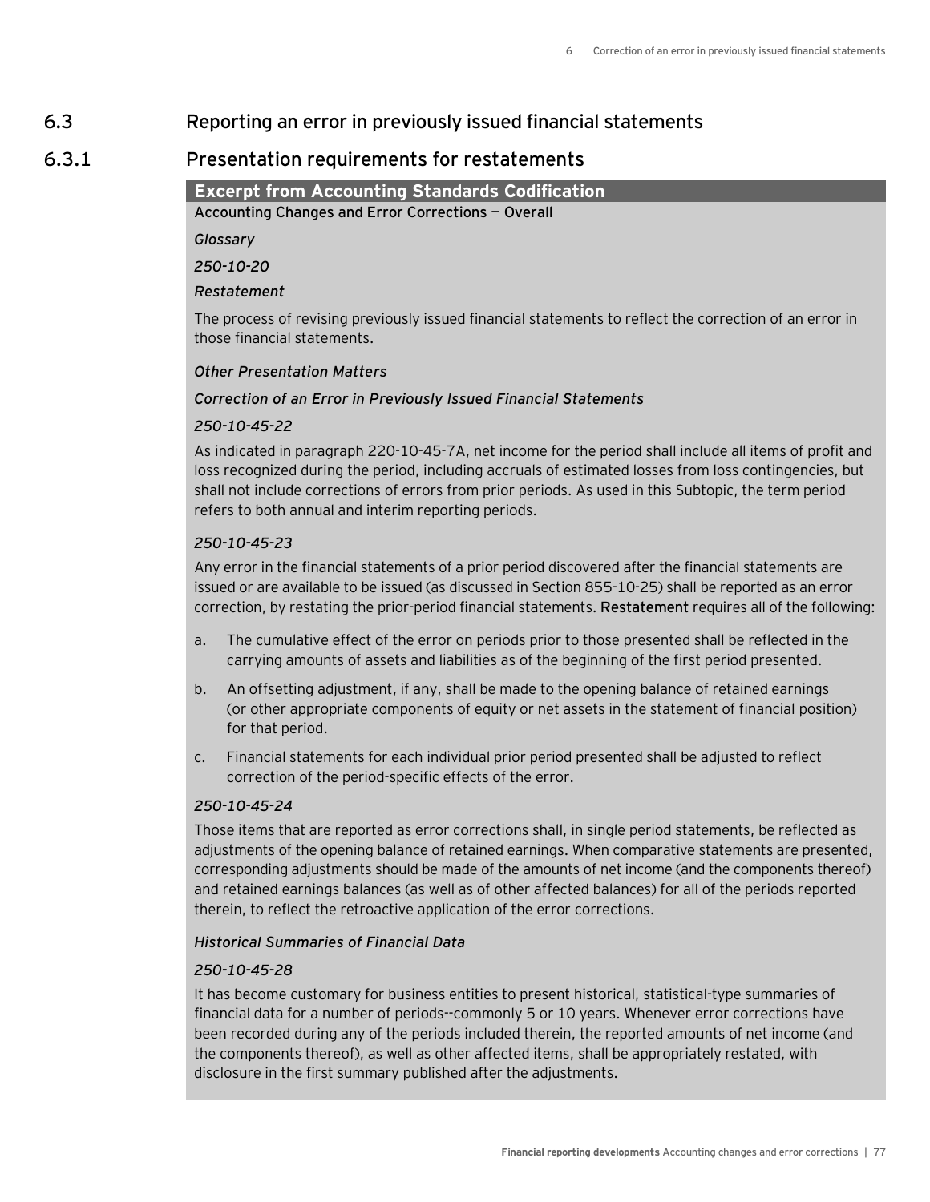## 6.3 Reporting an error in previously issued financial statements

### 6.3.1 Presentation requirements for restatements

**Excerpt from Accounting Standards Codification**

Accounting Changes and Error Corrections — Overall

*Glossary*

*250-10-20*

*Restatement*

The process of revising previously issued financial statements to reflect the correction of an error in those financial statements.

*Other Presentation Matters*

*Correction of an Error in Previously Issued Financial Statements*

*250-10-45-22*

As indicated in paragraph 220-10-45-7A, net income for the period shall include all items of profit and loss recognized during the period, including accruals of estimated losses from loss contingencies, but shall not include corrections of errors from prior periods. As used in this Subtopic, the term period refers to both annual and interim reporting periods.

*250-10-45-23*

Any error in the financial statements of a prior period discovered after the financial statements are issued or are available to be issued (as discussed in Section 855-10-25) shall be reported as an error correction, by restating the prior-period financial statements. **Restatement** requires all of the following:

a. The cumulative effect of the error on periods prior to those presented shall be reflected in the carrying amounts of assets and liabilities as of the beginning of the first period presented.

b. An offsetting adjustment, if any, shall be made to the opening balance of retained earnings (or other appropriate components of equity or net assets in the statement of financial position) for that period.

c. Financial statements for each individual prior period presented shall be adjusted to reflect correction of the period-specific effects of the error.

*250-10-45-24*

Those items that are reported as error corrections shall, in single period statements, be reflected as adjustments of the opening balance of retained earnings. When comparative statements are presented, corresponding adjustments should be made of the amounts of net income (and the components thereof) and retained earnings balances (as well as of other affected balances) for all of the periods reported therein, to reflect the retroactive application of the error corrections.

*Historical Summaries of Financial Data*

*250-10-45-28*

It has become customary for business entities to present historical, statistical-type summaries of financial data for a number of periods--commonly 5 or 10 years. Whenever error corrections have been recorded during any of the periods included therein, the reported amounts of net income (and the components thereof), as well as other affected items, shall be appropriately restated, with disclosure in the first summary published after the adjustments.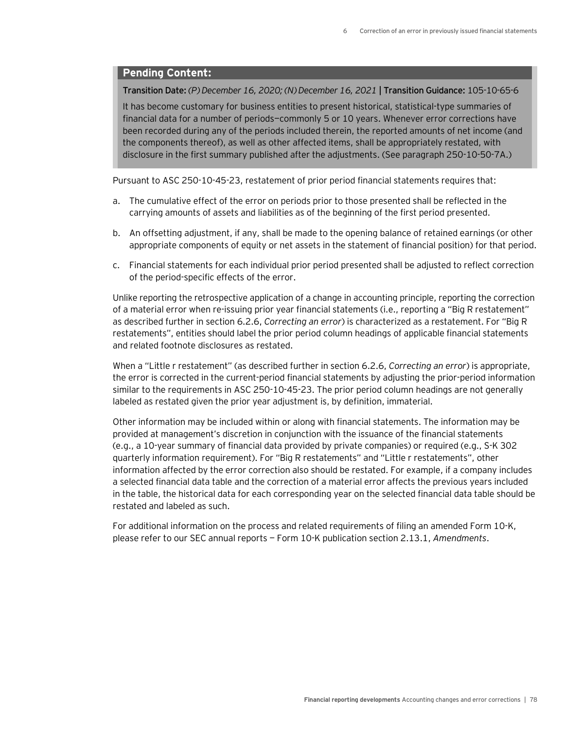**Pending Content:**

**Transition Date:** *(P) December 16, 2020; (N) December 16, 2021* | **Transition Guidance:** 105-10-65-6

It has become customary for business entities to present historical, statistical-type summaries of financial data for a number of periods—commonly 5 or 10 years. Whenever error corrections have been recorded during any of the periods included therein, the reported amounts of net income (and the components thereof), as well as other affected items, shall be appropriately restated, with disclosure in the first summary published after the adjustments. (See paragraph 250-10-50-7A.)

Pursuant to ASC 250-10-45-23, restatement of prior period financial statements requires that:

a. The cumulative effect of the error on periods prior to those presented shall be reflected in the carrying amounts of assets and liabilities as of the beginning of the first period presented.

b. An offsetting adjustment, if any, shall be made to the opening balance of retained earnings (or other appropriate components of equity or net assets in the statement of financial position) for that period.

c. Financial statements for each individual prior period presented shall be adjusted to reflect correction of the period-specific effects of the error.

Unlike reporting the retrospective application of a change in accounting principle, reporting the correction of a material error when re-issuing prior year financial statements (i.e., reporting a "Big R restatement" as described further in section 6.2.6, *Correcting an error*) is characterized as a restatement. For "Big R restatements", entities should label the prior period column headings of applicable financial statements and related footnote disclosures as restated.

When a "Little r restatement" (as described further in section 6.2.6, *Correcting an error*) is appropriate, the error is corrected in the current-period financial statements by adjusting the prior-period information similar to the requirements in ASC 250-10-45-23. The prior period column headings are not generally labeled as restated given the prior year adjustment is, by definition, immaterial.

Other information may be included within or along with financial statements. The information may be provided at management's discretion in conjunction with the issuance of the financial statements (e.g., a 10-year summary of financial data provided by private companies) or required (e.g., S-K 302 quarterly information requirement). For "Big R restatements" and "Little r restatements", other information affected by the error correction also should be restated. For example, if a company includes a selected financial data table and the correction of a material error affects the previous years included in the table, the historical data for each corresponding year on the selected financial data table should be restated and labeled as such.

For additional information on the process and related requirements of filing an amended Form 10-K, please refer to our SEC annual reports — Form 10-K publication section 2.13.1, *Amendments*.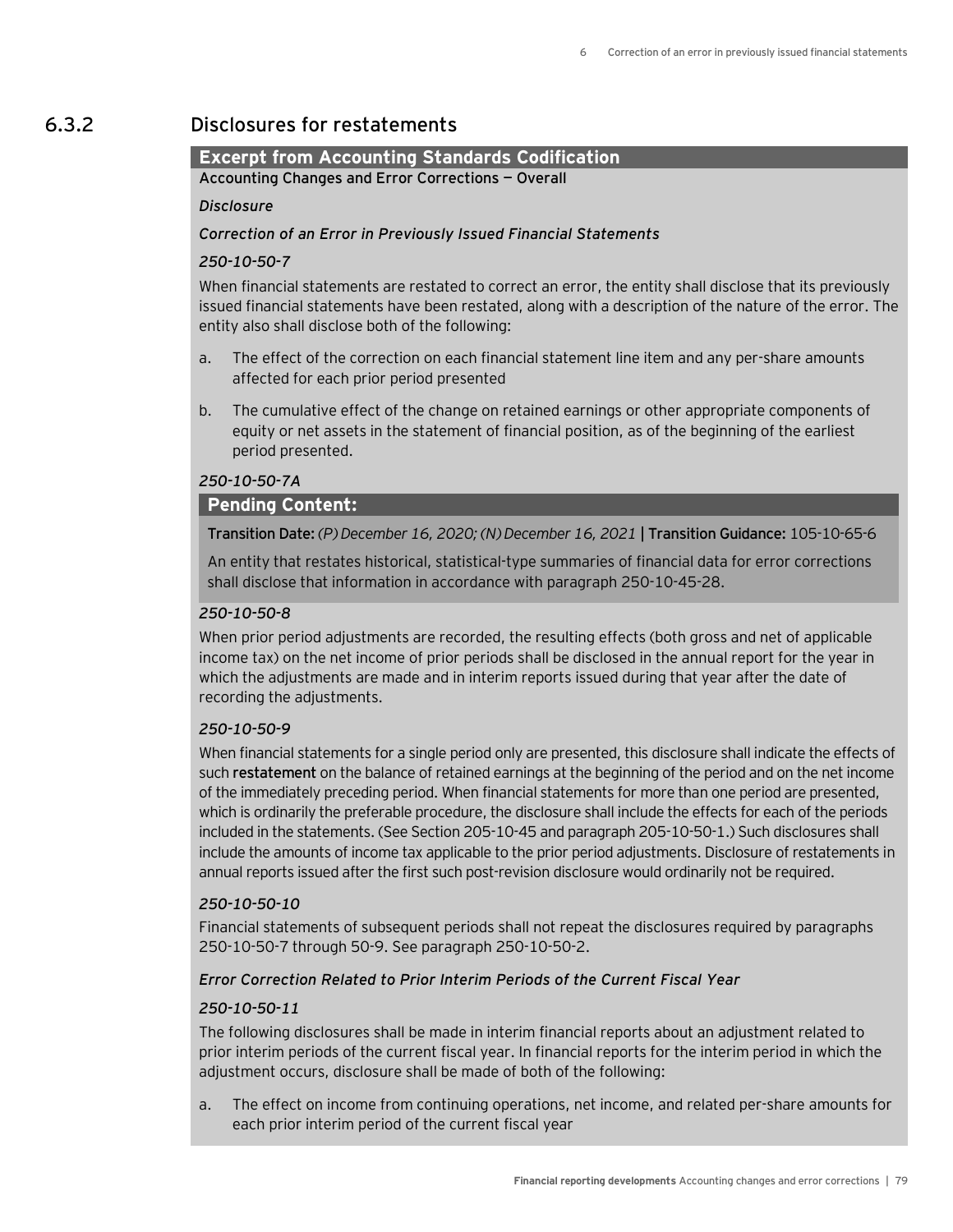## 6.3.2 Disclosures for restatements

**Excerpt from Accounting Standards Codification**

Accounting Changes and Error Corrections — Overall

*Disclosure*

*Correction of an Error in Previously Issued Financial Statements*

*250-10-50-7*

When financial statements are restated to correct an error, the entity shall disclose that its previously issued financial statements have been restated, along with a description of the nature of the error. The entity also shall disclose both of the following:

a. The effect of the correction on each financial statement line item and any per-share amounts affected for each prior period presented

b. The cumulative effect of the change on retained earnings or other appropriate components of equity or net assets in the statement of financial position, as of the beginning of the earliest period presented.

*250-10-50-7A*

**Pending Content:**

**Transition Date:** *(P) December 16, 2020; (N) December 16, 2021* | **Transition Guidance:** 105-10-65-6

An entity that restates historical, statistical-type summaries of financial data for error corrections shall disclose that information in accordance with paragraph 250-10-45-28.

*250-10-50-8*

When prior period adjustments are recorded, the resulting effects (both gross and net of applicable income tax) on the net income of prior periods shall be disclosed in the annual report for the year in which the adjustments are made and in interim reports issued during that year after the date of recording the adjustments.

*250-10-50-9*

When financial statements for a single period only are presented, this disclosure shall indicate the effects of such **restatement** on the balance of retained earnings at the beginning of the period and on the net income of the immediately preceding period. When financial statements for more than one period are presented, which is ordinarily the preferable procedure, the disclosure shall include the effects for each of the periods included in the statements. (See Section 205-10-45 and paragraph 205-10-50-1.) Such disclosures shall include the amounts of income tax applicable to the prior period adjustments. Disclosure of restatements in annual reports issued after the first such post-revision disclosure would ordinarily not be required.

*250-10-50-10*

Financial statements of subsequent periods shall not repeat the disclosures required by paragraphs 250-10-50-7 through 50-9. See paragraph 250-10-50-2.

*Error Correction Related to Prior Interim Periods of the Current Fiscal Year*

*250-10-50-11*

The following disclosures shall be made in interim financial reports about an adjustment related to prior interim periods of the current fiscal year. In financial reports for the interim period in which the adjustment occurs, disclosure shall be made of both of the following:

a. The effect on income from continuing operations, net income, and related per-share amounts for each prior interim period of the current fiscal year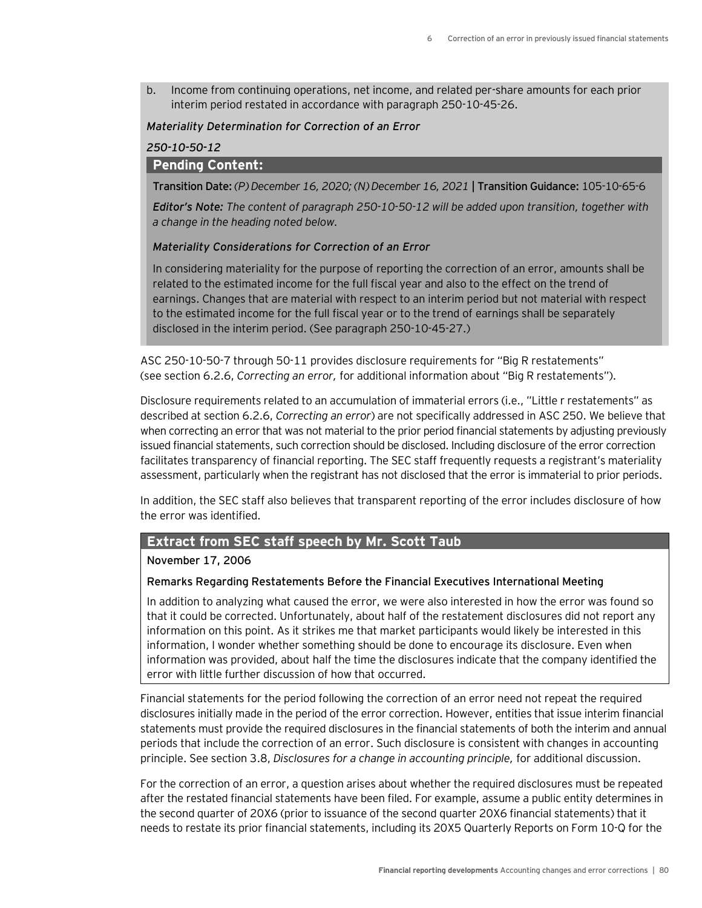b. Income from continuing operations, net income, and related per-share amounts for each prior interim period restated in accordance with paragraph 250-10-45-26.

*Materiality Determination for Correction of an Error*

*250-10-50-12*

**Pending Content:**

**Transition Date:** *(P) December 16, 2020; (N) December 16, 2021* | **Transition Guidance:** 105-10-65-6

***Editor's Note:*** *The content of paragraph 250-10-50-12 will be added upon transition, together with a change in the heading noted below.*

*Materiality Considerations for Correction of an Error*

In considering materiality for the purpose of reporting the correction of an error, amounts shall be related to the estimated income for the full fiscal year and also to the effect on the trend of earnings. Changes that are material with respect to an interim period but not material with respect to the estimated income for the full fiscal year or to the trend of earnings shall be separately disclosed in the interim period. (See paragraph 250-10-45-27.)

ASC 250-10-50-7 through 50-11 provides disclosure requirements for "Big R restatements" (see section 6.2.6, *Correcting an error,* for additional information about "Big R restatements").

Disclosure requirements related to an accumulation of immaterial errors (i.e., "Little r restatements" as described at section 6.2.6, *Correcting an error*) are not specifically addressed in ASC 250. We believe that when correcting an error that was not material to the prior period financial statements by adjusting previously issued financial statements, such correction should be disclosed. Including disclosure of the error correction facilitates transparency of financial reporting. The SEC staff frequently requests a registrant's materiality assessment, particularly when the registrant has not disclosed that the error is immaterial to prior periods.

In addition, the SEC staff also believes that transparent reporting of the error includes disclosure of how the error was identified.

**Extract from SEC staff speech by Mr. Scott Taub**

November 17, 2006

Remarks Regarding Restatements Before the Financial Executives International Meeting

In addition to analyzing what caused the error, we were also interested in how the error was found so that it could be corrected. Unfortunately, about half of the restatement disclosures did not report any information on this point. As it strikes me that market participants would likely be interested in this information, I wonder whether something should be done to encourage its disclosure. Even when information was provided, about half the time the disclosures indicate that the company identified the error with little further discussion of how that occurred.

Financial statements for the period following the correction of an error need not repeat the required disclosures initially made in the period of the error correction. However, entities that issue interim financial statements must provide the required disclosures in the financial statements of both the interim and annual periods that include the correction of an error. Such disclosure is consistent with changes in accounting principle. See section 3.8, *Disclosures for a change in accounting principle,* for additional discussion.

For the correction of an error, a question arises about whether the required disclosures must be repeated after the restated financial statements have been filed. For example, assume a public entity determines in the second quarter of 20X6 (prior to issuance of the second quarter 20X6 financial statements) that it needs to restate its prior financial statements, including its 20X5 Quarterly Reports on Form 10-Q for the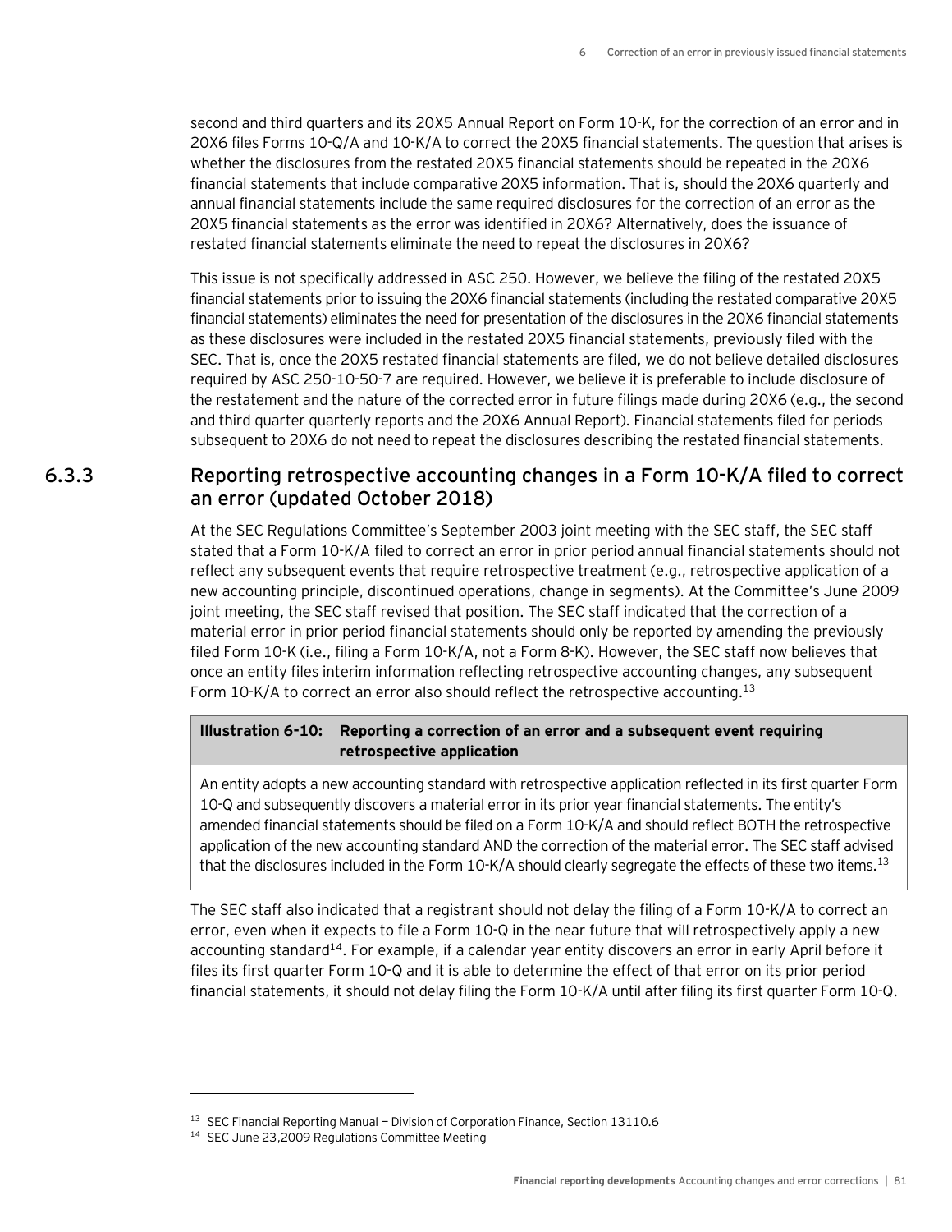second and third quarters and its 20X5 Annual Report on Form 10-K, for the correction of an error and in 20X6 files Forms 10-Q/A and 10-K/A to correct the 20X5 financial statements. The question that arises is whether the disclosures from the restated 20X5 financial statements should be repeated in the 20X6 financial statements that include comparative 20X5 information. That is, should the 20X6 quarterly and annual financial statements include the same required disclosures for the correction of an error as the 20X5 financial statements as the error was identified in 20X6? Alternatively, does the issuance of restated financial statements eliminate the need to repeat the disclosures in 20X6?

This issue is not specifically addressed in ASC 250. However, we believe the filing of the restated 20X5 financial statements prior to issuing the 20X6 financial statements (including the restated comparative 20X5 financial statements) eliminates the need for presentation of the disclosures in the 20X6 financial statements as these disclosures were included in the restated 20X5 financial statements, previously filed with the SEC. That is, once the 20X5 restated financial statements are filed, we do not believe detailed disclosures required by ASC 250-10-50-7 are required. However, we believe it is preferable to include disclosure of the restatement and the nature of the corrected error in future filings made during 20X6 (e.g., the second and third quarter quarterly reports and the 20X6 Annual Report). Financial statements filed for periods subsequent to 20X6 do not need to repeat the disclosures describing the restated financial statements.

### 6.3.3 Reporting retrospective accounting changes in a Form 10-K/A filed to correct an error (updated October 2018)

At the SEC Regulations Committee's September 2003 joint meeting with the SEC staff, the SEC staff stated that a Form 10-K/A filed to correct an error in prior period annual financial statements should not reflect any subsequent events that require retrospective treatment (e.g., retrospective application of a new accounting principle, discontinued operations, change in segments). At the Committee's June 2009 joint meeting, the SEC staff revised that position. The SEC staff indicated that the correction of a material error in prior period financial statements should only be reported by amending the previously filed Form 10-K (i.e., filing a Form 10-K/A, not a Form 8-K). However, the SEC staff now believes that once an entity files interim information reflecting retrospective accounting changes, any subsequent Form 10-K/A to correct an error also should reflect the retrospective accounting.[13]

**Illustration 6-10: Reporting a correction of an error and a subsequent event requiring retrospective application**

An entity adopts a new accounting standard with retrospective application reflected in its first quarter Form 10-Q and subsequently discovers a material error in its prior year financial statements. The entity's amended financial statements should be filed on a Form 10-K/A and should reflect BOTH the retrospective application of the new accounting standard AND the correction of the material error. The SEC staff advised that the disclosures included in the Form 10-K/A should clearly segregate the effects of these two items.[13]

The SEC staff also indicated that a registrant should not delay the filing of a Form 10-K/A to correct an error, even when it expects to file a Form 10-Q in the near future that will retrospectively apply a new accounting standard[14]. For example, if a calendar year entity discovers an error in early April before it files its first quarter Form 10-Q and it is able to determine the effect of that error on its prior period financial statements, it should not delay filing the Form 10-K/A until after filing its first quarter Form 10-Q.

---

[13] SEC Financial Reporting Manual — Division of Corporation Finance, Section 13110.6

[14] SEC June 23,2009 Regulations Committee Meeting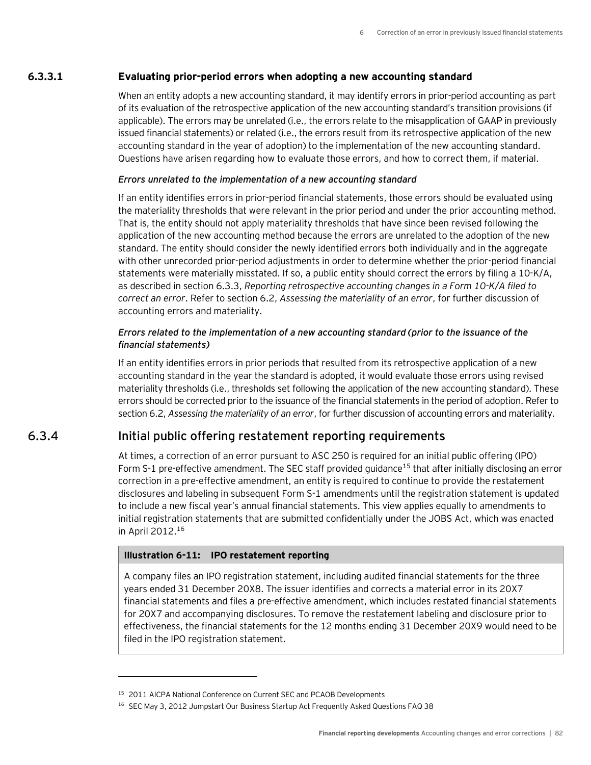#### 6.3.3.1 Evaluating prior-period errors when adopting a new accounting standard

When an entity adopts a new accounting standard, it may identify errors in prior-period accounting as part of its evaluation of the retrospective application of the new accounting standard's transition provisions (if applicable). The errors may be unrelated (i.e., the errors relate to the misapplication of GAAP in previously issued financial statements) or related (i.e., the errors result from its retrospective application of the new accounting standard in the year of adoption) to the implementation of the new accounting standard. Questions have arisen regarding how to evaluate those errors, and how to correct them, if material.

*Errors unrelated to the implementation of a new accounting standard*

If an entity identifies errors in prior-period financial statements, those errors should be evaluated using the materiality thresholds that were relevant in the prior period and under the prior accounting method. That is, the entity should not apply materiality thresholds that have since been revised following the application of the new accounting method because the errors are unrelated to the adoption of the new standard. The entity should consider the newly identified errors both individually and in the aggregate with other unrecorded prior-period adjustments in order to determine whether the prior-period financial statements were materially misstated. If so, a public entity should correct the errors by filing a 10-K/A, as described in section 6.3.3, *Reporting retrospective accounting changes in a Form 10-K/A filed to correct an error*. Refer to section 6.2, *Assessing the materiality of an error*, for further discussion of accounting errors and materiality.

*Errors related to the implementation of a new accounting standard (prior to the issuance of the financial statements)*

If an entity identifies errors in prior periods that resulted from its retrospective application of a new accounting standard in the year the standard is adopted, it would evaluate those errors using revised materiality thresholds (i.e., thresholds set following the application of the new accounting standard). These errors should be corrected prior to the issuance of the financial statements in the period of adoption. Refer to section 6.2, *Assessing the materiality of an error*, for further discussion of accounting errors and materiality.

### 6.3.4 Initial public offering restatement reporting requirements

At times, a correction of an error pursuant to ASC 250 is required for an initial public offering (IPO) Form S-1 pre-effective amendment. The SEC staff provided guidance[15] that after initially disclosing an error correction in a pre-effective amendment, an entity is required to continue to provide the restatement disclosures and labeling in subsequent Form S-1 amendments until the registration statement is updated to include a new fiscal year's annual financial statements. This view applies equally to amendments to initial registration statements that are submitted confidentially under the JOBS Act, which was enacted in April 2012.[16]

**Illustration 6-11: IPO restatement reporting**

A company files an IPO registration statement, including audited financial statements for the three years ended 31 December 20X8. The issuer identifies and corrects a material error in its 20X7 financial statements and files a pre-effective amendment, which includes restated financial statements for 20X7 and accompanying disclosures. To remove the restatement labeling and disclosure prior to effectiveness, the financial statements for the 12 months ending 31 December 20X9 would need to be filed in the IPO registration statement.

---

[15] 2011 AICPA National Conference on Current SEC and PCAOB Developments

[16] SEC May 3, 2012 Jumpstart Our Business Startup Act Frequently Asked Questions FAQ 38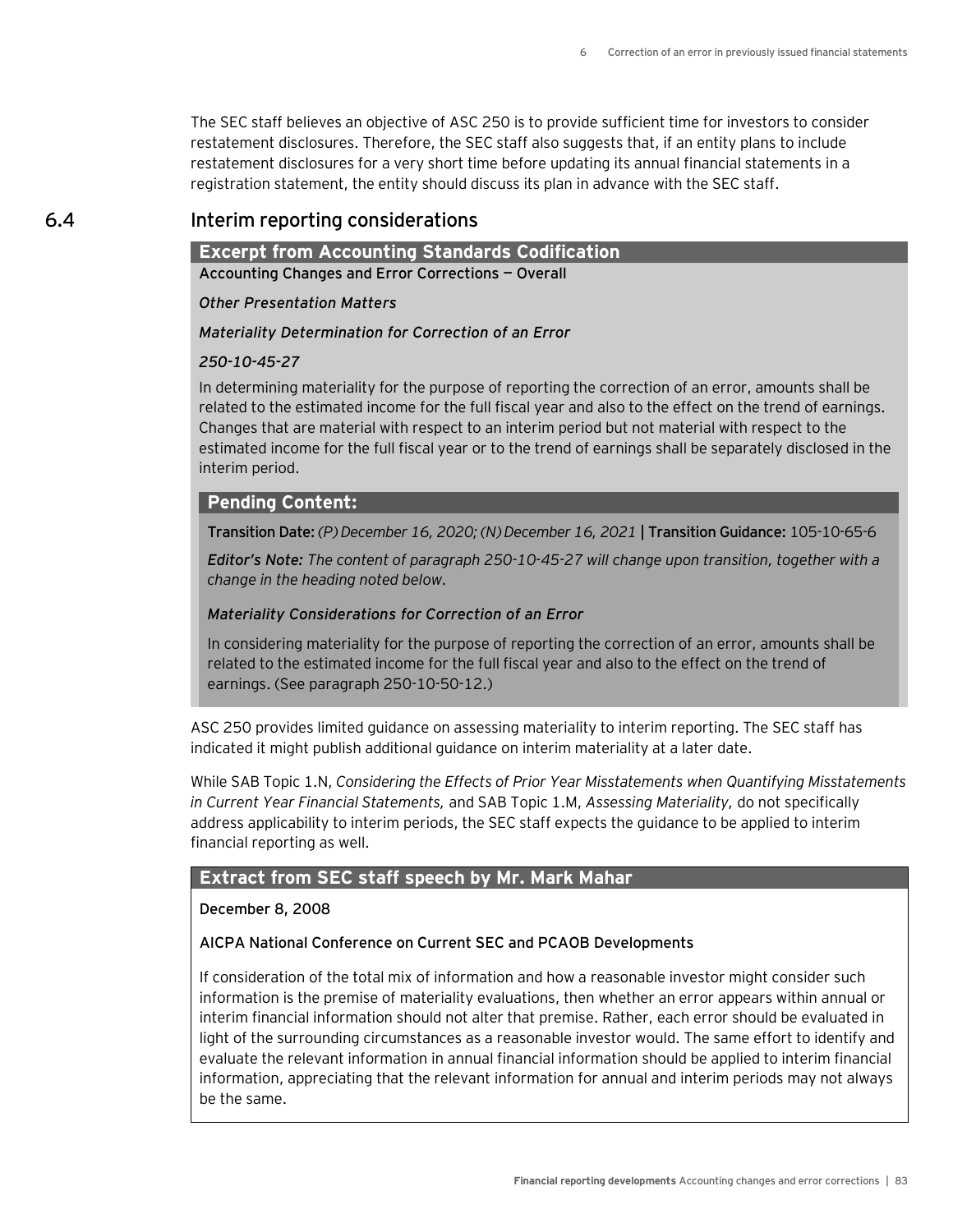The SEC staff believes an objective of ASC 250 is to provide sufficient time for investors to consider restatement disclosures. Therefore, the SEC staff also suggests that, if an entity plans to include restatement disclosures for a very short time before updating its annual financial statements in a registration statement, the entity should discuss its plan in advance with the SEC staff.

## 6.4 Interim reporting considerations

**Excerpt from Accounting Standards Codification**

**Accounting Changes and Error Corrections — Overall**

*Other Presentation Matters*

*Materiality Determination for Correction of an Error*

*250-10-45-27*

In determining materiality for the purpose of reporting the correction of an error, amounts shall be related to the estimated income for the full fiscal year and also to the effect on the trend of earnings. Changes that are material with respect to an interim period but not material with respect to the estimated income for the full fiscal year or to the trend of earnings shall be separately disclosed in the interim period.

**Pending Content:**

**Transition Date:** *(P) December 16, 2020; (N) December 16, 2021* | **Transition Guidance:** 105-10-65-6

***Editor's Note:*** *The content of paragraph 250-10-45-27 will change upon transition, together with a change in the heading noted below.*

*Materiality Considerations for Correction of an Error*

In considering materiality for the purpose of reporting the correction of an error, amounts shall be related to the estimated income for the full fiscal year and also to the effect on the trend of earnings. (See paragraph 250-10-50-12.)

ASC 250 provides limited guidance on assessing materiality to interim reporting. The SEC staff has indicated it might publish additional guidance on interim materiality at a later date.

While SAB Topic 1.N, *Considering the Effects of Prior Year Misstatements when Quantifying Misstatements in Current Year Financial Statements,* and SAB Topic 1.M, *Assessing Materiality,* do not specifically address applicability to interim periods, the SEC staff expects the guidance to be applied to interim financial reporting as well.

**Extract from SEC staff speech by Mr. Mark Mahar**

**December 8, 2008**

**AICPA National Conference on Current SEC and PCAOB Developments**

If consideration of the total mix of information and how a reasonable investor might consider such information is the premise of materiality evaluations, then whether an error appears within annual or interim financial information should not alter that premise. Rather, each error should be evaluated in light of the surrounding circumstances as a reasonable investor would. The same effort to identify and evaluate the relevant information in annual financial information should be applied to interim financial information, appreciating that the relevant information for annual and interim periods may not always be the same.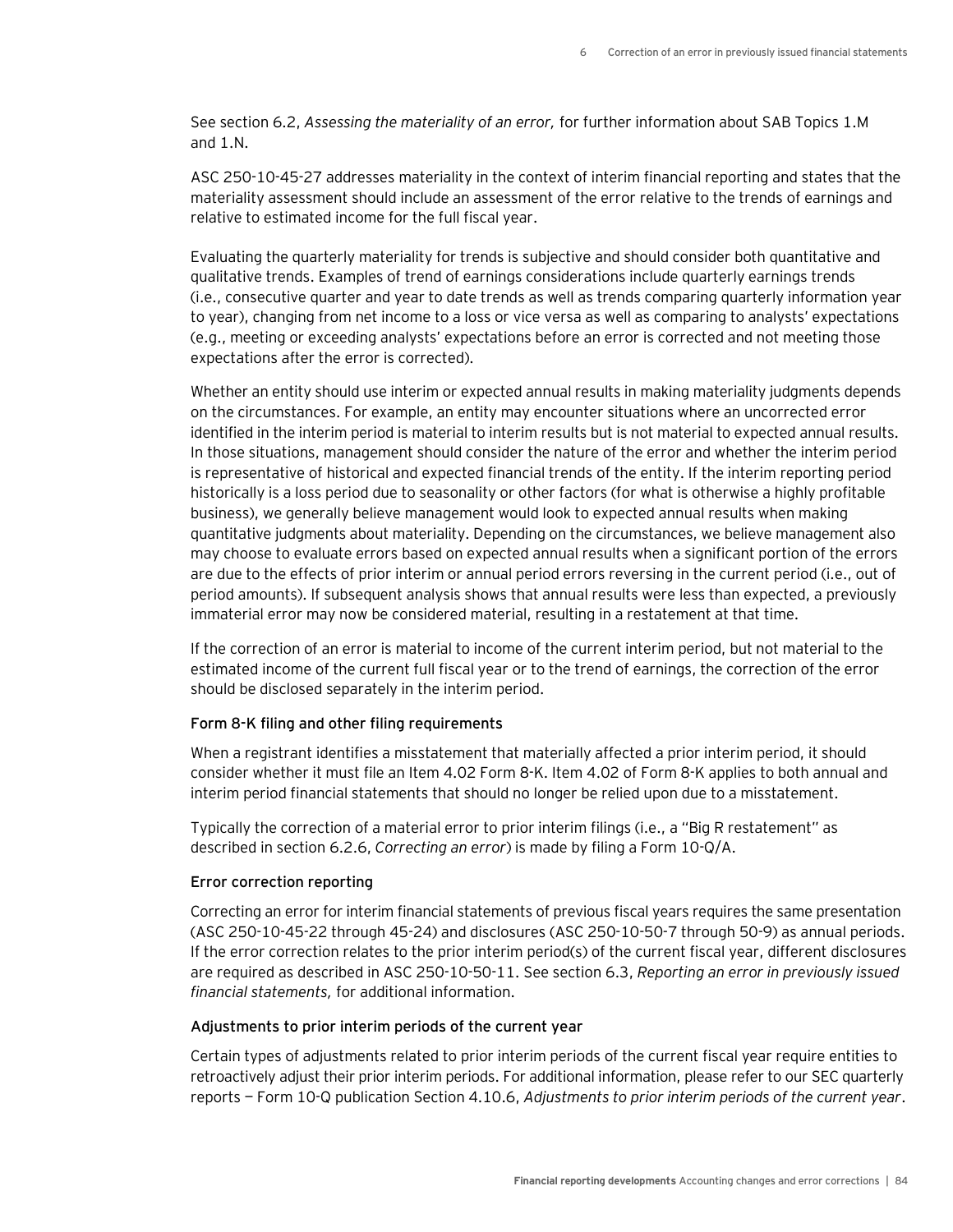See section 6.2, *Assessing the materiality of an error,* for further information about SAB Topics 1.M and 1.N.

ASC 250-10-45-27 addresses materiality in the context of interim financial reporting and states that the materiality assessment should include an assessment of the error relative to the trends of earnings and relative to estimated income for the full fiscal year.

Evaluating the quarterly materiality for trends is subjective and should consider both quantitative and qualitative trends. Examples of trend of earnings considerations include quarterly earnings trends (i.e., consecutive quarter and year to date trends as well as trends comparing quarterly information year to year), changing from net income to a loss or vice versa as well as comparing to analysts' expectations (e.g., meeting or exceeding analysts' expectations before an error is corrected and not meeting those expectations after the error is corrected).

Whether an entity should use interim or expected annual results in making materiality judgments depends on the circumstances. For example, an entity may encounter situations where an uncorrected error identified in the interim period is material to interim results but is not material to expected annual results. In those situations, management should consider the nature of the error and whether the interim period is representative of historical and expected financial trends of the entity. If the interim reporting period historically is a loss period due to seasonality or other factors (for what is otherwise a highly profitable business), we generally believe management would look to expected annual results when making quantitative judgments about materiality. Depending on the circumstances, we believe management also may choose to evaluate errors based on expected annual results when a significant portion of the errors are due to the effects of prior interim or annual period errors reversing in the current period (i.e., out of period amounts). If subsequent analysis shows that annual results were less than expected, a previously immaterial error may now be considered material, resulting in a restatement at that time.

If the correction of an error is material to income of the current interim period, but not material to the estimated income of the current full fiscal year or to the trend of earnings, the correction of the error should be disclosed separately in the interim period.

#### Form 8-K filing and other filing requirements

When a registrant identifies a misstatement that materially affected a prior interim period, it should consider whether it must file an Item 4.02 Form 8-K. Item 4.02 of Form 8-K applies to both annual and interim period financial statements that should no longer be relied upon due to a misstatement.

Typically the correction of a material error to prior interim filings (i.e., a "Big R restatement" as described in section 6.2.6, *Correcting an error*) is made by filing a Form 10-Q/A.

#### Error correction reporting

Correcting an error for interim financial statements of previous fiscal years requires the same presentation (ASC 250-10-45-22 through 45-24) and disclosures (ASC 250-10-50-7 through 50-9) as annual periods. If the error correction relates to the prior interim period(s) of the current fiscal year, different disclosures are required as described in ASC 250-10-50-11. See section 6.3, *Reporting an error in previously issued financial statements,* for additional information.

#### Adjustments to prior interim periods of the current year

Certain types of adjustments related to prior interim periods of the current fiscal year require entities to retroactively adjust their prior interim periods. For additional information, please refer to our SEC quarterly reports — Form 10-Q publication Section 4.10.6, *Adjustments to prior interim periods of the current year*.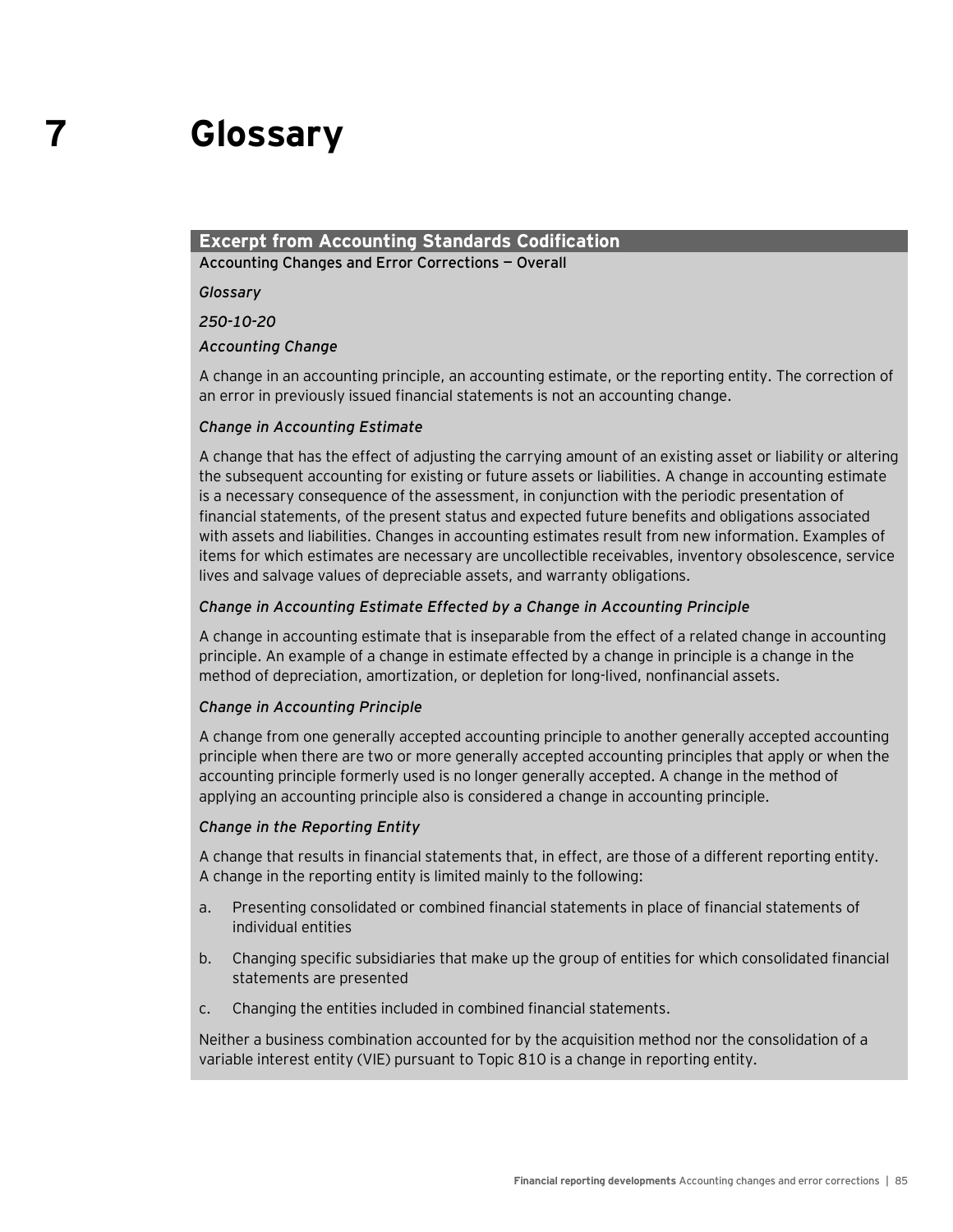# 7 Glossary

**Excerpt from Accounting Standards Codification**

**Accounting Changes and Error Corrections — Overall**

*Glossary*

*250-10-20*

*Accounting Change*

A change in an accounting principle, an accounting estimate, or the reporting entity. The correction of an error in previously issued financial statements is not an accounting change.

*Change in Accounting Estimate*

A change that has the effect of adjusting the carrying amount of an existing asset or liability or altering the subsequent accounting for existing or future assets or liabilities. A change in accounting estimate is a necessary consequence of the assessment, in conjunction with the periodic presentation of financial statements, of the present status and expected future benefits and obligations associated with assets and liabilities. Changes in accounting estimates result from new information. Examples of items for which estimates are necessary are uncollectible receivables, inventory obsolescence, service lives and salvage values of depreciable assets, and warranty obligations.

*Change in Accounting Estimate Effected by a Change in Accounting Principle*

A change in accounting estimate that is inseparable from the effect of a related change in accounting principle. An example of a change in estimate effected by a change in principle is a change in the method of depreciation, amortization, or depletion for long-lived, nonfinancial assets.

*Change in Accounting Principle*

A change from one generally accepted accounting principle to another generally accepted accounting principle when there are two or more generally accepted accounting principles that apply or when the accounting principle formerly used is no longer generally accepted. A change in the method of applying an accounting principle also is considered a change in accounting principle.

*Change in the Reporting Entity*

A change that results in financial statements that, in effect, are those of a different reporting entity. A change in the reporting entity is limited mainly to the following:

a. Presenting consolidated or combined financial statements in place of financial statements of individual entities

b. Changing specific subsidiaries that make up the group of entities for which consolidated financial statements are presented

c. Changing the entities included in combined financial statements.

Neither a business combination accounted for by the acquisition method nor the consolidation of a variable interest entity (VIE) pursuant to Topic 810 is a change in reporting entity.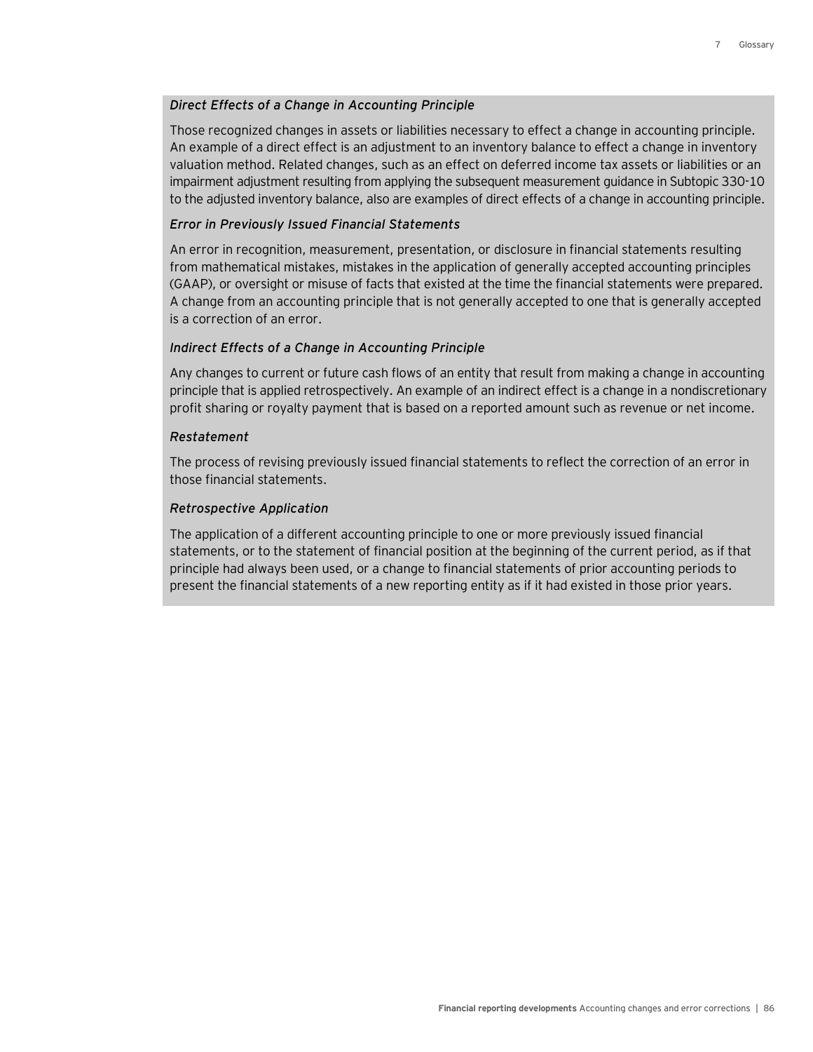*Direct Effects of a Change in Accounting Principle*

Those recognized changes in assets or liabilities necessary to effect a change in accounting principle. An example of a direct effect is an adjustment to an inventory balance to effect a change in inventory valuation method. Related changes, such as an effect on deferred income tax assets or liabilities or an impairment adjustment resulting from applying the subsequent measurement guidance in Subtopic 330-10 to the adjusted inventory balance, also are examples of direct effects of a change in accounting principle.

*Error in Previously Issued Financial Statements*

An error in recognition, measurement, presentation, or disclosure in financial statements resulting from mathematical mistakes, mistakes in the application of generally accepted accounting principles (GAAP), or oversight or misuse of facts that existed at the time the financial statements were prepared. A change from an accounting principle that is not generally accepted to one that is generally accepted is a correction of an error.

*Indirect Effects of a Change in Accounting Principle*

Any changes to current or future cash flows of an entity that result from making a change in accounting principle that is applied retrospectively. An example of an indirect effect is a change in a nondiscretionary profit sharing or royalty payment that is based on a reported amount such as revenue or net income.

*Restatement*

The process of revising previously issued financial statements to reflect the correction of an error in those financial statements.

*Retrospective Application*

The application of a different accounting principle to one or more previously issued financial statements, or to the statement of financial position at the beginning of the current period, as if that principle had always been used, or a change to financial statements of prior accounting periods to present the financial statements of a new reporting entity as if it had existed in those prior years.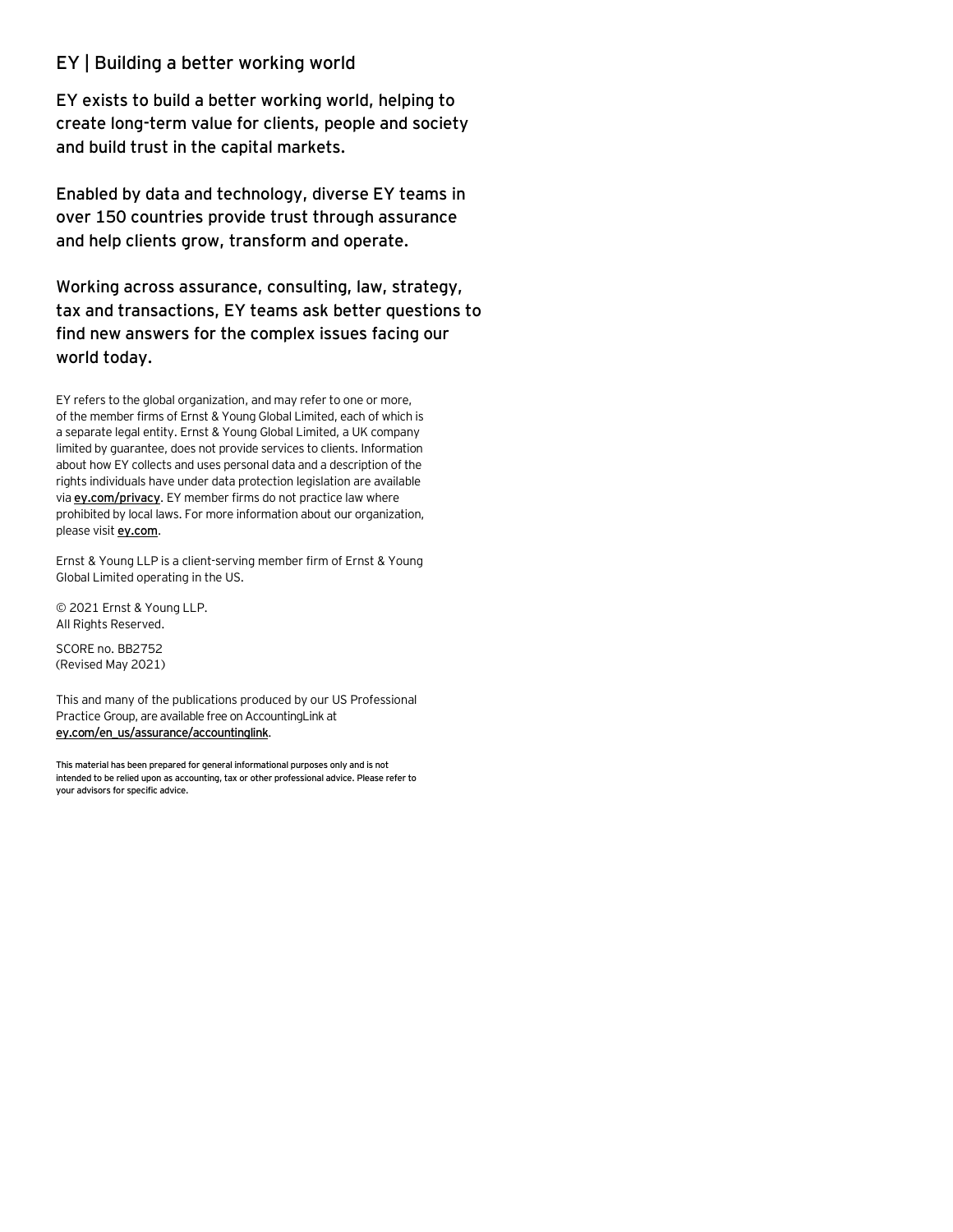EY | Building a better working world

**EY exists to build a better working world, helping to create long-term value for clients, people and society and build trust in the capital markets.**

**Enabled by data and technology, diverse EY teams in over 150 countries provide trust through assurance and help clients grow, transform and operate.**

**Working across assurance, consulting, law, strategy, tax and transactions, EY teams ask better questions to find new answers for the complex issues facing our world today.**

EY refers to the global organization, and may refer to one or more, of the member firms of Ernst & Young Global Limited, each of which is a separate legal entity. Ernst & Young Global Limited, a UK company limited by guarantee, does not provide services to clients. Information about how EY collects and uses personal data and a description of the rights individuals have under data protection legislation are available via **ey.com/privacy**. EY member firms do not practice law where prohibited by local laws. For more information about our organization, please visit **ey.com**.

Ernst & Young LLP is a client-serving member firm of Ernst & Young Global Limited operating in the US.

© 2021 Ernst & Young LLP.
All Rights Reserved.

SCORE no. BB2752
(Revised May 2021)

This and many of the publications produced by our US Professional Practice Group, are available free on AccountingLink at **ey.com/en_us/assurance/accountinglink**.

**This material has been prepared for general informational purposes only and is not intended to be relied upon as accounting, tax or other professional advice. Please refer to your advisors for specific advice.**